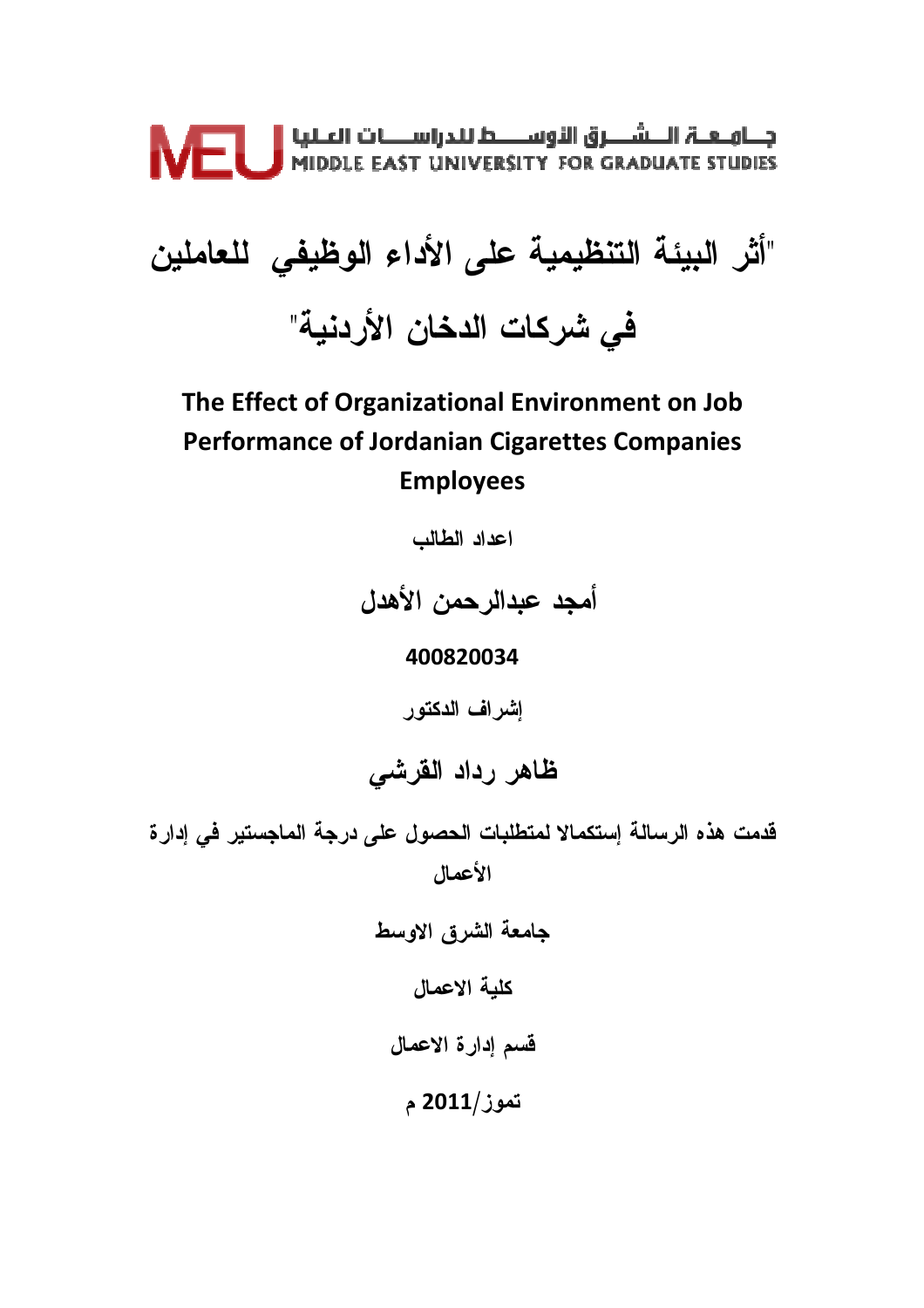جـامـعـة الـشــرق الاوســط للدراســات العـليا
MIDDLE EAST UNIVERSITY FOR GRADUATE STUDIES

# "أثر البيئة التنظيمية على الأداء الوظيفي للعاملين في شركات الدخان الأردنية"

# The Effect of Organizational Environment on Job Performance of Jordanian Cigarettes Companies Employees

**اعداد الطالب**

**أمجد عبدالرحمن الأهدل**

**400820034**

**إشراف الدكتور**

**ظاهر رداد القرشي**

**قدمت هذه الرسالة إستكمالا لمتطلبات الحصول على درجة الماجستير في إدارة الأعمال**

**جامعة الشرق الاوسط**

**كلية الاعمال**

**قسم إدارة الاعمال**

**تموز/2011 م**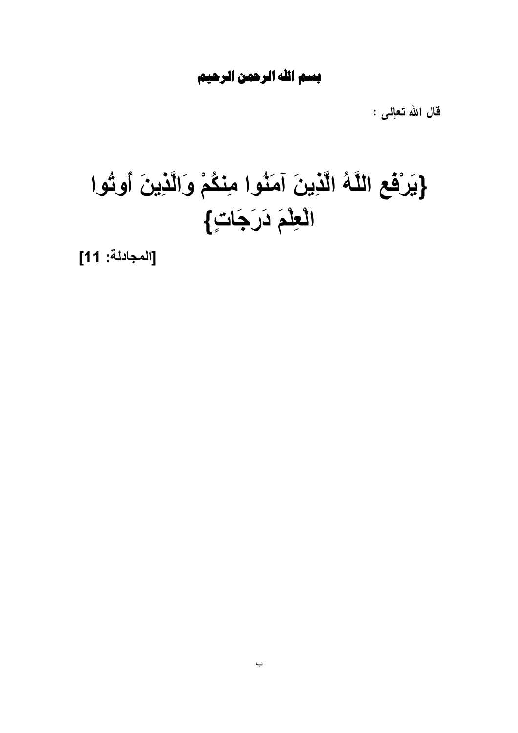**بسم الله الرحمن الرحيم**

**قال الله تعالى :**

# {يَرْفَعِ اللَّهُ الَّذِينَ آمَنُوا مِنكُمْ وَالَّذِينَ أُوتُوا الْعِلْمَ دَرَجَاتٍ}

**[المجادلة: 11]**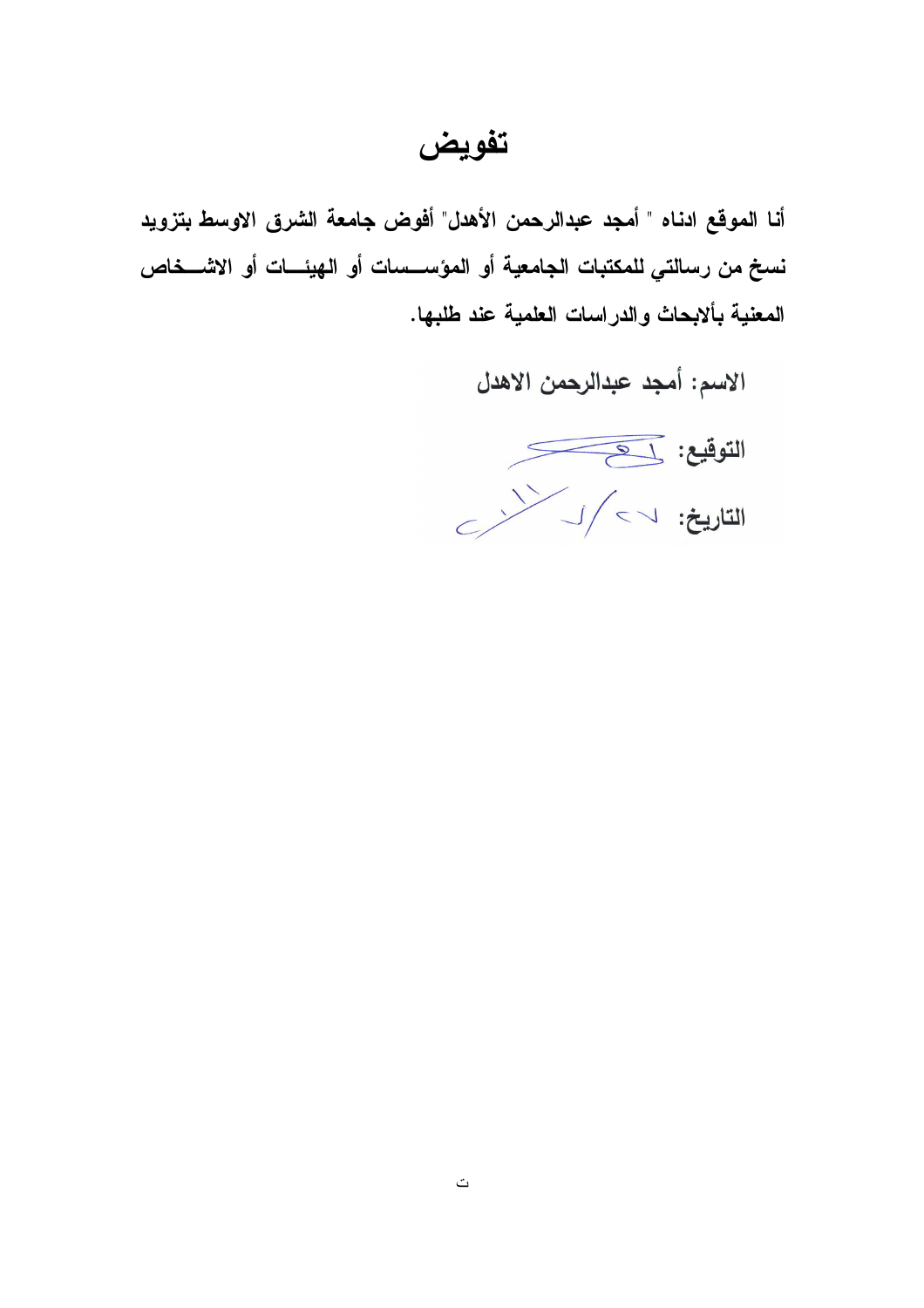# تفويض

أنا الموقع ادناه " أمجد عبدالرحمن الأهدل" أفوض جامعة الشرق الاوسط بتزويد نسخ من رسالتي للمكتبات الجامعية أو المؤسسات أو الهيئات أو الاشخاص المعنية بألابحاث والدراسات العلمية عند طلبها.

الاسم: أمجد عبدالرحمن الاهدل

التوقيع:

التاريخ: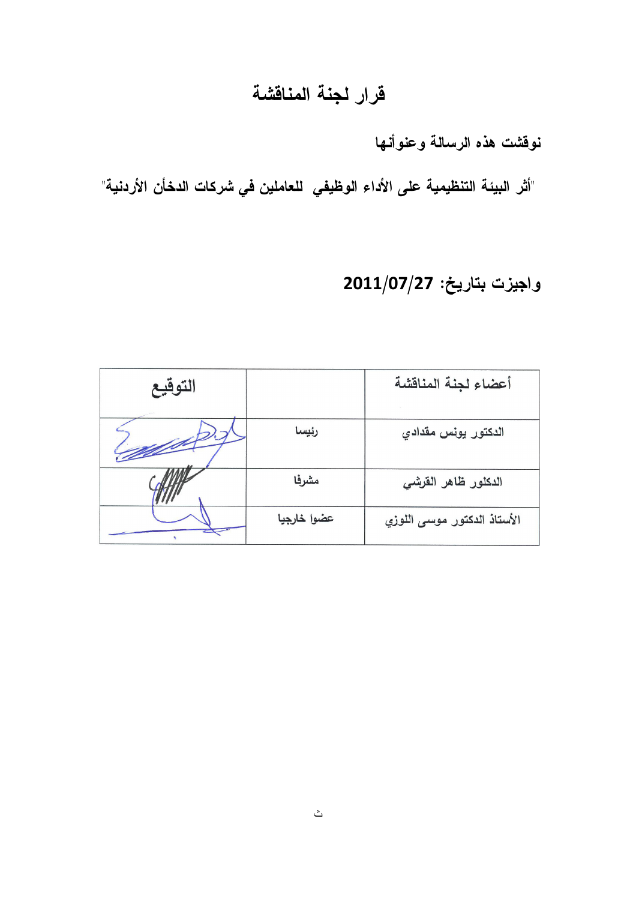# قرار لجنة المناقشة

**نوقشت هذه الرسالة وعنوانها**

**"أثر البيئة التنظيمية على الأداء الوظيفي للعاملين في شركات الدخأن الأردنية"**

**واجيزت بتاريخ: 2011/07/27**

| أعضاء لجنة المناقشة | | التوقيع |
|---|---|---|
| الدكتور يونس مقدادي | رئيسا | |
| الدكلور ظاهر القرشي | مشرفا | |
| الأستاذ الدكتور موسى اللوزي | عضوا خارجيا | |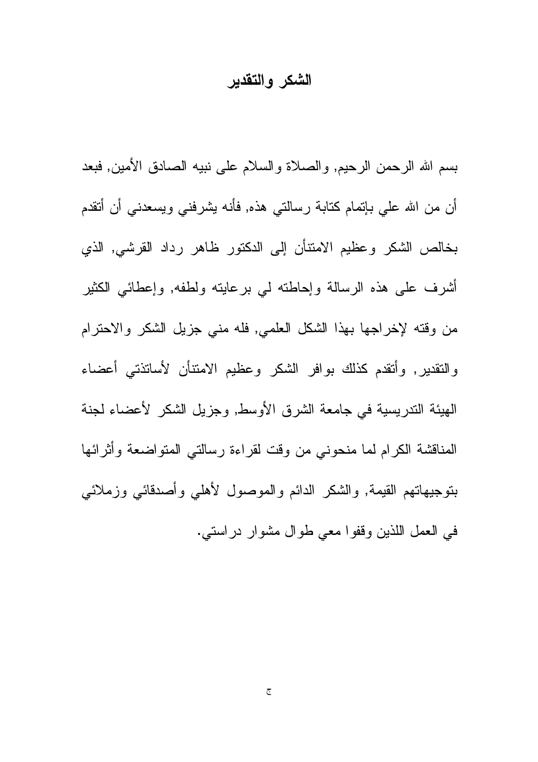# الشكر والتقدير

بسم الله الرحمن الرحيم, والصلاة والسلام على نبيه الصادق الأمين, فبعد أن من الله علي بإتمام كتابة رسالتي هذه, فأنه يشرفني ويسعدني أن أتقدم بخالص الشكر وعظيم الامتنأن إلى الدكتور ظاهر رداد القرشي, الذي أشرف على هذه الرسالة وإحاطته لي برعايته ولطفه, وإعطائي الكثير من وقته لإخراجها بهذا الشكل العلمي, فله مني جزيل الشكر والاحترام والتقدير, وأتقدم كذلك بوافر الشكر وعظيم الامتنأن لأساتذتي أعضاء الهيئة التدريسية في جامعة الشرق الأوسط, وجزيل الشكر لأعضاء لجنة المناقشة الكرام لما منحوني من وقت لقراءة رسالتي المتواضعة وأثرائها بتوجيهاتهم القيمة, والشكر الدائم والموصول لأهلي وأصدقائي وزملائي في العمل اللذين وقفوا معي طوال مشوار دراستي.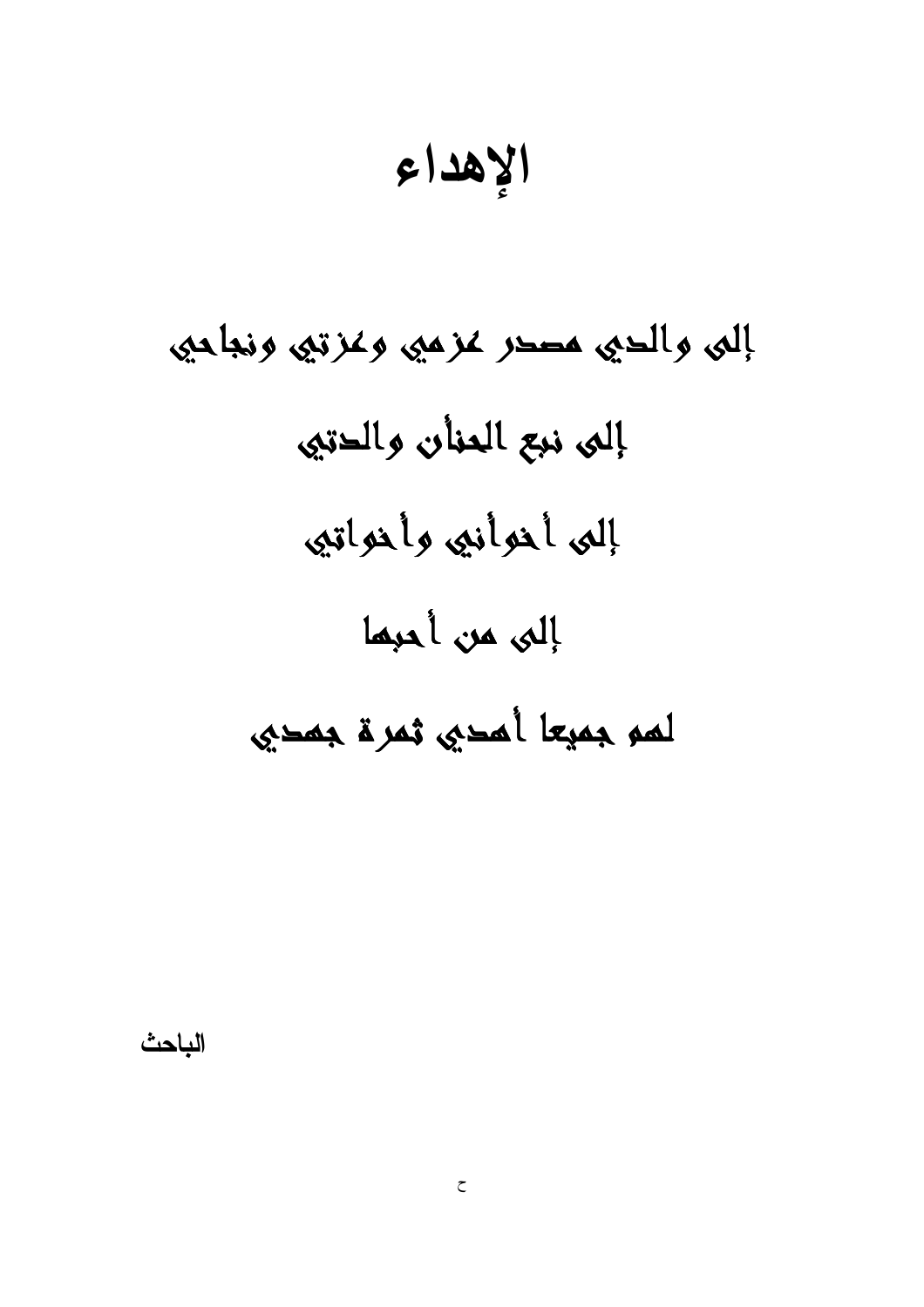# الإهداء

إلى والدي مصدر عزمي وعزتي ونجاحي

إلى نبع الحنأن والدتي

إلى أخوأني وأخواتي

إلى من أحبها

لهم جميعا أهدي ثمرة جهدي

الباحث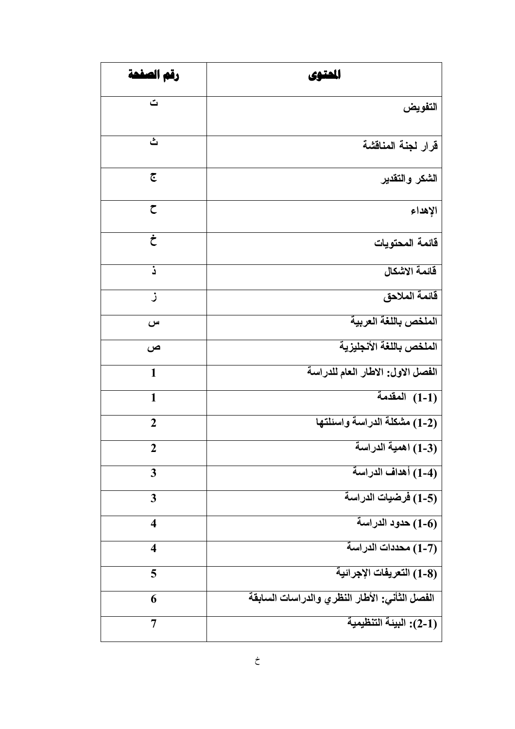| رقم الصفحة | المحتوى |
| --- | --- |
| ت | التفويض |
| ث | قرار لجنة المناقشة |
| ج | الشكر والتقدير |
| ح | الإهداء |
| خ | قائمة المحتويات |
| ذ | قائمة الاشكال |
| ز | قائمة الملاحق |
| س | الملخص باللغة العربية |
| ص | الملخص باللغة الأنجليزية |
| 1 | الفصل الاول: الاطار العام للدراسة |
| 1 | (1-1) المقدمة |
| 2 | (1-2) مشكلة الدراسة واسئلتها |
| 2 | (1-3) اهمية الدراسة |
| 3 | (1-4) أهداف الدراسة |
| 3 | (1-5) فرضيات الدراسة |
| 4 | (1-6) حدود الدراسة |
| 4 | (1-7) محددات الدراسة |
| 5 | (1-8) التعريفات الإجرائية |
| 6 | الفصل الثأني: الأطار النظري والدراسات السابقة |
| 7 | (2-1): البيئة التنظيمية |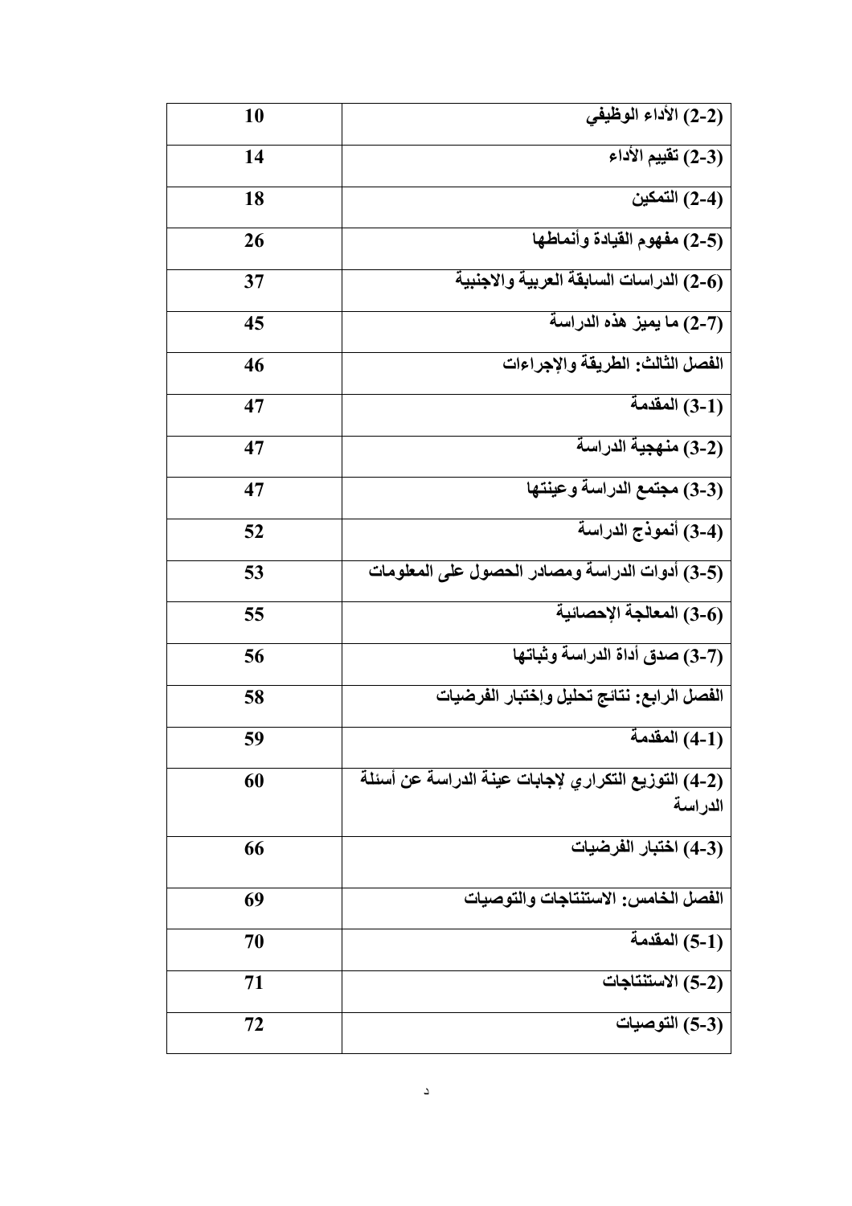| | |
|---|---|
| (2-2) الأداء الوظيفي | 10 |
| (2-3) تقييم الأداء | 14 |
| (2-4) التمكين | 18 |
| (2-5) مفهوم القيادة وأنماطها | 26 |
| (2-6) الدراسات السابقة العربية والاجنبية | 37 |
| (2-7) ما يميز هذه الدراسة | 45 |
| الفصل الثالث: الطريقة والإجراءات | 46 |
| (3-1) المقدمة | 47 |
| (3-2) منهجية الدراسة | 47 |
| (3-3) مجتمع الدراسة وعينتها | 47 |
| (3-4) أنموذج الدراسة | 52 |
| (3-5) أدوات الدراسة ومصادر الحصول على المعلومات | 53 |
| (3-6) المعالجة الإحصائية | 55 |
| (3-7) صدق أداة الدراسة وثباتها | 56 |
| الفصل الرابع: نتائج تحليل وإختبار الفرضيات | 58 |
| (4-1) المقدمة | 59 |
| (4-2) التوزيع التكراري لإجابات عينة الدراسة عن أسئلة الدراسة | 60 |
| (4-3) اختبار الفرضيات | 66 |
| الفصل الخامس: الاستنتاجات والتوصيات | 69 |
| (5-1) المقدمة | 70 |
| (5-2) الاستنتاجات | 71 |
| (5-3) التوصيات | 72 |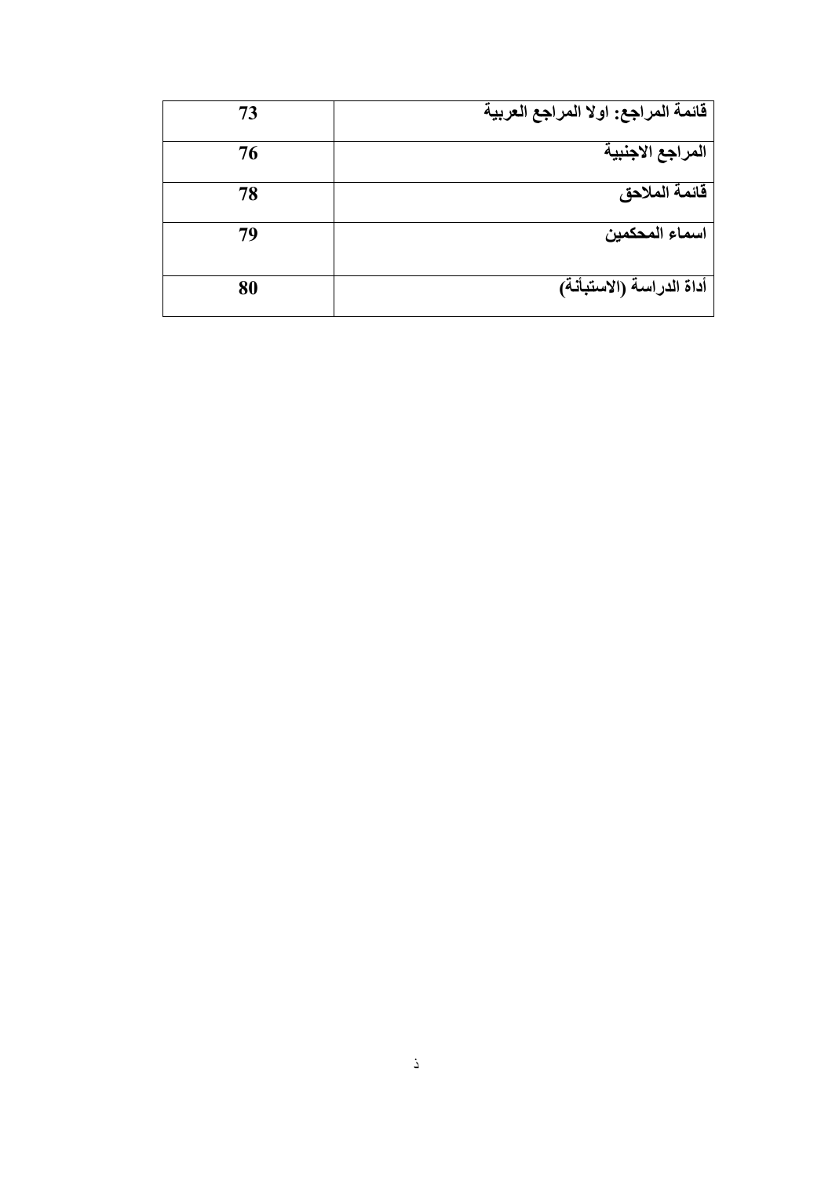| | |
|---|---|
| قائمة المراجع: اولا المراجع العربية | 73 |
| المراجع الاجنبية | 76 |
| قائمة الملاحق | 78 |
| اسماء المحكمين | 79 |
| أداة الدراسة (الاستبأنة) | 80 |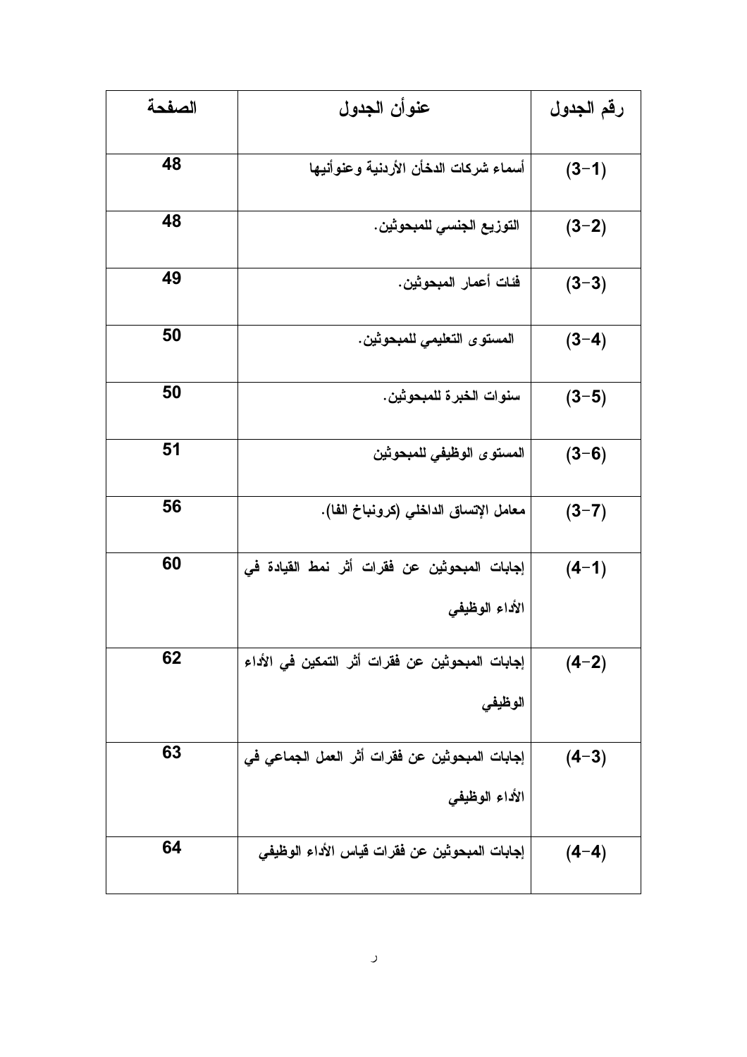| الصفحة | عنوأن الجدول | رقم الجدول |
| --- | --- | --- |
| 48 | أسماء شركات الدخأن الأردنية وعنوأنيها | (3-1) |
| 48 | التوزيع الجنسي للمبحوثين. | (3-2) |
| 49 | فئات أعمار المبحوثين. | (3-3) |
| 50 | المستوى التعليمي للمبحوثين. | (3-4) |
| 50 | سنوات الخبرة للمبحوثين. | (3-5) |
| 51 | المستوى الوظيفي للمبحوثين | (3-6) |
| 56 | معامل الإتساق الداخلي (كرونباخ الفا). | (3-7) |
| 60 | إجابات المبحوثين عن فقرات أثر نمط القيادة في الأداء الوظيفي | (4-1) |
| 62 | إجابات المبحوثين عن فقرات أثر التمكين في الأداء الوظيفي | (4-2) |
| 63 | إجابات المبحوثين عن فقرات أثر العمل الجماعي في الأداء الوظيفي | (4-3) |
| 64 | إجابات المبحوثين عن فقرات قياس الأداء الوظيفي | (4-4) |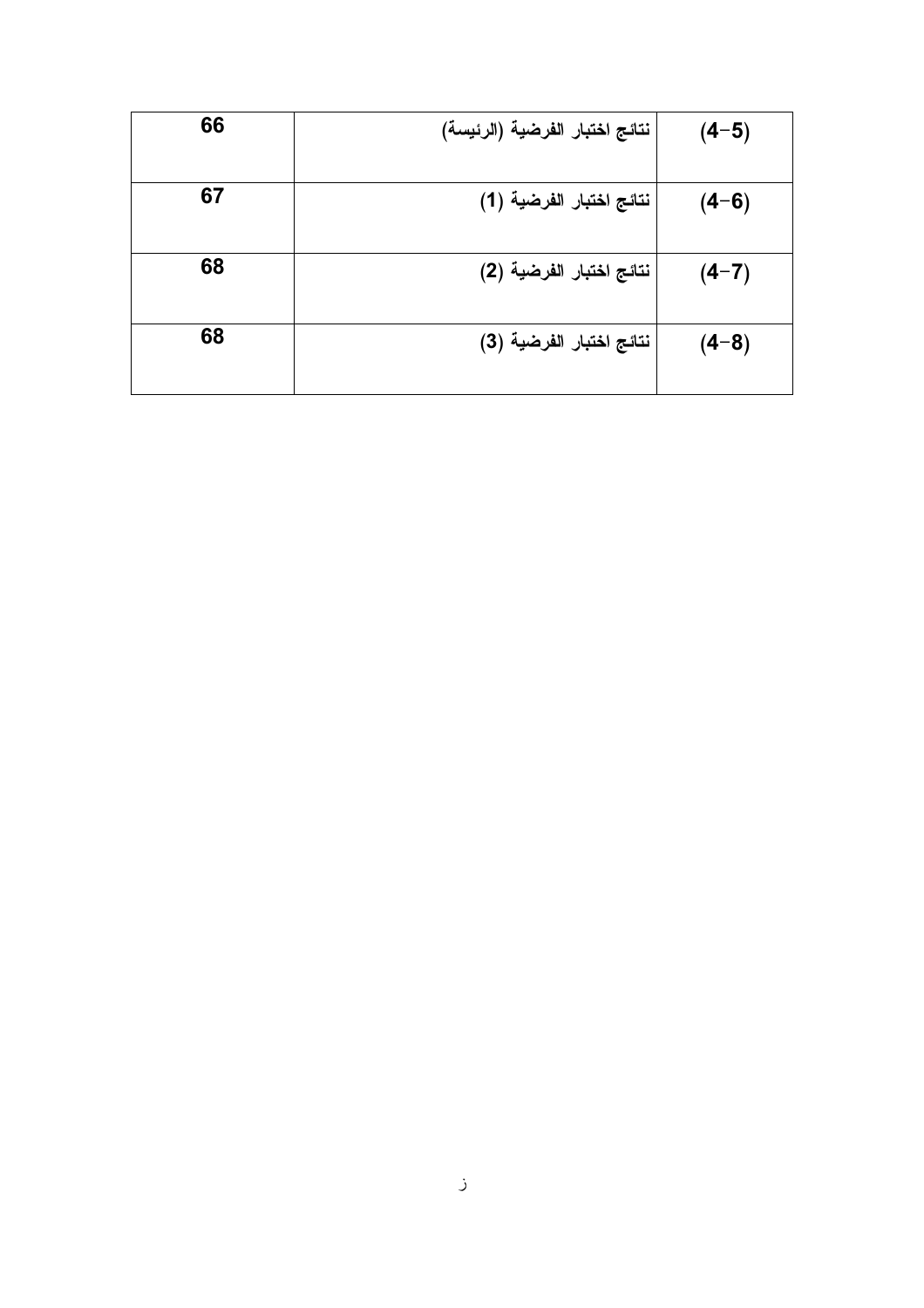| | | |
|---|---|---|
| (4−5) | نتائج اختبار الفرضية (الرئيسة) | 66 |
| (4−6) | نتائج اختبار الفرضية (1) | 67 |
| (4−7) | نتائج اختبار الفرضية (2) | 68 |
| (4−8) | نتائج اختبار الفرضية (3) | 68 |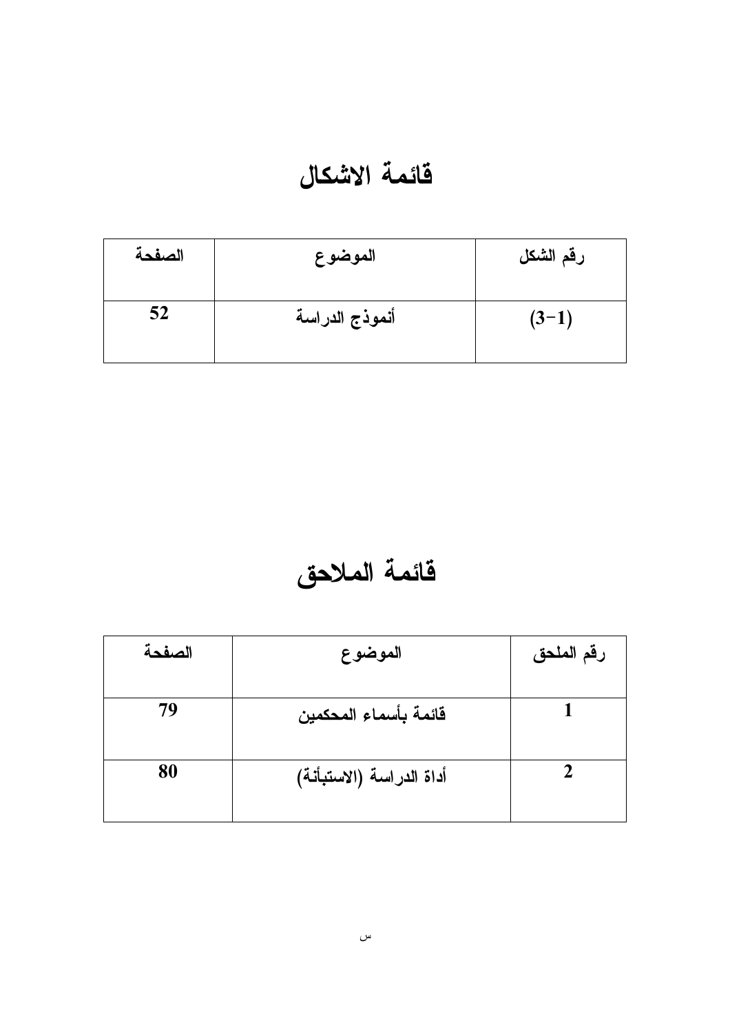# قائمة الاشكال

| رقم الشكل | الموضوع | الصفحة |
|---|---|---|
| (3-1) | أنموذج الدراسة | 52 |

# قائمة الملاحق

| رقم الملحق | الموضوع | الصفحة |
|---|---|---|
| 1 | قائمة بأسماء المحكمين | 79 |
| 2 | أداة الدراسة (الاستبأنة) | 80 |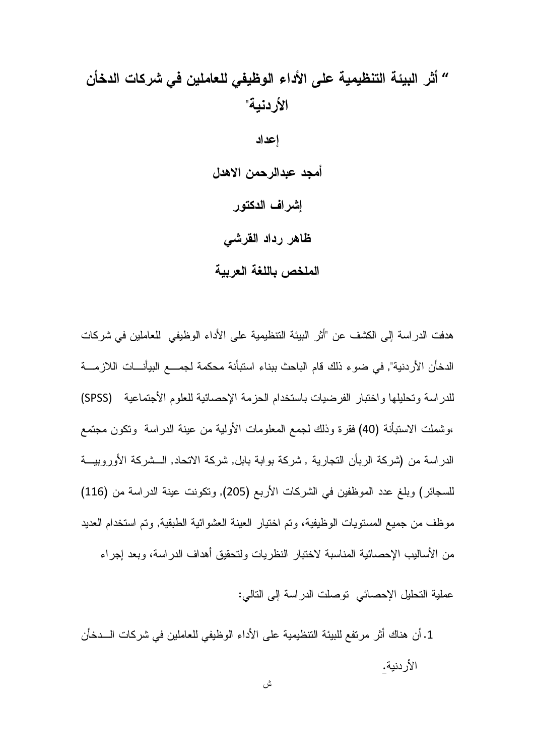# " أثر البيئة التنظيمية على الأداء الوظيفي للعاملين في شركات الدخأن الأردنية"

**إعداد**

**أمجد عبدالرحمن الاهدل**

**إشراف الدكتور**

**ظاهر رداد القرشي**

**الملخص باللغة العربية**

هدفت الدراسة إلى الكشف عن "أثر البيئة التنظيمية على الأداء الوظيفي للعاملين في شركات الدخأن الأردنية", في ضوء ذلك قام الباحث ببناء استبأنة محكمة لجمع البيأنات اللازمة للدراسة وتحليلها واختبار الفرضيات باستخدام الحزمة الإحصائية للعلوم الأجتماعية (SPSS) ،وشملت الاستبأنة (40) فقرة وذلك لجمع المعلومات الأولية من عينة الدراسة وتكون مجتمع الدراسة من (شركة الربأن التجارية , شركة بوابة بابل, شركة الاتحاد, الشركة الأوروبية للسجائر) وبلغ عدد الموظفين في الشركات الأربع (205), وتكونت عينة الدراسة من (116) موظف من جميع المستويات الوظيفية، وتم اختيار العينة العشوائية الطبقية, وتم استخدام العديد من الأساليب الإحصائية المناسبة لاختبار النظريات ولتحقيق أهداف الدراسة، وبعد إجراء عملية التحليل الإحصائي توصلت الدراسة إلى التالي:

1. أن هناك أثر مرتفع للبيئة التنظيمية على الأداء الوظيفي للعاملين في شركات الدخأن الأردنية.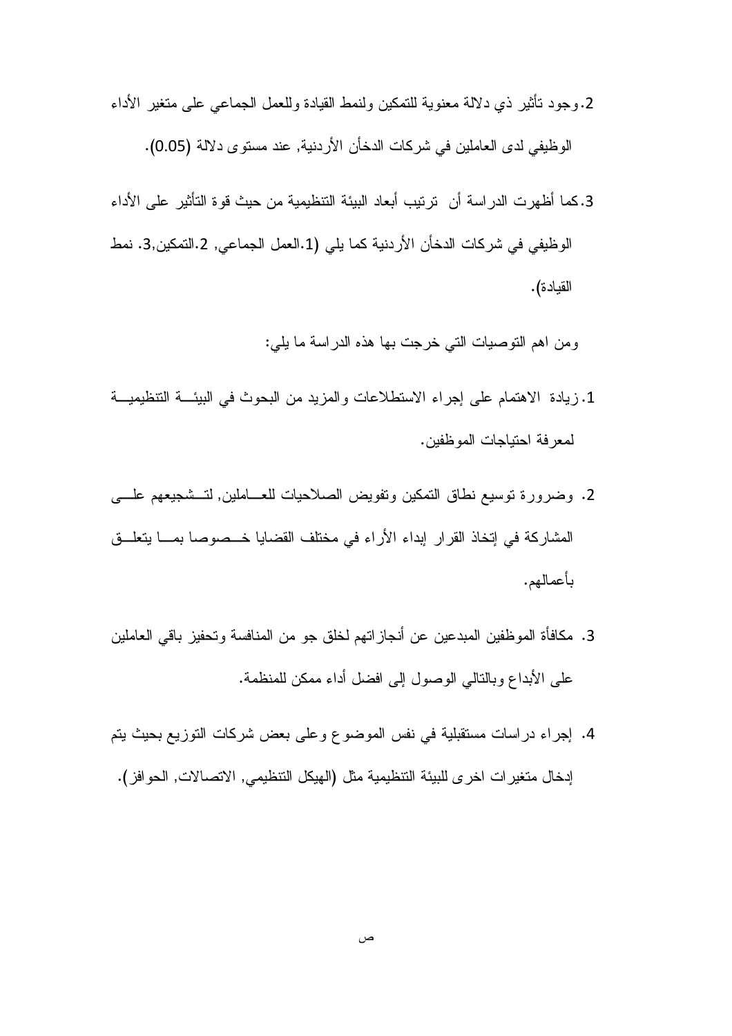2. وجود تأثير ذي دلالة معنوية للتمكين ولنمط القيادة وللعمل الجماعي على متغير الأداء الوظيفي لدى العاملين في شركات الدخأن الأردنية, عند مستوى دلالة (0.05).

3. كما أظهرت الدراسة أن ترتيب أبعاد البيئة التنظيمية من حيث قوة التأثير على الأداء الوظيفي في شركات الدخأن الأردنية كما يلي (1.العمل الجماعي, 2.التمكين,3. نمط القيادة).

ومن اهم التوصيات التي خرجت بها هذه الدراسة ما يلي:

1. زيادة الاهتمام على إجراء الاستطلاعات والمزيد من البحوث في البيئة التنظيمية لمعرفة احتياجات الموظفين.

2. وضرورة توسيع نطاق التمكين وتفويض الصلاحيات للعاملين, لتشجيعهم على المشاركة في إتخاذ القرار إبداء الأراء في مختلف القضايا خصوصا بما يتعلق بأعمالهم.

3. مكافأة الموظفين المبدعين عن أنجازاتهم لخلق جو من المنافسة وتحفيز باقي العاملين على الأبداع وبالتالي الوصول إلى افضل أداء ممكن للمنظمة.

4. إجراء دراسات مستقبلية في نفس الموضوع وعلى بعض شركات التوزيع بحيث يتم إدخال متغيرات اخرى للبيئة التنظيمية مثل (الهيكل التنظيمي, الاتصالات, الحوافز).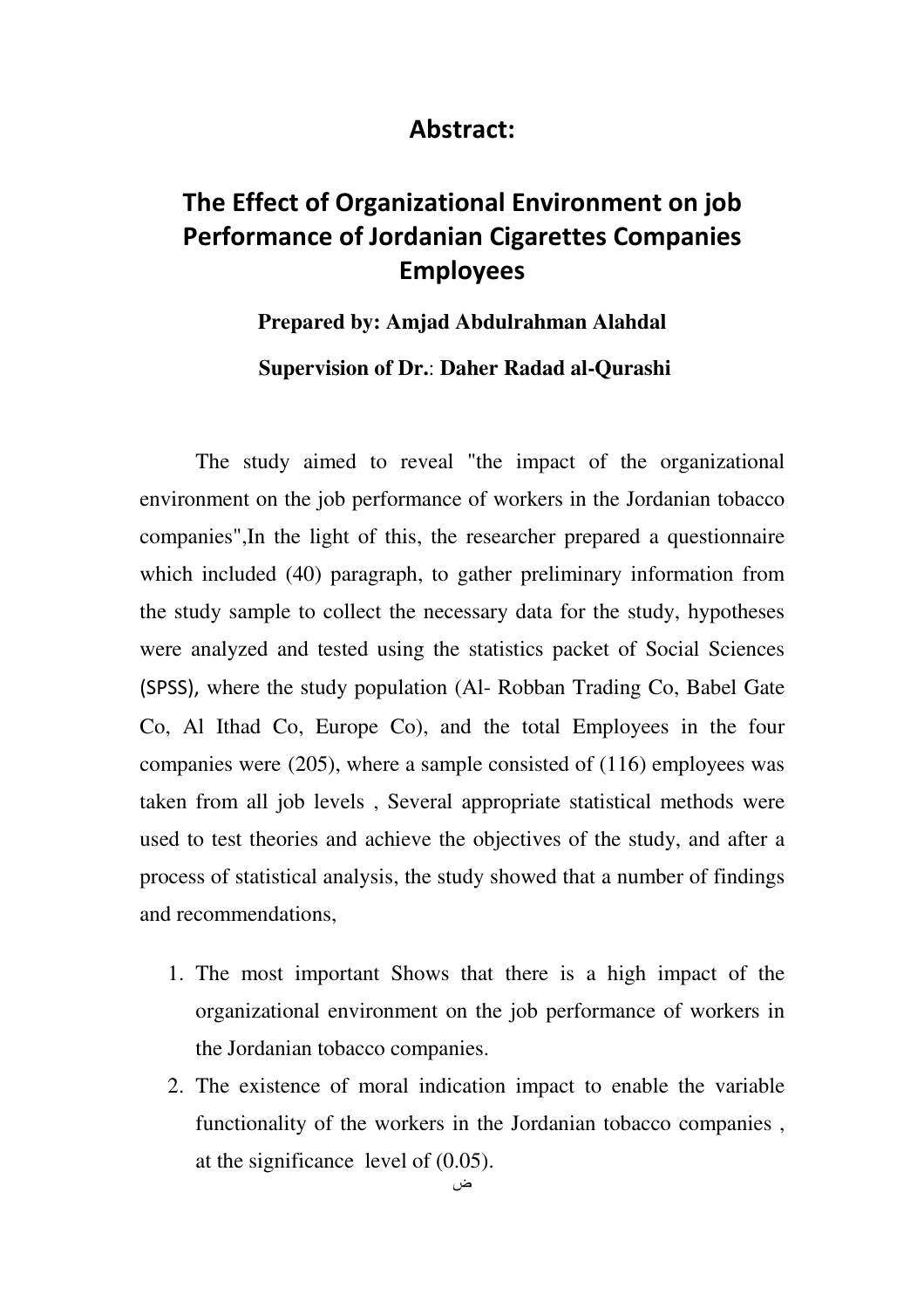# Abstract:

## The Effect of Organizational Environment on job Performance of Jordanian Cigarettes Companies Employees

**Prepared by: Amjad Abdulrahman Alahdal**

**Supervision of Dr.**: **Daher Radad al-Qurashi**

The study aimed to reveal "the impact of the organizational environment on the job performance of workers in the Jordanian tobacco companies",In the light of this, the researcher prepared a questionnaire which included (40) paragraph, to gather preliminary information from the study sample to collect the necessary data for the study, hypotheses were analyzed and tested using the statistics packet of Social Sciences (SPSS), where the study population (Al- Robban Trading Co, Babel Gate Co, Al Ithad Co, Europe Co), and the total Employees in the four companies were (205), where a sample consisted of (116) employees was taken from all job levels , Several appropriate statistical methods were used to test theories and achieve the objectives of the study, and after a process of statistical analysis, the study showed that a number of findings and recommendations,

1. The most important Shows that there is a high impact of the organizational environment on the job performance of workers in the Jordanian tobacco companies.
2. The existence of moral indication impact to enable the variable functionality of the workers in the Jordanian tobacco companies , at the significance level of (0.05).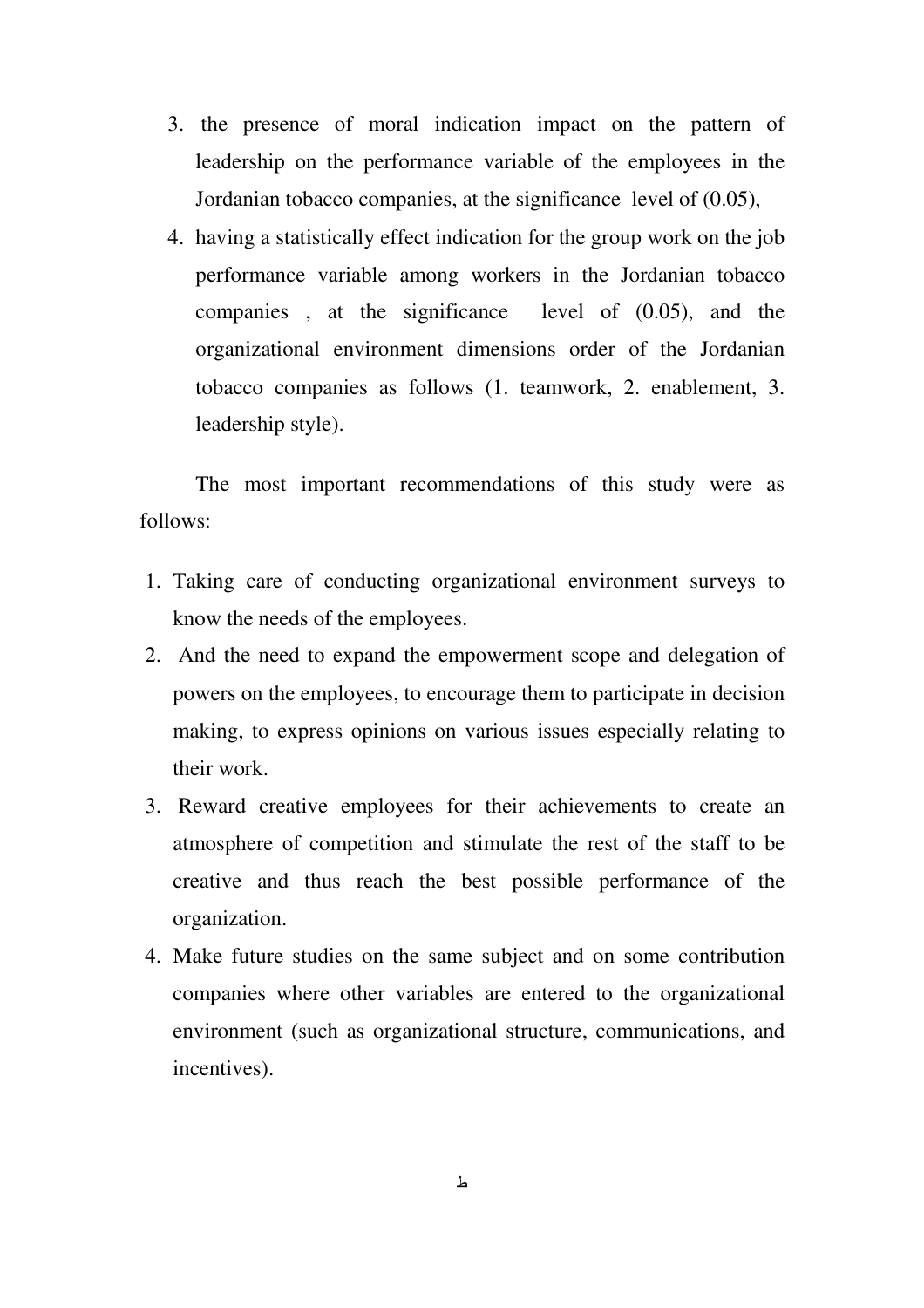3. the presence of moral indication impact on the pattern of leadership on the performance variable of the employees in the Jordanian tobacco companies, at the significance level of (0.05),
4. having a statistically effect indication for the group work on the job performance variable among workers in the Jordanian tobacco companies , at the significance level of (0.05), and the organizational environment dimensions order of the Jordanian tobacco companies as follows (1. teamwork, 2. enablement, 3. leadership style).

The most important recommendations of this study were as follows:

1. Taking care of conducting organizational environment surveys to know the needs of the employees.
2. And the need to expand the empowerment scope and delegation of powers on the employees, to encourage them to participate in decision making, to express opinions on various issues especially relating to their work.
3. Reward creative employees for their achievements to create an atmosphere of competition and stimulate the rest of the staff to be creative and thus reach the best possible performance of the organization.
4. Make future studies on the same subject and on some contribution companies where other variables are entered to the organizational environment (such as organizational structure, communications, and incentives).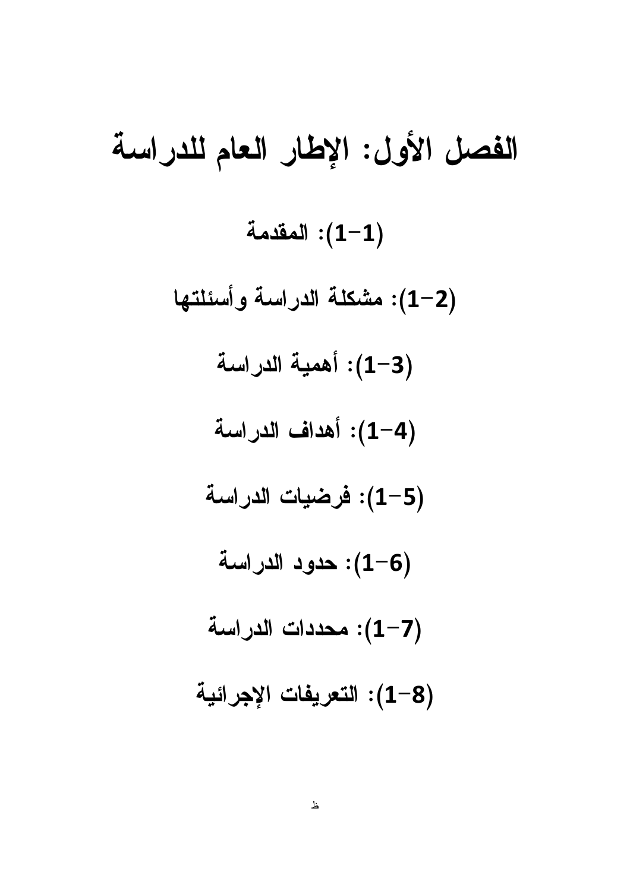# الفصل الأول: الإطار العام للدراسة

(1−1): المقدمة

(1−2): مشكلة الدراسة وأسئلتها

(1−3): أهمية الدراسة

(1−4): أهداف الدراسة

(1−5): فرضيات الدراسة

(1−6): حدود الدراسة

(1−7): محددات الدراسة

(1−8): التعريفات الإجرائية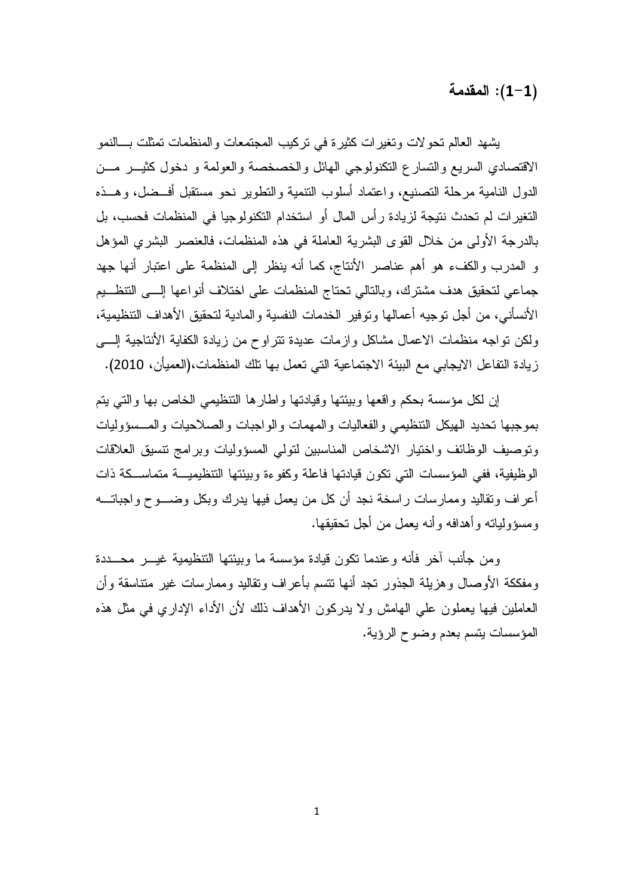## (1-1): المقدمة

يشهد العالم تحولات وتغيرات كثيرة في تركيب المجتمعات والمنظمات تمثلت بالنمو الاقتصادي السريع والتسارع التكنولوجي الهائل والخصخصة والعولمة و دخول كثير من الدول النامية مرحلة التصنيع، واعتماد أسلوب التنمية والتطوير نحو مستقبل أفضل، وهذه التغيرات لم تحدث نتيجة لزيادة رأس المال أو استخدام التكنولوجيا في المنظمات فحسب، بل بالدرجة الأولى من خلال القوى البشرية العاملة في هذه المنظمات، فالعنصر البشري المؤهل و المدرب والكفء هو أهم عناصر الأنتاج، كما أنه ينظر إلى المنظمة على اعتبار أنها جهد جماعي لتحقيق هدف مشترك، وبالتالي تحتاج المنظمات على اختلاف أنواعها إلى التنظيم الأنسأني، من أجل توجيه أعمالها وتوفير الخدمات النفسية والمادية لتحقيق الأهداف التنظيمية، ولكن تواجه منظمات الاعمال مشاكل وازمات عديدة تتراوح من زيادة الكفاية الأنتاجية إلى زيادة التفاعل الايجابي مع البيئة الاجتماعية التي تعمل بها تلك المنظمات،(العميأن، 2010).

إن لكل مؤسسة بحكم واقعها وبيئتها وقيادتها واطارها التنظيمي الخاص بها والتي يتم بموجبها تحديد الهيكل التنظيمي والفعاليات والمهمات والواجبات والصلاحيات والمسؤوليات وتوصيف الوظائف واختيار الاشخاص المناسبين لتولي المسؤوليات وبرامج تنسيق العلاقات الوظيفية، ففي المؤسسات التي تكون قيادتها فاعلة وكفوءة وبيئتها التنظيمية متماسكة ذات أعراف وتقاليد وممارسات راسخة نجد أن كل من يعمل فيها يدرك وبكل وضوح واجباته ومسؤولياته وأهدافه وأنه يعمل من أجل تحقيقها.

ومن جأنب آخر فأنه وعندما تكون قيادة مؤسسة ما وبيئتها التنظيمية غير محددة ومفككة الأوصال وهزيلة الجذور تجد أنها تتسم بأعراف وتقاليد وممارسات غير متناسقة وأن العاملين فيها يعملون علي الهامش ولا يدركون الأهداف ذلك لأن الأداء الإداري في مثل هذه المؤسسات يتسم بعدم وضوح الرؤية.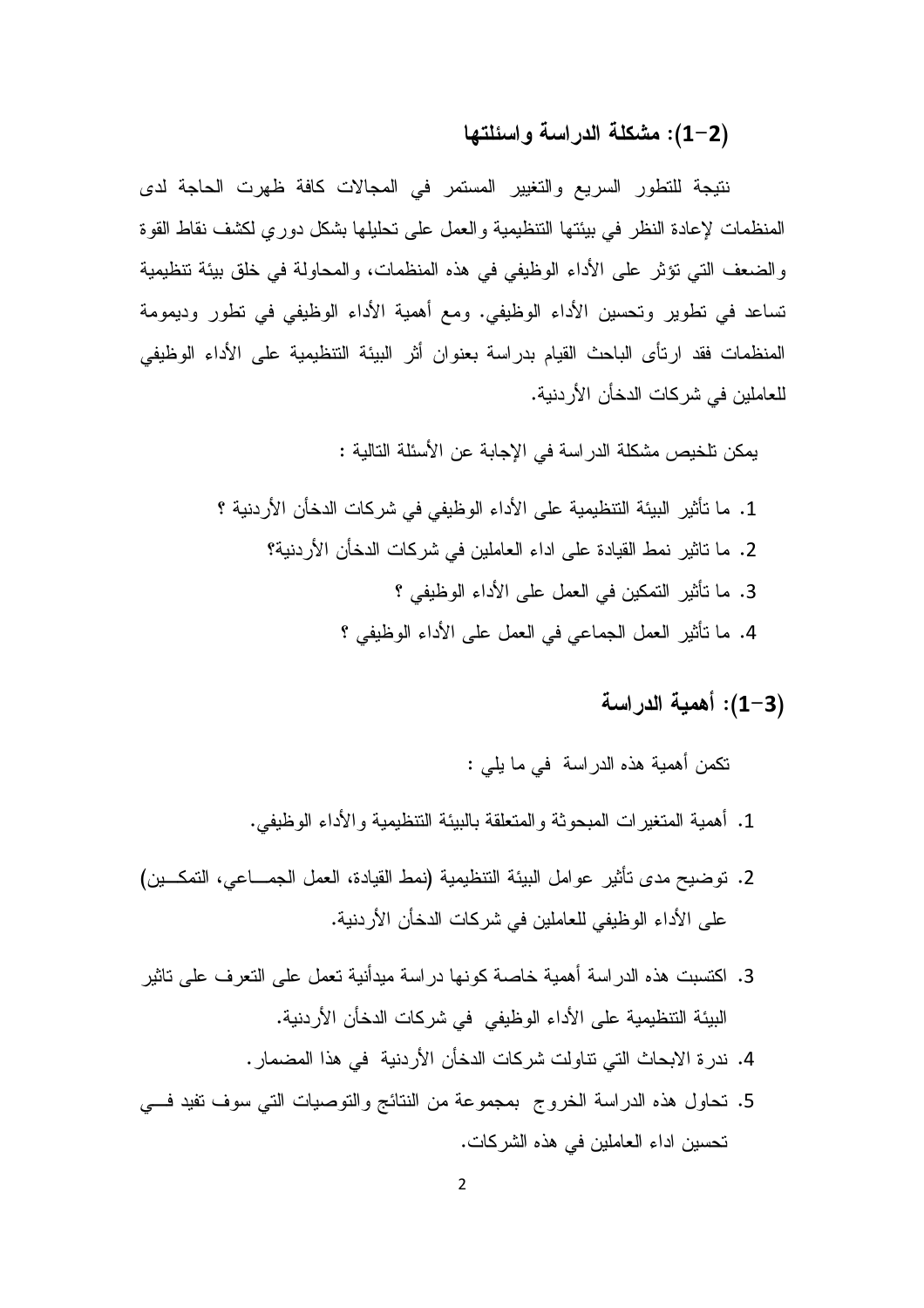### (1-2): مشكلة الدراسة واسئلتها

نتيجة للتطور السريع والتغيير المستمر في المجالات كافة ظهرت الحاجة لدى المنظمات لإعادة النظر في بيئتها التنظيمية والعمل على تحليلها بشكل دوري لكشف نقاط القوة والضعف التي تؤثر على الأداء الوظيفي في هذه المنظمات، والمحاولة في خلق بيئة تنظيمية تساعد في تطوير وتحسين الأداء الوظيفي. ومع أهمية الأداء الوظيفي في تطور وديمومة المنظمات فقد ارتأى الباحث القيام بدراسة بعنوان أثر البيئة التنظيمية على الأداء الوظيفي للعاملين في شركات الدخأن الأردنية.

يمكن تلخيص مشكلة الدراسة في الإجابة عن الأسئلة التالية :

1. ما تأثير البيئة التنظيمية على الأداء الوظيفي في شركات الدخأن الأردنية ؟
2. ما تاثير نمط القيادة على اداء العاملين في شركات الدخأن الأردنية؟
3. ما تأثير التمكين في العمل على الأداء الوظيفي ؟
4. ما تأثير العمل الجماعي في العمل على الأداء الوظيفي ؟

### (1-3): أهمية الدراسة

تكمن أهمية هذه الدراسة في ما يلي :

1. أهمية المتغيرات المبحوثة والمتعلقة بالبيئة التنظيمية والأداء الوظيفي.
2. توضيح مدى تأثير عوامل البيئة التنظيمية (نمط القيادة، العمل الجماعي، التمكين) على الأداء الوظيفي للعاملين في شركات الدخأن الأردنية.
3. اكتسبت هذه الدراسة أهمية خاصة كونها دراسة ميدأنية تعمل على التعرف على تاثير البيئة التنظيمية على الأداء الوظيفي في شركات الدخأن الأردنية.
4. ندرة الابحاث التي تناولت شركات الدخأن الأردنية في هذا المضمار.
5. تحاول هذه الدراسة الخروج بمجموعة من النتائج والتوصيات التي سوف تفيد في تحسين اداء العاملين في هذه الشركات.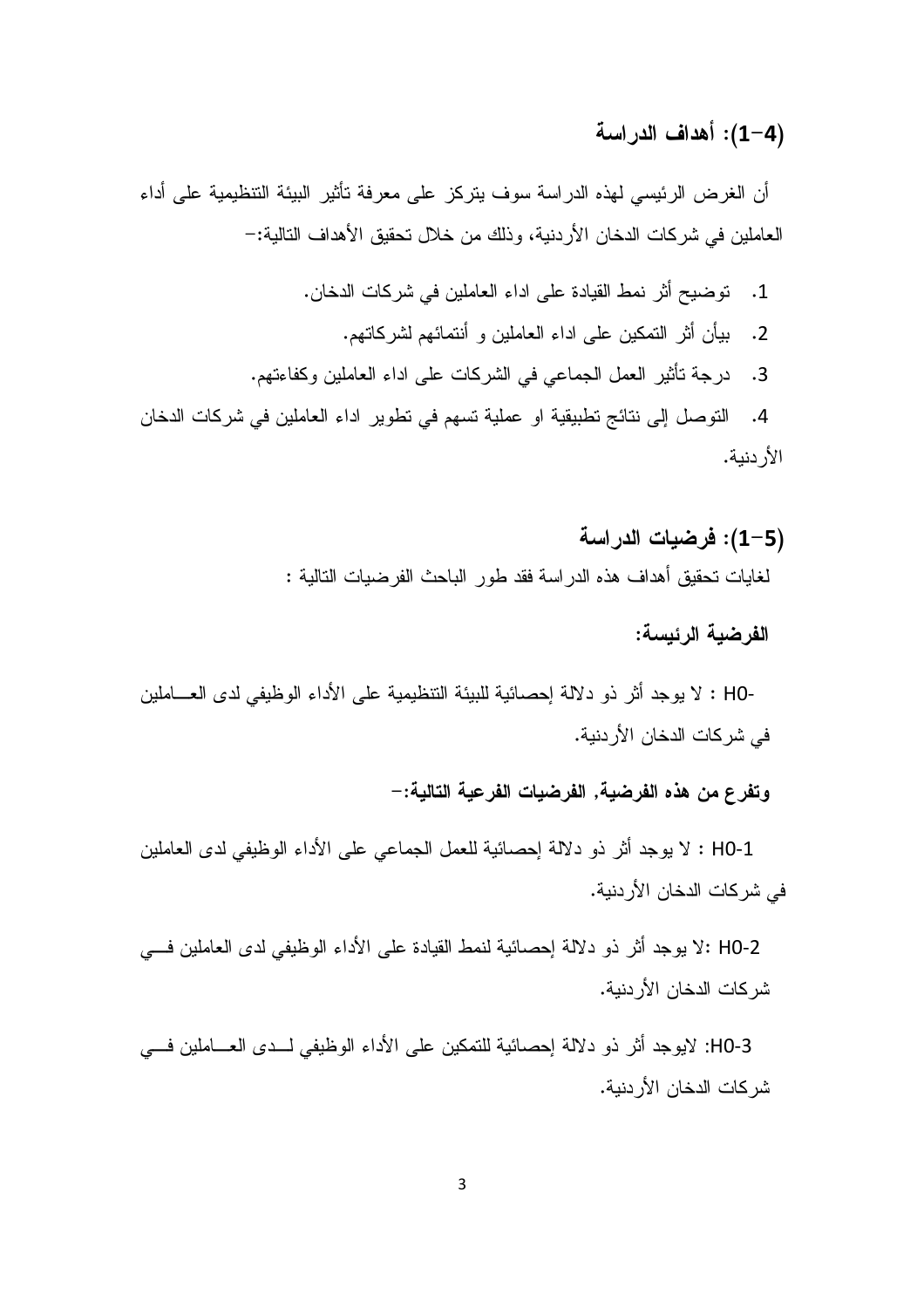## (1-4): أهداف الدراسة

أن الغرض الرئيسي لهذه الدراسة سوف يتركز على معرفة تأثير البيئة التنظيمية على أداء العاملين في شركات الدخان الأردنية، وذلك من خلال تحقيق الأهداف التالية:-

1. توضيح أثر نمط القيادة على اداء العاملين في شركات الدخان.
2. بيأن أثر التمكين على اداء العاملين و أنتمائهم لشركاتهم.
3. درجة تأثير العمل الجماعي في الشركات على اداء العاملين وكفاءتهم.
4. التوصل إلى نتائج تطبيقية او عملية تسهم في تطوير اداء العاملين في شركات الدخان الأردنية.

## (1-5): فرضيات الدراسة

لغايات تحقيق أهداف هذه الدراسة فقد طور الباحث الفرضيات التالية :

**الفرضية الرئيسة:**

-H0 : لا يوجد أثر ذو دلالة إحصائية للبيئة التنظيمية على الأداء الوظيفي لدى العـــاملين في شركات الدخان الأردنية.

**وتفرع من هذه الفرضية, الفرضيات الفرعية التالية:-**

H0-1 : لا يوجد أثر ذو دلالة إحصائية للعمل الجماعي على الأداء الوظيفي لدى العاملين في شركات الدخان الأردنية.

H0-2 :لا يوجد أثر ذو دلالة إحصائية لنمط القيادة على الأداء الوظيفي لدى العاملين فـــي شركات الدخان الأردنية.

H0-3: لايوجد أثر ذو دلالة إحصائية للتمكين على الأداء الوظيفي لـــدى العـــاملين فـــي شركات الدخان الأردنية.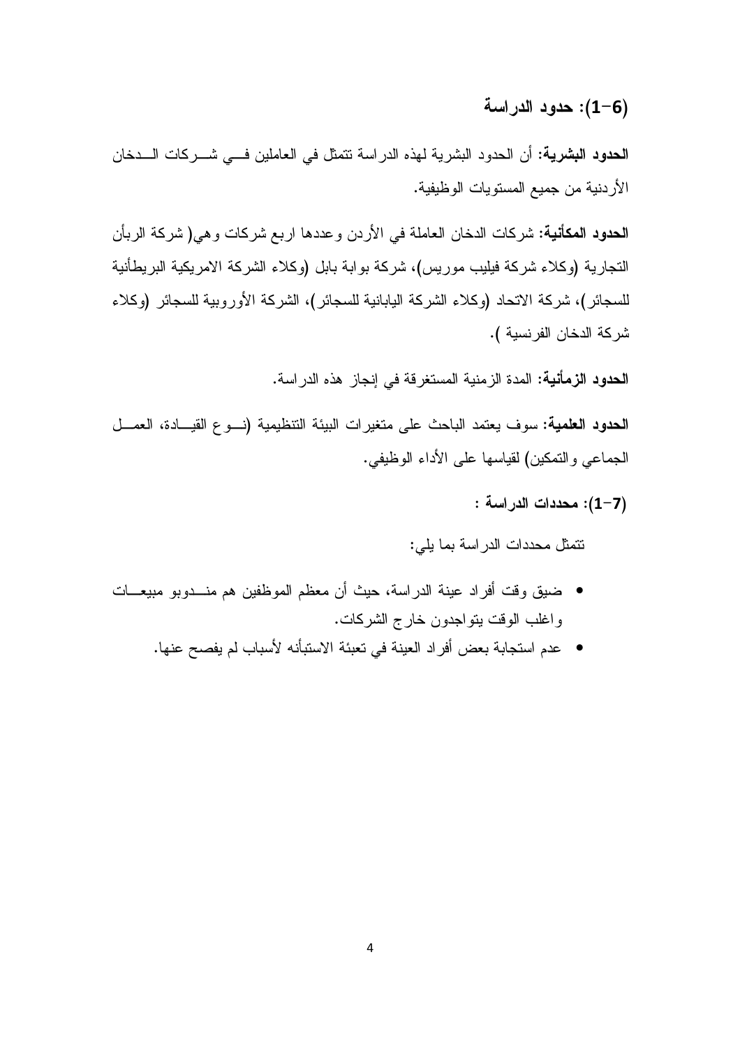### (1-6): حدود الدراسة

**الحدود البشرية:** أن الحدود البشرية لهذه الدراسة تتمثل في العاملين في شركات الدخان الأردنية من جميع المستويات الوظيفية.

**الحدود المكأنية:** شركات الدخان العاملة في الأردن وعددها اربع شركات وهي( شركة الربأن التجارية (وكلاء شركة فيليب موريس)، شركة بوابة بابل (وكلاء الشركة الامريكية البريطأنية للسجائر)، شركة الاتحاد (وكلاء الشركة اليابانية للسجائر)، الشركة الأوروبية للسجائر (وكلاء شركة الدخان الفرنسية ).

**الحدود الزمأنية:** المدة الزمنية المستغرقة في إنجاز هذه الدراسة.

**الحدود العلمية:** سوف يعتمد الباحث على متغيرات البيئة التنظيمية (نوع القيادة، العمل الجماعي والتمكين) لقياسها على الأداء الوظيفي.

### (1-7): محددات الدراسة :

تتمثل محددات الدراسة بما يلي:

- ضيق وقت أفراد عينة الدراسة، حيث أن معظم الموظفين هم مندوبو مبيعات واغلب الوقت يتواجدون خارج الشركات.
- عدم استجابة بعض أفراد العينة في تعبئة الاستبأنه لأسباب لم يفصح عنها.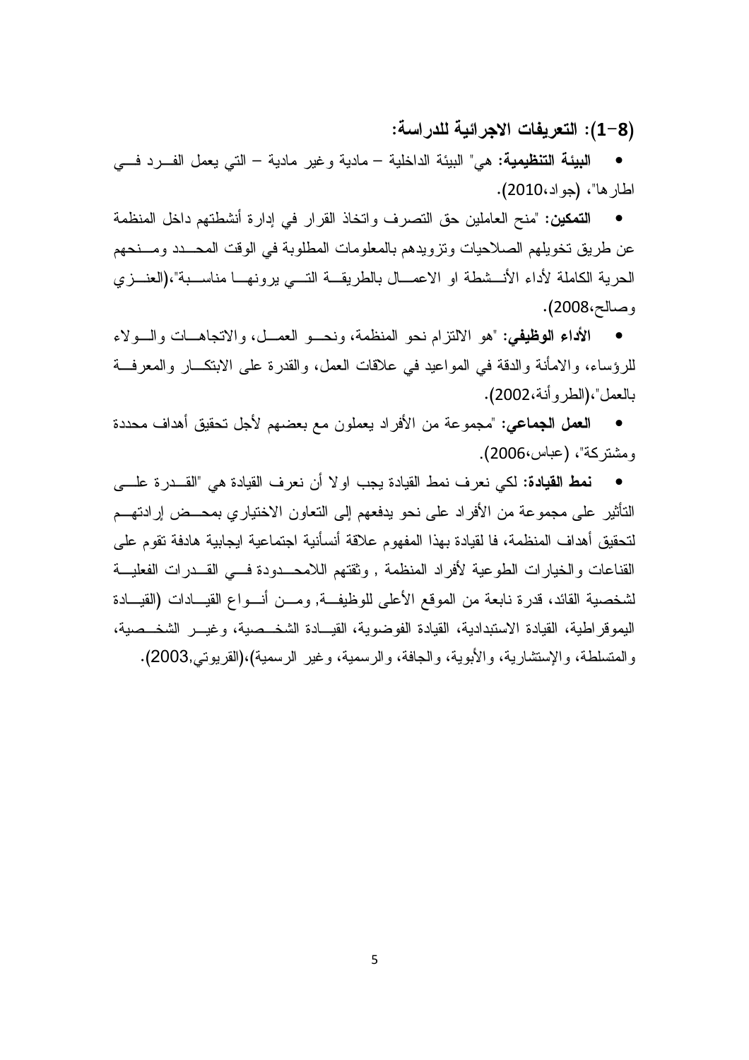### (8-1): التعريفات الاجرائية للدراسة:

- **البيئة التنظيمية:** هي" البيئة الداخلية – مادية وغير مادية – التي يعمل الفرد في اطارها"، (جواد،2010).

- **التمكين:** "منح العاملين حق التصرف واتخاذ القرار في إدارة أنشطتهم داخل المنظمة عن طريق تخويلهم الصلاحيات وتزويدهم بالمعلومات المطلوبة في الوقت المحدد ومنحهم الحرية الكاملة لأداء الأنشطة او الاعمال بالطريقة التي يرونها مناسبة"،(العنزي وصالح،2008).

- **الأداء الوظيفي:** "هو الالتزام نحو المنظمة، ونحو العمل، والاتجاهات والولاء للرؤساء، والامأنة والدقة في المواعيد في علاقات العمل، والقدرة على الابتكار والمعرفة بالعمل"،(الطروأنة،2002).

- **العمل الجماعي:** "مجموعة من الأفراد يعملون مع بعضهم لأجل تحقيق أهداف محددة ومشتركة"، (عباس،2006).

- **نمط القيادة:** لكي نعرف نمط القيادة يجب اولا أن نعرف القيادة هي "القدرة على التأثير على مجموعة من الأفراد على نحو يدفعهم إلى التعاون الاختياري بمحض إرادتهم لتحقيق أهداف المنظمة، فا لقيادة بهذا المفهوم علاقة أنسأنية اجتماعية ايجابية هادفة تقوم على القناعات والخيارات الطوعية لأفراد المنظمة , وثقتهم اللامحدودة في القدرات الفعلية لشخصية القائد، قدرة نابعة من الموقع الأعلى للوظيفة, ومن أنواع القيادات (القيادة اليموقراطية، القيادة الاستبدادية، القيادة الفوضوية، القيادة الشخصية، وغير الشخصية، والمتسلطة، والإستشارية، والأبوية، والجافة، والرسمية، وغير الرسمية)،(القريوتي,2003).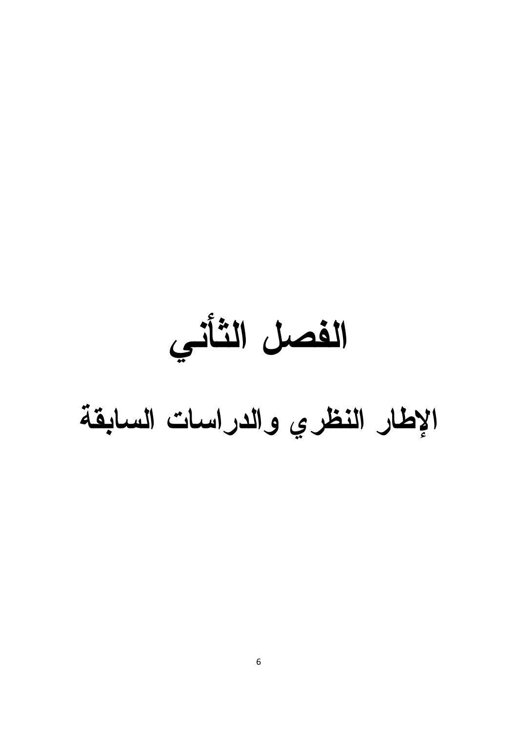# الفصل الثأني

## الإطار النظري والدراسات السابقة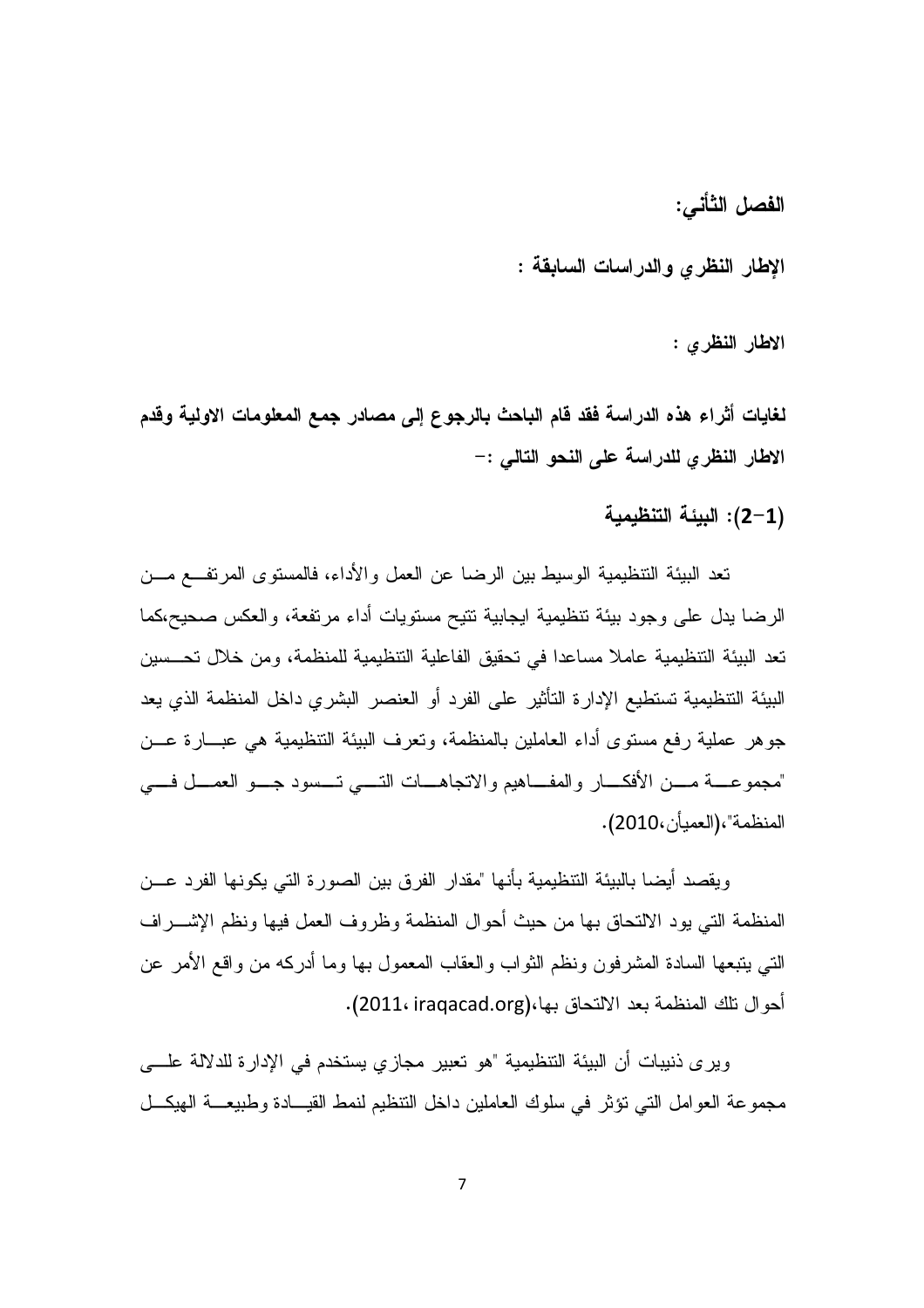## الفصل الثأني:

### الإطار النظري والدراسات السابقة :

### الاطار النظري :

**لغايات أثراء هذه الدراسة فقد قام الباحث بالرجوع إلى مصادر جمع المعلومات الاولية وقدم الاطار النظري للدراسة على النحو التالي :-**

### (1-2): البيئة التنظيمية

تعد البيئة التنظيمية الوسيط بين الرضا عن العمل والأداء، فالمستوى المرتفع من الرضا يدل على وجود بيئة تنظيمية ايجابية تتيح مستويات أداء مرتفعة، والعكس صحيح،كما تعد البيئة التنظيمية عاملا مساعدا في تحقيق الفاعلية التنظيمية للمنظمة، ومن خلال تحسين البيئة التنظيمية تستطيع الإدارة التأثير على الفرد أو العنصر البشري داخل المنظمة الذي يعد جوهر عملية رفع مستوى أداء العاملين بالمنظمة، وتعرف البيئة التنظيمية هي عبارة عن "مجموعة من الأفكار والمفاهيم والاتجاهات التي تسود جو العمل في المنظمة"،(العميأن،2010).

ويقصد أيضا بالبيئة التنظيمية بأنها "مقدار الفرق بين الصورة التي يكونها الفرد عن المنظمة التي يود الالتحاق بها من حيث أحوال المنظمة وظروف العمل فيها ونظم الإشراف التي يتبعها السادة المشرفون ونظم الثواب والعقاب المعمول بها وما أدركه من واقع الأمر عن أحوال تلك المنظمة بعد الالتحاق بها،(iraqacad.org، 2011).

ويرى ذنيبات أن البيئة التنظيمية "هو تعبير مجازي يستخدم في الإدارة للدلالة على مجموعة العوامل التي تؤثر في سلوك العاملين داخل التنظيم لنمط القيادة وطبيعة الهيكل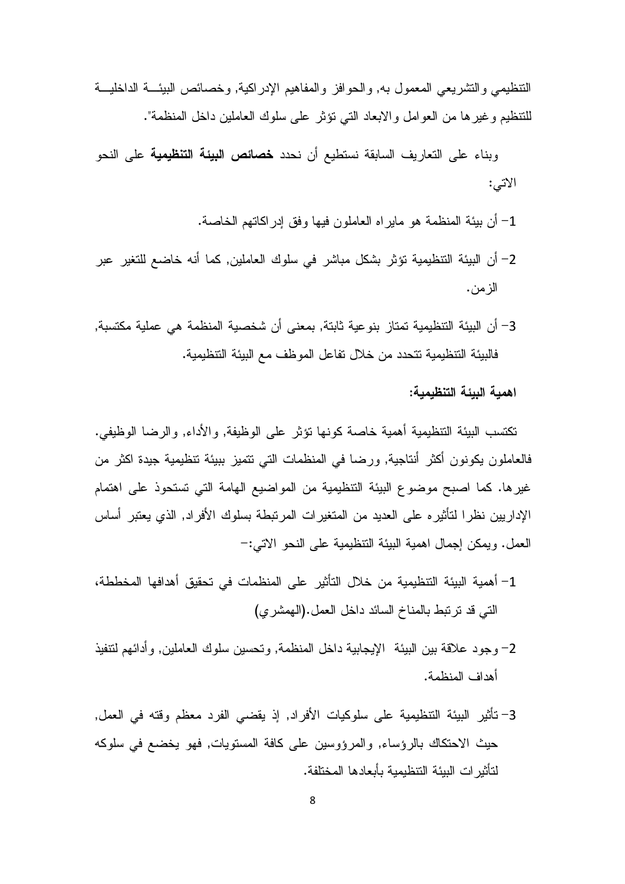التنظيمي والتشريعي المعمول به, والحوافز والمفاهيم الإدراكية, وخصائص البيئـــة الداخليـــة للتنظيم وغيرها من العوامل والابعاد التي تؤثر على سلوك العاملين داخل المنظمة".

وبناء على التعاريف السابقة نستطيع أن نحدد **خصائص البيئة التنظيمية** على النحو الاتي:

1- أن بيئة المنظمة هو مايراه العاملون فيها وفق إدراكاتهم الخاصة.

2- أن البيئة التنظيمية تؤثر بشكل مباشر في سلوك العاملين, كما أنه خاضع للتغير عبر الزمن.

3- أن البيئة التنظيمية تمتاز بنوعية ثابتة, بمعنى أن شخصية المنظمة هي عملية مكتسبة, فالبيئة التنظيمية تتحدد من خلال تفاعل الموظف مع البيئة التنظيمية.

**اهمية البيئة التنظيمية:**

تكتسب البيئة التنظيمية أهمية خاصة كونها تؤثر على الوظيفة, والأداء, والرضا الوظيفي. فالعاملون يكونون أكثر أنتاجية, ورضا في المنظمات التي تتميز ببيئة تنظيمية جيدة اكثر من غيرها. كما اصبح موضوع البيئة التنظيمية من المواضيع الهامة التي تستحوذ على اهتمام الإداريين نظرا لتأثيره على العديد من المتغيرات المرتبطة بسلوك الأفراد, الذي يعتبر أساس العمل. ويمكن إجمال اهمية البيئة التنظيمية على النحو الاتي:-

1- أهمية البيئة التنظيمية من خلال التأثير على المنظمات في تحقيق أهدافها المخططة، التي قد ترتبط بالمناخ السائد داخل العمل.(الهمشري)

2- وجود علاقة بين البيئة الإيجابية داخل المنظمة, وتحسين سلوك العاملين, وأدائهم لتنفيذ أهداف المنظمة.

3- تأثير البيئة التنظيمية على سلوكيات الأفراد, إذ يقضي الفرد معظم وقته في العمل, حيث الاحتكاك بالرؤساء, والمرؤوسين على كافة المستويات, فهو يخضع في سلوكه لتأثيرات البيئة التنظيمية بأبعادها المختلفة.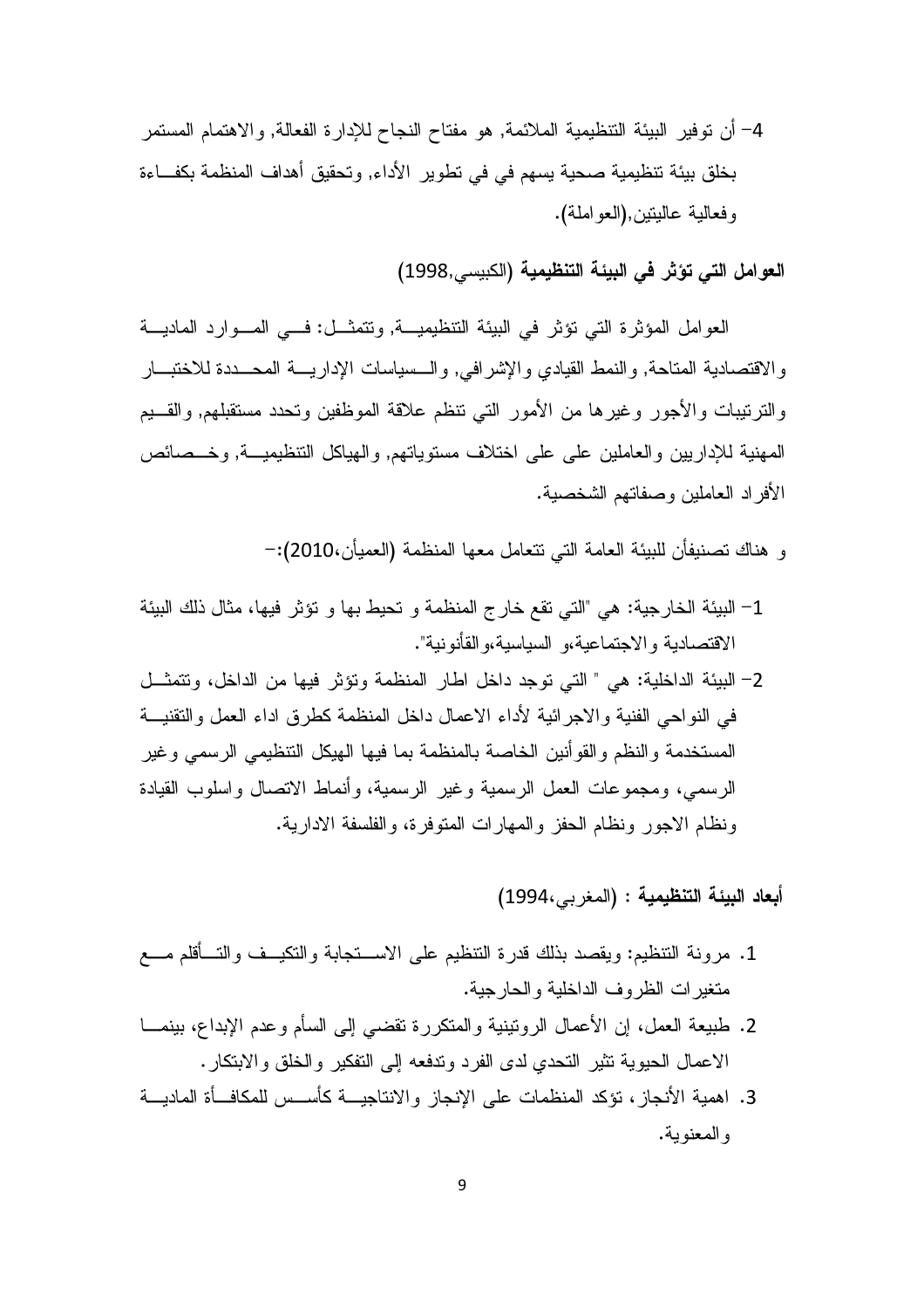4- أن توفير البيئة التنظيمية الملائمة, هو مفتاح النجاح للإدارة الفعالة, والاهتمام المستمر بخلق بيئة تنظيمية صحية يسهم في في تطوير الأداء, وتحقيق أهداف المنظمة بكفاءة وفعالية عاليتين,(العواملة).

**العوامل التي تؤثر في البيئة التنظيمية** (الكبيسي,1998)

العوامل المؤثرة التي تؤثر في البيئة التنظيمية, وتتمثل: في الموارد المادية والاقتصادية المتاحة, والنمط القيادي والإشرافي, والسياسات الإدارية المحددة للاختبار والترتيبات والأجور وغيرها من الأمور التي تنظم علاقة الموظفين وتحدد مستقبلهم, والقيم المهنية للإداريين والعاملين على على اختلاف مستوياتهم, والهياكل التنظيمية, وخصائص الأفراد العاملين وصفاتهم الشخصية.

و هناك تصنيفأن للبيئة العامة التي تتعامل معها المنظمة (العميأن،2010):-

1- البيئة الخارجية: هي "التي تقع خارج المنظمة و تحيط بها و تؤثر فيها، مثال ذلك البيئة الاقتصادية والاجتماعية،و السياسية،والقأنونية".

2- البيئة الداخلية: هي " التي توجد داخل اطار المنظمة وتؤثر فيها من الداخل، وتتمثل في النواحي الفنية والاجرائية لأداء الاعمال داخل المنظمة كطرق اداء العمل والتقنية المستخدمة والنظم والقوأنين الخاصة بالمنظمة بما فيها الهيكل التنظيمي الرسمي وغير الرسمي، ومجموعات العمل الرسمية وغير الرسمية، وأنماط الاتصال واسلوب القيادة ونظام الاجور ونظام الحفز والمهارات المتوفرة، والفلسفة الادارية.

**أبعاد البيئة التنظيمية** : (المغربي،1994)

1. مرونة التنظيم: ويقصد بذلك قدرة التنظيم على الاستجابة والتكيف والتأقلم مع متغيرات الظروف الداخلية والحارجية.
2. طبيعة العمل، إن الأعمال الروتينية والمتكررة تقضي إلى السأم وعدم الإبداع، بينما الاعمال الحيوية تثير التحدي لدى الفرد وتدفعه إلى التفكير والخلق والابتكار.
3. اهمية الأنجاز، تؤكد المنظمات على الإنجاز والانتاجية كأسس للمكافأة المادية والمعنوية.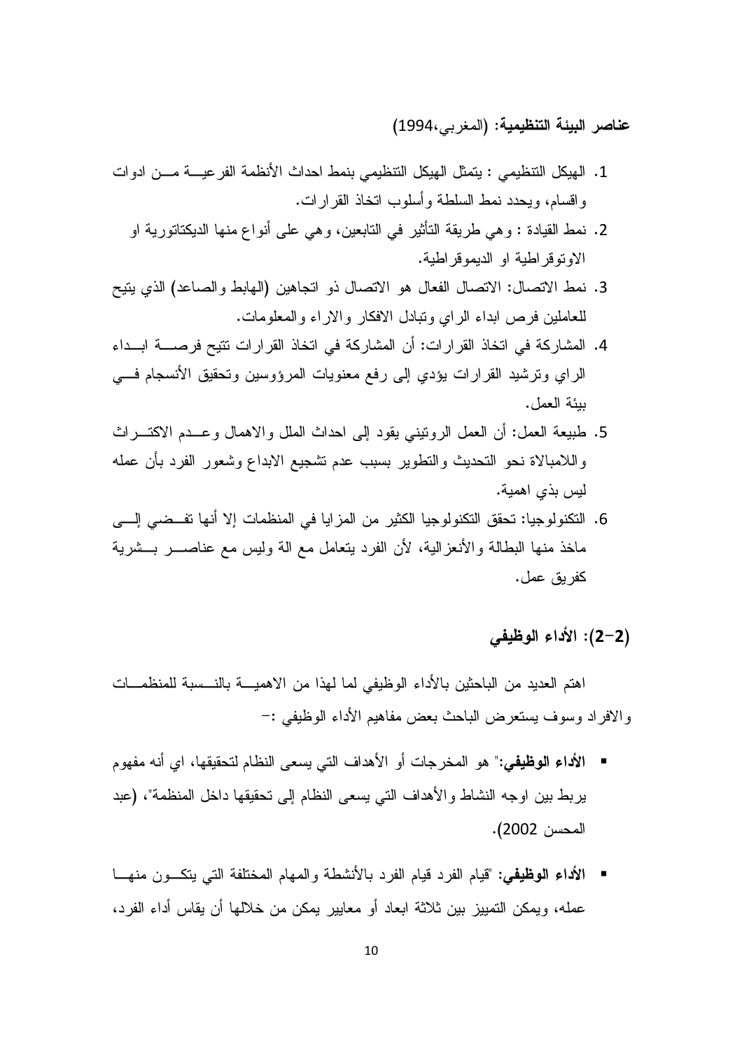**عناصر البيئة التنظيمية:** (المغربي،1994)

1. الهيكل التنظيمي : يتمثل الهيكل التنظيمي بنمط احداث الأنظمة الفرعية من ادوات واقسام، ويحدد نمط السلطة وأسلوب اتخاذ القرارات.
2. نمط القيادة : وهي طريقة التأثير في التابعين، وهي على أنواع منها الديكتاتورية او الاوتوقراطية او الديموقراطية.
3. نمط الاتصال: الاتصال الفعال هو الاتصال ذو اتجاهين (الهابط والصاعد) الذي يتيح للعاملين فرص ابداء الراي وتبادل الافكار والاراء والمعلومات.
4. المشاركة في اتخاذ القرارات: أن المشاركة في اتخاذ القرارات تتيح فرصة ابداء الراي وترشيد القرارات يؤدي إلى رفع معنويات المرؤوسين وتحقيق الأنسجام في بيئة العمل.
5. طبيعة العمل: أن العمل الروتيني يقود إلى احداث الملل والاهمال وعدم الاكتراث واللامبالاة نحو التحديث والتطوير بسبب عدم تشجيع الابداع وشعور الفرد بأن عمله ليس بذي اهمية.
6. التكنولوجيا: تحقق التكنولوجيا الكثير من المزايا في المنظمات إلا أنها تفضي إلى ماخذ منها البطالة والأنعزالية، لأن الفرد يتعامل مع الة وليس مع عناصر بشرية كفريق عمل.

## (2-2): الأداء الوظيفي

اهتم العديد من الباحثين بالأداء الوظيفي لما لهذا من الاهمية بالنسبة للمنظمات والافراد وسوف يستعرض الباحث بعض مفاهيم الأداء الوظيفي :-

- **الأداء الوظيفي:**" هو المخرجات أو الأهداف التي يسعى النظام لتحقيقها، اي أنه مفهوم يربط بين اوجه النشاط والأهداف التي يسعى النظام إلى تحقيقها داخل المنظمة"، (عبد المحسن 2002).
- **الأداء الوظيفي:** "قيام الفرد قيام الفرد بالأنشطة والمهام المختلفة التي يتكون منها عمله، ويمكن التمييز بين ثلاثة ابعاد أو معايير يمكن من خلالها أن يقاس أداء الفرد،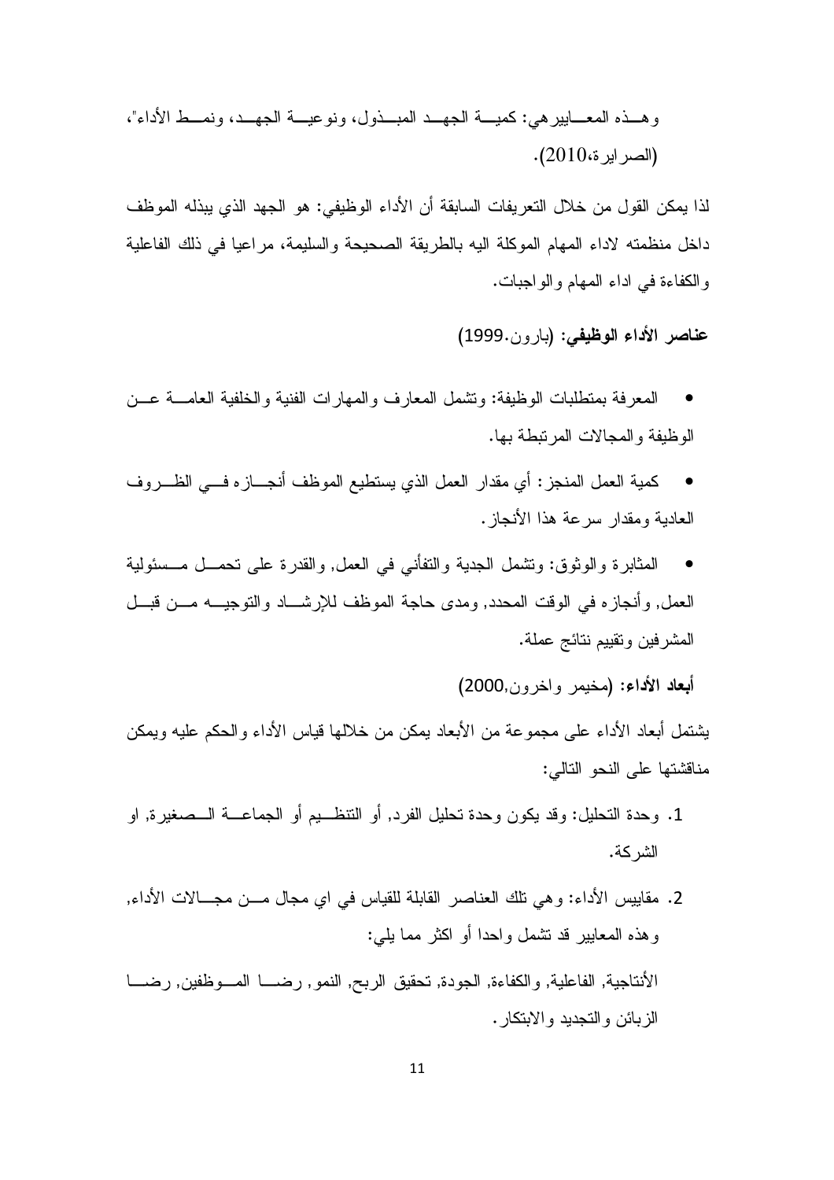وهذه المعايير هي: كمية الجهد المبذول، ونوعية الجهد، ونمط الأداء"، (الصرايرة،2010).

لذا يمكن القول من خلال التعريفات السابقة أن الأداء الوظيفي: هو الجهد الذي يبذله الموظف داخل منظمته لاداء المهام الموكلة اليه بالطريقة الصحيحة والسليمة، مراعيا في ذلك الفاعلية والكفاءة في اداء المهام والواجبات.

**عناصر الأداء الوظيفي:** (بارون.1999)

- المعرفة بمتطلبات الوظيفة: وتشمل المعارف والمهارات الفنية والخلفية العامة عن الوظيفة والمجالات المرتبطة بها.
- كمية العمل المنجز: أي مقدار العمل الذي يستطيع الموظف أنجازه في الظروف العادية ومقدار سرعة هذا الأنجاز.
- المثابرة والوثوق: وتشمل الجدية والتفأني في العمل, والقدرة على تحمل مسئولية العمل, وأنجازه في الوقت المحدد, ومدى حاجة الموظف للإرشاد والتوجيه من قبل المشرفين وتقييم نتائج عملة.

**أبعاد الأداء:** (مخيمر واخرون,2000)

يشتمل أبعاد الأداء على مجموعة من الأبعاد يمكن من خلالها قياس الأداء والحكم عليه ويمكن مناقشتها على النحو التالي:

1. وحدة التحليل: وقد يكون وحدة تحليل الفرد, أو التنظيم أو الجماعة الصغيرة, او الشركة.
2. مقاييس الأداء: وهي تلك العناصر القابلة للقياس في اي مجال من مجالات الأداء, وهذه المعايير قد تشمل واحدا أو اكثر مما يلي:

   الأنتاجية, الفاعلية, والكفاءة, الجودة, تحقيق الربح, النمو, رضا الموظفين, رضا الزبائن والتجديد والابتكار.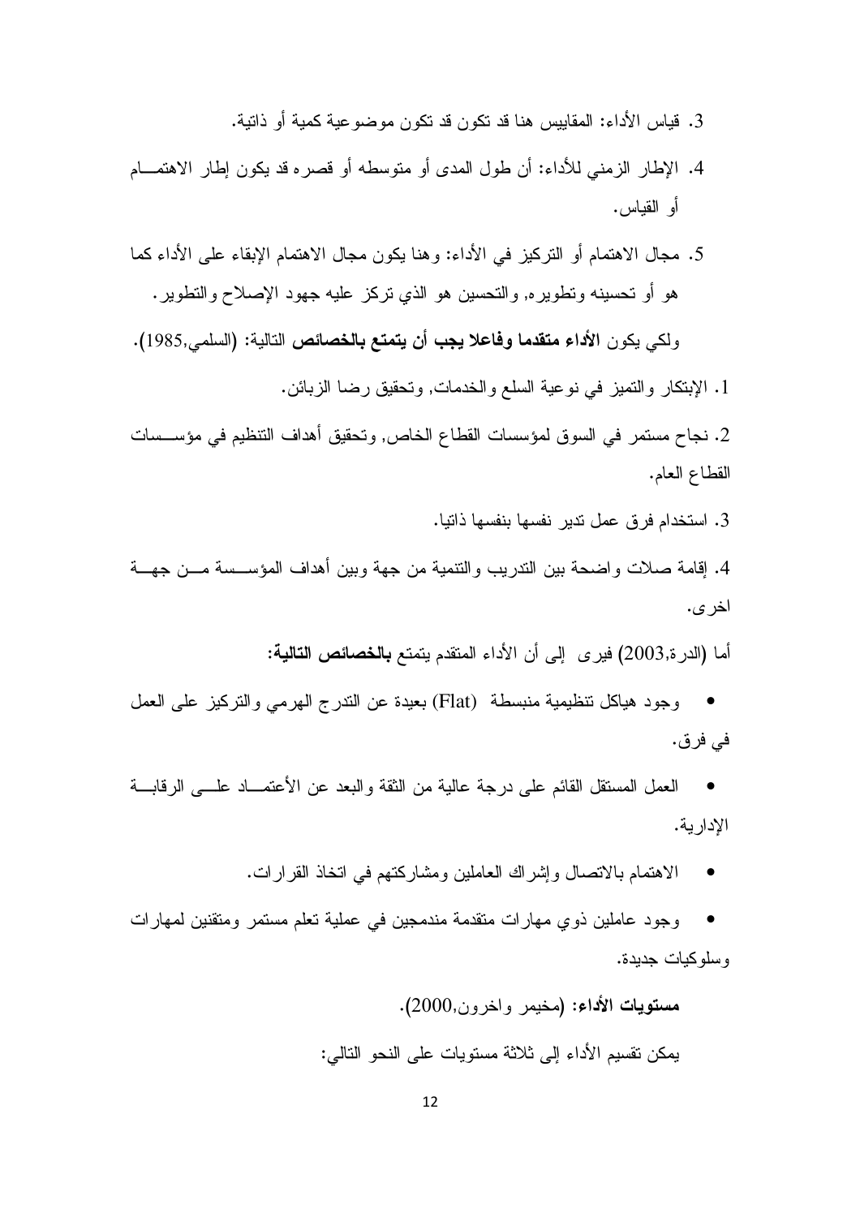3. قياس الأداء: المقاييس هنا قد تكون قد تكون موضوعية كمية أو ذاتية.

4. الإطار الزمني للأداء: أن طول المدى أو متوسطه أو قصره قد يكون إطار الاهتمام أو القياس.

5. مجال الاهتمام أو التركيز في الأداء: وهنا يكون مجال الاهتمام الإبقاء على الأداء كما هو أو تحسينه وتطويره, والتحسين هو الذي تركز عليه جهود الإصلاح والتطوير.

ولكي يكون **الأداء متقدما وفاعلا يجب أن يتمتع بالخصائص** التالية: (السلمي,1985).

1. الإبتكار والتميز في نوعية السلع والخدمات, وتحقيق رضا الزبائن.

2. نجاح مستمر في السوق لمؤسسات القطاع الخاص, وتحقيق أهداف التنظيم في مؤسسات القطاع العام.

3. استخدام فرق عمل تدير نفسها بنفسها ذاتيا.

4. إقامة صلات واضحة بين التدريب والتنمية من جهة وبين أهداف المؤسسة من جهة اخرى.

أما (الدرة,2003) فيرى إلى أن الأداء المتقدم يتمتع **بالخصائص التالية:**

- وجود هياكل تنظيمية منبسطة (Flat) بعيدة عن التدرج الهرمي والتركيز على العمل في فرق.
- العمل المستقل القائم على درجة عالية من الثقة والبعد عن الأعتماد على الرقابة الإدارية.
- الاهتمام بالاتصال وإشراك العاملين ومشاركتهم في اتخاذ القرارات.
- وجود عاملين ذوي مهارات متقدمة مندمجين في عملية تعلم مستمر ومتقنين لمهارات وسلوكيات جديدة.

**مستويات الأداء:** (مخيمر واخرون,2000).

يمكن تقسيم الأداء إلى ثلاثة مستويات على النحو التالي: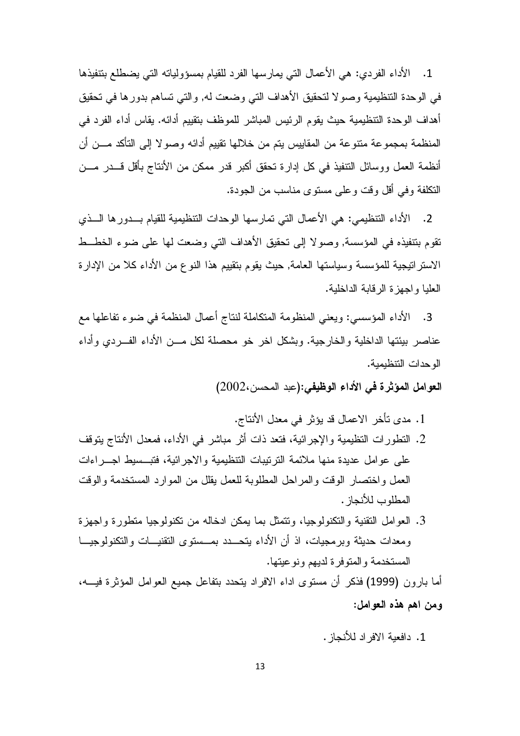1. الأداء الفردي: هي الأعمال التي يمارسها الفرد للقيام بمسؤولياته التي يضطلع بتنفيذها في الوحدة التنظيمية وصولا لتحقيق الأهداف التي وضعت له, والتي تساهم بدورها في تحقيق أهداف الوحدة التنظيمية حيث يقوم الرئيس المباشر للموظف بتقييم أدائه. يقاس أداء الفرد في المنظمة بمجموعة متنوعة من المقاييس يتم من خلالها تقييم أدائه وصولا إلى التأكد من أن أنظمة العمل ووسائل التنفيذ في كل إدارة تحقق أكبر قدر ممكن من الأنتاج بأقل قدر من التكلفة وفي أقل وقت وعلى مستوى مناسب من الجودة.

2. الأداء التنظيمي: هي الأعمال التي تمارسها الوحدات التنظيمية للقيام بدورها الذي تقوم بتنفيذه في المؤسسة, وصولا إلى تحقيق الأهداف التي وضعت لها على ضوء الخطط الاستراتيجية للمؤسسة وسياستها العامة, حيث يقوم بتقييم هذا النوع من الأداء كلا من الإدارة العليا واجهزة الرقابة الداخلية.

3. الأداء المؤسسي: ويعني المنظومة المتكاملة لنتاج أعمال المنظمة في ضوء تفاعلها مع عناصر بيئتها الداخلية والخارجية. وبشكل اخر خو محصلة لكل من الأداء الفردي وأداء الوحدات التنظيمية.

**العوامل المؤثرة في الأداء الوظيفي:**(عبد المحسن،2002)

1. مدى تأخر الاعمال قد يؤثر في معدل الأنتاج.
2. التطورات التظيمية والإجرائية، فتعد ذات أثر مباشر في الأداء، فمعدل الأنتاج يتوقف على عوامل عديدة منها ملائمة الترتيبات التنظيمية والاجرائية، فتبسيط اجراءات العمل واختصار الوقت والمراحل المطلوبة للعمل يقلل من الموارد المستخدمة والوقت المطلوب للأنجاز.
3. العوامل التقنية والتكنولوجيا، وتتمثل بما يمكن ادخاله من تكنولوجيا متطورة واجهزة ومعدات حديثة وبرمجيات، اذ أن الأداء يتحدد بمستوى التقنيات والتكنولوجيا المستخدمة والمتوفرة لديهم ونوعيتها.

أما بارون (1999) فذكر أن مستوى اداء الافراد يتحدد بتفاعل جميع العوامل المؤثرة فيه، **ومن اهم هذه العوامل:**

1. دافعية الافراد للأنجاز.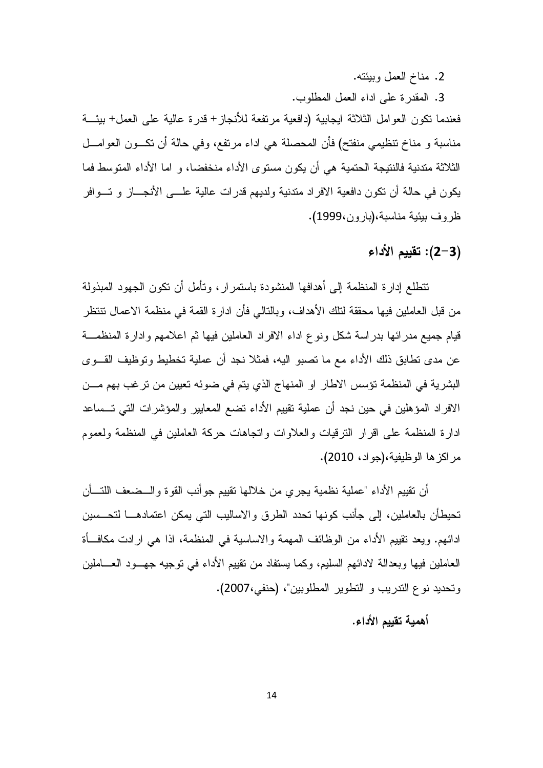2. مناخ العمل وبيئته.

3. المقدرة على اداء العمل المطلوب.

فعندما تكون العوامل الثلاثة ايجابية (دافعية مرتفعة للأنجاز+ قدرة عالية على العمل+ بيئة مناسبة و مناخ تنظيمي منفتح) فأن المحصلة هي اداء مرتفع، وفي حالة أن تكون العوامل الثلاثة متدنية فالنتيجة الحتمية هي أن يكون مستوى الأداء منخفضا، و اما الأداء المتوسط فما يكون في حالة أن تكون دافعية الافراد متدنية ولديهم قدرات عالية على الأنجاز و توافر ظروف بيئية مناسبة،(بارون،1999).

## (2-3): تقييم الأداء

تتطلع إدارة المنظمة إلى أهدافها المنشودة باستمرار، وتأمل أن تكون الجهود المبذولة من قبل العاملين فيها محققة لتلك الأهداف، وبالتالي فأن ادارة القمة في منظمة الاعمال تنتظر قيام جميع مدرائها بدراسة شكل ونوع اداء الافراد العاملين فيها ثم اعلامهم وادارة المنظمة عن مدى تطابق ذلك الأداء مع ما تصبو اليه، فمثلا نجد أن عملية تخطيط وتوظيف القوى البشرية في المنظمة تؤسس الاطار او المنهاج الذي يتم في ضوئه تعيين من ترغب بهم من الافراد المؤهلين في حين نجد أن عملية تقييم الأداء تضع المعايير والمؤشرات التي تساعد ادارة المنظمة على اقرار الترقيات والعلاوات واتجاهات حركة العاملين في المنظمة ولعموم مراكزها الوظيفية،(جواد، 2010).

أن تقييم الأداء "عملية نظمية يجري من خلالها تقييم جوأنب القوة والضعف اللتأن تحيطأن بالعاملين، إلى جأنب كونها تحدد الطرق والاساليب التي يمكن اعتمادها لتحسين ادائهم. ويعد تقييم الأداء من الوظائف المهمة والاساسية في المنظمة، اذا هي ارادت مكافأة العاملين فيها وبعدالة لادائهم السليم، وكما يستفاد من تقييم الأداء في توجيه جهود العاملين وتحديد نوع التدريب و التطوير المطلوبين"، (حنفي،2007).

**أهمية تقييم الأداء.**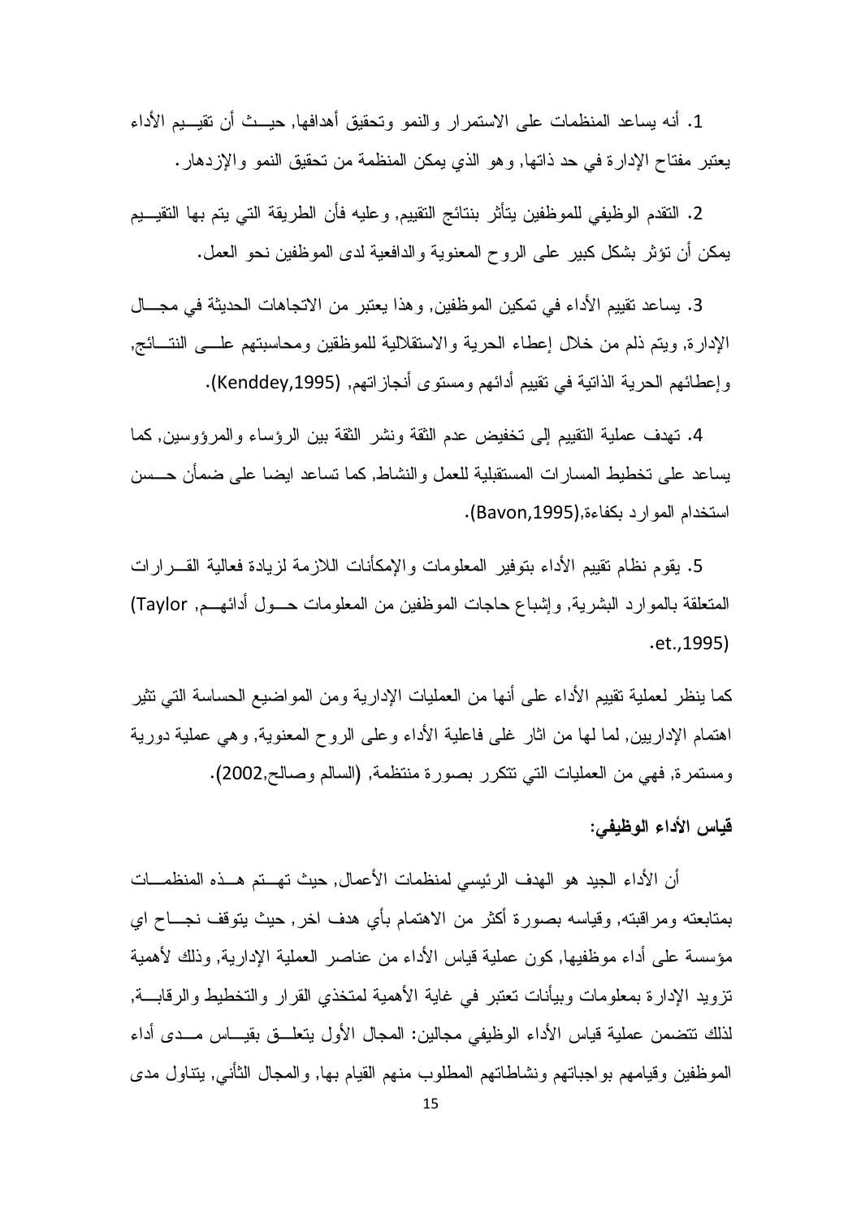1. أنه يساعد المنظمات على الاستمرار والنمو وتحقيق أهدافها, حيــث أن تقيــيم الأداء يعتبر مفتاح الإدارة في حد ذاتها, وهو الذي يمكن المنظمة من تحقيق النمو والإزدهار.

2. التقدم الوظيفي للموظفين يتأثر بنتائج التقييم, وعليه فأن الطريقة التي يتم بها التقيــيم يمكن أن تؤثر بشكل كبير على الروح المعنوية والدافعية لدى الموظفين نحو العمل.

3. يساعد تقييم الأداء في تمكين الموظفين, وهذا يعتبر من الاتجاهات الحديثة في مجــال الإدارة, ويتم ذلم من خلال إعطاء الحرية والاستقلالية للموظقين ومحاسبتهم علــى النتــائج, وإعطائهم الحرية الذاتية في تقييم أدائهم ومستوى أنجازاتهم, (Kenddey,1995).

4. تهدف عملية التقييم إلى تخفيض عدم الثقة ونشر الثقة بين الرؤساء والمرؤوسين, كما يساعد على تخطيط المسارات المستقبلية للعمل والنشاط, كما تساعد ايضا على ضمأن حــسن استخدام الموارد بكفاءة,(Bavon,1995).

5. يقوم نظام تقييم الأداء بتوفير المعلومات والإمكأنات اللازمة لزيادة فعالية القــرارات المتعلقة بالموارد البشرية, وإشباع حاجات الموظفين من المعلومات حــول أدائهــم, (Taylor et.,1995).

كما ينظر لعملية تقييم الأداء على أنها من العمليات الإدارية ومن المواضيع الحساسة التي تثير اهتمام الإداريين, لما لها من اثار غلى فاعلية الأداء وعلى الروح المعنوية, وهي عملية دورية ومستمرة, فهي من العمليات التي تتكرر بصورة منتظمة, (السالم وصالح,2002).

**قياس الأداء الوظيفي:**

أن الأداء الجيد هو الهدف الرئيسي لمنظمات الأعمال, حيث تهــتم هــذه المنظمــات بمتابعته ومراقبته, وقياسه بصورة أكثر من الاهتمام بأي هدف اخر, حيث يتوقف نجــاح اي مؤسسة على أداء موظفيها, كون عملية قياس الأداء من عناصر العملية الإدارية, وذلك لأهمية تزويد الإدارة بمعلومات وبيأنات تعتبر في غاية الأهمية لمتخذي القرار والتخطيط والرقابــة, لذلك تتضمن عملية قياس الأداء الوظيفي مجالين: المجال الأول يتعلــق بقيــاس مــدى أداء الموظفين وقيامهم بواجباتهم ونشاطاتهم المطلوب منهم القيام بها, والمجال الثأني, يتناول مدى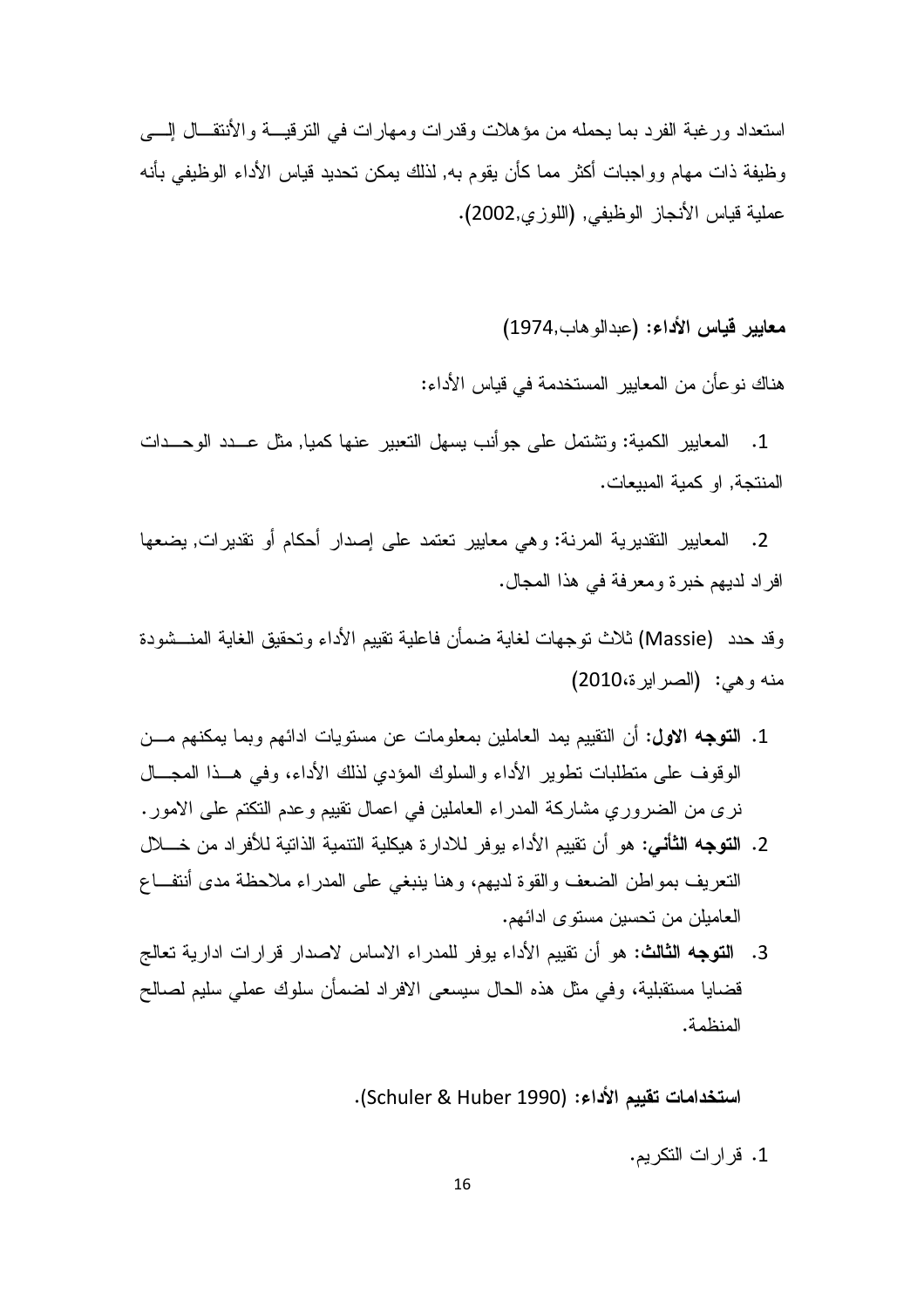استعداد ورغبة الفرد بما يحمله من مؤهلات وقدرات ومهارات في الترقيـــة والأنتقـــال إلـــى وظيفة ذات مهام وواجبات أكثر مما كأن يقوم به, لذلك يمكن تحديد قياس الأداء الوظيفي بأنه عملية قياس الأنجاز الوظيفي, (اللوزي,2002).

**معايير قياس الأداء:** (عبدالوهاب,1974)

هناك نوعأن من المعايير المستخدمة في قياس الأداء:

1. المعايير الكمية: وتشتمل على جوأنب يسهل التعبير عنها كميا, مثل عـــدد الوحـــدات المنتجة, او كمية المبيعات.

2. المعايير التقديرية المرنة: وهي معايير تعتمد على إصدار أحكام أو تقديرات, يضعها افراد لديهم خبرة ومعرفة في هذا المجال.

وقد حدد (Massie) ثلاث توجهات لغاية ضمأن فاعلية تقييم الأداء وتحقيق الغاية المنـــشودة منه وهي: (الصرايرة،2010)

1. **التوجه الاول:** أن التقييم يمد العاملين بمعلومات عن مستويات ادائهم وبما يمكنهم مـــن الوقوف على متطلبات تطوير الأداء والسلوك المؤدي لذلك الأداء، وفي هـــذا المجـــال نرى من الضروري مشاركة المدراء العاملين في اعمال تقييم وعدم التكتم على الامور.
2. **التوجه الثأني:** هو أن تقييم الأداء يوفر للادارة هيكلية التنمية الذاتية للأفراد من خـــلال التعريف بمواطن الضعف والقوة لديهم، وهنا ينبغي على المدراء ملاحظة مدى أنتفـــاع العاميلن من تحسين مستوى ادائهم.
3. **التوجه الثالث:** هو أن تقييم الأداء يوفر للمدراء الاساس لاصدار قرارات ادارية تعالج قضايا مستقبلية، وفي مثل هذه الحال سيسعى الافراد لضمأن سلوك عملي سليم لصالح المنظمة.

**استخدامات تقييم الأداء:** (Schuler & Huber 1990).

1. قرارات التكريم.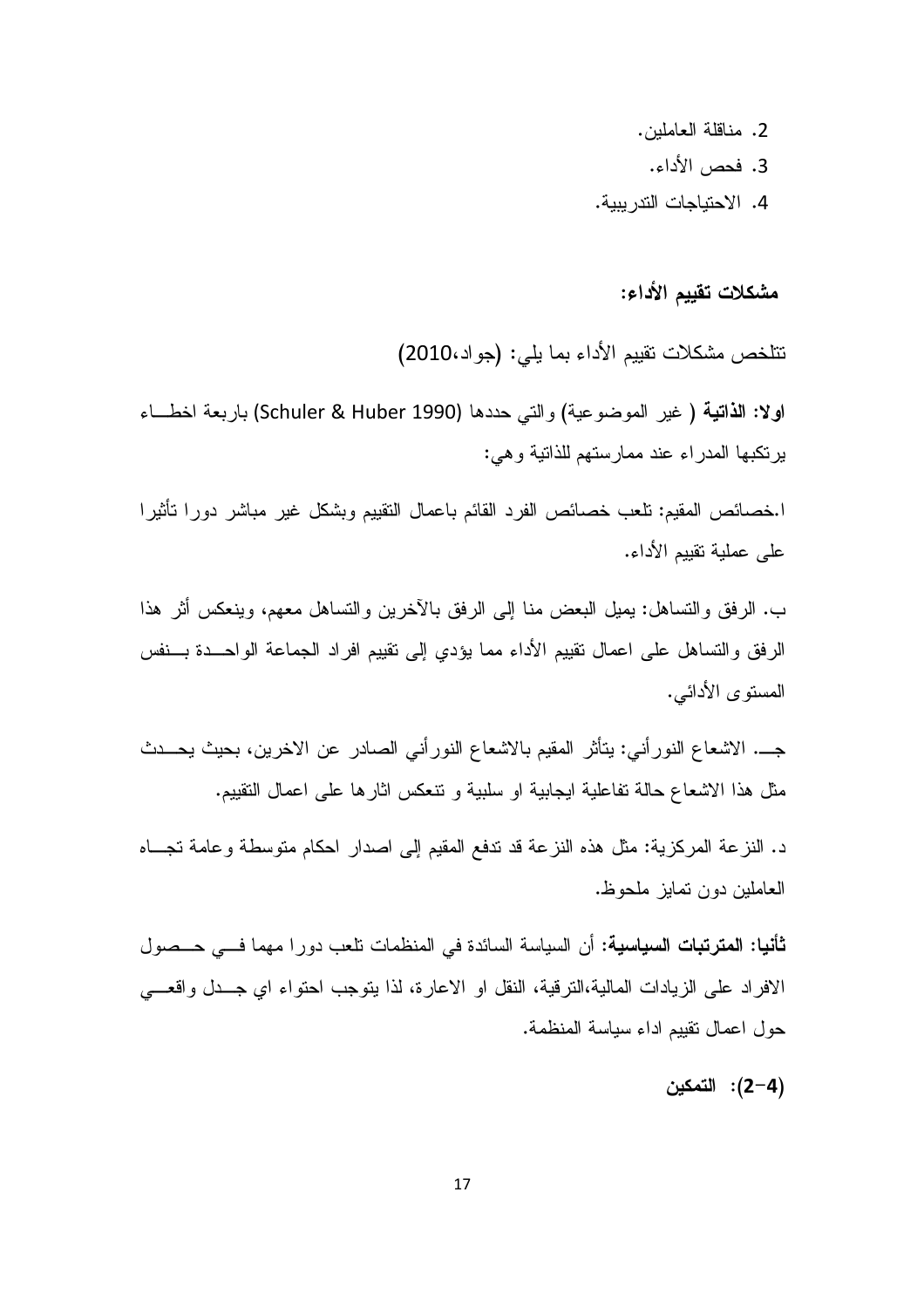2. مناقلة العاملين.
3. فحص الأداء.
4. الاحتياجات التدريبية.

**مشكلات تقييم الأداء:**

تتلخص مشكلات تقييم الأداء بما يلي: (جواد،2010)

**اولا: الذاتية** ( غير الموضوعية) والتي حددها (Schuler & Huber 1990) باربعة اخطاء يرتكبها المدراء عند ممارستهم للذاتية وهي:

ا.خصائص المقيم: تلعب خصائص الفرد القائم باعمال التقييم وبشكل غير مباشر دورا تأثيرا على عملية تقييم الأداء.

ب. الرفق والتساهل: يميل البعض منا إلى الرفق بالآخرين والتساهل معهم، وينعكس أثر هذا الرفق والتساهل على اعمال تقييم الأداء مما يؤدي إلى تقييم افراد الجماعة الواحدة بنفس المستوى الأدائي.

جـ. الاشعاع النورأني: يتأثر المقيم بالاشعاع النورأني الصادر عن الاخرين، بحيث يحدث مثل هذا الاشعاع حالة تفاعلية ايجابية او سلبية و تنعكس اثارها على اعمال التقييم.

د. النزعة المركزية: مثل هذه النزعة قد تدفع المقيم إلى اصدار احكام متوسطة وعامة تجاه العاملين دون تمايز ملحوظ.

**ثأنيا: المترتبات السياسية:** أن السياسة السائدة في المنظمات تلعب دورا مهما في حصول الافراد على الزيادات المالية،الترقية، النقل او الاعارة، لذا يتوجب احتواء اي جدل واقعي حول اعمال تقييم اداء سياسة المنظمة.

**(2-4): التمكين**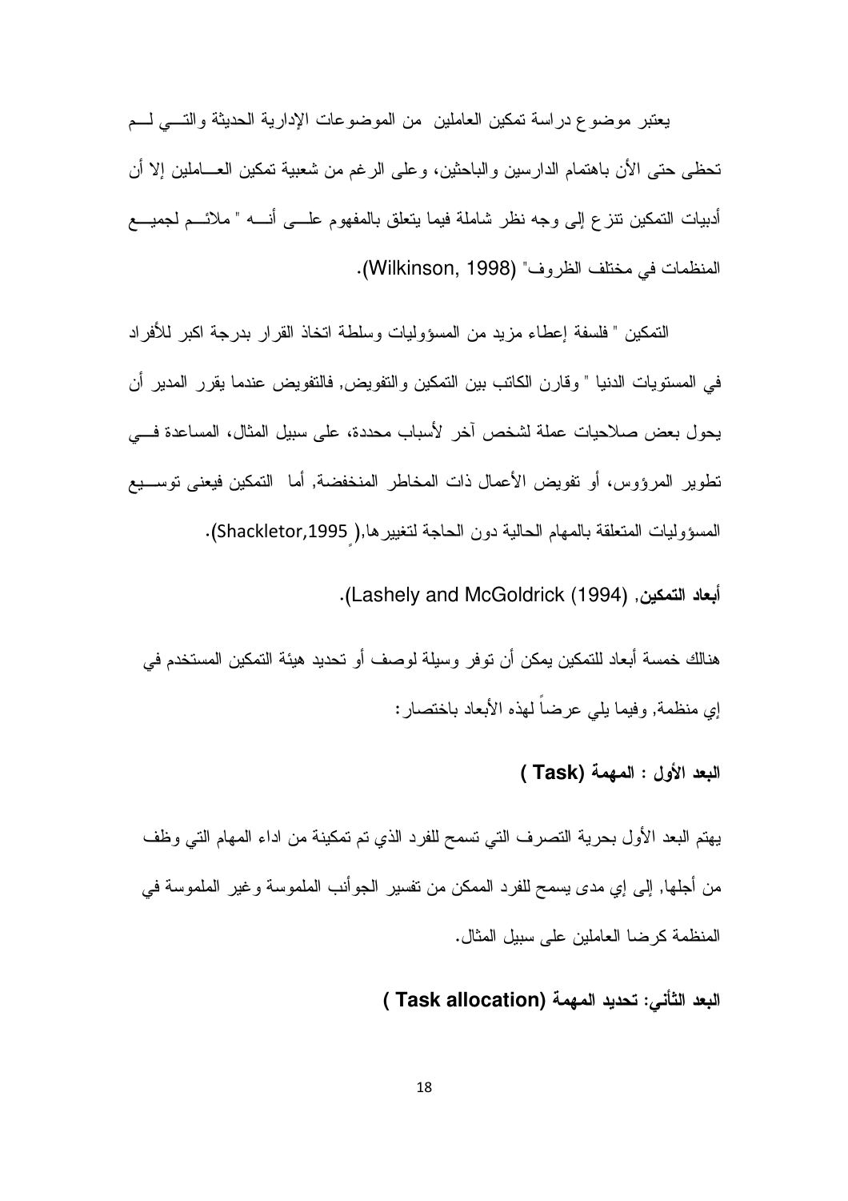يعتبر موضوع دراسة تمكين العاملين من الموضوعات الإدارية الحديثة والتي لم تحظى حتى الأن باهتمام الدارسين والباحثين، وعلى الرغم من شعبية تمكين العاملين إلا أن أدبيات التمكين تنزع إلى وجه نظر شاملة فيما يتعلق بالمفهوم على أنه " ملائم لجميع المنظمات في مختلف الظروف" (Wilkinson, 1998).

التمكين " فلسفة إعطاء مزيد من المسؤوليات وسلطة اتخاذ القرار بدرجة اكبر للأفراد في المستويات الدنيا " وقارن الكاتب بين التمكين والتفويض, فالتفويض عندما يقرر المدير أن يحول بعض صلاحيات عملة لشخص آخر لأسباب محددة، على سبيل المثال، المساعدة في تطوير المرؤوس، أو تفويض الأعمال ذات المخاطر المنخفضة, أما التمكين فيعنى توسيع المسؤوليات المتعلقة بالمهام الحالية دون الحاجة لتغييرها,( Shackletor,1995).

**أبعاد التمكين**, (Lashely and McGoldrick (1994).

هنالك خمسة أبعاد للتمكين يمكن أن توفر وسيلة لوصف أو تحديد هيئة التمكين المستخدم في إي منظمة, وفيما يلي عرضاً لهذه الأبعاد باختصار:

**البعد الأول : المهمة (Task )**

يهتم البعد الأول بحرية التصرف التي تسمح للفرد الذي تم تمكينة من اداء المهام التي وظف من أجلها, إلى إي مدى يسمح للفرد الممكن من تفسير الجوأنب الملموسة وغير الملموسة في المنظمة كرضا العاملين على سبيل المثال.

**البعد الثأني: تحديد المهمة (Task allocation )**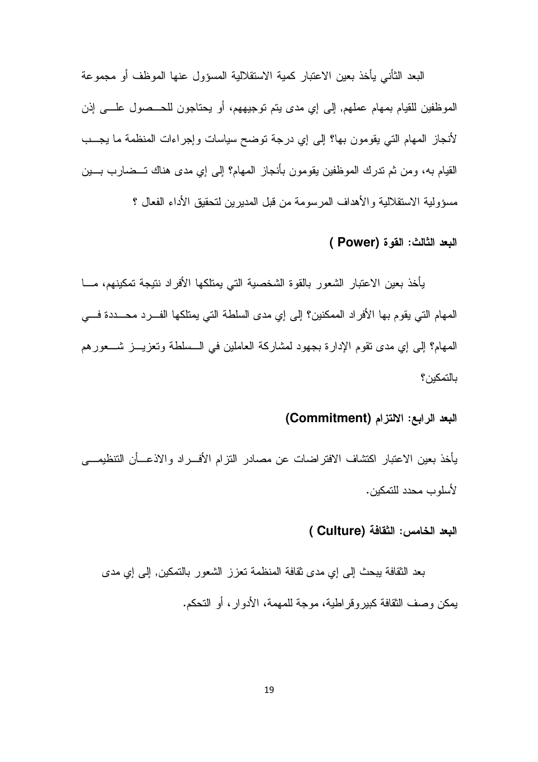البعد الثأني يأخذ بعين الاعتبار كمية الاستقلالية المسؤول عنها الموظف أو مجموعة الموظفين للقيام بمهام عملهم, إلى إي مدى يتم توجيههم، أو يحتاجون للحصول على إذن لأنجاز المهام التي يقومون بها؟ إلى إي درجة توضح سياسات وإجراءات المنظمة ما يجب القيام به، ومن ثم تدرك الموظفين يقومون بأنجاز المهام؟ إلى إي مدى هناك تضارب بين مسؤولية الاستقلالية والأهداف المرسومة من قبل المديرين لتحقيق الأداء الفعال ؟

**البعد الثالث: القوة (Power )**

يأخذ بعين الاعتبار الشعور بالقوة الشخصية التي يمتلكها الأفراد نتيجة تمكينهم، ما المهام التي يقوم بها الأفراد الممكنين؟ إلى إي مدى السلطة التي يمتلكها الفرد محددة في المهام؟ إلى إي مدى تقوم الإدارة بجهود لمشاركة العاملين في السلطة وتعزيز شعورهم بالتمكين؟

**البعد الرابع: الالتزام (Commitment)**

يأخذ بعين الاعتبار اكتشاف الافتراضات عن مصادر التزام الأفراد والاذعأن التنظيمي لأسلوب محدد للتمكين.

**البعد الخامس: الثقافة (Culture )**

بعد الثقافة يبحث إلى إي مدى ثقافة المنظمة تعزز الشعور بالتمكين, إلى إي مدى يمكن وصف الثقافة كبيروقراطية، موجة للمهمة، الأدوار، أو التحكم.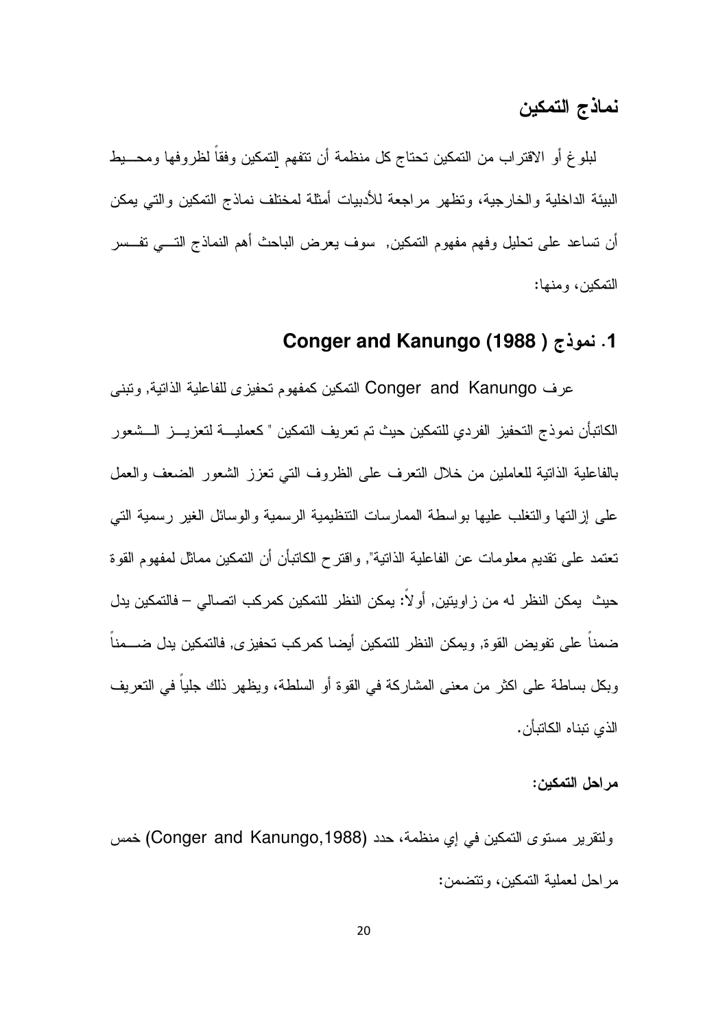## نماذج التمكين

لبلوغ أو الاقتراب من التمكين تحتاج كل منظمة أن تتفهم التمكين وفقاً لظروفها ومحيط البيئة الداخلية والخارجية، وتظهر مراجعة للأدبيات أمثلة لمختلف نماذج التمكين والتي يمكن أن تساعد على تحليل وفهم مفهوم التمكين, سوف يعرض الباحث أهم النماذج التي تفسر التمكين، ومنها:

### 1. نموذج ( Conger and Kanungo (1988

عرف Conger and Kanungo التمكين كمفهوم تحفيزى للفاعلية الذاتية, وتبنى الكاتبأن نموذج التحفيز الفردي للتمكين حيث تم تعريف التمكين " كعملية لتعزيز الشعور بالفاعلية الذاتية للعاملين من خلال التعرف على الظروف التي تعزز الشعور الضعف والعمل على إزالتها والتغلب عليها بواسطة الممارسات التنظيمية الرسمية والوسائل الغير رسمية التي تعتمد على تقديم معلومات عن الفاعلية الذاتية", واقترح الكاتبأن أن التمكين مماثل لمفهوم القوة حيث يمكن النظر له من زاويتين, أولاً: يمكن النظر للتمكين كمركب اتصالي – فالتمكين يدل ضمناً على تفويض القوة, ويمكن النظر للتمكين أيضا كمركب تحفيزى, فالتمكين يدل ضمناً وبكل بساطة على اكثر من معنى المشاركة في القوة أو السلطة، ويظهر ذلك جلياً في التعريف الذي تبناه الكاتبأن.

**مراحل التمكين:**

ولتقرير مستوى التمكين في إي منظمة، حدد (Conger and Kanungo,1988) خمس مراحل لعملية التمكين، وتتضمن: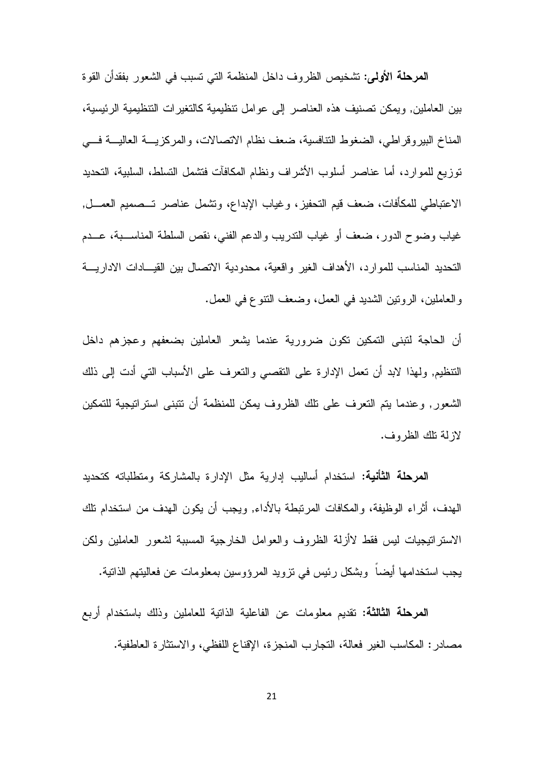**المرحلة الأولى:** تشخيص الظروف داخل المنظمة التي تسبب في الشعور بفقدأن القوة بين العاملين, ويمكن تصنيف هذه العناصر إلى عوامل تنظيمية كالتغيرات التنظيمية الرئيسية، المناخ البيروقراطي، الضغوط التنافسية، ضعف نظام الاتصالات، والمركزية العالية في توزيع للموارد، أما عناصر أسلوب الأشراف ونظام المكافآت فتشمل التسلط، السلبية، التحديد الاعتباطي للمكأفات، ضعف قيم التحفيز، وغياب الإبداع، وتشمل عناصر تصميم العمل, غياب وضوح الدور، ضعف أو غياب التدريب والدعم الفني، نقص السلطة المناسبة، عدم التحديد المناسب للموارد، الأهداف الغير واقعية، محدودية الاتصال بين القيادات الادارية والعاملين، الروتين الشديد في العمل، وضعف التنوع في العمل.

أن الحاجة لتبنى التمكين تكون ضرورية عندما يشعر العاملين بضعفهم وعجزهم داخل التنظيم, ولهذا لابد أن تعمل الإدارة على التقصي والتعرف على الأسباب التي أدت إلى ذلك الشعور, وعندما يتم التعرف على تلك الظروف يمكن للمنظمة أن تتبنى استراتيجية للتمكين لازلة تلك الظروف.

**المرحلة الثأنية:** استخدام أساليب إدارية مثل الإدارة بالمشاركة ومتطلباته كتحديد الهدف، أثراء الوظيفة، والمكافات المرتبطة بالأداء, ويجب أن يكون الهدف من استخدام تلك الاستراتيجيات ليس فقط لأزلة الظروف والعوامل الخارجية المسببة لشعور العاملين ولكن يجب استخدامها أيضاً وبشكل رئيس في تزويد المرؤوسين بمعلومات عن فعاليتهم الذاتية.

**المرحلة الثالثة:** تقديم معلومات عن الفاعلية الذاتية للعاملين وذلك باستخدام أربع مصادر: المكاسب الغير فعالة، التجارب المنجزة، الإقناع اللفظي، والاستثارة العاطفية.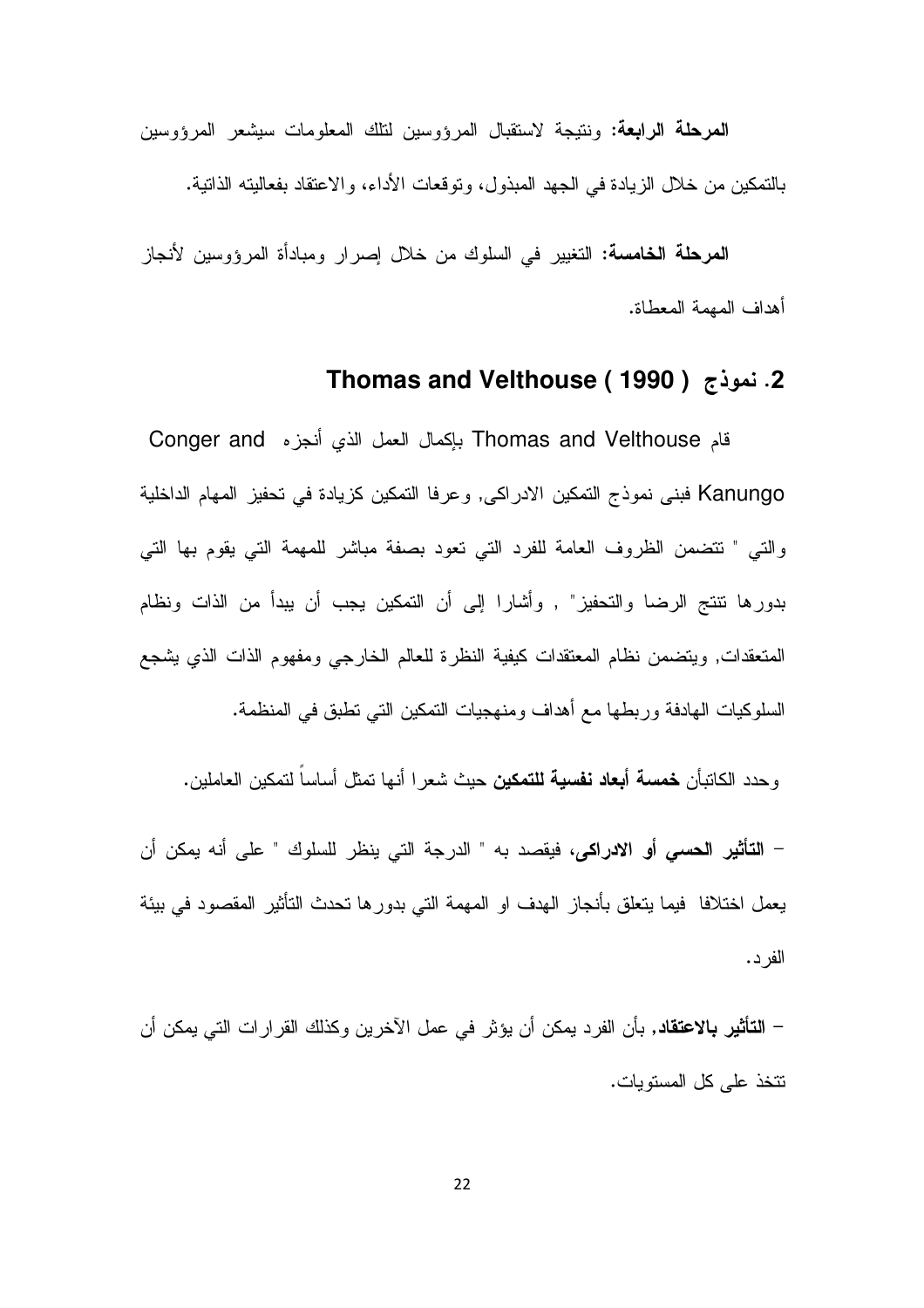**المرحلة الرابعة:** ونتيجة لاستقبال المرؤوسين لتلك المعلومات سيشعر المرؤوسين بالتمكين من خلال الزيادة في الجهد المبذول، وتوقعات الأداء، والاعتقاد بفعاليته الذاتية.

**المرحلة الخامسة:** التغيير في السلوك من خلال إصرار ومبادأة المرؤوسين لأنجاز أهداف المهمة المعطاة.

## 2. نموذج ( Thomas and Velthouse ( 1990

قام Thomas and Velthouse بإكمال العمل الذي أنجزه Conger and Kanungo فبنى نموذج التمكين الادراكى, وعرفا التمكين كزيادة في تحفيز المهام الداخلية والتي " تتضمن الظروف العامة للفرد التي تعود بصفة مباشر للمهمة التي يقوم بها التي بدورها تنتج الرضا والتحفيز" , وأشارا إلى أن التمكين يجب أن يبدأ من الذات ونظام المتعقدات, ويتضمن نظام المعتقدات كيفية النظرة للعالم الخارجي ومفهوم الذات الذي يشجع السلوكيات الهادفة وربطها مع أهداف ومنهجيات التمكين التي تطبق في المنظمة.

وحدد الكاتبأن **خمسة أبعاد نفسية للتمكين** حيث شعرا أنها تمثل أساساً لتمكين العاملين.

– **التأثير الحسي أو الادراكى،** فيقصد به " الدرجة التي ينظر للسلوك " على أنه يمكن أن يعمل اختلافا فيما يتعلق بأنجاز الهدف او المهمة التي بدورها تحدث التأثير المقصود في بيئة الفرد.

– **التأثير بالاعتقاد,** بأن الفرد يمكن أن يؤثر في عمل الآخرين وكذلك القرارات التي يمكن أن تتخذ على كل المستويات.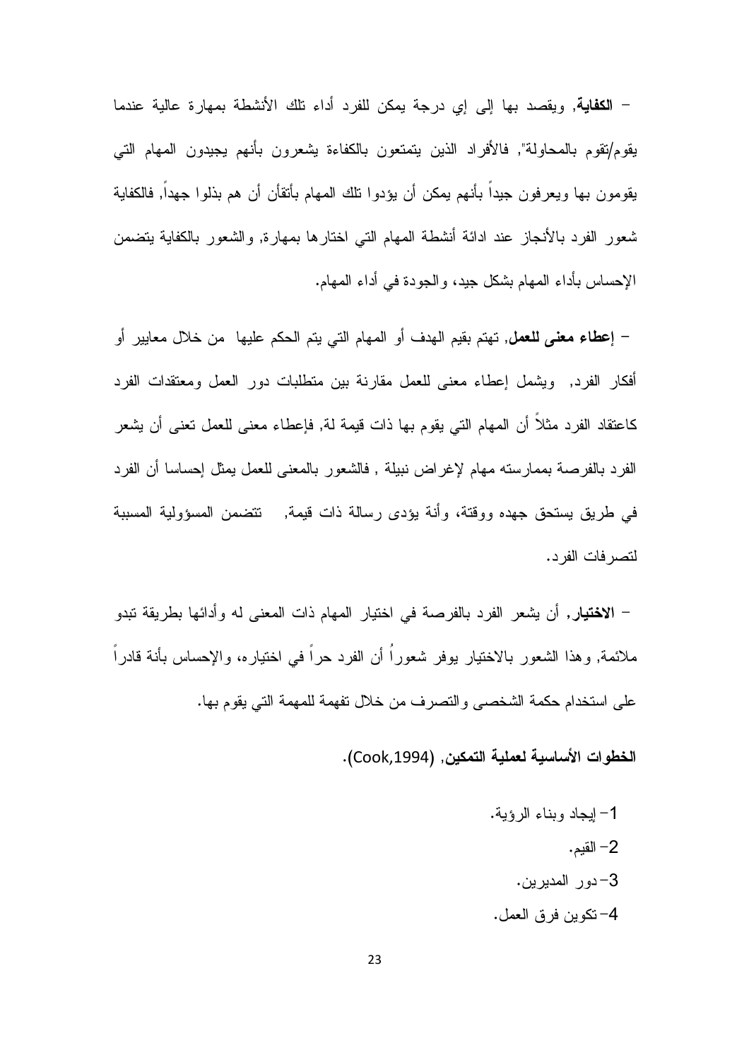- **الكفاية**, ويقصد بها إلى إي درجة يمكن للفرد أداء تلك الأنشطة بمهارة عالية عندما يقوم/تقوم بالمحاولة", فالأفراد الذين يتمتعون بالكفاءة يشعرون بأنهم يجيدون المهام التي يقومون بها ويعرفون جيداً بأنهم يمكن أن يؤدوا تلك المهام بأتقأن أن هم بذلوا جهداً, فالكفاية شعور الفرد بالأنجاز عند ادائة أنشطة المهام التي اختارها بمهارة, والشعور بالكفاية يتضمن الإحساس بأداء المهام بشكل جيد، والجودة في أداء المهام.

- **إعطاء معنى للعمل**, تهتم بقيم الهدف أو المهام التي يتم الحكم عليها من خلال معايير أو أفكار الفرد, ويشمل إعطاء معنى للعمل مقارنة بين متطلبات دور العمل ومعتقدات الفرد كاعتقاد الفرد مثلاً أن المهام التي يقوم بها ذات قيمة لة, فإعطاء معنى للعمل تعنى أن يشعر الفرد بالفرصة بممارسته مهام لإغراض نبيلة , فالشعور بالمعنى للعمل يمثل إحساسا أن الفرد في طريق يستحق جهده ووقتة، وأنة يؤدى رسالة ذات قيمة, تتضمن المسؤولية المسببة لتصرفات الفرد.

- **الاختيار**, أن يشعر الفرد بالفرصة في اختيار المهام ذات المعنى له وأدائها بطريقة تبدو ملائمة, وهذا الشعور بالاختيار يوفر شعوراُ أن الفرد حراً في اختياره، والإحساس بأنة قادراً على استخدام حكمة الشخصى والتصرف من خلال تفهمة للمهمة التي يقوم بها.

**الخطوات الأساسية لعملية التمكين**, (Cook,1994).

1- إيجاد وبناء الرؤية.
2- القيم.
3- دور المديرين.
4- تكوين فرق العمل.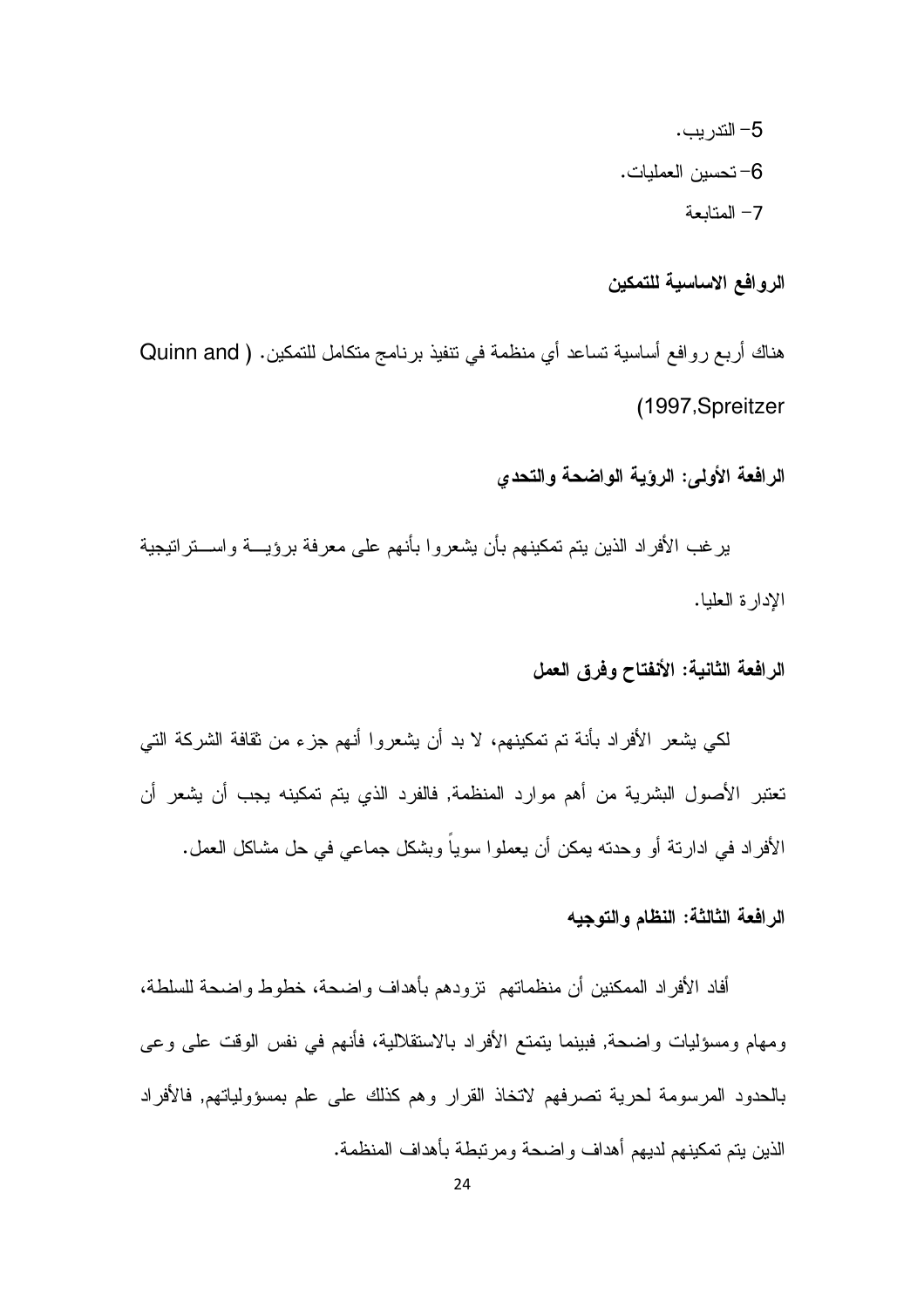5- التدريب.

6- تحسين العمليات.

7- المتابعة

**الروافع الاساسية للتمكين**

هناك أربع روافع أساسية تساعد أي منظمة في تنفيذ برنامج متكامل للتمكين. ( Quinn and 1997,Spreitzer)

**الرافعة الأولى: الرؤية الواضحة والتحدي**

يرغب الأفراد الذين يتم تمكينهم بأن يشعروا بأنهم على معرفة برؤيـــة واســـتراتيجية الإدارة العليا.

**الرافعة الثانية: الأنفتاح وفرق العمل**

لكي يشعر الأفراد بأنة تم تمكينهم، لا بد أن يشعروا أنهم جزء من ثقافة الشركة التي تعتبر الأصول البشرية من أهم موارد المنظمة, فالفرد الذي يتم تمكينه يجب أن يشعر أن الأفراد في ادارتة أو وحدته يمكن أن يعملوا سوياً وبشكل جماعي في حل مشاكل العمل.

**الرافعة الثالثة: النظام والتوجيه**

أفاد الأفراد الممكنين أن منظماتهم تزودهم بأهداف واضحة، خطوط واضحة للسلطة، ومهام ومسؤليات واضحة, فبينما يتمتع الأفراد بالاستقلالية، فأنهم في نفس الوقت على وعى بالحدود المرسومة لحرية تصرفهم لاتخاذ القرار وهم كذلك على علم بمسؤولياتهم, فالأفراد الذين يتم تمكينهم لديهم أهداف واضحة ومرتبطة بأهداف المنظمة.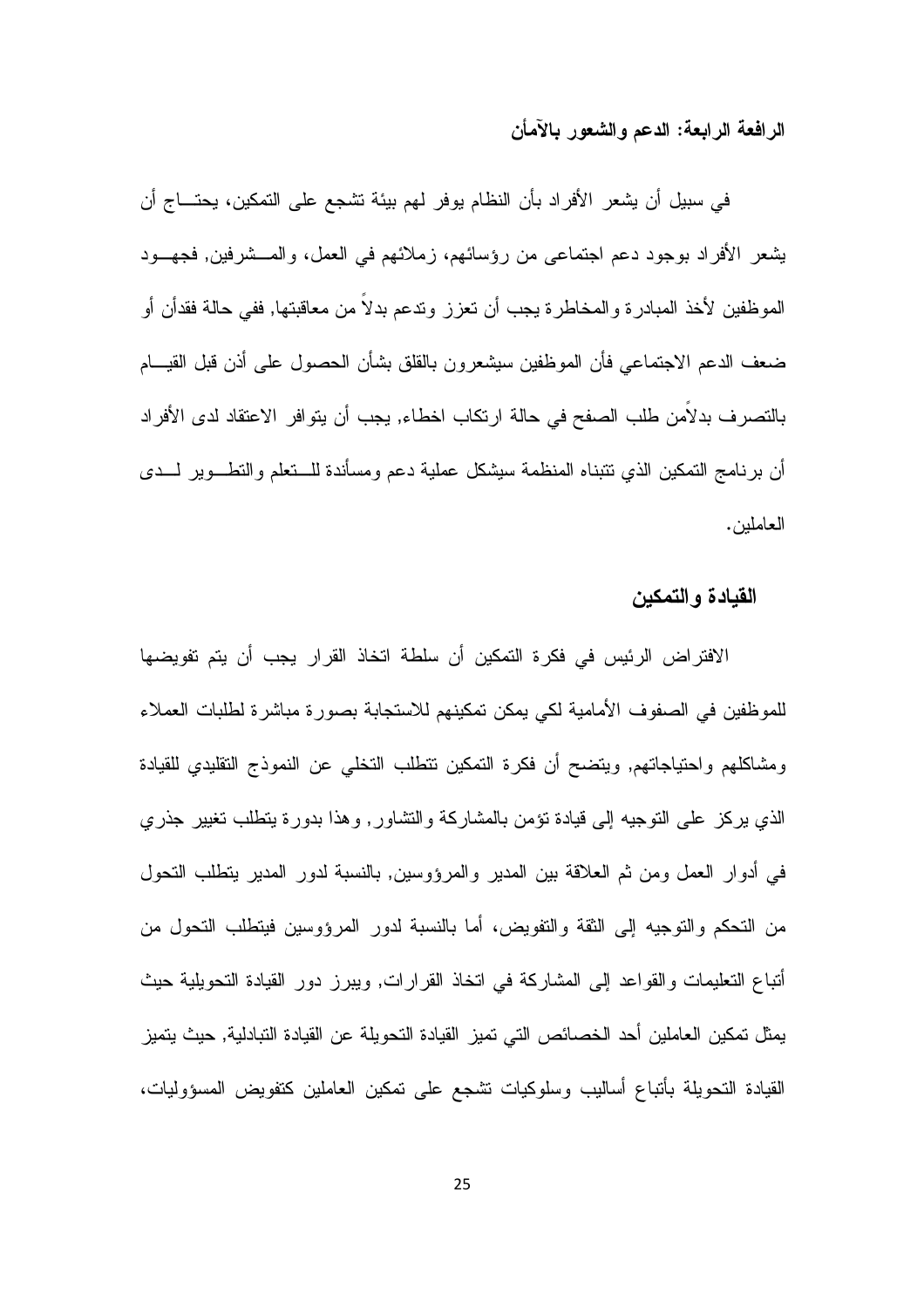**الرافعة الرابعة: الدعم والشعور بالآمأن**

في سبيل أن يشعر الأفراد بأن النظام يوفر لهم بيئة تشجع على التمكين، يحتاج أن يشعر الأفراد بوجود دعم اجتماعى من رؤسائهم، زملائهم في العمل، والمشرفين, فجهود الموظفين لأخذ المبادرة والمخاطرة يجب أن تعزز وتدعم بدلاً من معاقبتها, ففي حالة فقدأن أو ضعف الدعم الاجتماعي فأن الموظفين سيشعرون بالقلق بشأن الحصول على أذن قبل القيام بالتصرف بدلاًمن طلب الصفح في حالة ارتكاب اخطاء, يجب أن يتوافر الاعتقاد لدى الأفراد أن برنامج التمكين الذي تتبناه المنظمة سيشكل عملية دعم ومسأندة للتعلم والتطوير لدى العاملين.

## القيادة والتمكين

الافتراض الرئيس في فكرة التمكين أن سلطة اتخاذ القرار يجب أن يتم تفويضها للموظفين في الصفوف الأمامية لكي يمكن تمكينهم للاستجابة بصورة مباشرة لطلبات العملاء ومشاكلهم واحتياجاتهم, ويتضح أن فكرة التمكين تتطلب التخلي عن النموذج التقليدي للقيادة الذي يركز على التوجيه إلى قيادة تؤمن بالمشاركة والتشاور, وهذا بدورة يتطلب تغيير جذري في أدوار العمل ومن ثم العلاقة بين المدير والمرؤوسين, بالنسبة لدور المدير يتطلب التحول من التحكم والتوجيه إلى الثقة والتفويض، أما بالنسبة لدور المرؤوسين فيتطلب التحول من أتباع التعليمات والقواعد إلى المشاركة في اتخاذ القرارات, ويبرز دور القيادة التحويلية حيث يمثل تمكين العاملين أحد الخصائص التي تميز القيادة التحويلة عن القيادة التبادلية, حيث يتميز القيادة التحويلة بأتباع أساليب وسلوكيات تشجع على تمكين العاملين كتفويض المسؤوليات،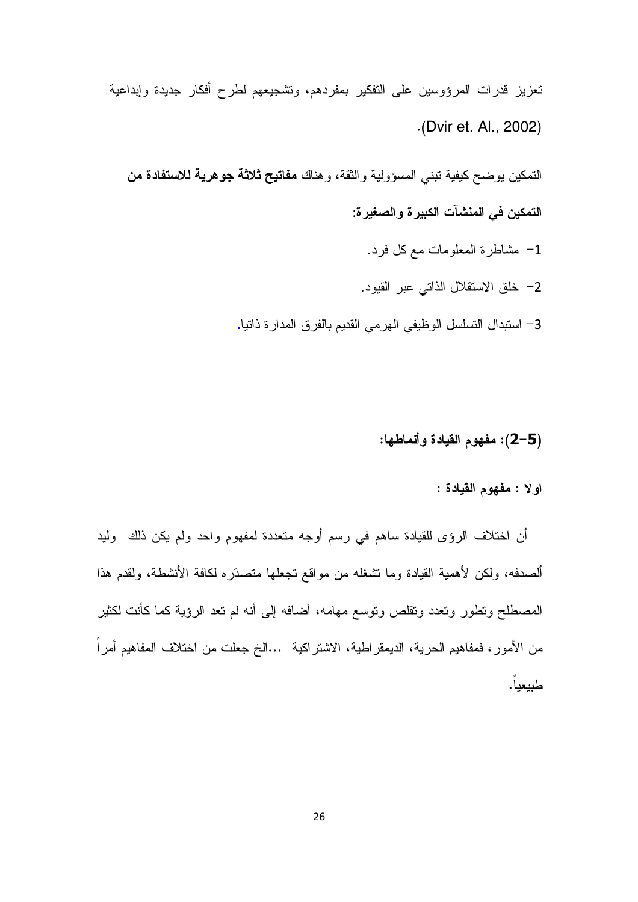تعزيز قدرات المرؤوسين على التفكير بمفردهم، وتشجيعهم لطرح أفكار جديدة وإبداعية (Dvir et. Al., 2002).

التمكين يوضح كيفية تبني المسؤولية والثقة، وهناك **مفاتيح ثلاثة جوهرية للاستفادة من التمكين في المنشآت الكبيرة والصغيرة:**

1- مشاطرة المعلومات مع كل فرد.

2- خلق الاستقلال الذاتي عبر القيود.

3- استبدال التسلسل الوظيفي الهرمي القديم بالفرق المدارة ذاتيا.

## (5-2): مفهوم القيادة وأنماطها:

### اولا : مفهوم القيادة :

أن اختلاف الرؤى للقيادة ساهم في رسم أوجه متعددة لمفهوم واحد ولم يكن ذلك وليد ألصدفه، ولكن لأهمية القيادة وما تشغله من مواقع تجعلها متصدّره لكافة الأنشطة، ولقدم هذا المصطلح وتطور وتعدد وتقلص وتوسع مهامه، أضافه إلى أنه لم تعد الرؤية كما كأنت لكثير من الأمور، فمفاهيم الحرية، الديمقراطية، الاشتراكية ...الخ جعلت من اختلاف المفاهيم أمراً طبيعياً.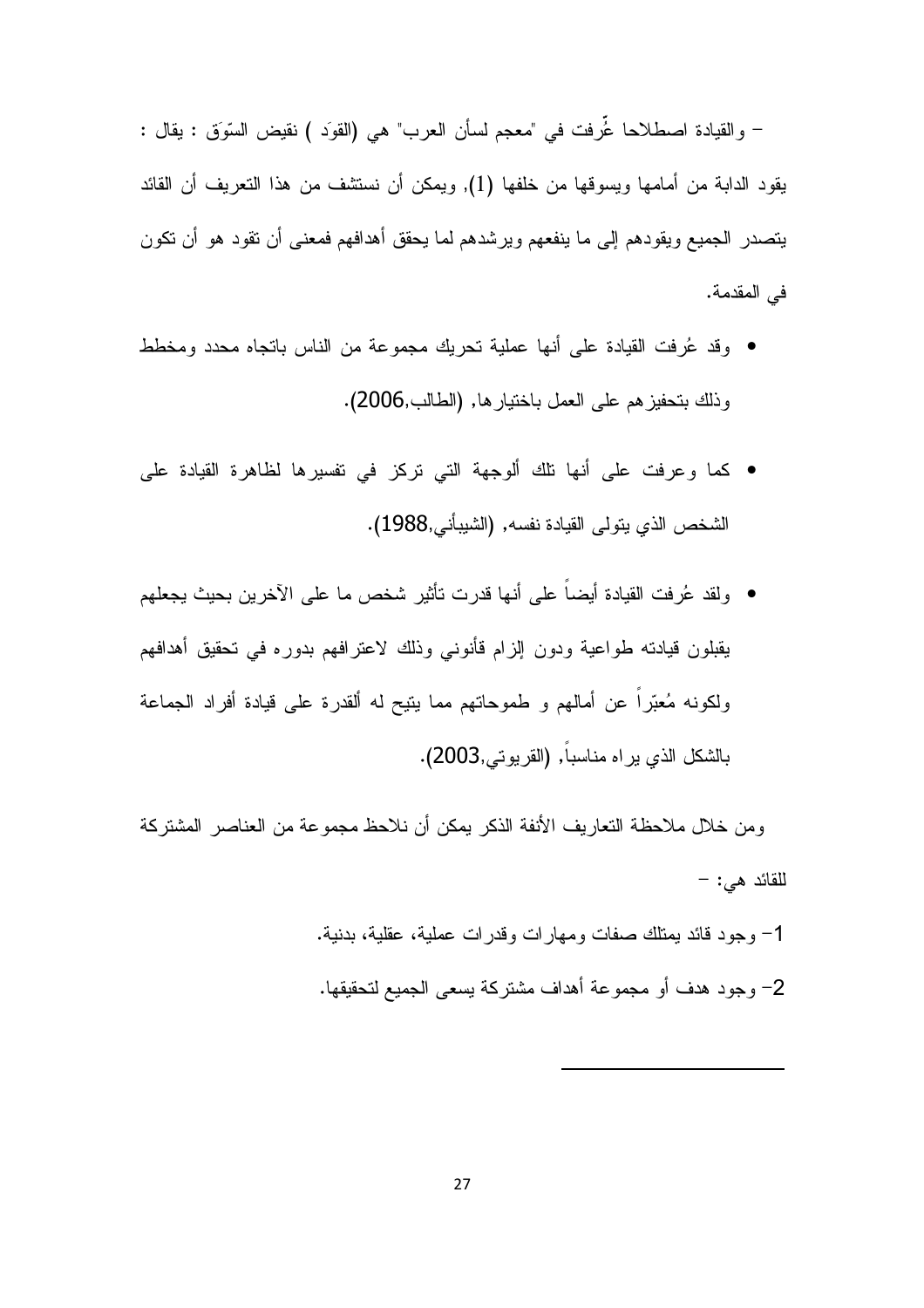– والقيادة اصطلاحا عُّرفت في "معجم لسأن العرب" هي (القوَد ) نقيض السّوَق : يقال : يقود الدابة من أمامها ويسوقها من خلفها (1), ويمكن أن نستشف من هذا التعريف أن القائد يتصدر الجميع ويقودهم إلى ما ينفعهم ويرشدهم لما يحقق أهدافهم فمعنى أن تقود هو أن تكون في المقدمة.

- وقد عُرفت القيادة على أنها عملية تحريك مجموعة من الناس باتجاه محدد ومخطط وذلك بتحفيزهم على العمل باختيارها, (الطالب,2006).
- كما وعرفت على أنها تلك ألوجهة التي تركز في تفسيرها لظاهرة القيادة على الشخص الذي يتولى القيادة نفسه, (الشيبأني,1988).
- ولقد عُرفت القيادة أيضاً على أنها قدرت تأثير شخص ما على الآخرين بحيث يجعلهم يقبلون قيادته طواعية ودون إلزام قأنوني وذلك لاعترافهم بدوره في تحقيق أهدافهم ولكونه مُعبّراً عن أمالهم و طموحاتهم مما يتيح له ألقدرة على قيادة أفراد الجماعة بالشكل الذي يراه مناسباً, (القريوتي,2003).

ومن خلال ملاحظة التعاريف الأنفة الذكر يمكن أن نلاحظ مجموعة من العناصر المشتركة للقائد هي: –

1– وجود قائد يمتلك صفات ومهارات وقدرات عملية، عقلية، بدنية.

2– وجود هدف أو مجموعة أهداف مشتركة يسعى الجميع لتحقيقها.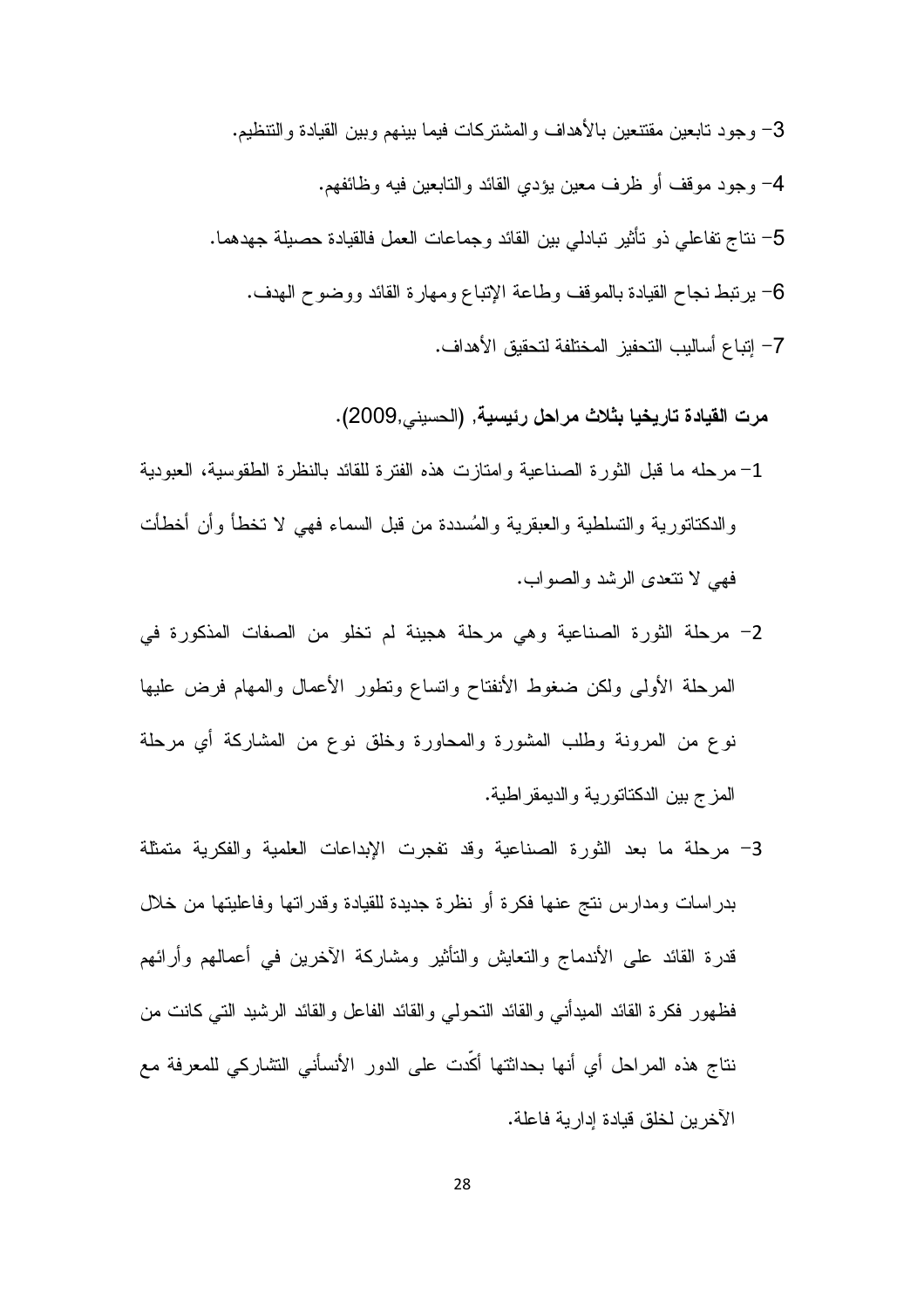3- وجود تابعين مقتنعين بالأهداف والمشتركات فيما بينهم وبين القيادة والتنظيم.

4- وجود موقف أو ظرف معين يؤدي القائد والتابعين فيه وظائفهم.

5- نتاج تفاعلي ذو تأثير تبادلي بين القائد وجماعات العمل فالقيادة حصيلة جهدهما.

6- يرتبط نجاح القيادة بالموقف وطاعة الإتباع ومهارة القائد ووضوح الهدف.

7- إتباع أساليب التحفيز المختلفة لتحقيق الأهداف.

**مرت القيادة تاريخيا بثلاث مراحل رئيسية,** (الحسيني,2009).

1- مرحله ما قبل الثورة الصناعية وامتازت هذه الفترة للقائد بالنظرة الطقوسية، العبودية والدكتاتورية والتسلطية والعبقرية والمُسددة من قبل السماء فهي لا تخطأ وأن أخطأت فهي لا تتعدى الرشد والصواب.

2- مرحلة الثورة الصناعية وهي مرحلة هجينة لم تخلو من الصفات المذكورة في المرحلة الأولى ولكن ضغوط الأنفتاح واتساع وتطور الأعمال والمهام فرض عليها نوع من المرونة وطلب المشورة والمحاورة وخلق نوع من المشاركة أي مرحلة المزج بين الدكتاتورية والديمقراطية.

3- مرحلة ما بعد الثورة الصناعية وقد تفجرت الإبداعات العلمية والفكرية متمثلة بدراسات ومدارس نتج عنها فكرة أو نظرة جديدة للقيادة وقدراتها وفاعليتها من خلال قدرة القائد على الأندماج والتعايش والتأثير ومشاركة الآخرين في أعمالهم وأرائهم فظهور فكرة القائد الميدأني والقائد التحولي والقائد الفاعل والقائد الرشيد التي كانت من نتاج هذه المراحل أي أنها بحداثتها أكّدت على الدور الأنسأني التشاركي للمعرفة مع الآخرين لخلق قيادة إدارية فاعلة.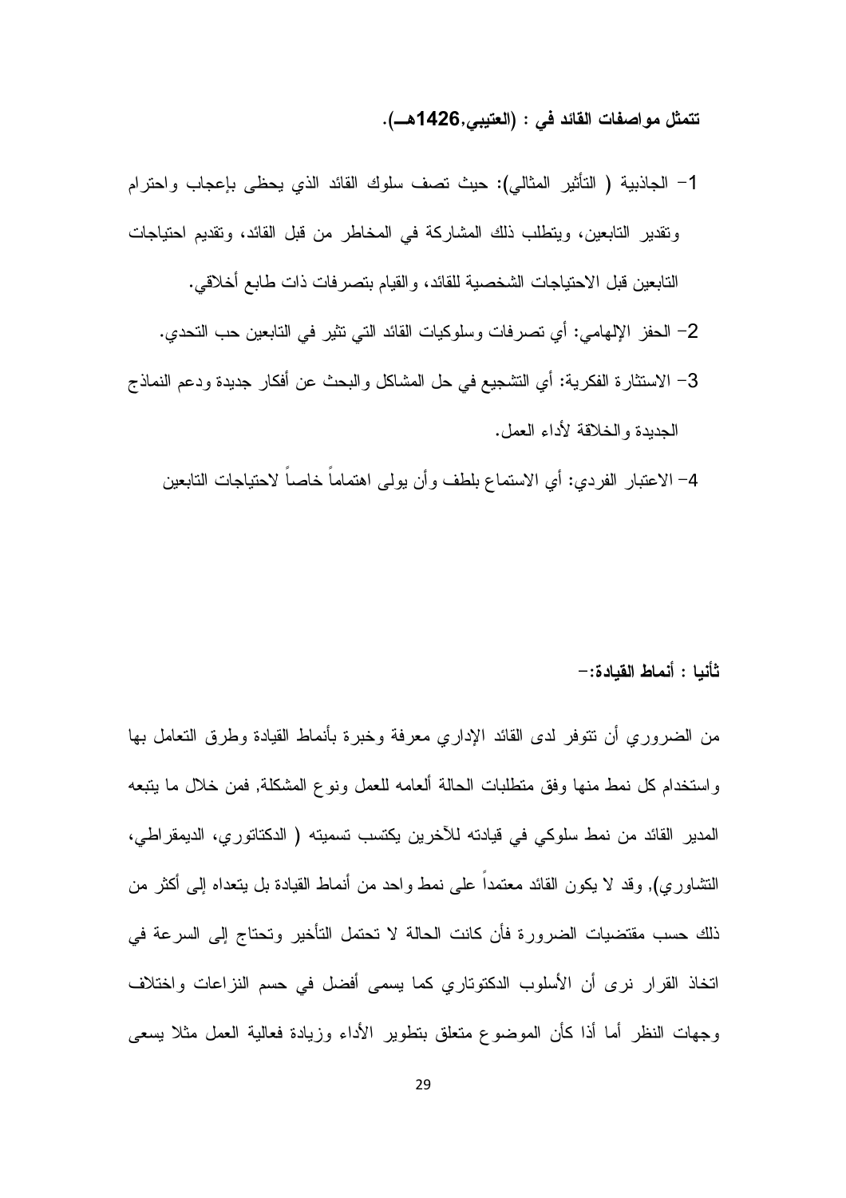**تتمثل مواصفات القائد في : (العتيبي,1426هـ).**

1- الجاذبية ( التأثير المثالي): حيث تصف سلوك القائد الذي يحظى بإعجاب واحترام وتقدير التابعين، ويتطلب ذلك المشاركة في المخاطر من قبل القائد، وتقديم احتياجات التابعين قبل الاحتياجات الشخصية للقائد، والقيام بتصرفات ذات طابع أخلاقي.

2- الحفز الإلهامي: أي تصرفات وسلوكيات القائد التي تثير في التابعين حب التحدي.

3- الاستثارة الفكرية: أي التشجيع في حل المشاكل والبحث عن أفكار جديدة ودعم النماذج الجديدة والخلاقة لأداء العمل.

4- الاعتبار الفردي: أي الاستماع بلطف وأن يولى اهتماماً خاصاً لاحتياجات التابعين

**ثأنيا : أنماط القيادة:-**

من الضروري أن تتوفر لدى القائد الإداري معرفة وخبرة بأنماط القيادة وطرق التعامل بها واستخدام كل نمط منها وفق متطلبات الحالة ألعامه للعمل ونوع المشكلة, فمن خلال ما يتبعه المدير القائد من نمط سلوكي في قيادته للآخرين يكتسب تسميته ( الدكتاتوري، الديمقراطي، التشاوري), وقد لا يكون القائد معتمداً على نمط واحد من أنماط القيادة بل يتعداه إلى أكثر من ذلك حسب مقتضيات الضرورة فأن كانت الحالة لا تحتمل التأخير وتحتاج إلى السرعة في اتخاذ القرار نرى أن الأسلوب الدكتوتاري كما يسمى أفضل في حسم النزاعات واختلاف وجهات النظر أما أذا كأن الموضوع متعلق بتطوير الأداء وزيادة فعالية العمل مثلا يسعى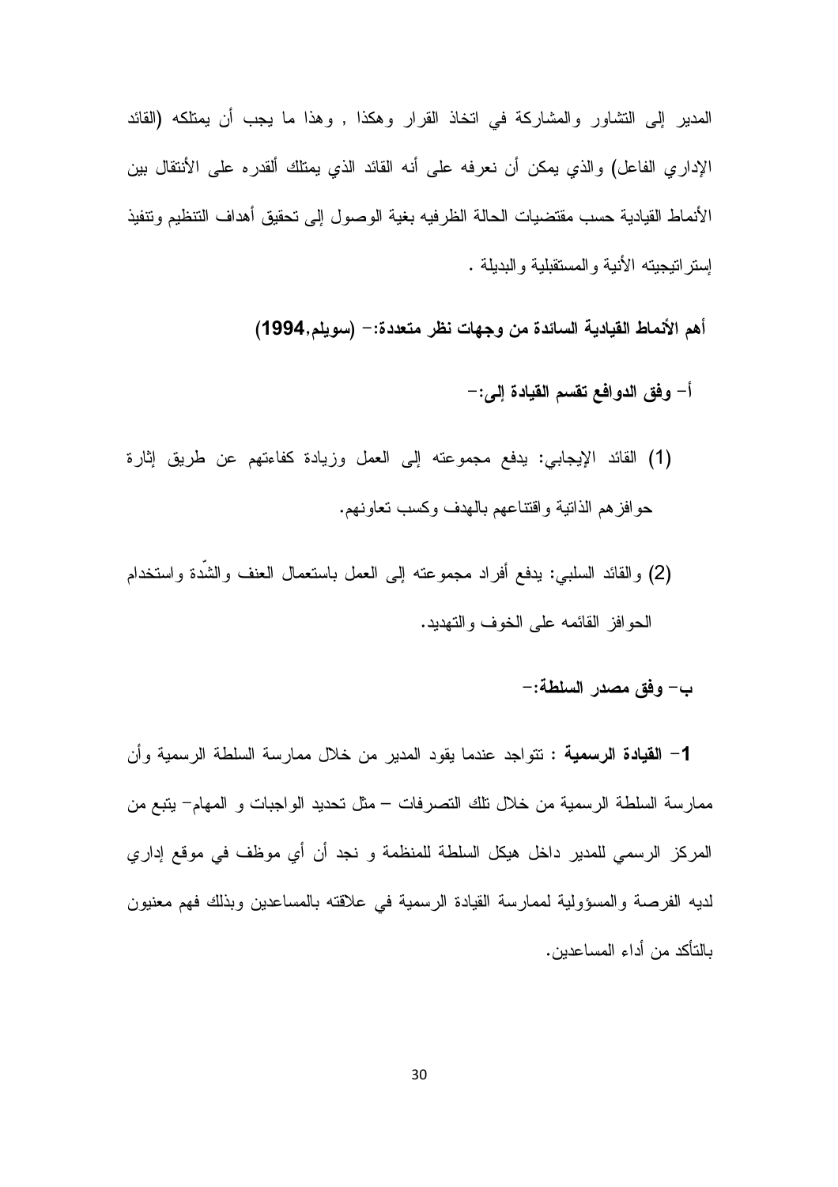المدير إلى التشاور والمشاركة في اتخاذ القرار وهكذا , وهذا ما يجب أن يمتلكه (القائد الإداري الفاعل) والذي يمكن أن نعرفه على أنه القائد الذي يمتلك ألقدره على الأنتقال بين الأنماط القيادية حسب مقتضيات الحالة الظرفيه بغية الوصول إلى تحقيق أهداف التنظيم وتنفيذ إستراتيجيته الأنية والمستقبلية والبديلة .

**أهم الأنماط القيادية السائدة من وجهات نظر متعددة:- (سويلم,1994)**

**أ- وفق الدوافع تقسم القيادة إلى:-**

(1) القائد الإيجابي: يدفع مجموعته إلى العمل وزيادة كفاءتهم عن طريق إثارة حوافزهم الذاتية واقتناعهم بالهدف وكسب تعاونهم.

(2) والقائد السلبي: يدفع أفراد مجموعته إلى العمل باستعمال العنف والشّدة واستخدام الحوافز القائمه على الخوف والتهديد.

**ب- وفق مصدر السلطة:-**

**1- القيادة الرسمية** : تتواجد عندما يقود المدير من خلال ممارسة السلطة الرسمية وأن ممارسة السلطة الرسمية من خلال تلك التصرفات – مثل تحديد الواجبات و المهام- يتبع من المركز الرسمي للمدير داخل هيكل السلطة للمنظمة و نجد أن أي موظف في موقع إداري لديه الفرصة والمسؤولية لممارسة القيادة الرسمية في علاقته بالمساعدين وبذلك فهم معنيون بالتأكد من أداء المساعدين.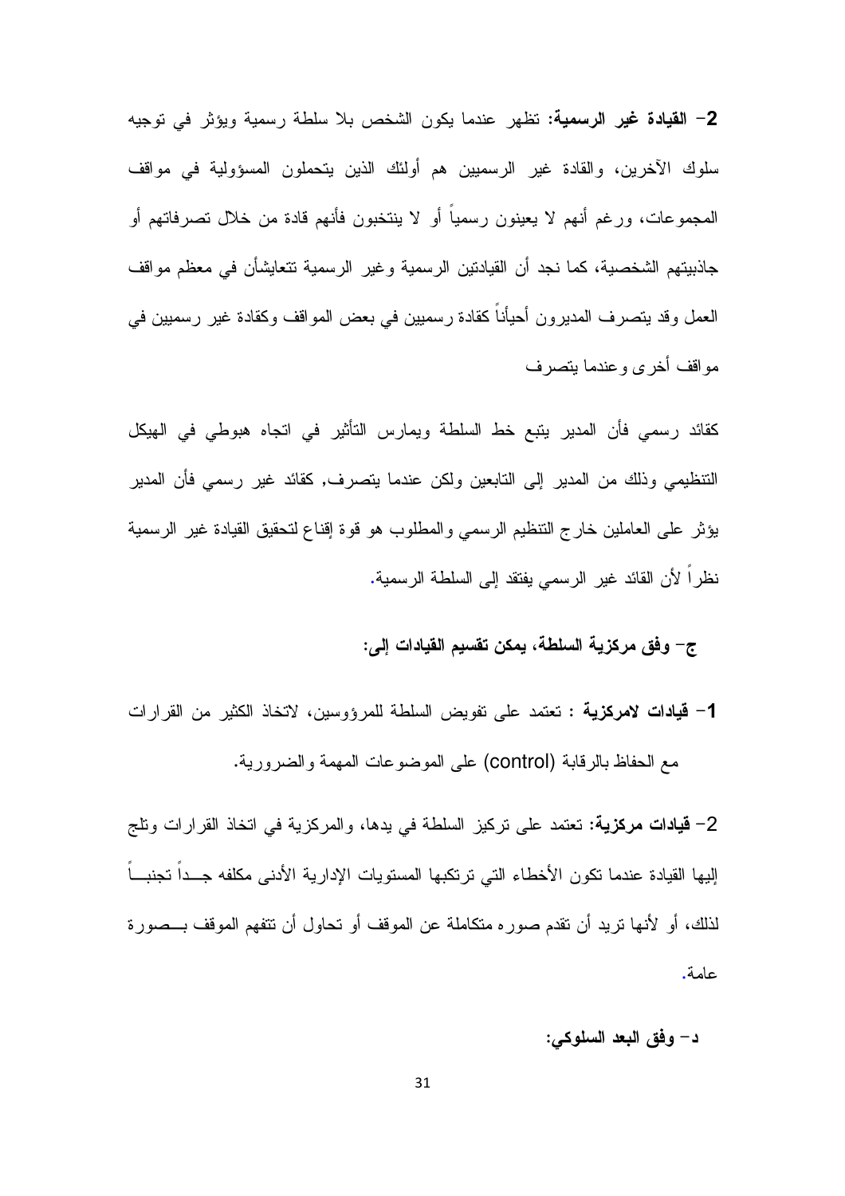**2- القيادة غير الرسمية:** تظهر عندما يكون الشخص بلا سلطة رسمية ويؤثر في توجيه سلوك الآخرين، والقادة غير الرسميين هم أولئك الذين يتحملون المسؤولية في مواقف المجموعات، ورغم أنهم لا يعينون رسمياً أو لا ينتخبون فأنهم قادة من خلال تصرفاتهم أو جاذبيتهم الشخصية، كما نجد أن القيادتين الرسمية وغير الرسمية تتعايشأن في معظم مواقف العمل وقد يتصرف المديرون أحيأناً كقادة رسميين في بعض المواقف وكقادة غير رسميين في مواقف أخرى وعندما يتصرف

كقائد رسمي فأن المدير يتبع خط السلطة ويمارس التأثير في اتجاه هبوطي في الهيكل التنظيمي وذلك من المدير إلى التابعين ولكن عندما يتصرف, كقائد غير رسمي فأن المدير يؤثر على العاملين خارج التنظيم الرسمي والمطلوب هو قوة إقناع لتحقيق القيادة غير الرسمية نظراً لأن القائد غير الرسمي يفتقد إلى السلطة الرسمية.

**ج- وفق مركزية السلطة، يمكن تقسيم القيادات إلى:**

**1- قيادات لامركزية** : تعتمد على تفويض السلطة للمرؤوسين، لاتخاذ الكثير من القرارات مع الحفاظ بالرقابة (control) على الموضوعات المهمة والضرورية.

2- **قيادات مركزية**: تعتمد على تركيز السلطة في يدها، والمركزية في اتخاذ القرارات وتلج إليها القيادة عندما تكون الأخطاء التي ترتكبها المستويات الإدارية الأدنى مكلفه جداً تجنباً لذلك، أو لأنها تريد أن تقدم صوره متكاملة عن الموقف أو تحاول أن تتفهم الموقف بصورة عامة.

**د- وفق البعد السلوكي:**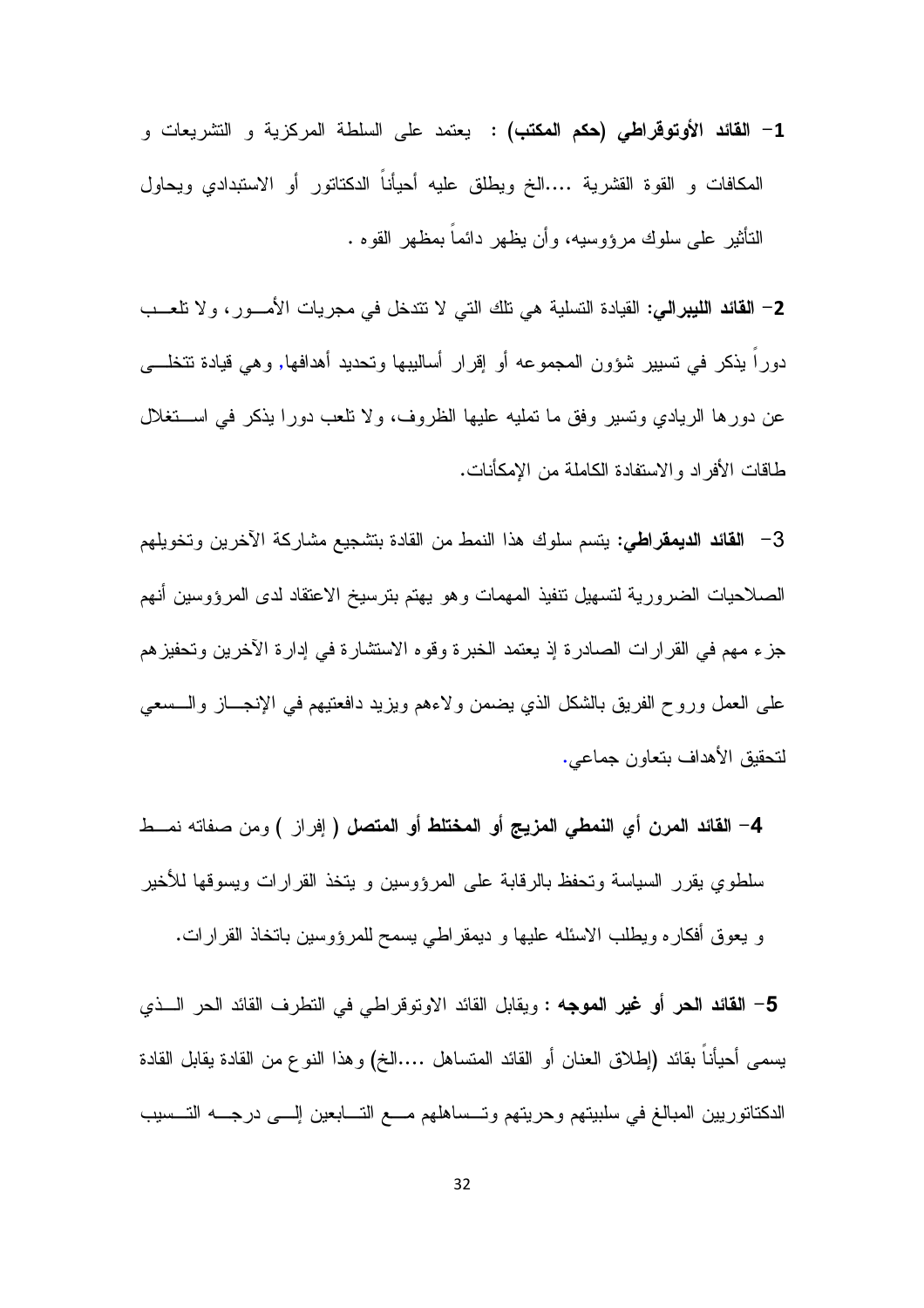**1- القائد الأوتوقراطي (حكم المكتب) :** يعتمد على السلطة المركزية و التشريعات و المكافات و القوة القشرية ....الخ ويطلق عليه أحيأناً الدكتاتور أو الاستبدادي ويحاول التأثير على سلوك مرؤوسيه، وأن يظهر دائماً بمظهر القوه .

**2- القائد الليبرالي:** القيادة التسلية هي تلك التي لا تتدخل في مجريات الأمـور، ولا تلعـب دوراً يذكر في تسيير شؤون المجموعه أو إقرار أساليبها وتحديد أهدافها, وهي قيادة تتخلـى عن دورها الريادي وتسير وفق ما تمليه عليها الظروف، ولا تلعب دورا يذكر في اسـتغلال طاقات الأفراد والاستفادة الكاملة من الإمكأنات.

3- **القائد الديمقراطي:** يتسم سلوك هذا النمط من القادة بتشجيع مشاركة الآخرين وتخويلهم الصلاحيات الضرورية لتسهيل تنفيذ المهمات وهو يهتم بترسيخ الاعتقاد لدى المرؤوسين أنهم جزء مهم في القرارات الصادرة إذ يعتمد الخبرة وقوه الاستشارة في إدارة الآخرين وتحفيزهم على العمل وروح الفريق بالشكل الذي يضمن ولاءهم ويزيد دافعتيهم في الإنجـاز والـسعي لتحقيق الأهداف بتعاون جماعي.

**4- القائد المرن أي النمطي المزيج أو المختلط أو المتصل** ( إفراز ) ومن صفاته نمـط سلطوي يقرر السياسة وتحفظ بالرقابة على المرؤوسين و يتخذ القرارات ويسوقها للأخير و يعوق أفكاره ويطلب الاسئله عليها و ديمقراطي يسمح للمرؤوسين باتخاذ القرارات.

**5- القائد الحر أو غير الموجه :** ويقابل القائد الاوتوقراطي في التطرف القائد الحر الـذي يسمى أحيأناً بقائد (إطلاق العنان أو القائد المتساهل ....الخ) وهذا النوع من القادة يقابل القادة الدكتاتوريين المبالغ في سلبيتهم وحريتهم وتـساهلهم مـع التـابعين إلـى درجـه التـسيب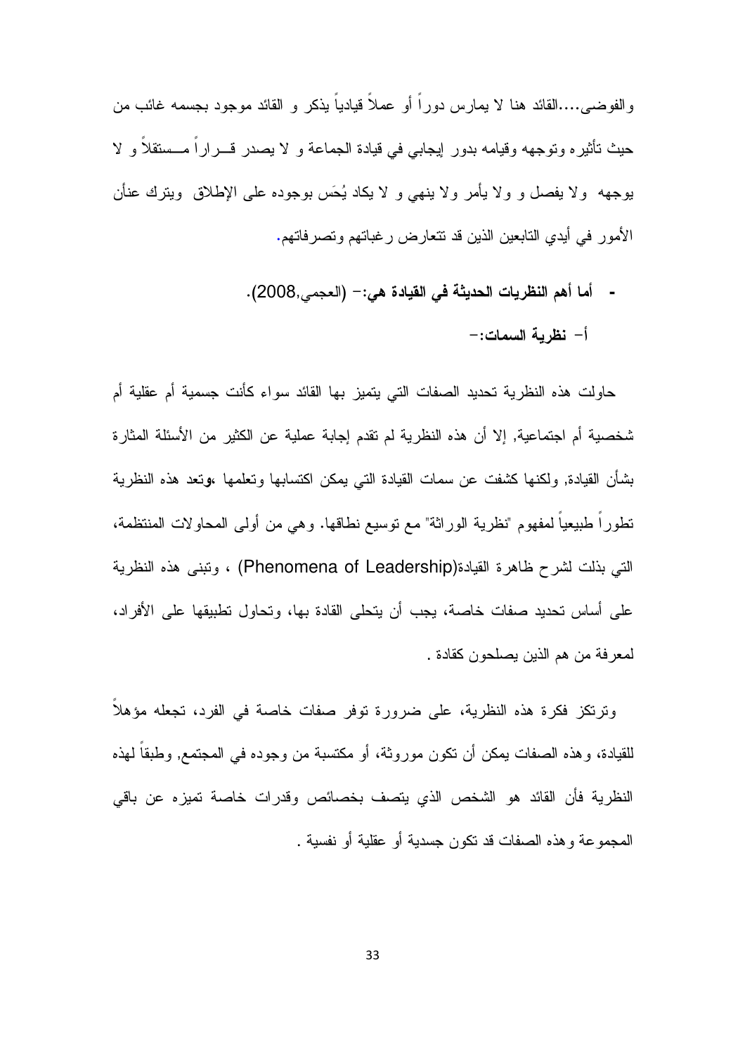والفوضى....القائد هنا لا يمارس دوراً أو عملاً قيادياً يذكر و القائد موجود بجسمه غائب من حيث تأثيره وتوجهه وقيامه بدور إيجابي في قيادة الجماعة و لا يصدر قـــراراً مـــستقلاً و لا يوجهه ولا يفصل و ولا يأمر ولا ينهي و لا يكاد يُحَس بوجوده على الإطلاق ويترك عنأن الأمور في أيدي التابعين الذين قد تتعارض رغباتهم وتصرفاتهم.

- **أما أهم النظريات الحديثة في القيادة هي:-** (العجمي,2008).

**أ- نظرية السمات:-**

حاولت هذه النظرية تحديد الصفات التي يتميز بها القائد سواء كأنت جسمية أم عقلية أم شخصية أم اجتماعية, إلا أن هذه النظرية لم تقدم إجابة عملية عن الكثير من الأسئلة المثارة بشأن القيادة, ولكنها كشفت عن سمات القيادة التي يمكن اكتسابها وتعلمها ،وتعد هذه النظرية تطوراً طبيعياً لمفهوم "نظرية الوراثة" مع توسيع نطاقها. وهي من أولى المحاولات المنتظمة، التي بذلت لشرح ظاهرة القيادة(Phenomena of Leadership) ، وتبنى هذه النظرية على أساس تحديد صفات خاصة، يجب أن يتحلى القادة بها، وتحاول تطبيقها على الأفراد، لمعرفة من هم الذين يصلحون كقادة .

وترتكز فكرة هذه النظرية، على ضرورة توفر صفات خاصة في الفرد، تجعله مؤهلاً للقيادة، وهذه الصفات يمكن أن تكون موروثة، أو مكتسبة من وجوده في المجتمع, وطبقاً لهذه النظرية فأن القائد هو الشخص الذي يتصف بخصائص وقدرات خاصة تميزه عن باقي المجموعة وهذه الصفات قد تكون جسدية أو عقلية أو نفسية .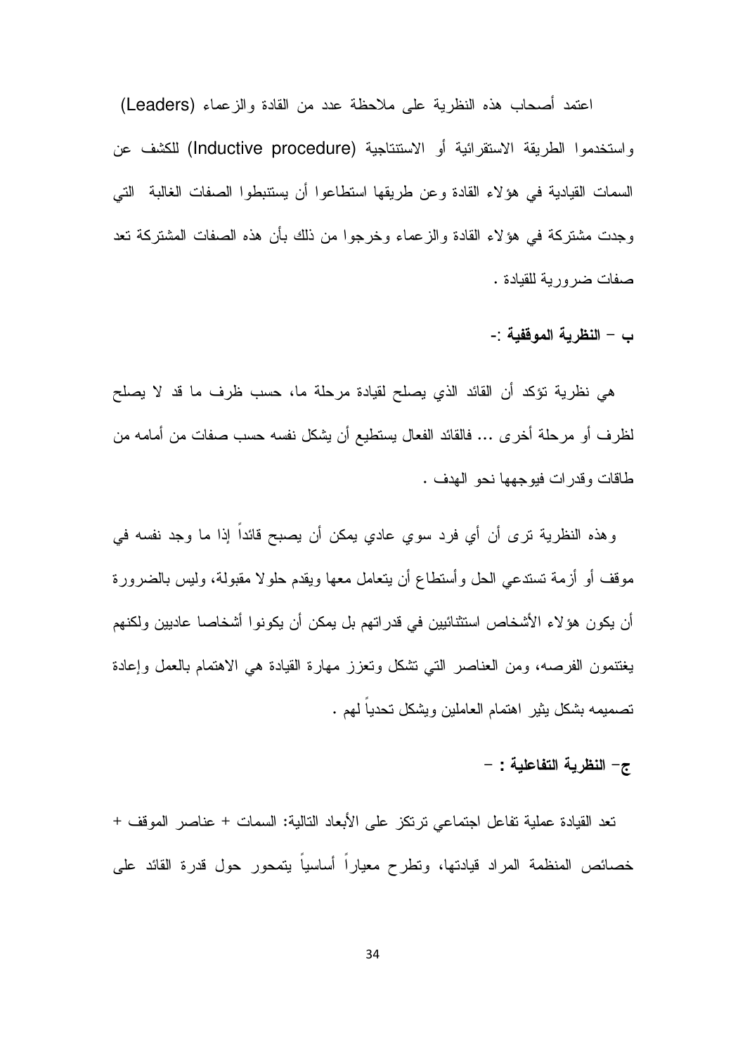اعتمد أصحاب هذه النظرية على ملاحظة عدد من القادة والزعماء (Leaders) واستخدموا الطريقة الاستقرائية أو الاستنتاجية (Inductive procedure) للكشف عن السمات القيادية في هؤلاء القادة وعن طريقها استطاعوا أن يستنبطوا الصفات الغالبة التي وجدت مشتركة في هؤلاء القادة والزعماء وخرجوا من ذلك بأن هذه الصفات المشتركة تعد صفات ضرورية للقيادة .

**ب – النظرية الموقفية :-**

هي نظرية تؤكد أن القائد الذي يصلح لقيادة مرحلة ما، حسب ظرف ما قد لا يصلح لظرف أو مرحلة أخرى ... فالقائد الفعال يستطيع أن يشكل نفسه حسب صفات من أمامه من طاقات وقدرات فيوجهها نحو الهدف .

وهذه النظرية ترى أن أي فرد سوي عادي يمكن أن يصبح قائداً إذا ما وجد نفسه في موقف أو أزمة تستدعي الحل وأستطاع أن يتعامل معها ويقدم حلولا مقبولة، وليس بالضرورة أن يكون هؤلاء الأشخاص استثنائيين في قدراتهم بل يمكن أن يكونوا أشخاصا عاديين ولكنهم يغتنمون الفرصه، ومن العناصر التي تشكل وتعزز مهارة القيادة هي الاهتمام بالعمل وإعادة تصميمه بشكل يثير اهتمام العاملين ويشكل تحدياً لهم .

**ج– النظرية التفاعلية : –**

تعد القيادة عملية تفاعل اجتماعي ترتكز على الأبعاد التالية: السمات + عناصر الموقف + خصائص المنظمة المراد قيادتها، وتطرح معياراً أساسياً يتمحور حول قدرة القائد على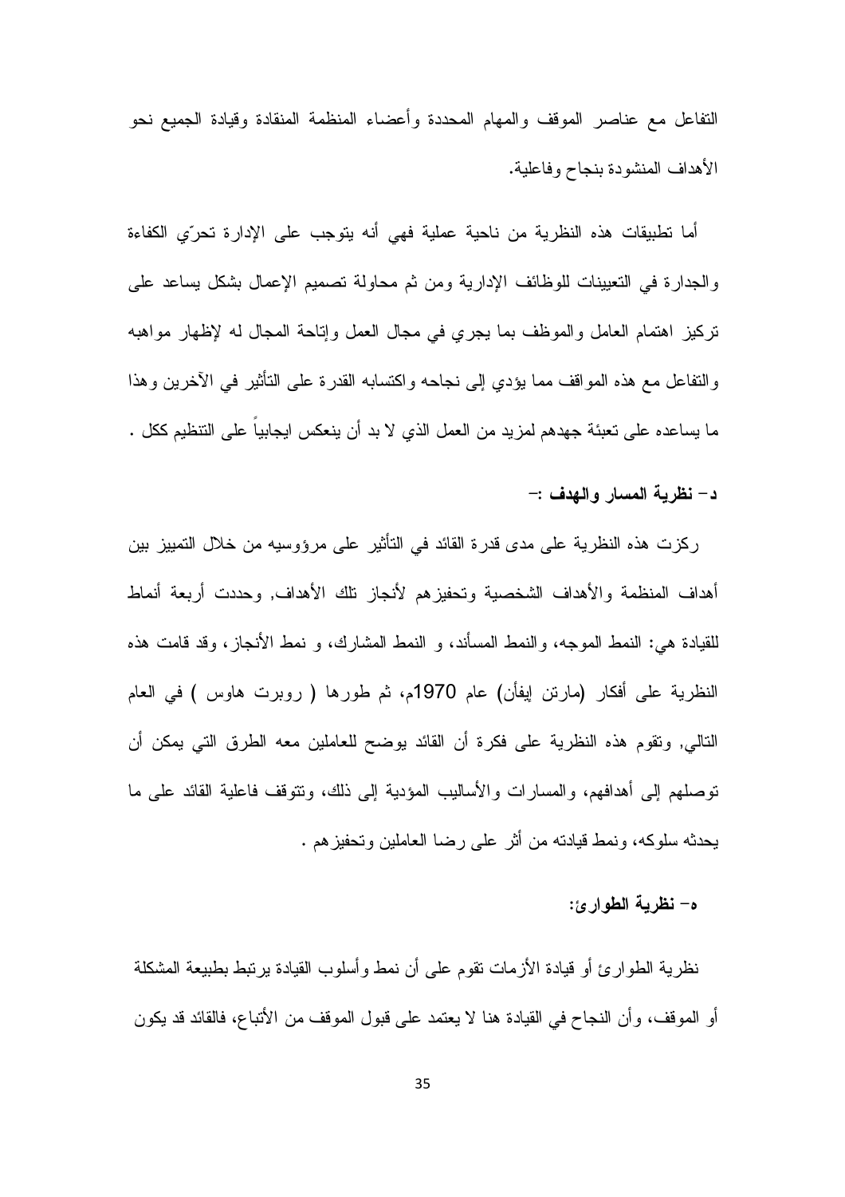التفاعل مع عناصر الموقف والمهام المحددة وأعضاء المنظمة المنقادة وقيادة الجميع نحو الأهداف المنشودة بنجاح وفاعلية.

أما تطبيقات هذه النظرية من ناحية عملية فهي أنه يتوجب على الإدارة تحرّي الكفاءة والجدارة في التعيينات للوظائف الإدارية ومن ثم محاولة تصميم الإعمال بشكل يساعد على تركيز اهتمام العامل والموظف بما يجري في مجال العمل وإتاحة المجال له لإظهار مواهبه والتفاعل مع هذه المواقف مما يؤدي إلى نجاحه واكتسابه القدرة على التأثير في الآخرين وهذا ما يساعده على تعبئة جهدهم لمزيد من العمل الذي لا بد أن ينعكس ايجابياً على التنظيم ككل .

**د- نظرية المسار والهدف :-**

ركزت هذه النظرية على مدى قدرة القائد في التأثير على مرؤوسيه من خلال التمييز بين أهداف المنظمة والأهداف الشخصية وتحفيزهم لأنجاز تلك الأهداف, وحددت أربعة أنماط للقيادة هي: النمط الموجه، والنمط المسأند، و النمط المشارك، و نمط الأنجاز، وقد قامت هذه النظرية على أفكار (مارتن إيفأن) عام 1970م، ثم طورها ( روبرت هاوس ) في العام التالي, وتقوم هذه النظرية على فكرة أن القائد يوضح للعاملين معه الطرق التي يمكن أن توصلهم إلى أهدافهم، والمسارات والأساليب المؤدية إلى ذلك، وتتوقف فاعلية القائد على ما يحدثه سلوكه، ونمط قيادته من أثر على رضا العاملين وتحفيزهم .

**ه- نظرية الطوارئ:**

نظرية الطوارئ أو قيادة الأزمات تقوم على أن نمط وأسلوب القيادة يرتبط بطبيعة المشكلة أو الموقف، وأن النجاح في القيادة هنا لا يعتمد على قبول الموقف من الأتباع، فالقائد قد يكون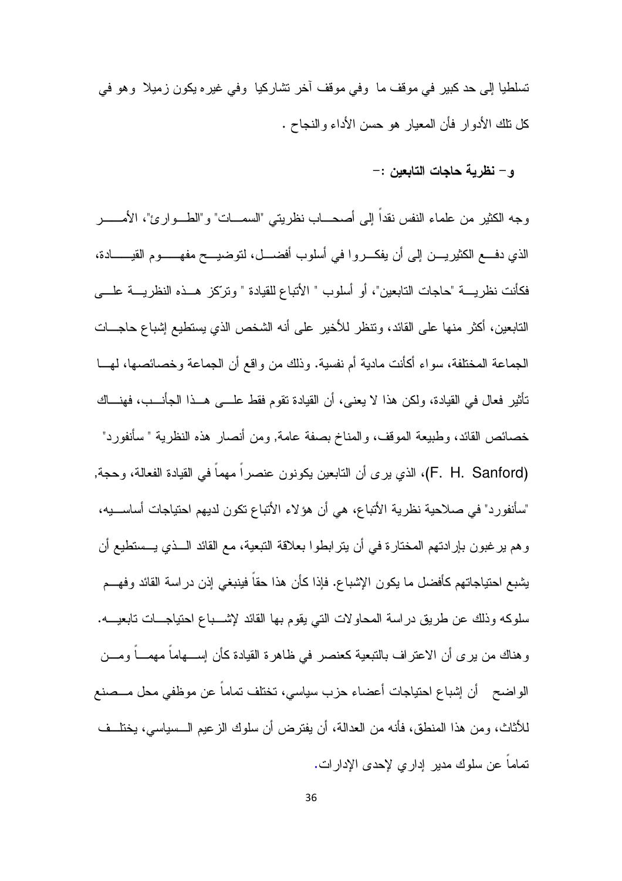تسلطيا إلى حد كبير في موقف ما وفي موقف آخر تشاركيا وفي غيره يكون زميلا وهو في كل تلك الأدوار فأن المعيار هو حسن الأداء والنجاح .

### و- نظرية حاجات التابعين :-

وجه الكثير من علماء النفس نقداً إلى أصحاب نظريتي "السمات" و"الطوارئ"، الأمر الذي دفع الكثيرين إلى أن يفكروا في أسلوب أفضل، لتوضيح مفهوم القيادة، فكأنت نظرية "حاجات التابعين"، أو أسلوب " الأتباع للقيادة " وتركّز هذه النظرية على التابعين، أكثر منها على القائد، وتنظر للأخير على أنه الشخص الذي يستطيع إشباع حاجات الجماعة المختلفة، سواء أكأنت مادية أم نفسية. وذلك من واقع أن الجماعة وخصائصها، لها تأثير فعال في القيادة، ولكن هذا لا يعنى، أن القيادة تقوم فقط على هذا الجأنب، فهناك خصائص القائد، وطبيعة الموقف، والمناخ بصفة عامة, ومن أنصار هذه النظرية " سأنفورد" (F. H. Sanford)، الذي يرى أن التابعين يكونون عنصراً مهماً في القيادة الفعالة، وحجة, "سأنفورد" في صلاحية نظرية الأتباع، هي أن هؤلاء الأتباع تكون لديهم احتياجات أساسيه، وهم يرغبون بإرادتهم المختارة في أن يترابطوا بعلاقة التبعية، مع القائد الذي يستطيع أن يشبع احتياجاتهم كأفضل ما يكون الإشباع. فإذا كأن هذا حقاً فينبغي إذن دراسة القائد وفهم سلوكه وذلك عن طريق دراسة المحاولات التي يقوم بها القائد لإشباع احتياجات تابعيه. وهناك من يرى أن الاعتراف بالتبعية كعنصر في ظاهرة القيادة كأن إسهاماً مهماً ومن الواضح أن إشباع احتياجات أعضاء حزب سياسي، تختلف تماماً عن موظفي محل مصنع للأثاث، ومن هذا المنطق، فأنه من العدالة، أن يفترض أن سلوك الزعيم السياسي، يختلف تماماً عن سلوك مدير إداري لإحدى الإدارات.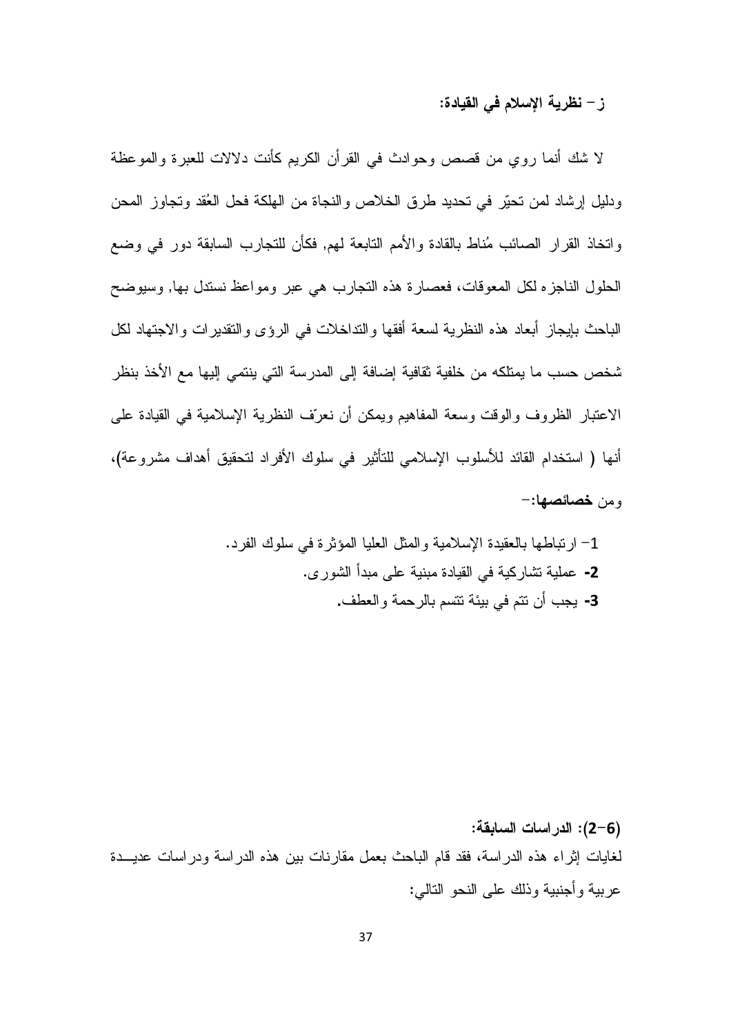### ز- نظرية الإسلام في القيادة:

لا شك أنما روي من قصص وحوادث في القرأن الكريم كأنت دلالات للعبرة والموعظة ودليل إرشاد لمن تحيّر في تحديد طرق الخلاص والنجاة من الهلكة فحل العُقد وتجاوز المحن واتخاذ القرار الصائب مُناط بالقادة والأمم التابعة لهم, فكأن للتجارب السابقة دور في وضع الحلول الناجزه لكل المعوقات، فعصارة هذه التجارب هي عبر ومواعظ نستدل بها, وسيوضح الباحث بإيجاز أبعاد هذه النظرية لسعة أفقها والتداخلات في الرؤى والتقديرات والاجتهاد لكل شخص حسب ما يمتلكه من خلفية ثقافية إضافة إلى المدرسة التي ينتمي إليها مع الأخذ بنظر الاعتبار الظروف والوقت وسعة المفاهيم ويمكن أن نعرّف النظرية الإسلامية في القيادة على أنها ( استخدام القائد للأسلوب الإسلامي للتأثير في سلوك الأفراد لتحقيق أهداف مشروعة)، ومن **خصائصها**:-

1- ارتباطها بالعقيدة الإسلامية والمثل العليا المؤثرة في سلوك الفرد.
2- عملية تشاركية في القيادة مبنية على مبدأ الشورى.
3- يجب أن تتم في بيئة تتسم بالرحمة والعطف.

### (2-6): الدراسات السابقة:

لغايات إثراء هذه الدراسة، فقد قام الباحث بعمل مقارنات بين هذه الدراسة ودراسات عديدة عربية وأجنبية وذلك على النحو التالي: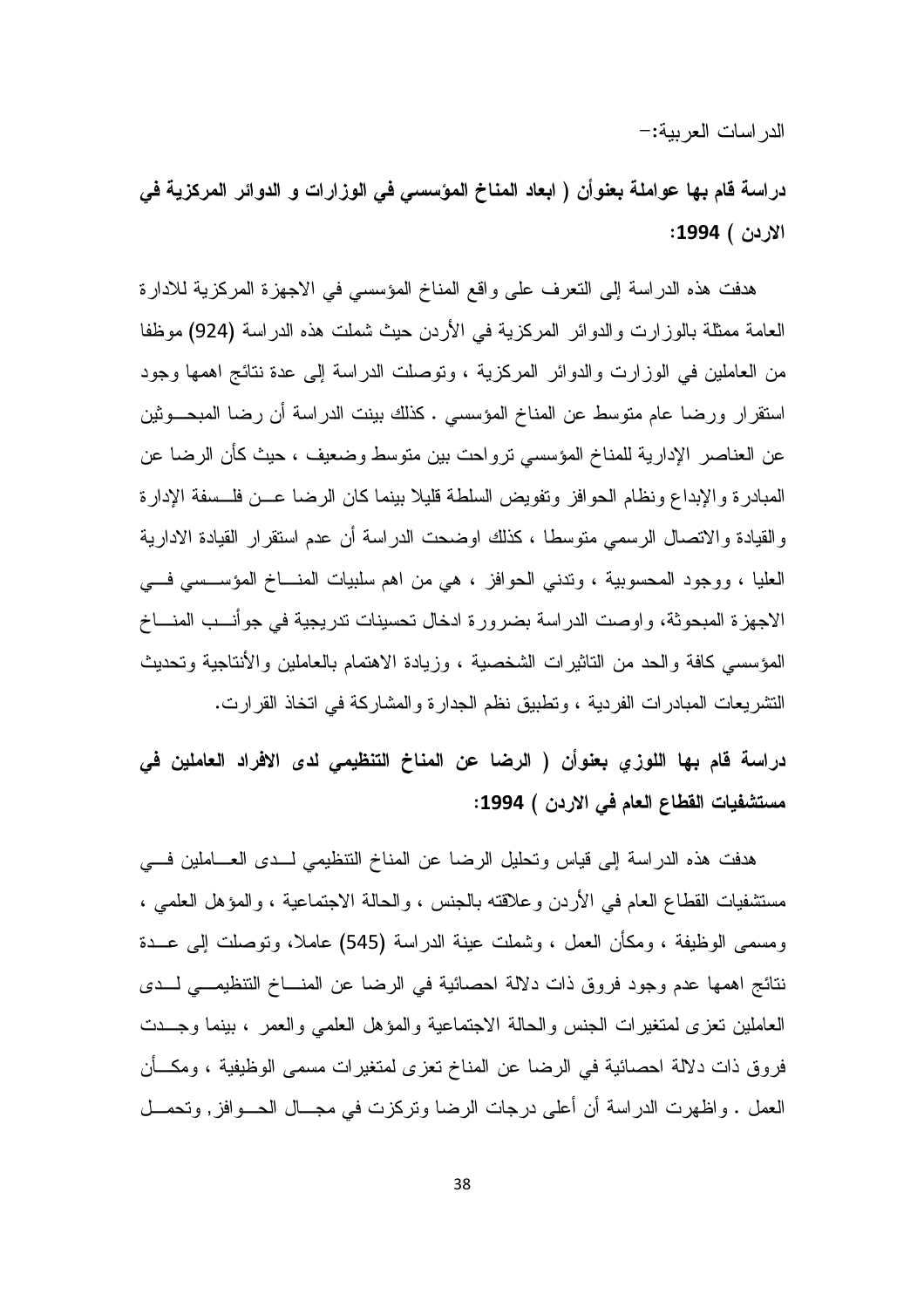الدراسات العربية:-

**دراسة قام بها عواملة بعنوأن ( ابعاد المناخ المؤسسي في الوزارات و الدوائر المركزية في الاردن ) 1994:**

هدفت هذه الدراسة إلى التعرف على واقع المناخ المؤسسي في الاجهزة المركزية للادارة العامة ممثلة بالوزارت والدوائر المركزية في الأردن حيث شملت هذه الدراسة (924) موظفا من العاملين في الوزارت والدوائر المركزية ، وتوصلت الدراسة إلى عدة نتائج اهمها وجود استقرار ورضا عام متوسط عن المناخ المؤسسي . كذلك بينت الدراسة أن رضا المبحوثين عن العناصر الإدارية للمناخ المؤسسي تراوحت بين متوسط وضعيف ، حيث كأن الرضا عن المبادرة والإبداع ونظام الحوافز وتفويض السلطة قليلا بينما كان الرضا عن فلسفة الإدارة والقيادة والاتصال الرسمي متوسطا ، كذلك اوضحت الدراسة أن عدم استقرار القيادة الادارية العليا ، ووجود المحسوبية ، وتدني الحوافز ، هي من اهم سلبيات المناخ المؤسسي في الاجهزة المبحوثة، واوصت الدراسة بضرورة ادخال تحسينات تدريجية في جوأنب المناخ المؤسسي كافة والحد من التاثيرات الشخصية ، وزيادة الاهتمام بالعاملين والأنتاجية وتحديث التشريعات المبادرات الفردية ، وتطبيق نظم الجدارة والمشاركة في اتخاذ القرارت.

**دراسة قام بها اللوزي بعنوأن ( الرضا عن المناخ التنظيمي لدى الافراد العاملين في مستشفيات القطاع العام في الاردن ) 1994:**

هدفت هذه الدراسة إلى قياس وتحليل الرضا عن المناخ التنظيمي لدى العاملين في مستشفيات القطاع العام في الأردن وعلاقته بالجنس ، والحالة الاجتماعية ، والمؤهل العلمي ، ومسمى الوظيفة ، ومكأن العمل ، وشملت عينة الدراسة (545) عاملا، وتوصلت إلى عدة نتائج اهمها عدم وجود فروق ذات دلالة احصائية في الرضا عن المناخ التنظيمي لدى العاملين تعزى لمتغيرات الجنس والحالة الاجتماعية والمؤهل العلمي والعمر ، بينما وجدت فروق ذات دلالة احصائية في الرضا عن المناخ تعزى لمتغيرات مسمى الوظيفية ، ومكأن العمل . واظهرت الدراسة أن أعلى درجات الرضا وتركزت في مجال الحوافز, وتحمل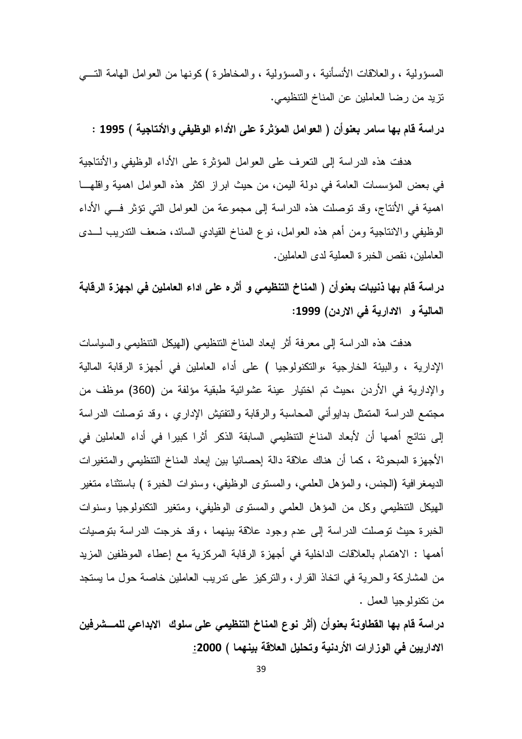المسؤولية ، والعلاقات الأنسأنية ، والمسؤولية ، والمخاطرة ) كونها من العوامل الهامة التـــي تزيد من رضا العاملين عن المناخ التنظيمي.

**دراسة قام بها سامر بعنوأن ( العوامل المؤثرة على الأداء الوظيفي والأنتاجية ) 1995 :**

هدفت هذه الدراسة إلى التعرف على العوامل المؤثرة على الأداء الوظيفي والأنتاجية في بعض المؤسسات العامة في دولة اليمن، من حيث ابراز اكثر هذه العوامل اهمية واقلهـــا اهمية في الأنتاج، وقد توصلت هذه الدراسة إلى مجموعة من العوامل التي تؤثر فـــي الأداء الوظيفي والانتاجية ومن أهم هذه العوامل، نوع المناخ القيادي السائد، ضعف التدريب لـــدى العاملين، نقص الخبرة العملية لدى العاملين.

**دراسة قام بها ذنيبات بعنوأن ( المناخ التنظيمي و أثره على اداء العاملين في اجهزة الرقابة المالية و الادارية في الاردن) 1999:**

هدفت هذه الدراسة إلى معرفة أثر إبعاد المناخ التنظيمي (الهيكل التنظيمي والسياسات الإدارية ، والبيئة الخارجية ،والتكنولوجيا ) على أداء العاملين في أجهزة الرقابة المالية والإدارية في الأردن ،حيث تم اختيار عينة عشوائية طبقية مؤلفة من (360) موظف من مجتمع الدراسة المتمثل بدايوأني المحاسبة والرقابة والتفتيش الإداري ، وقد توصلت الدراسة إلى نتائج أهمها أن لأبعاد المناخ التنظيمي السابقة الذكر أثرا كبيرا في أداء العاملين في الأجهزة المبحوثة ، كما أن هناك علاقة دالة إحصائيا بين إبعاد المناخ التنظيمي والمتغيرات الديمغرافية (الجنس، والمؤهل العلمي، والمستوى الوظيفي، وسنوات الخبرة ) باستثناء متغير الهيكل التنظيمي وكل من المؤهل العلمي والمستوى الوظيفي، ومتغير التكنولوجيا وسنوات الخبرة حيث توصلت الدراسة إلى عدم وجود علاقة بينهما ، وقد خرجت الدراسة بتوصيات أهمها : الاهتمام بالعلاقات الداخلية في أجهزة الرقابة المركزية مع إعطاء الموظفين المزيد من المشاركة والحرية في اتخاذ القرار، والتركيز على تدريب العاملين خاصة حول ما يستجد من تكنولوجيا العمل .

**دراسة قام بها القطاونة بعنوأن (أثر نوع المناخ التنظيمي على سلوك الابداعي للمـــشرفين الاداريين في الوزارات الأردنية وتحليل العلاقة بينهما ) 2000:**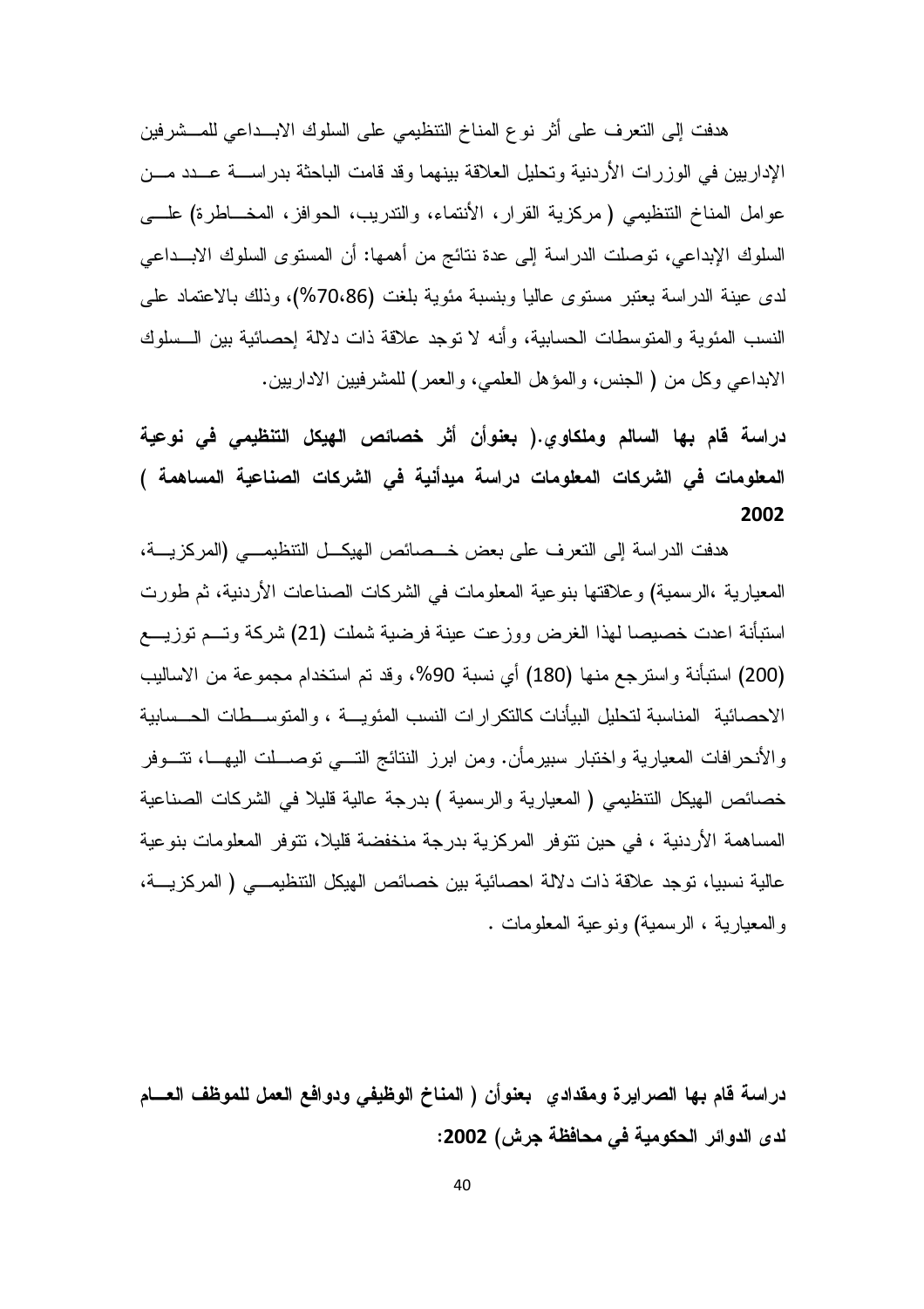هدفت إلى التعرف على أثر نوع المناخ التنظيمي على السلوك الابـداعي للمـشرفين الإداريين في الوزارات الأردنية وتحليل العلاقة بينهما وقد قامت الباحثة بدراسـة عـدد مـن عوامل المناخ التنظيمي ( مركزية القرار، الأنتماء، والتدريب، الحوافز، المخـاطرة) علـى السلوك الإبداعي، توصلت الدراسة إلى عدة نتائج من أهمها: أن المستوى السلوك الابـداعي لدى عينة الدراسة يعتبر مستوى عاليا وبنسبة مئوية بلغت (70،86%)، وذلك بالاعتماد على النسب المئوية والمتوسطات الحسابية، وأنه لا توجد علاقة ذات دلالة إحصائية بين الـسلوك الابداعي وكل من ( الجنس، والمؤهل العلمي، والعمر) للمشرفيين الاداريين.

**دراسة قام بها السالم وملكاوي.( بعنوأن أثر خصائص الهيكل التنظيمي في نوعية المعلومات في الشركات المعلومات دراسة ميدأنية في الشركات الصناعية المساهمة ) 2002**

هدفت الدراسة إلى التعرف على بعض خـصائص الهيكـل التنظيمـي (المركزيـة، المعيارية ،الرسمية) وعلاقتها بنوعية المعلومات في الشركات الصناعات الأردنية، ثم طورت استبأنة اعدت خصيصا لهذا الغرض ووزعت عينة فرضية شملت (21) شركة وتـم توزيـع (200) استبأنة واسترجع منها (180) أي نسبة 90%، وقد تم استخدام مجموعة من الاساليب الاحصائية المناسبة لتحليل البيأنات كالتكرارات النسب المئويـة ، والمتوسـطات الحـسابية والأنحرافات المعيارية واختبار سبيرمأن. ومن ابرز النتائج التـي توصـلت اليهـا، تتـوفر خصائص الهيكل التنظيمي ( المعيارية والرسمية ) بدرجة عالية قليلا في الشركات الصناعية المساهمة الأردنية ، في حين تتوفر المركزية بدرجة منخفضة قليلا، تتوفر المعلومات بنوعية عالية نسبيا، توجد علاقة ذات دلالة احصائية بين خصائص الهيكل التنظيمـي ( المركزيـة، والمعيارية ، الرسمية) ونوعية المعلومات .

**دراسة قام بها الصرايرة ومقدادي بعنوأن ( المناخ الوظيفي ودوافع العمل للموظف العـام لدى الدوائر الحكومية في محافظة جرش) 2002:**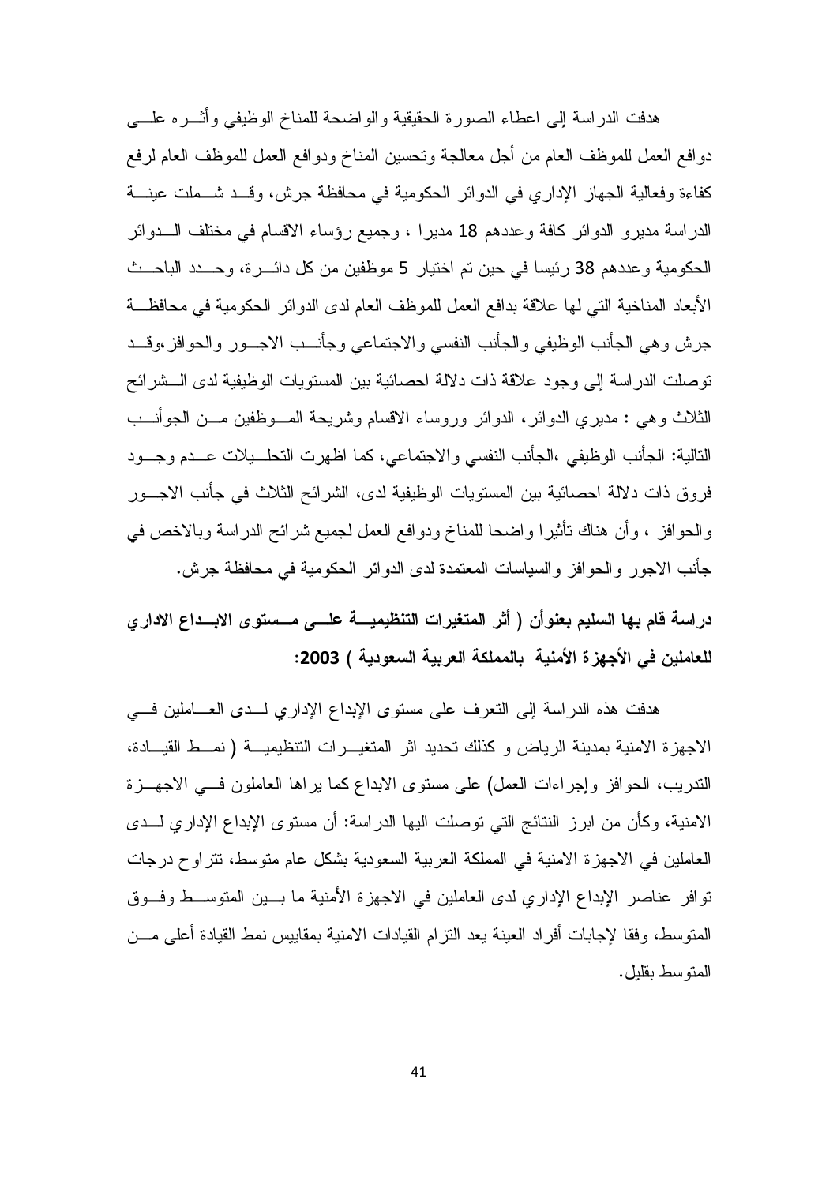هدفت الدراسة إلى اعطاء الصورة الحقيقية والواضحة للمناخ الوظيفي وأثره على دوافع العمل للموظف العام من أجل معالجة وتحسين المناخ ودوافع العمل للموظف العام لرفع كفاءة وفعالية الجهاز الإداري في الدوائر الحكومية في محافظة جرش، وقد شملت عينة الدراسة مديرو الدوائر كافة وعددهم 18 مديرا ، وجميع رؤساء الاقسام في مختلف الدوائر الحكومية وعددهم 38 رئيسا في حين تم اختيار 5 موظفين من كل دائرة، وحدد الباحث الأبعاد المناخية التي لها علاقة بدافع العمل للموظف العام لدى الدوائر الحكومية في محافظة جرش وهي الجأنب الوظيفي والجأنب النفسي والاجتماعي وجأنب الاجور والحوافز،وقد توصلت الدراسة إلى وجود علاقة ذات دلالة احصائية بين المستويات الوظيفية لدى الشرائح الثلاث وهي : مديري الدوائر، الدوائر وروساء الاقسام وشريحة الموظفين من الجوأنب التالية: الجأنب الوظيفي ،الجأنب النفسي والاجتماعي، كما اظهرت التحليلات عدم وجود فروق ذات دلالة احصائية بين المستويات الوظيفية لدى، الشرائح الثلاث في جأنب الاجور والحوافز ، وأن هناك تأثيرا واضحا للمناخ ودوافع العمل لجميع شرائح الدراسة وبالاخص في جأنب الاجور والحوافز والسياسات المعتمدة لدى الدوائر الحكومية في محافظة جرش.

**دراسة قام بها السليم بعنوأن ( أثر المتغيرات التنظيمية على مستوى الابداع الاداري للعاملين في الأجهزة الأمنية بالمملكة العربية السعودية ) 2003:**

هدفت هذه الدراسة إلى التعرف على مستوى الإبداع الإداري لدى العاملين في الاجهزة الامنية بمدينة الرياض و كذلك تحديد اثر المتغيرات التنظيمية ( نمط القيادة، التدريب، الحوافز وإجراءات العمل) على مستوى الابداع كما يراها العاملون في الاجهزة الامنية، وكأن من ابرز النتائج التي توصلت اليها الدراسة: أن مستوى الإبداع الإداري لدى العاملين في الاجهزة الامنية في المملكة العربية السعودية بشكل عام متوسط، تتراوح درجات توافر عناصر الإبداع الإداري لدى العاملين في الاجهزة الأمنية ما بين المتوسط وفوق المتوسط، وفقا لإجابات أفراد العينة يعد التزام القيادات الامنية بمقاييس نمط القيادة أعلى من المتوسط بقليل.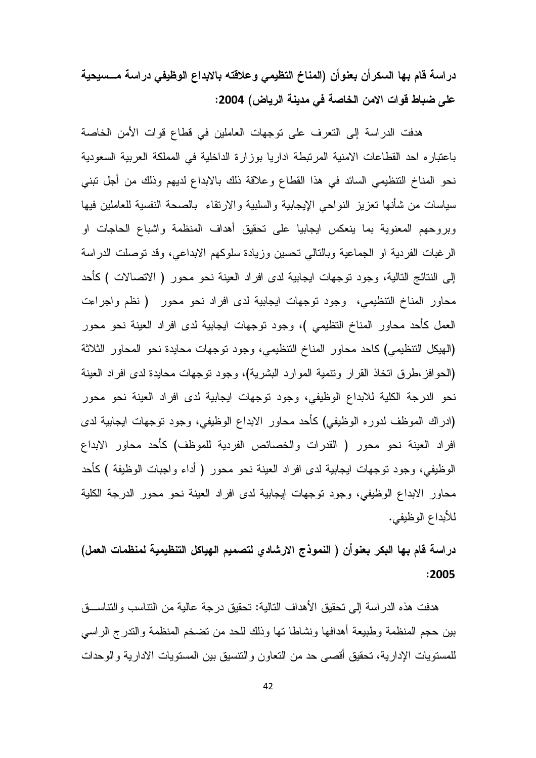**دراسة قام بها السكرأن بعنوأن (المناخ التظيمي وعلاقته بالابداع الوظيفي دراسة مسيحية على ضباط قوات الامن الخاصة في مدينة الرياض) 2004:**

هدفت الدراسة إلى التعرف على توجهات العاملين في قطاع قوات الأمن الخاصة باعتباره احد القطاعات الامنية المرتبطة اداريا بوزارة الداخلية في المملكة العربية السعودية نحو المناخ التنظيمي السائد في هذا القطاع وعلاقة ذلك بالابداع لديهم وذلك من أجل تبني سياسات من شأنها تعزيز النواحي الإيجابية والسلبية والارتقاء بالصحة النفسية للعاملين فيها وبروحهم المعنوية بما ينعكس ايجابيا على تحقيق أهداف المنظمة واشباع الحاجات او الرغبات الفردية او الجماعية وبالتالي تحسين وزيادة سلوكهم الابداعي، وقد توصلت الدراسة إلى النتائج التالية، وجود توجهات ايجابية لدى افراد العينة نحو محور ( الاتصالات ) كأحد محاور المناخ التنظيمي، وجود توجهات ايجابية لدى افراد نحو محور ( نظم واجراءت العمل كأحد محاور المناخ التظيمي )، وجود توجهات ايجابية لدى افراد العينة نحو محور (الهيكل التنظيمي) كاحد محاور المناخ التنظيمي، وجود توجهات محايدة نحو المحاور الثلاثة (الحوافز،طرق اتخاذ القرار وتنمية الموارد البشرية)، وجود توجهات محايدة لدى افراد العينة نحو الدرجة الكلية للابداع الوظيفي، وجود توجهات ايجابية لدى افراد العينة نحو محور (ادراك الموظف لدوره الوظيفي) كأحد محاور الابداع الوظيفي، وجود توجهات ايجابية لدى افراد العينة نحو محور ( القدرات والخصائص الفردية للموظف) كأحد محاور الابداع الوظيفي، وجود توجهات ايجابية لدى افراد العينة نحو محور ( أداء واجبات الوظيفة ) كأحد محاور الابداع الوظيفي، وجود توجهات إيجابية لدى افراد العينة نحو محور الدرجة الكلية للأبداع الوظيفي.

**دراسة قام بها البكر بعنوأن ( النموذج الارشادي لتصميم الهياكل التنظيمية لمنظمات العمل) 2005:**

هدفت هذه الدراسة إلى تحقيق الأهداف التالية: تحقيق درجة عالية من التناسب والتناسق بين حجم المنظمة وطبيعة أهدافها ونشاطا تها وذلك للحد من تضخم المنظمة والتدرج الراسي للمستويات الإدارية، تحقيق أقصى حد من التعاون والتنسيق بين المستويات الادارية والوحدات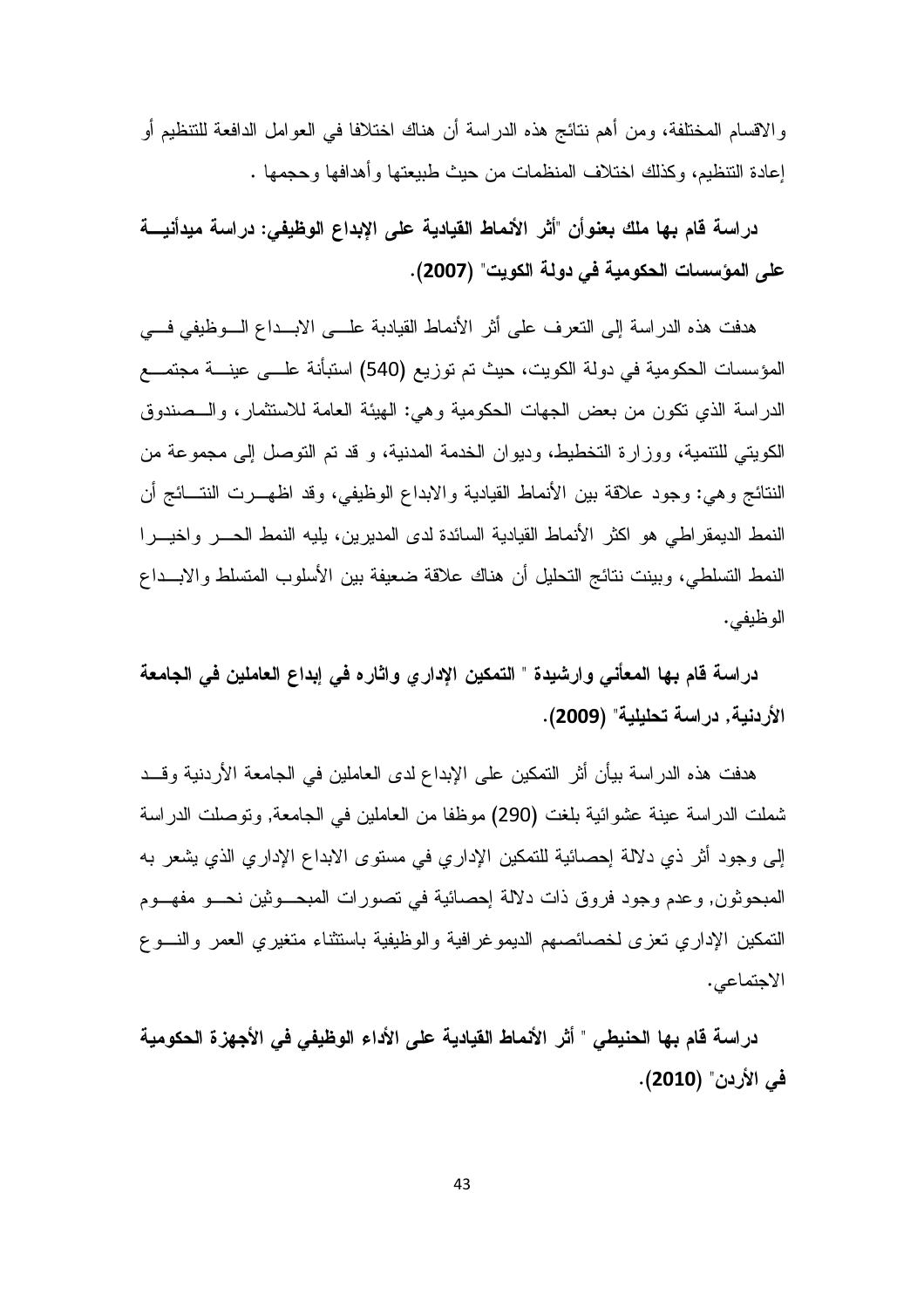والاقسام المختلفة، ومن أهم نتائج هذه الدراسة أن هناك اختلافا في العوامل الدافعة للتنظيم أو إعادة التنظيم، وكذلك اختلاف المنظمات من حيث طبيعتها وأهدافها وحجمها .

**دراسة قام بها ملك بعنوأن "أثر الأنماط القيادية على الإبداع الوظيفي: دراسة ميدأنيـــة على المؤسسات الحكومية في دولة الكويت" (2007).**

هدفت هذه الدراسة إلى التعرف على أثر الأنماط القيادبة علـــى الابـــداع الـــوظيفي فـــي المؤسسات الحكومية في دولة الكويت، حيث تم توزيع (540) استبأنة علـــى عينـــة مجتمـــع الدراسة الذي تكون من بعض الجهات الحكومية وهي: الهيئة العامة للاستثمار، والـــصندوق الكويتي للتنمية، ووزارة التخطيط، وديوان الخدمة المدنية، و قد تم التوصل إلى مجموعة من النتائج وهي: وجود علاقة بين الأنماط القيادية والابداع الوظيفي، وقد اظهـــرت النتـــائج أن النمط الديمقراطي هو اكثر الأنماط القيادية السائدة لدى المديرين، يليه النمط الحـــر واخيـــرا النمط التسلطي، وبينت نتائج التحليل أن هناك علاقة ضعيفة بين الأسلوب المتسلط والابـــداع الوظيفي.

**دراسة قام بها المعأني وارشيدة " التمكين الإداري واثاره في إبداع العاملين في الجامعة الأردنية, دراسة تحليلية" (2009).**

هدفت هذه الدراسة بيأن أثر التمكين على الإبداع لدى العاملين في الجامعة الأردنية وقـــد شملت الدراسة عينة عشوائية بلغت (290) موظفا من العاملين في الجامعة, وتوصلت الدراسة إلى وجود أثر ذي دلالة إحصائية للتمكين الإداري في مستوى الابداع الإداري الذي يشعر به المبحوثون, وعدم وجود فروق ذات دلالة إحصائية في تصورات المبحـــوثين نحـــو مفهـــوم التمكين الإداري تعزى لخصائصهم الديموغرافية والوظيفية باستثناء متغيري العمر والنـــوع الاجتماعي.

**دراسة قام بها الحنيطي " أثر الأنماط القيادية على الأداء الوظيفي في الأجهزة الحكومية في الأردن" (2010).**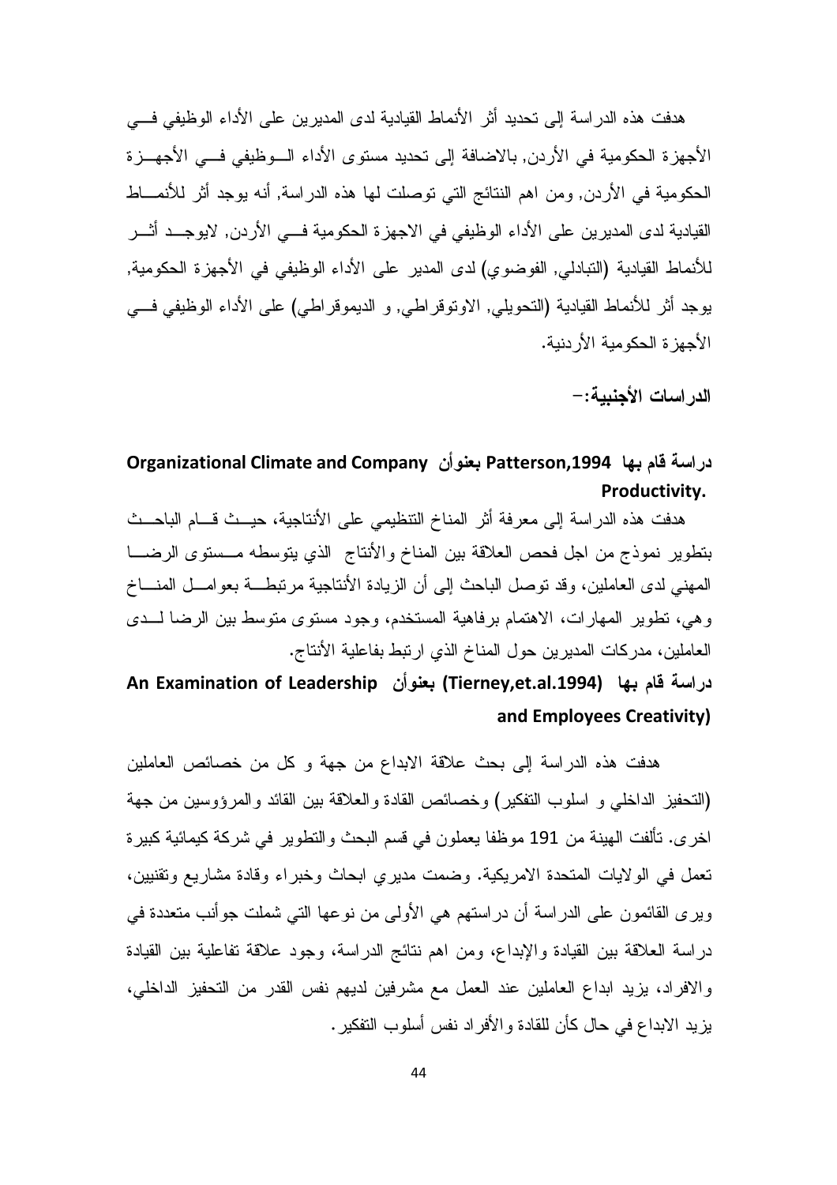هدفت هذه الدراسة إلى تحديد أثر الأنماط القيادية لدى المديرين على الأداء الوظيفي في الأجهزة الحكومية في الأردن, بالاضافة إلى تحديد مستوى الأداء الوظيفي في الأجهزة الحكومية في الأردن, ومن اهم النتائج التي توصلت لها هذه الدراسة, أنه يوجد أثر للأنماط القيادية لدى المديرين على الأداء الوظيفي في الاجهزة الحكومية في الأردن, لايوجد أثر للأنماط القيادية (التبادلي, الفوضوي) لدى المدير على الأداء الوظيفي في الأجهزة الحكومية, يوجد أثر للأنماط القيادية (التحويلي, الاوتوقراطي, و الديموقراطي) على الأداء الوظيفي في الأجهزة الحكومية الأردنية.

**الدراسات الأجنبية:-**

**دراسة قام بها Patterson,1994 بعنوأن Organizational Climate and Company Productivity.**

هدفت هذه الدراسة إلى معرفة أثر المناخ التنظيمي على الأنتاجية، حيث قام الباحث بتطوير نموذج من اجل فحص العلاقة بين المناخ والأنتاج الذي يتوسطه مستوى الرضا المهني لدى العاملين، وقد توصل الباحث إلى أن الزيادة الأنتاجية مرتبطة بعوامل المناخ وهي، تطوير المهارات، الاهتمام برفاهية المستخدم، وجود مستوى متوسط بين الرضا لدى العاملين، مدركات المديرين حول المناخ الذي ارتبط بفاعلية الأنتاج.

**دراسة قام بها (Tierney,et.al.1994) بعنوأن An Examination of Leadership and Employees Creativity)**

هدفت هذه الدراسة إلى بحث علاقة الابداع من جهة و كل من خصائص العاملين (التحفيز الداخلي و اسلوب التفكير) وخصائص القادة والعلاقة بين القائد والمرؤوسين من جهة اخرى. تألفت الهينة من 191 موظفا يعملون في قسم البحث والتطوير في شركة كيمائية كبيرة تعمل في الولايات المتحدة الامريكية. وضمت مديري ابحاث وخبراء وقادة مشاريع وتقنيين، ويرى القائمون على الدراسة أن دراستهم هي الأولى من نوعها التي شملت جوأنب متعددة في دراسة العلاقة بين القيادة والإبداع، ومن اهم نتائج الدراسة، وجود علاقة تفاعلية بين القيادة والافراد، يزيد ابداع العاملين عند العمل مع مشرفين لديهم نفس القدر من التحفيز الداخلي، يزيد الابداع في حال كأن للقادة والأفراد نفس أسلوب التفكير.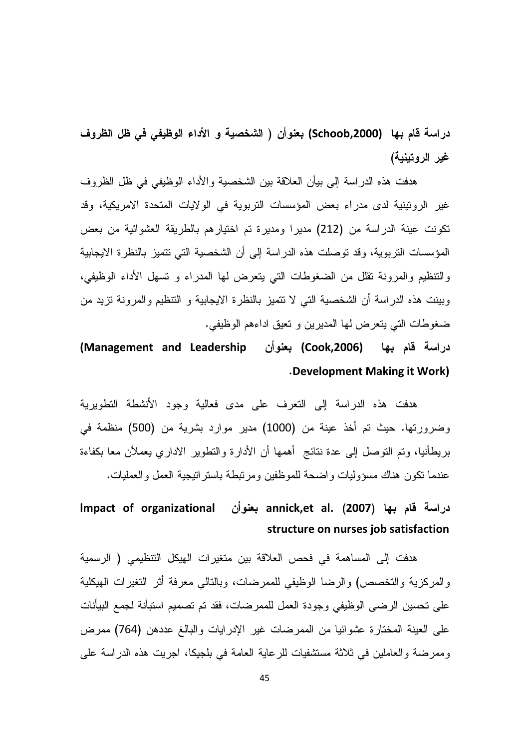**دراسة قام بها (Schoob,2000) بعنوأن ( الشخصية و الأداء الوظيفي في ظل الظروف غير الروتينية)**

هدفت هذه الدراسة إلى بيأن العلاقة بين الشخصية والأداء الوظيفي في ظل الظروف غير الروتينية لدى مدراء بعض المؤسسات التربوية في الولايات المتحدة الامريكية، وقد تكونت عينة الدراسة من (212) مديرا ومديرة تم اختيارهم بالطريقة العشوائية من بعض المؤسسات التربوية، وقد توصلت هذه الدراسة إلى أن الشخصية التي تتميز بالنظرة الايجابية والتنظيم والمرونة تقلل من الضغوطات التي يتعرض لها المدراء و تسهل الأداء الوظيفي، وبينت هذه الدراسة أن الشخصية التي لا تتميز بالنظرة الايجابية و التنظيم والمرونة تزيد من ضغوطات التي يتعرض لها المديرين و تعيق اداءهم الوظيفي.

**دراسة قام بها (Cook,2006) بعنوأن (Management and Leadership Development Making it Work).**

هدفت هذه الدراسة إلى التعرف على مدى فعالية وجود الأنشطة التطويرية وضرورتها. حيث تم أخذ عينة من (1000) مدير موارد بشرية من (500) منظمة في بريطأنيا، وتم التوصل إلى عدة نتائج أهمها أن الأدارة والتطوير الاداري يعملأن معا بكفاءة عندما تكون هناك مسؤوليات واضحة للموظفين ومرتبطة باستراتيجية العمل والعمليات.

**دراسة قام بها annick,et al. (2007) بعنوأن Impact of organizational structure on nurses job satisfaction**

هدفت إلى المساهمة في فحص العلاقة بين متغيرات الهيكل التنظيمي ( الرسمية والمركزية والتخصص) والرضا الوظيفي للممرضات، وبالتالي معرفة أثر التغيرات الهيكلية على تحسين الرضى الوظيفي وجودة العمل للممرضات، فقد تم تصميم استبأنة لجمع البيأنات على العينة المختارة عشوائيا من الممرضات غير الإدرايات والبالغ عددهن (764) ممرض وممرضة والعاملين في ثلاثة مستشفيات للرعاية العامة في بلجيكا، اجريت هذه الدراسة على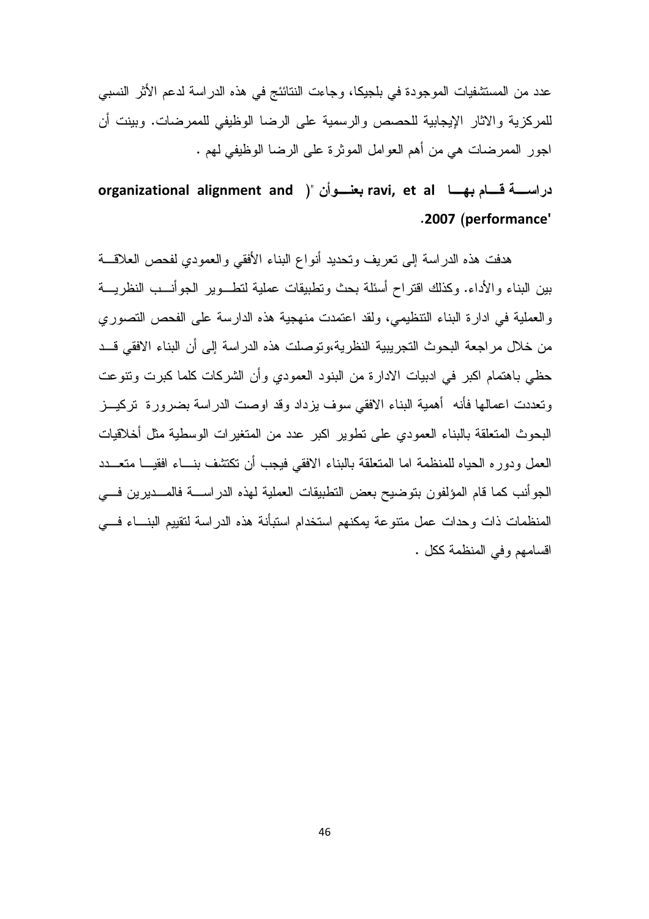عدد من المستشفيات الموجودة في بلجيكا، وجاءت النتائج في هذه الدراسة لدعم الأثر النسبي للمركزية والاثار الإيجابية للحصص والرسمية على الرضا الوظيفي للممرضات. وبينت أن اجور الممرضات هي من أهم العوامل الموثرة على الرضا الوظيفي لهم .

**دراســـة قـــام بهـــا ravi, et al بعنـــوأن "( organizational alignment and performance' (2007.**

هدفت هذه الدراسة إلى تعريف وتحديد أنواع البناء الأفقي والعمودي لفحص العلاقـــة بين البناء والأداء. وكذلك اقتراح أسئلة بحث وتطبيقات عملية لتطـــوير الجوأنـــب النظريـــة والعملية في ادارة البناء التنظيمي، ولقد اعتمدت منهجية هذه الدارسة على الفحص التصوري من خلال مراجعة البحوث التجريبية النظرية،وتوصلت هذه الدراسة إلى أن البناء الافقي قـــد حظي باهتمام اكبر في ادبيات الادارة من البنود العمودي وأن الشركات كلما كبرت وتنوعت وتعددت اعمالها فأنه أهمية البناء الافقي سوف يزداد وقد اوصت الدراسة بضرورة تركيـــز البحوث المتعلقة بالبناء العمودي على تطوير اكبر عدد من المتغيرات الوسطية مثل أخلاقيات العمل ودوره الحياه للمنظمة اما المتعلقة بالبناء الافقي فيجب أن تكتشف بنـــاء افقيـــا متعـــدد الجوأنب كما قام المؤلفون بتوضيح بعض التطبيقات العملية لهذه الدراســـة فالمـــديرين فـــي المنظمات ذات وحدات عمل متنوعة يمكنهم استخدام استبأنة هذه الدراسة لتقييم البنـــاء فـــي اقسامهم وفي المنظمة ككل .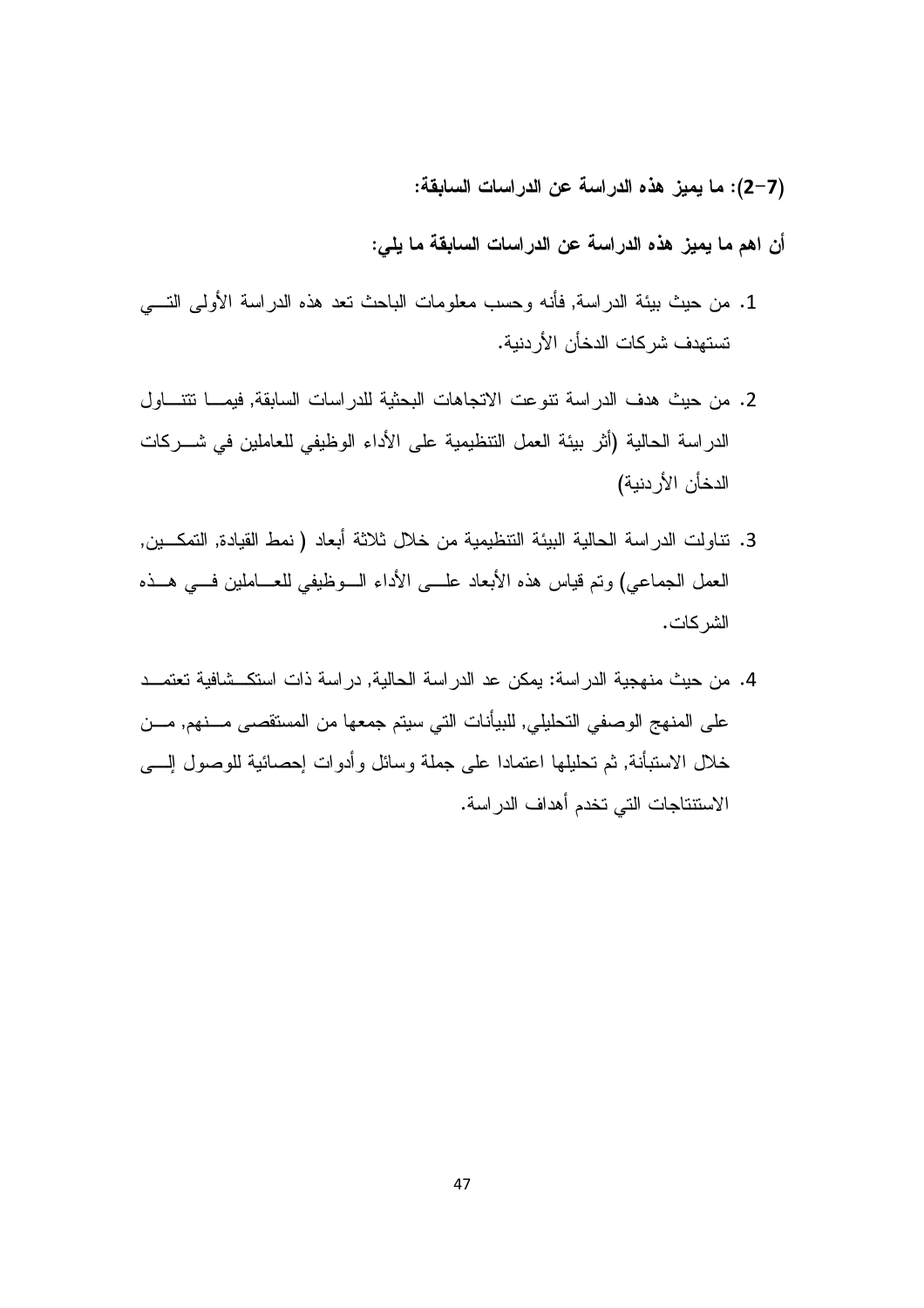**(7-2): ما يميز هذه الدراسة عن الدراسات السابقة:**

**أن اهم ما يميز هذه الدراسة عن الدراسات السابقة ما يلي:**

1. من حيث بيئة الدراسة, فأنه وحسب معلومات الباحث تعد هذه الدراسة الأولى التي تستهدف شركات الدخأن الأردنية.
2. من حيث هدف الدراسة تنوعت الاتجاهات البحثية للدراسات السابقة, فيما تتناول الدراسة الحالية (أثر بيئة العمل التنظيمية على الأداء الوظيفي للعاملين في شركات الدخأن الأردنية)
3. تناولت الدراسة الحالية البيئة التنظيمية من خلال ثلاثة أبعاد ( نمط القيادة, التمكين, العمل الجماعي) وتم قياس هذه الأبعاد على الأداء الوظيفي للعاملين في هذه الشركات.
4. من حيث منهجية الدراسة: يمكن عد الدراسة الحالية, دراسة ذات استكشافية تعتمد على المنهج الوصفي التحليلي, للبيأنات التي سيتم جمعها من المستقصى منهم, من خلال الاستبأنة, ثم تحليلها اعتمادا على جملة وسائل وأدوات إحصائية للوصول إلى الاستنتاجات التي تخدم أهداف الدراسة.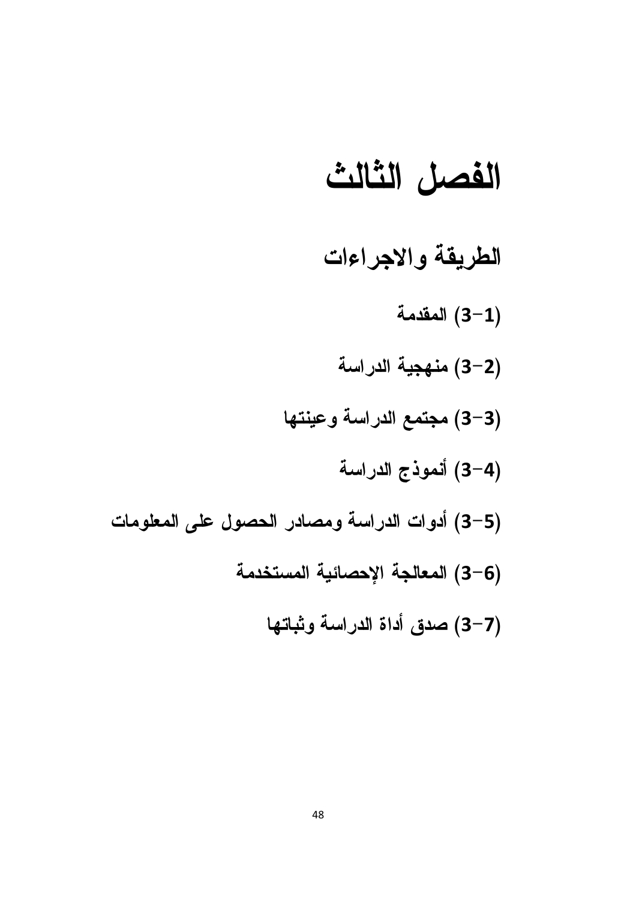# الفصل الثالث

## الطريقة والاجراءات

(3–1) المقدمة

(3–2) منهجية الدراسة

(3–3) مجتمع الدراسة وعينتها

(3–4) أنموذج الدراسة

(3–5) أدوات الدراسة ومصادر الحصول على المعلومات

(3–6) المعالجة الإحصائية المستخدمة

(3–7) صدق أداة الدراسة وثباتها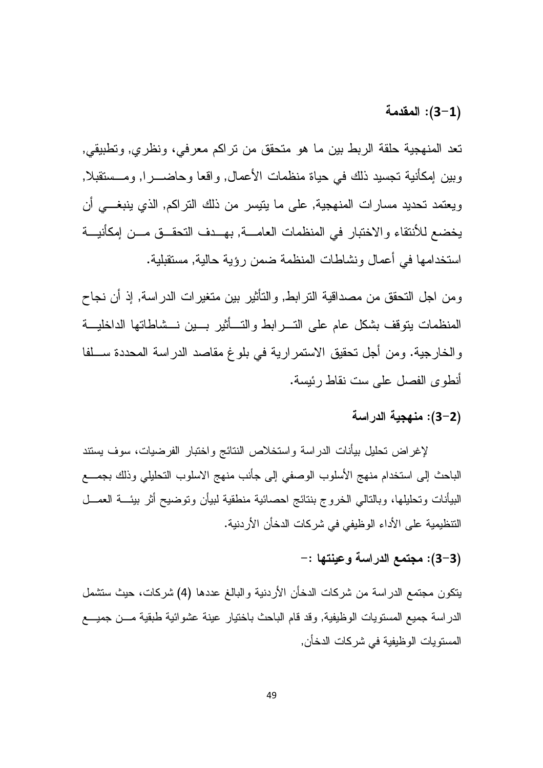### (3-1): المقدمة

تعد المنهجية حلقة الربط بين ما هو متحقق من تراكم معرفي، ونظري, وتطبيقي, وبين إمكأنية تجسيد ذلك في حياة منظمات الأعمال, واقعا وحاضرا, ومستقبلا, ويعتمد تحديد مسارات المنهجية, على ما يتيسر من ذلك التراكم, الذي ينبغي أن يخضع للأنتقاء والاختبار في المنظمات العامة, بهدف التحقق من إمكأنية استخدامها في أعمال ونشاطات المنظمة ضمن رؤية حالية, مستقبلية.

ومن اجل التحقق من مصداقية الترابط, والتأثير بين متغيرات الدراسة, إذ أن نجاح المنظمات يتوقف بشكل عام على الترابط والتأثير بين نشاطاتها الداخلية والخارجية. ومن أجل تحقيق الاستمرارية في بلوغ مقاصد الدراسة المحددة سلفا أنطوى الفصل على ست نقاط رئيسة.

### (3-2): منهجية الدراسة

لإغراض تحليل بيأنات الدراسة واستخلاص النتائج واختبار الفرضيات، سوف يستند الباحث إلى استخدام منهج الأسلوب الوصفي إلى جأنب منهج الاسلوب التحليلي وذلك بجمع البيأنات وتحليلها، وبالتالي الخروج بنتائج احصائية منطقية لبيأن وتوضيح أثر بيئة العمل التنظيمية على الأداء الوظيفي في شركات الدخأن الأردنية.

### (3-3): مجتمع الدراسة وعينتها :-

يتكون مجتمع الدراسة من شركات الدخأن الأردنية والبالغ عددها (4) شركات، حيث ستشمل الدراسة جميع المستويات الوظيفية, وقد قام الباحث باختيار عينة عشوائية طبقية من جميع المستويات الوظيفية في شركات الدخأن,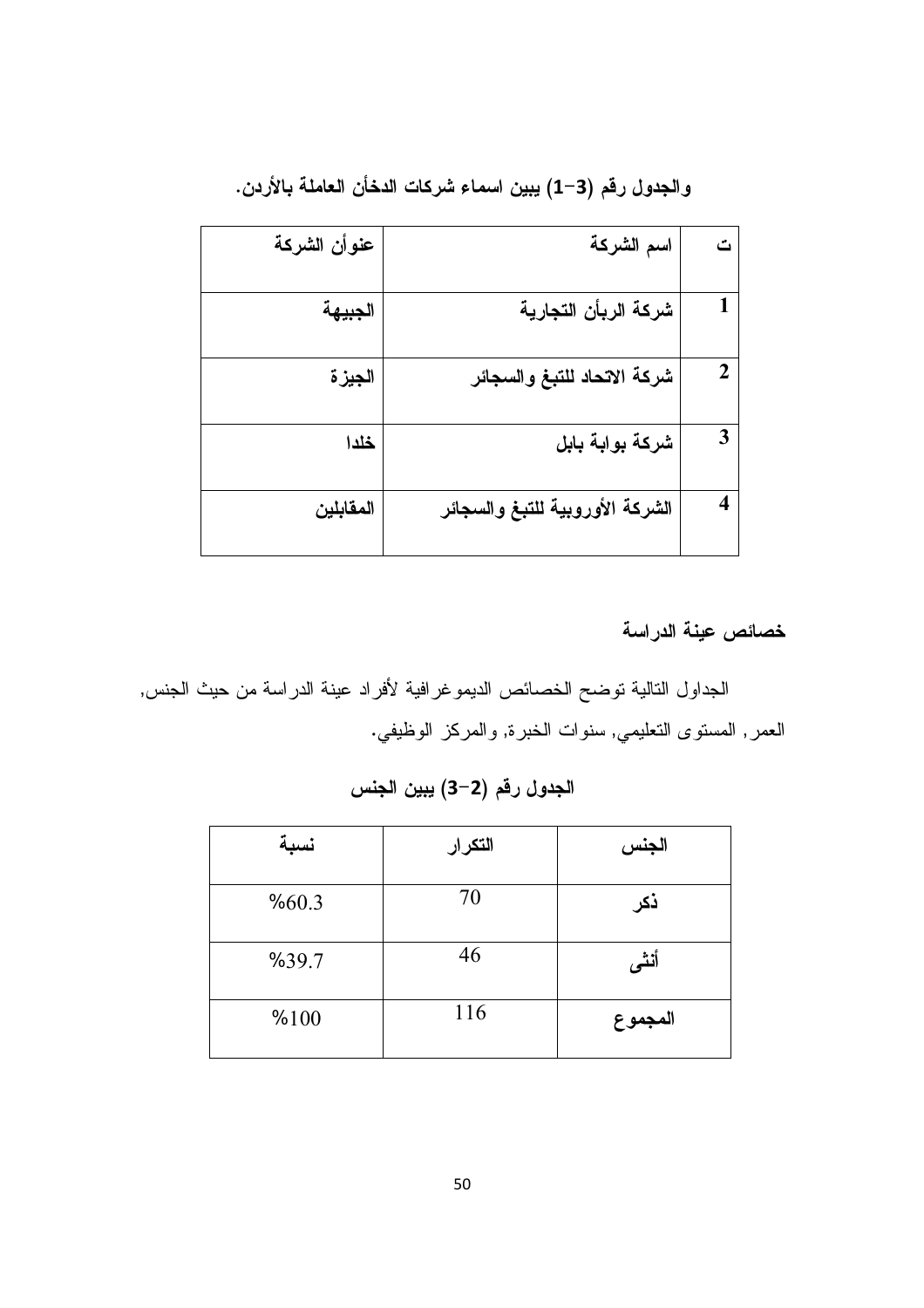**والجدول رقم (3-1) يبين اسماء شركات الدخأن العاملة بالأردن.**

| ت | اسم الشركة | عنوأن الشركة |
|---|---|---|
| 1 | شركة الربأن التجارية | الجبيهة |
| 2 | شركة الاتحاد للتبغ والسجائر | الجيزة |
| 3 | شركة بوابة بابل | خلدا |
| 4 | الشركة الأوروبية للتبغ والسجائر | المقابلين |

**خصائص عينة الدراسة**

الجداول التالية توضح الخصائص الديموغرافية لأفراد عينة الدراسة من حيث الجنس, العمر, المستوى التعليمي, سنوات الخبرة, والمركز الوظيفي.

**الجدول رقم (3-2) يبين الجنس**

| الجنس | التكرار | نسبة |
|---|---|---|
| ذكر | 70 | %60.3 |
| أنثى | 46 | %39.7 |
| المجموع | 116 | %100 |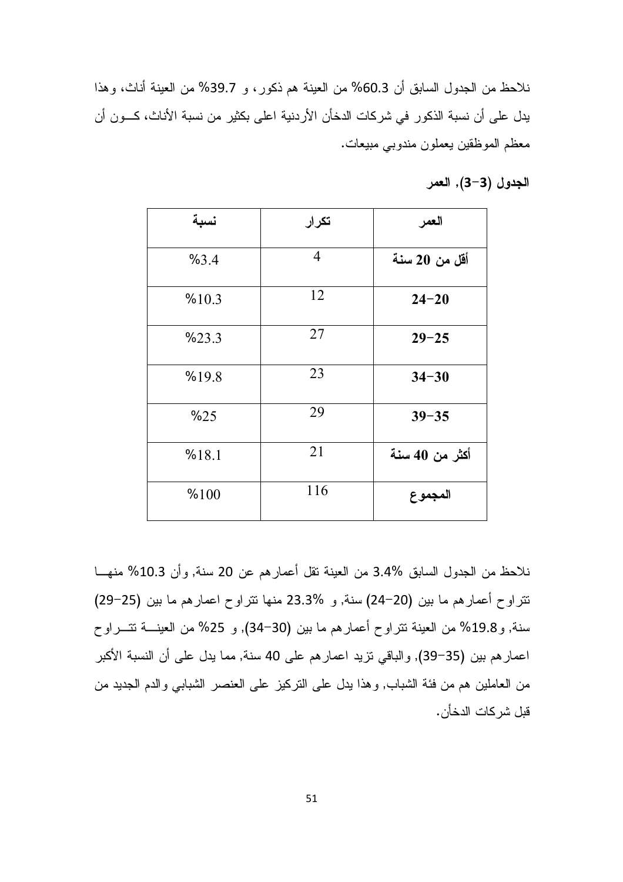نلاحظ من الجدول السابق أن 60.3% من العينة هم ذكور، و 39.7% من العينة أناث، وهذا يدل على أن نسبة الذكور في شركات الدخأن الأردنية اعلى بكثير من نسبة الأناث، كـــون أن معظم الموظفين يعملون مندوبي مبيعات.

**الجدول (3-3), العمر**

| العمر | تكرار | نسبة |
|---|---|---|
| **أقل من 20 سنة** | 4 | %3.4 |
| **24-20** | 12 | %10.3 |
| **29-25** | 27 | %23.3 |
| **34-30** | 23 | %19.8 |
| **39-35** | 29 | %25 |
| **أكثر من 40 سنة** | 21 | %18.1 |
| **المجموع** | 116 | %100 |

نلاحظ من الجدول السابق 3.4% من العينة تقل أعمارهم عن 20 سنة, وأن 10.3% منهـــا تتراوح أعمارهم ما بين (20-24) سنة, و 23.3% منها تتراوح اعمارهم ما بين (25-29) سنة, و19.8% من العينة تتراوح أعمارهم ما بين (30-34), و 25% من العينـــة تتـــراوح اعمارهم بين (35-39), والباقي تزيد اعمارهم على 40 سنة, مما يدل على أن النسبة الأكبر من العاملين هم من فئة الشباب, وهذا يدل على التركيز على العنصر الشبابي والدم الجديد من قبل شركات الدخأن.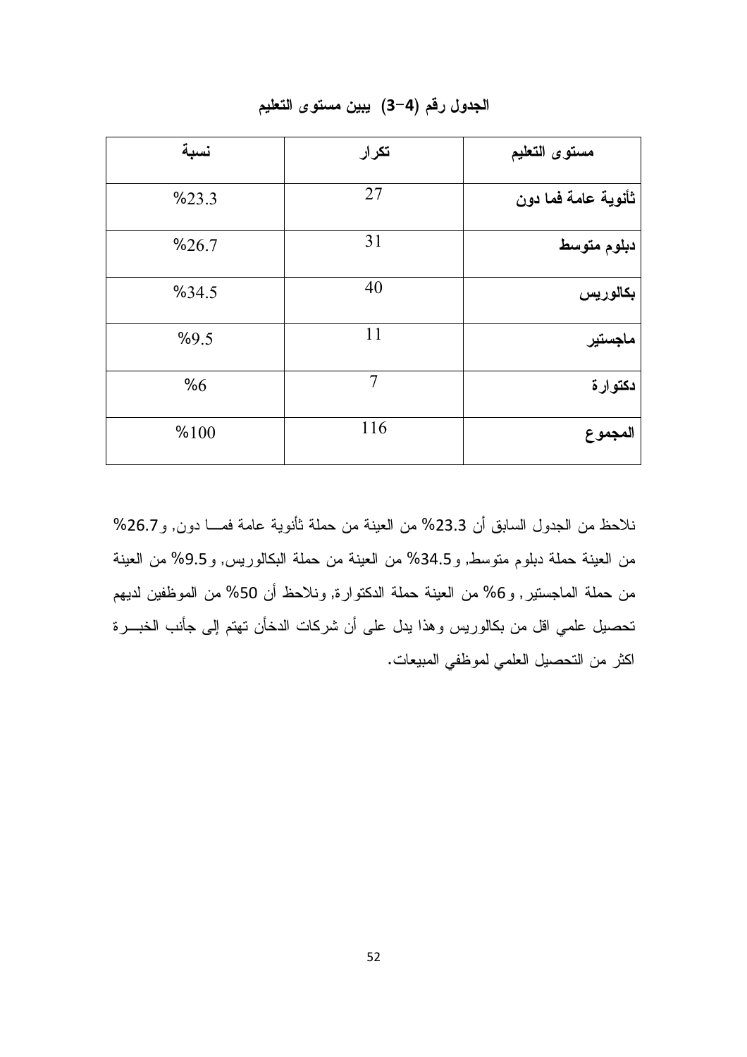**الجدول رقم (4-3) يبين مستوى التعليم**

| مستوى التعليم | تكرار | نسبة |
|---|---|---|
| ثأنوية عامة فما دون | 27 | %23.3 |
| دبلوم متوسط | 31 | %26.7 |
| بكالوريس | 40 | %34.5 |
| ماجستير | 11 | %9.5 |
| دكتوارة | 7 | %6 |
| المجموع | 116 | %100 |

نلاحظ من الجدول السابق أن 23.3% من العينة من حملة ثأنوية عامة فمـــا دون, و26.7% من العينة حملة دبلوم متوسط, و34.5% من العينة من حملة البكالوريس, و9.5% من العينة من حملة الماجستير, و6% من العينة حملة الدكتوارة, ونلاحظ أن 50% من الموظفين لديهم تحصيل علمي اقل من بكالوريس وهذا يدل على أن شركات الدخأن تهتم إلى جأنب الخبـــرة اكثر من التحصيل العلمي لموظفي المبيعات.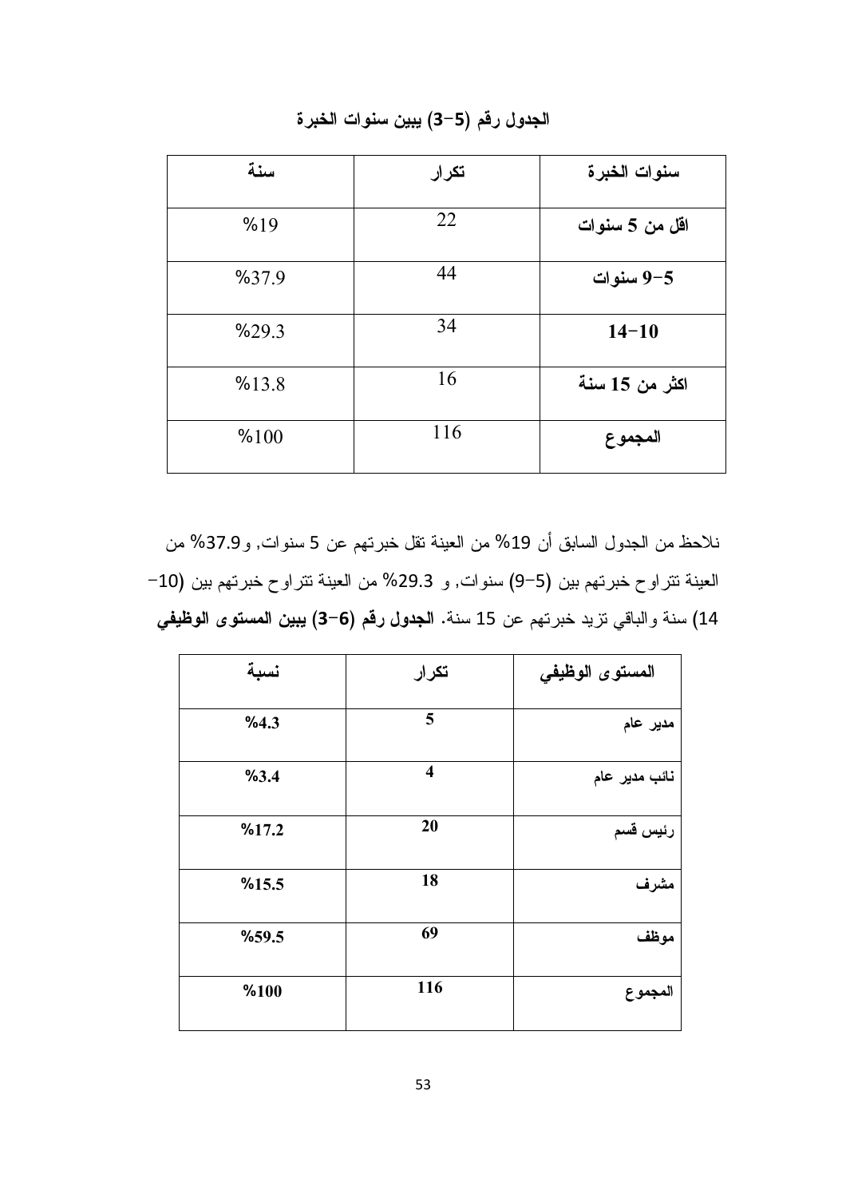**الجدول رقم (5-3) يبين سنوات الخبرة**

| سنوات الخبرة | تكرار | سنة |
|---|---|---|
| **اقل من 5 سنوات** | 22 | %19 |
| **5-9 سنوات** | 44 | %37.9 |
| **10-14** | 34 | %29.3 |
| **اكثر من 15 سنة** | 16 | %13.8 |
| **المجموع** | 116 | %100 |

نلاحظ من الجدول السابق أن 19% من العينة تقل خبرتهم عن 5 سنوات, و37.9% من العينة تتراوح خبرتهم بين (5-9) سنوات, و 29.3% من العينة تتراوح خبرتهم بين (10-14) سنة والباقي تزيد خبرتهم عن 15 سنة. **الجدول رقم (6-3) يبين المستوى الوظيفي**

| المستوى الوظيفي | تكرار | نسبة |
|---|---|---|
| مدير عام | **5** | **%4.3** |
| نائب مدير عام | **4** | **%3.4** |
| رئيس قسم | **20** | **%17.2** |
| مشرف | **18** | **%15.5** |
| موظف | **69** | **%59.5** |
| المجموع | **116** | **%100** |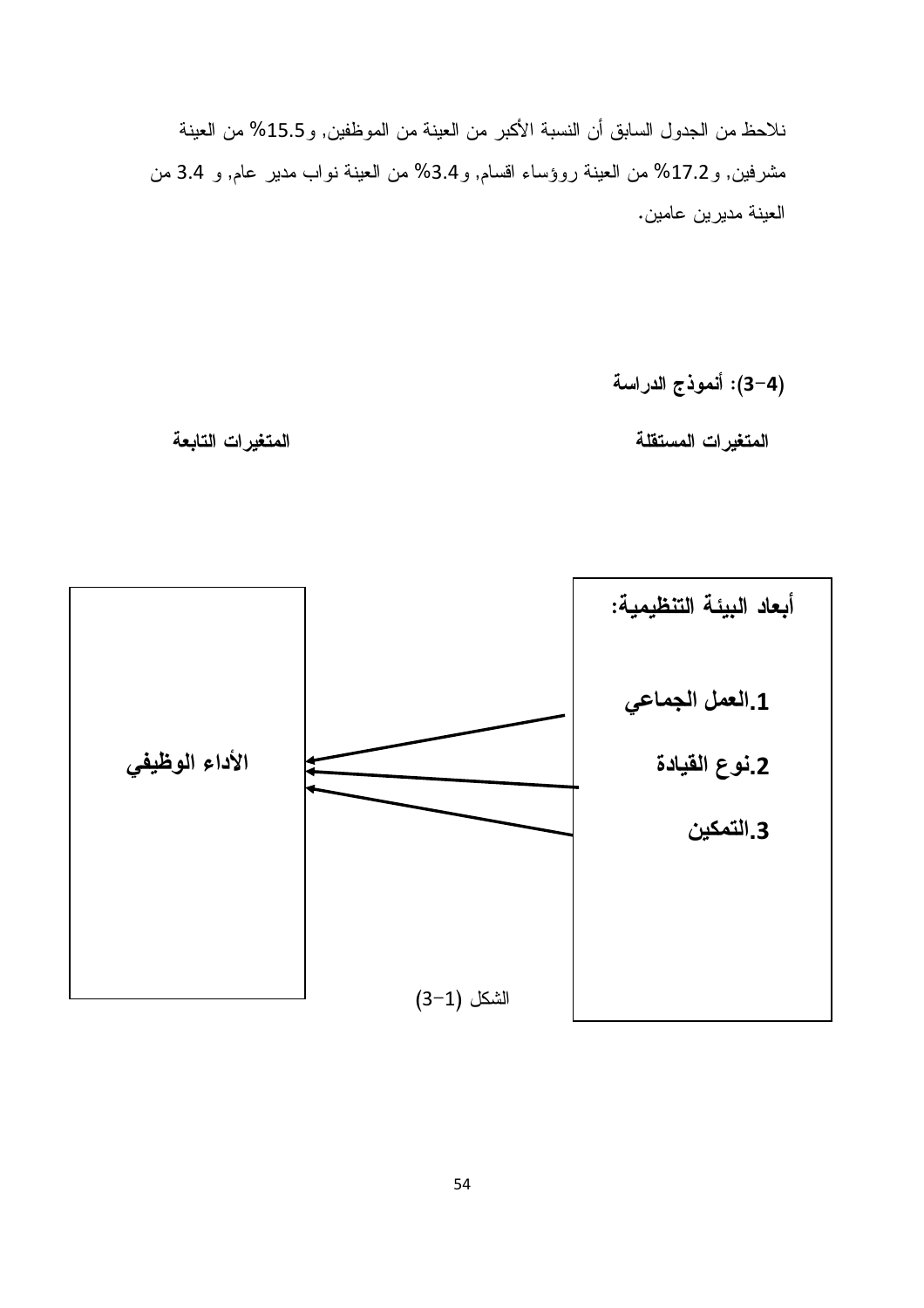نلاحظ من الجدول السابق أن النسبة الأكبر من العينة من الموظفين, و15.5% من العينة مشرفين, و17.2% من العينة روؤساء اقسام, و3.4% من العينة نواب مدير عام, و 3.4 من العينة مديرين عامين.

**(3-4): أنموذج الدراسة**

**المتغيرات المستقلة** **المتغيرات التابعة**

**أبعاد البيئة التنظيمية:**

**1.العمل الجماعي**

**2.نوع القيادة**

**3.التمكين**

**الأداء الوظيفي**

الشكل (1-3)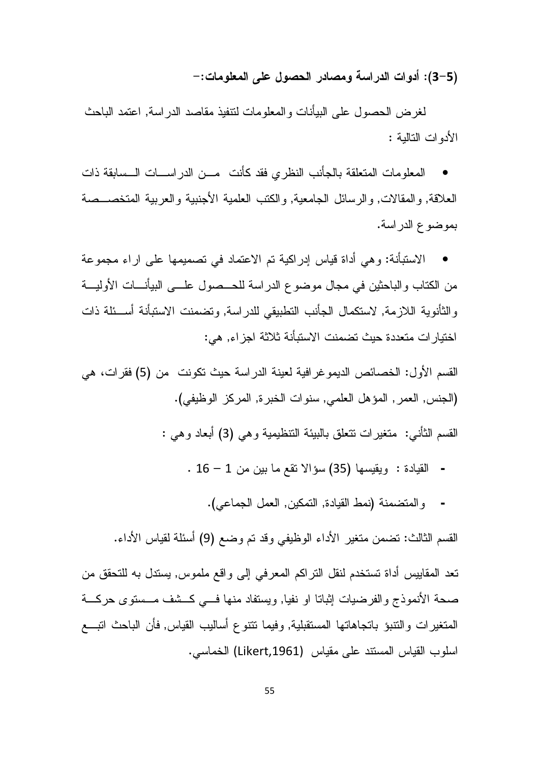**(3-5): أدوات الدراسة ومصادر الحصول على المعلومات:-**

لغرض الحصول على البيأنات والمعلومات لتنفيذ مقاصد الدراسة, اعتمد الباحث الأدوات التالية :

- المعلومات المتعلقة بالجأنب النظري فقد كأنت من الدراسات السابقة ذات العلاقة, والمقالات, والرسائل الجامعية, والكتب العلمية الأجنبية والعربية المتخصصة بموضوع الدراسة.
- الاستبأنة: وهي أداة قياس إدراكية تم الاعتماد في تصميمها على اراء مجموعة من الكتاب والباحثين في مجال موضوع الدراسة للحصول على البيأنات الأولية والثأنوية اللازمة, لاستكمال الجأنب التطبيقي للدراسة, وتضمنت الاستبأنة أسئلة ذات اختيارات متعددة حيث تضمنت الاستبأنة ثلاثة اجزاء, هي:

القسم الأول: الخصائص الديموغرافية لعينة الدراسة حيث تكونت من (5) فقرات، هي (الجنس, العمر, المؤهل العلمي, سنوات الخبرة, المركز الوظيفي).

القسم الثأني: متغيرات تتعلق بالبيئة التنظيمية وهي (3) أبعاد وهي :

- القيادة : ويقيسها (35) سؤالا تقع ما بين من 1 – 16 .
- والمتضمنة (نمط القيادة, التمكين, العمل الجماعي).

القسم الثالث: تضمن متغير الأداء الوظيفي وقد تم وضع (9) أسئلة لقياس الأداء.

تعد المقاييس أداة تستخدم لنقل التراكم المعرفي إلى واقع ملموس, يستدل به للتحقق من صحة الأنموذج والفرضيات إثباتا او نفيا, ويستفاد منها في كشف مستوى حركة المتغيرات والتنبؤ باتجاهاتها المستقبلية, وفيما تتنوع أساليب القياس, فأن الباحث اتبع اسلوب القياس المستند على مقياس (Likert,1961) الخماسي.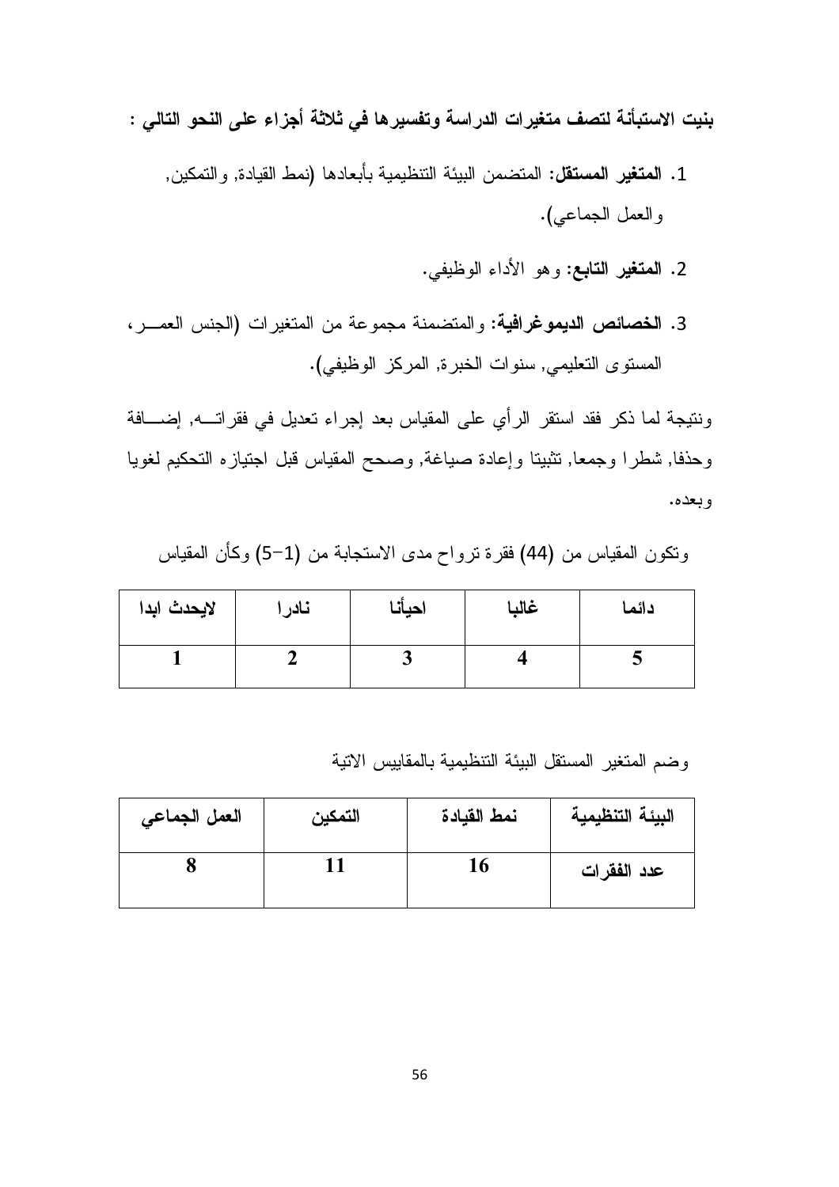**بنيت الاستبأنة لتصف متغيرات الدراسة وتفسيرها في ثلاثة أجزاء على النحو التالي :**

1. **المتغير المستقل:** المتضمن البيئة التنظيمية بأبعادها (نمط القيادة, والتمكين, والعمل الجماعي).
2. **المتغير التابع:** وهو الأداء الوظيفي.
3. **الخصائص الديموغرافية:** والمتضمنة مجموعة من المتغيرات (الجنس العمـــر، المستوى التعليمي, سنوات الخبرة, المركز الوظيفي).

ونتيجة لما ذكر فقد استقر الرأي على المقياس بعد إجراء تعديل في فقراتـــه, إضـــافة وحذفا, شطرا وجمعا, تثبيتا وإعادة صياغة, وصحح المقياس قبل اجتيازه التحكيم لغويا وبعده.

وتكون المقياس من (44) فقرة ترواح مدى الاستجابة من (1-5) وكأن المقياس

| لايحدث ابدا | نادرا | احيأنا | غالبا | دائما |
|---|---|---|---|---|
| 1 | 2 | 3 | 4 | 5 |

وضم المتغير المستقل البيئة التنظيمية بالمقاييس الاتية

| العمل الجماعي | التمكين | نمط القيادة | البيئة التنظيمية |
|---|---|---|---|
| 8 | 11 | 16 | عدد الفقرات |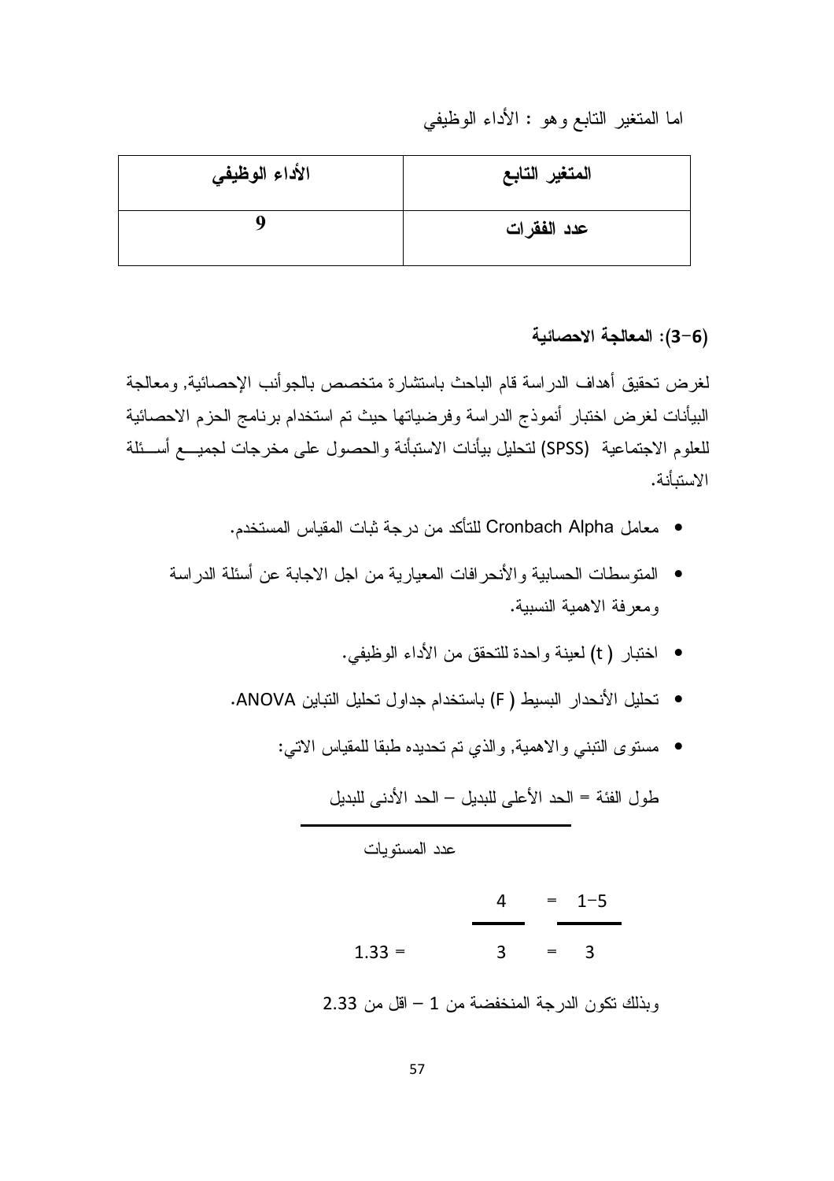اما المتغير التابع وهو : الأداء الوظيفي

| المتغير التابع | الأداء الوظيفي |
|---|---|
| عدد الفقرات | 9 |

### (3-6): المعالجة الاحصائية

لغرض تحقيق أهداف الدراسة قام الباحث باستشارة متخصص بالجوأنب الإحصائية, ومعالجة البيأنات لغرض اختبار أنموذج الدراسة وفرضياتها حيث تم استخدام برنامج الحزم الاحصائية للعلوم الاجتماعية (SPSS) لتحليل بيأنات الاستبأنة والحصول على مخرجات لجميــع أســئلة الاستبأنة.

- معامل Cronbach Alpha للتأكد من درجة ثبات المقياس المستخدم.
- المتوسطات الحسابية والأنحرافات المعيارية من اجل الاجابة عن أسئلة الدراسة ومعرفة الاهمية النسبية.
- اختبار ( t) لعينة واحدة للتحقق من الأداء الوظيفي.
- تحليل الأنحدار البسيط ( F) باستخدام جداول تحليل التباين ANOVA.
- مستوى التبني والاهمية, والذي تم تحديده طبقا للمقياس الاتي:

$$\text{طول الفئة} = \frac{\text{الحد الأعلى للبديل} - \text{الحد الأدنى للبديل}}{\text{عدد المستويات}}$$

$$\frac{5-1}{3} = \frac{4}{3} = 1.33$$

وبذلك تكون الدرجة المنخفضة من 1 – اقل من 2.33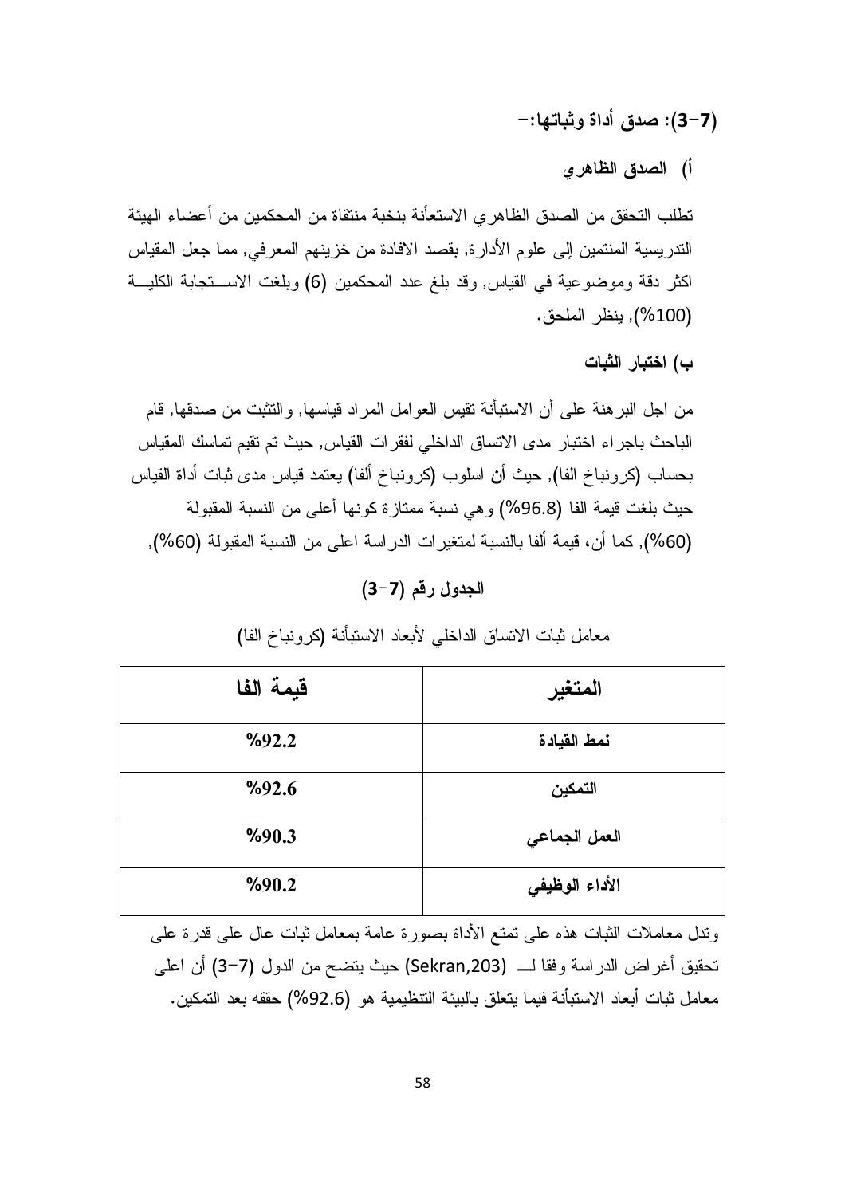### (3-7): صدق أداة وثباتها:-

#### أ) الصدق الظاهري

تطلب التحقق من الصدق الظاهري الاستعأنة بنخبة منتقاة من المحكمين من أعضاء الهيئة التدريسية المنتمين إلى علوم الأدارة, بقصد الافادة من خزينهم المعرفي, مما جعل المقياس اكثر دقة وموضوعية في القياس, وقد بلغ عدد المحكمين (6) وبلغت الاســتجابة الكليــة (100%), ينظر الملحق.

#### ب) اختبار الثبات

من اجل البرهنة على أن الاستبأنة تقيس العوامل المراد قياسها, والتثبت من صدقها, قام الباحث باجراء اختبار مدى الاتساق الداخلي لفقرات القياس, حيث تم تقيم تماسك المقياس بحساب (كرونباخ الفا), حيث أن اسلوب (كرونباخ ألفا) يعتمد قياس مدى ثبات أداة القياس حيث بلغت قيمة الفا (96.8%) وهي نسبة ممتازة كونها أعلى من النسبة المقبولة (60%), كما أن، قيمة ألفا بالنسبة لمتغيرات الدراسة اعلى من النسبة المقبولة (60%),

**الجدول رقم (3-7)**

معامل ثبات الاتساق الداخلي لأبعاد الاستبأنة (كرونباخ الفا)

| المتغير | قيمة الفا |
|---|---|
| نمط القيادة | %92.2 |
| التمكين | %92.6 |
| العمل الجماعي | %90.3 |
| الأداء الوظيفي | %90.2 |

وتدل معاملات الثبات هذه على تمتع الأداة بصورة عامة بمعامل ثبات عال على قدرة على تحقيق أغراض الدراسة وفقا لــ (Sekran,203) حيث يتضح من الدول (3-7) أن اعلى معامل ثبات أبعاد الاستبأنة فيما يتعلق بالبيئة التنظيمية هو (92.6%) حققه بعد التمكين.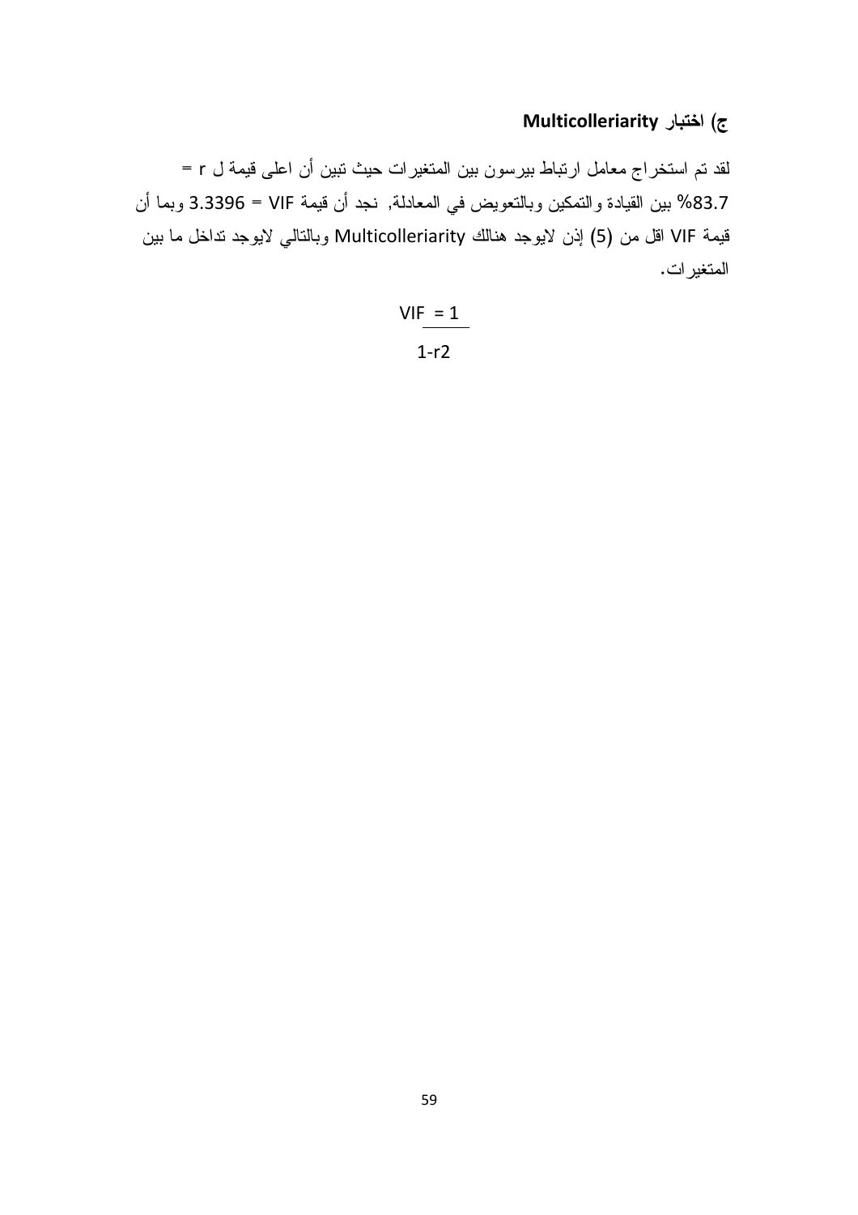### ج) اختبار Multicolleriarity

لقد تم استخراج معامل ارتباط بيرسون بين المتغيرات حيث تبين أن اعلى قيمة ل $r =$ 83.7% بين القيادة والتمكين وبالتعويض في المعادلة, نجد أن قيمة VIF = 3.3396 وبما أن قيمة VIF اقل من (5) إذن لايوجد هنالك Multicolleriarity وبالتالي لايوجد تداخل ما بين المتغيرات.

$$VIF = \frac{1}{1-r2}$$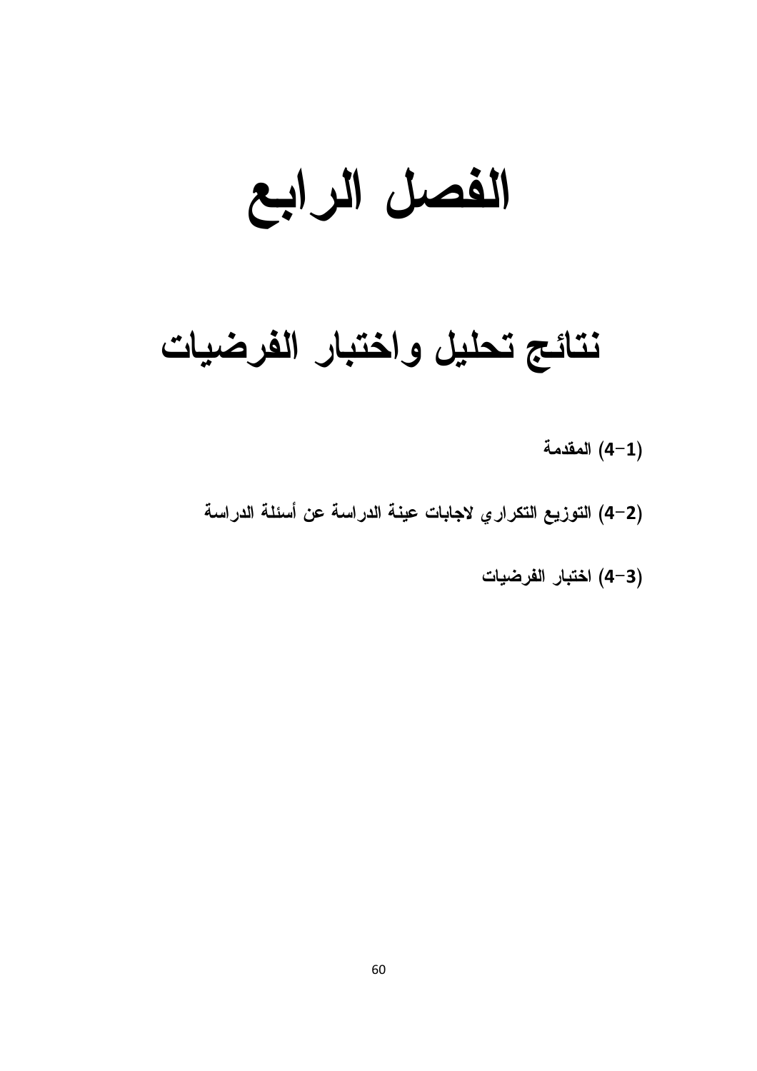# الفصل الرابع

# نتائج تحليل واختبار الفرضيات

**(4-1) المقدمة**

**(4-2) التوزيع التكراري لاجابات عينة الدراسة عن أسئلة الدراسة**

**(4-3) اختبار الفرضيات**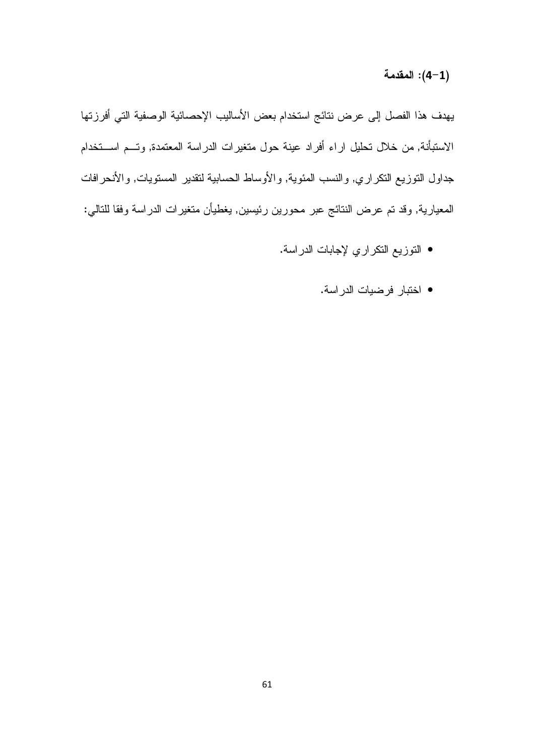### (4-1): المقدمة

يهدف هذا الفصل إلى عرض نتائج استخدام بعض الأساليب الإحصائية الوصفية التي أفرزتها الاستبأنة, من خلال تحليل اراء أفراد عينة حول متغيرات الدراسة المعتمدة, وتـــم اســـتخدام جداول التوزيع التكراري, والنسب المئوية, والأوساط الحسابية لتقدير المستويات, والأنحرافات المعيارية, وقد تم عرض النتائج عبر محورين رئيسين, يغطيأن متغيرات الدراسة وفقا للتالي:

- التوزيع التكراري لإجابات الدراسة.
- اختبار فرضيات الدراسة.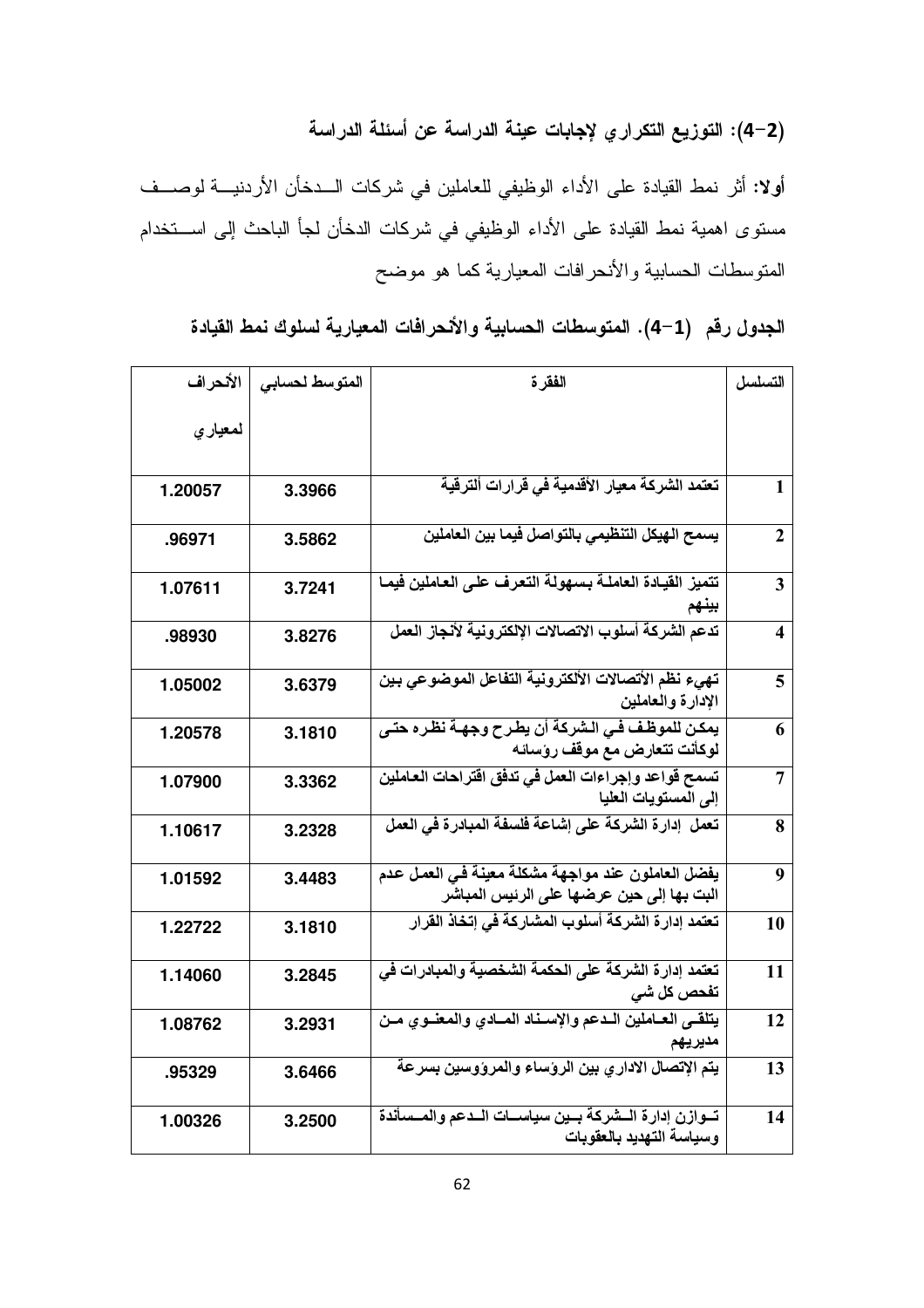## (2–4): التوزيع التكراري لإجابات عينة الدراسة عن أسئلة الدراسة

**أولا:** أثر نمط القيادة على الأداء الوظيفي للعاملين في شركات الدخأن الأردنية لوصف مستوى اهمية نمط القيادة على الأداء الوظيفي في شركات الدخأن لجأ الباحث إلى استخدام المتوسطات الحسابية والأنحرافات المعيارية كما هو موضح

**الجدول رقم (1–4). المتوسطات الحسابية والأنحرافات المعيارية لسلوك نمط القيادة**

| التسلسل | الفقرة | المتوسط لحسابي | الأنحراف لمعياري |
|---|---|---|---|
| 1 | تعتمد الشركة معيار الأقدمية في قرارات ألترقية | 3.3966 | 1.20057 |
| 2 | يسمح الهيكل التنظيمي بالتواصل فيما بين العاملين | 3.5862 | .96971 |
| 3 | تتميز القيادة العاملة بسهولة التعرف على العاملين فيما بينهم | 3.7241 | 1.07611 |
| 4 | تدعم الشركة أسلوب الاتصالات الإلكترونية لأنجاز العمل | 3.8276 | .98930 |
| 5 | تهيء نظم الأتصالات الألكترونية التفاعل الموضوعي بين الإدارة والعاملين | 3.6379 | 1.05002 |
| 6 | يمكن للموظف في الشركة أن يطرح وجهة نظره حتى لوكأنت تتعارض مع موقف رؤسائه | 3.1810 | 1.20578 |
| 7 | تسمح قواعد وإجراءات العمل في تدفق اقتراحات العاملين إلى المستويات العليا | 3.3362 | 1.07900 |
| 8 | تعمل إدارة الشركة على إشاعة فلسفة المبادرة في العمل | 3.2328 | 1.10617 |
| 9 | يفضل العاملون عند مواجهة مشكلة معينة في العمل عدم البت بها إلى حين عرضها على الرئيس المباشر | 3.4483 | 1.01592 |
| 10 | تعتمد إدارة الشركة أسلوب المشاركة في إتخاذ القرار | 3.1810 | 1.22722 |
| 11 | تعتمد إدارة الشركة على الحكمة الشخصية والمبادرات في تفحص كل شي | 3.2845 | 1.14060 |
| 12 | يتلقى العاملين الدعم والإسناد المادي والمعنوي من مديريهم | 3.2931 | 1.08762 |
| 13 | يتم الإتصال الاداري بين الرؤساء والمرؤوسين بسرعة | 3.6466 | .95329 |
| 14 | توازن إدارة الشركة بين سياسات الدعم والمساندة وسياسة التهديد بالعقوبات | 3.2500 | 1.00326 |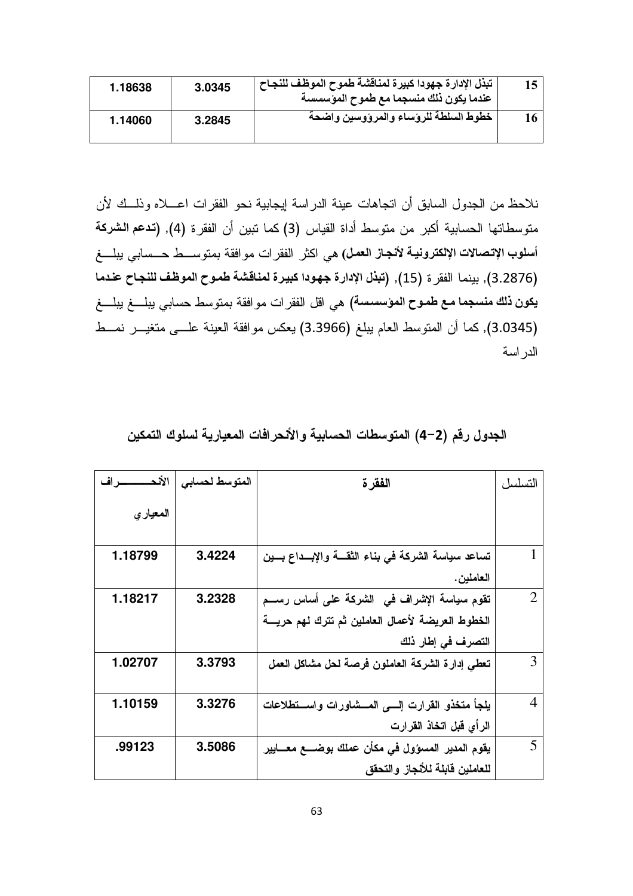| | | | |
|---|---|---|---|
| 15 | تبذل الإدارة جهودا كبيرة لمناقشة طموح الموظف للنجاح عندما يكون ذلك منسجما مع طموح المؤسسة | 3.0345 | 1.18638 |
| 16 | خطوط السلطة للرؤساء والمرؤوسين واضحة | 3.2845 | 1.14060 |

نلاحظ من الجدول السابق أن اتجاهات عينة الدراسة إيجابية نحو الفقرات اعلاه وذلك لأن متوسطاتها الحسابية أكبر من متوسط أداة القياس (3) كما تبين أن الفقرة (4), **(تدعم الشركة أسلوب الإتصالات الإلكترونية لأنجاز العمل)** هي اكثر الفقرات موافقة بمتوسط حسابي يبلغ (3.2876), بينما الفقرة (15), **(تبذل الإدارة جهودا كبيرة لمناقشة طموح الموظف للنجاح عندما يكون ذلك منسجما مع طموح المؤسسة)** هي اقل الفقرات موافقة بمتوسط حسابي يبلغ يبلغ (3.0345), كما أن المتوسط العام يبلغ (3.3966) يعكس موافقة العينة على متغير نمط الدراسة

### الجدول رقم (2-4) المتوسطات الحسابية والأنحرافات المعيارية لسلوك التمكين

| التسلسل | الفقرة | المتوسط لحسابي | الأنحراف المعياري |
|---|---|---|---|
| 1 | تساعد سياسة الشركة في بناء الثقة والإبداع بين العاملين. | 3.4224 | 1.18799 |
| 2 | تقوم سياسة الإشراف في الشركة على أساس رسم الخطوط العريضة لأعمال العاملين ثم تترك لهم حرية التصرف في إطار ذلك | 3.2328 | 1.18217 |
| 3 | تعطي إدارة الشركة العاملون فرصة لحل مشاكل العمل | 3.3793 | 1.02707 |
| 4 | يلجأ متخذو القرارت إلى المشاورات واستطلاعات الرأي قبل اتخاذ القرارت | 3.3276 | 1.10159 |
| 5 | يقوم المدير المسؤول في مكأن عملك بوضع معايير للعاملين قابلة للأنجاز والتحقق | 3.5086 | .99123 |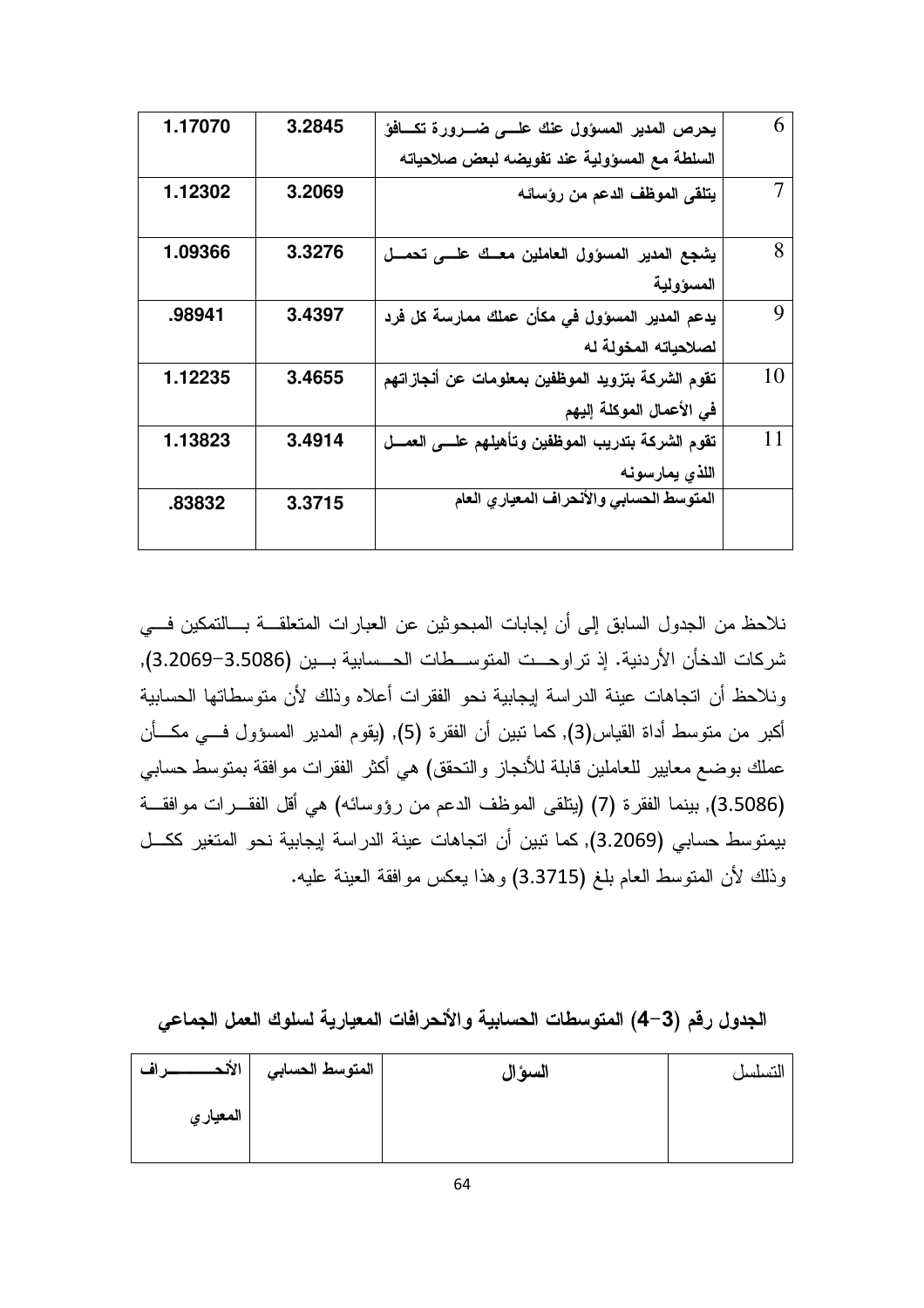| | | | |
|---|---|---|---|
| 6 | يحرص المدير المسؤول عنك علــى ضــرورة تكــافؤ السلطة مع المسؤولية عند تفويضه لبعض صلاحياته | 3.2845 | 1.17070 |
| 7 | يتلقى الموظف الدعم من رؤسائه | 3.2069 | 1.12302 |
| 8 | يشجع المدير المسؤول العاملين معــك علــى تحمــل المسؤولية | 3.3276 | 1.09366 |
| 9 | يدعم المدير المسؤول في مكأن عملك ممارسة كل فرد لصلاحياته المخولة له | 3.4397 | .98941 |
| 10 | تقوم الشركة بتزويد الموظفين بمعلومات عن أنجازاتهم في الأعمال الموكلة إليهم | 3.4655 | 1.12235 |
| 11 | تقوم الشركة بتدريب الموظفين وتأهيلهم علــى العمــل اللذي يمارسونه | 3.4914 | 1.13823 |
| | المتوسط الحسابي والأنحراف المعياري العام | 3.3715 | .83832 |

نلاحظ من الجدول السابق إلى أن إجابات المبحوثين عن العبارات المتعلقــة بــالتمكين فــي شركات الدخأن الأردنية. إذ تراوحــت المتوســطات الحــسابية بــين (3.5086-3.2069), ونلاحظ أن اتجاهات عينة الدراسة إيجابية نحو الفقرات أعلاه وذلك لأن متوسطاتها الحسابية أكبر من متوسط أداة القياس(3), كما تبين أن الفقرة (5), (يقوم المدير المسؤول فــي مكــأن عملك بوضع معايير للعاملين قابلة للأنجاز والتحقق) هي أكثر الفقرات موافقة بمتوسط حسابي (3.5086), بينما الفقرة (7) (يتلقى الموظف الدعم من رؤوسائه) هي أقل الفقــرات موافقــة بيمتوسط حسابي (3.2069), كما تبين أن اتجاهات عينة الدراسة إيجابية نحو المتغير ككــل وذلك لأن المتوسط العام بلغ (3.3715) وهذا يعكس موافقة العينة عليه.

**الجدول رقم (3-4) المتوسطات الحسابية والأنحرافات المعيارية لسلوك العمل الجماعي**

| التسلسل | السؤال | المتوسط الحسابي | الأنحــــــــراف المعياري |
|---|---|---|---|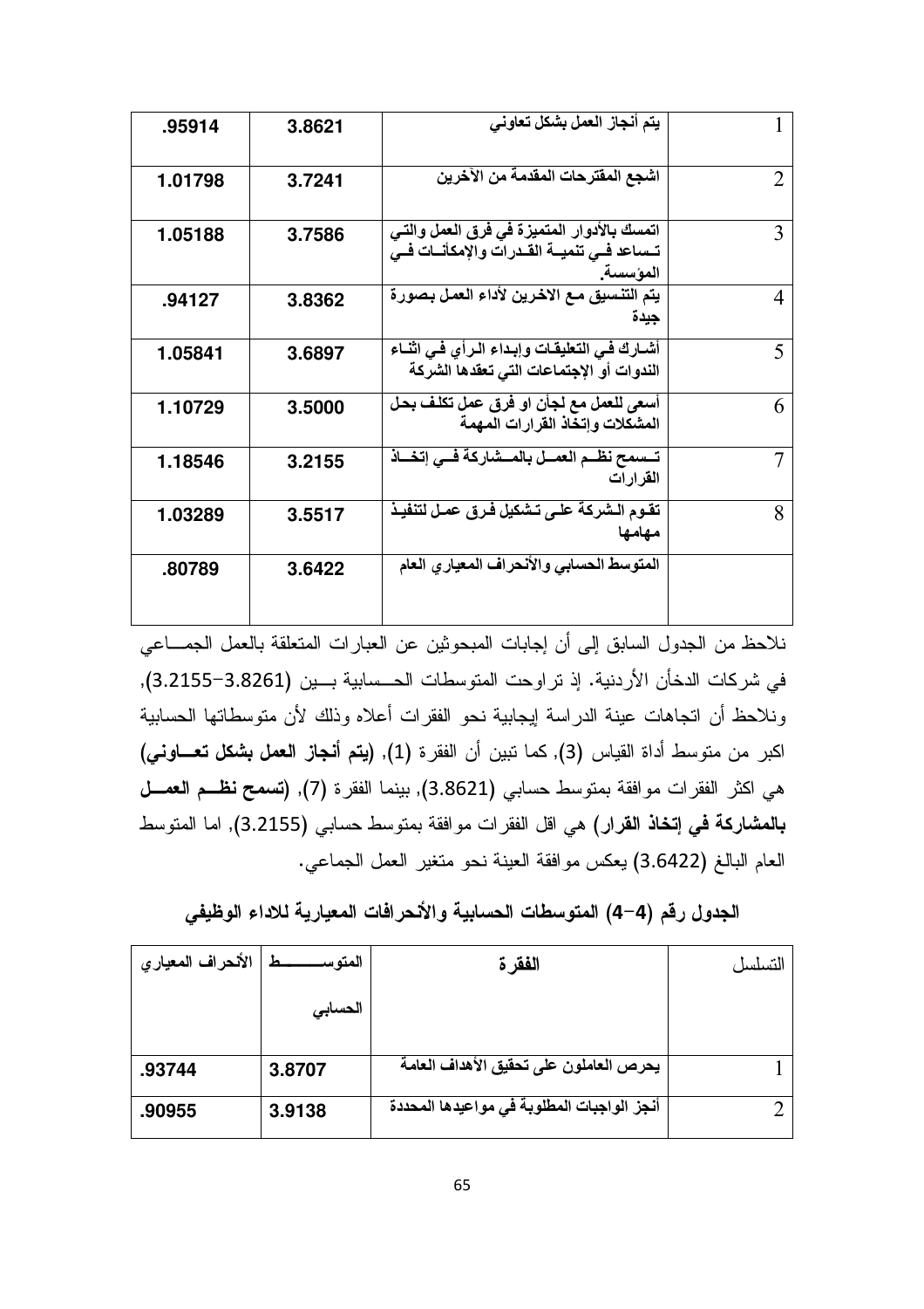| | | | |
|---|---|---|---|
| 1 | يتم أنجاز العمل بشكل تعاوني | 3.8621 | .95914 |
| 2 | اشجع المقترحات المقدمة من الآخرين | 3.7241 | 1.01798 |
| 3 | اتمسك بالأدوار المتميزة في فرق العمل والتي تساعد في تنمية القدرات والإمكانات في المؤسسة. | 3.7586 | 1.05188 |
| 4 | يتم التنسيق مع الاخرين لأداء العمل بصورة جيدة | 3.8362 | .94127 |
| 5 | أشارك في التعليقات وإبداء الرأي في اثناء الندوات أو الإجتماعات التي تعقدها الشركة | 3.6897 | 1.05841 |
| 6 | أسعى للعمل مع لجان او فرق عمل تكلف بحل المشكلات وإتخاذ القرارات المهمة | 3.5000 | 1.10729 |
| 7 | تسمح نظم العمل بالمشاركة في إتخاذ القرارات | 3.2155 | 1.18546 |
| 8 | تقوم الشركة على تشكيل فرق عمل لتنفيذ مهامها | 3.5517 | 1.03289 |
| | المتوسط الحسابي والأنحراف المعياري العام | 3.6422 | .80789 |

نلاحظ من الجدول السابق إلى أن إجابات المبحوثين عن العبارات المتعلقة بالعمل الجماعي في شركات الدخأن الأردنية. إذ تراوحت المتوسطات الحسابية بين (3.8261-3.2155), ونلاحظ أن اتجاهات عينة الدراسة إيجابية نحو الفقرات أعلاه وذلك لأن متوسطاتها الحسابية اكبر من متوسط أداة القياس (3), كما تبين أن الفقرة (1), **(يتم أنجاز العمل بشكل تعاوني)** هي اكثر الفقرات موافقة بمتوسط حسابي (3.8621), بينما الفقرة (7), **(تسمح نظم العمل بالمشاركة في إتخاذ القرار)** هي اقل الفقرات موافقة بمتوسط حسابي (3.2155), اما المتوسط العام البالغ (3.6422) يعكس موافقة العينة نحو متغير العمل الجماعي.

**الجدول رقم (4-4) المتوسطات الحسابية والأنحرافات المعيارية للاداء الوظيفي**

| التسلسل | الفقرة | المتوسط الحسابي | الأنحراف المعياري |
|---|---|---|---|
| 1 | يحرص العاملون على تحقيق الأهداف العامة | 3.8707 | .93744 |
| 2 | أنجز الواجبات المطلوبة في مواعيدها المحددة | 3.9138 | .90955 |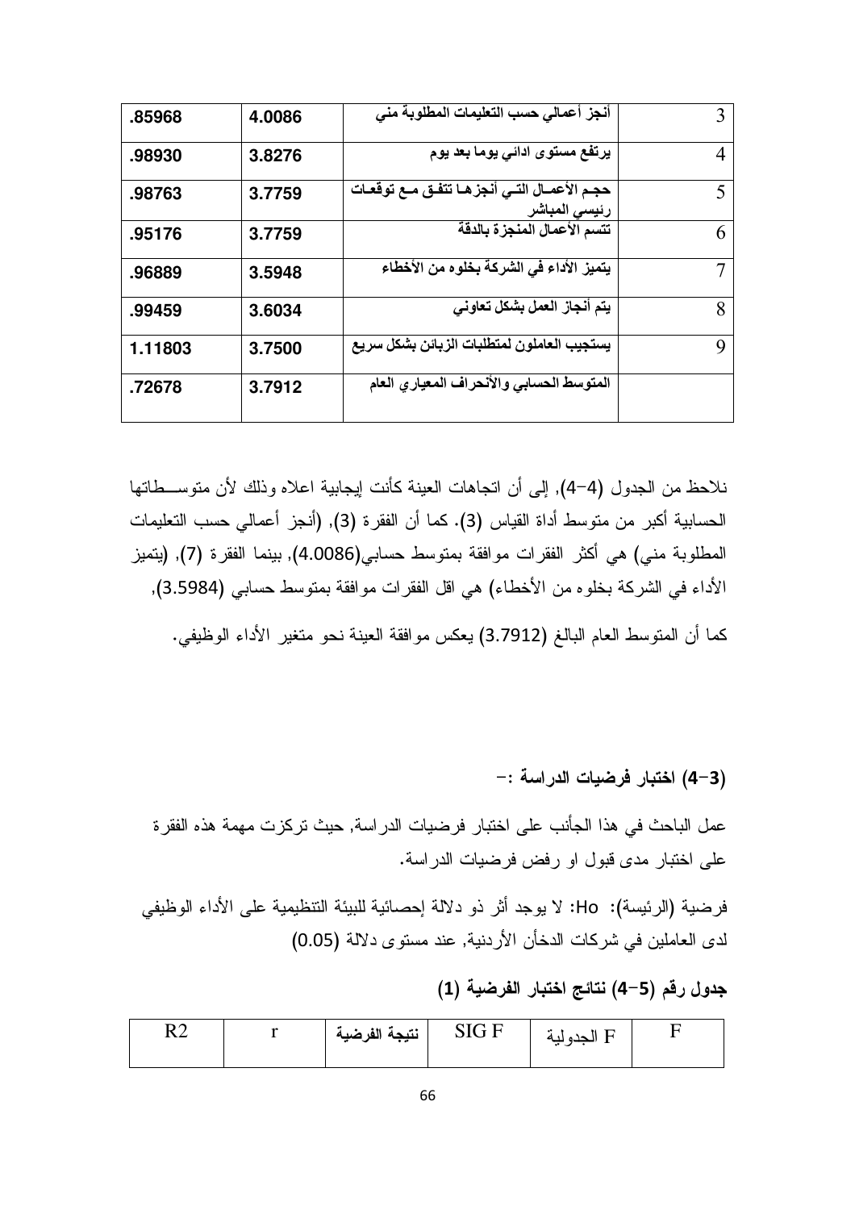| | | | |
|---|---|---|---|
| 3 | أنجز أعمالي حسب التعليمات المطلوبة مني | 4.0086 | .85968 |
| 4 | يرتفع مستوى ادائي يوما بعد يوم | 3.8276 | .98930 |
| 5 | حجم الأعمال التي أنجزها تتفق مع توقعات رئيسي المباشر | 3.7759 | .98763 |
| 6 | تتسم الأعمال المنجزة بالدقة | 3.7759 | .95176 |
| 7 | يتميز الأداء في الشركة بخلوه من الأخطاء | 3.5948 | .96889 |
| 8 | يتم أنجاز العمل بشكل تعاوني | 3.6034 | .99459 |
| 9 | يستجيب العاملون لمتطلبات الزبائن بشكل سريع | 3.7500 | 1.11803 |
| | المتوسط الحسابي والأنحراف المعياري العام | 3.7912 | .72678 |

نلاحظ من الجدول (4-4), إلى أن اتجاهات العينة كأنت إيجابية اعلاه وذلك لأن متوسـطاتها الحسابية أكبر من متوسط أداة القياس (3). كما أن الفقرة (3), (أنجز أعمالي حسب التعليمات المطلوبة مني) هي أكثر الفقرات موافقة بمتوسط حسابي(4.0086), بينما الفقرة (7), (يتميز الأداء في الشركة بخلوه من الأخطاء) هي اقل الفقرات موافقة بمتوسط حسابي (3.5984),

كما أن المتوسط العام البالغ (3.7912) يعكس موافقة العينة نحو متغير الأداء الوظيفي.

### (4-3) اختبار فرضيات الدراسة :-

عمل الباحث في هذا الجأنب على اختبار فرضيات الدراسة, حيث تركزت مهمة هذه الفقرة على اختبار مدى قبول او رفض فرضيات الدراسة.

فرضية (الرئيسة): Ho: لا يوجد أثر ذو دلالة إحصائية للبيئة التنظيمية على الأداء الوظيفي لدى العاملين في شركات الدخأن الأردنية, عند مستوى دلالة (0.05)

**جدول رقم (4-5) نتائج اختبار الفرضية (1)**

| F | F الجدولية | SIG F | نتيجة الفرضية | r | R2 |
|---|---|---|---|---|---|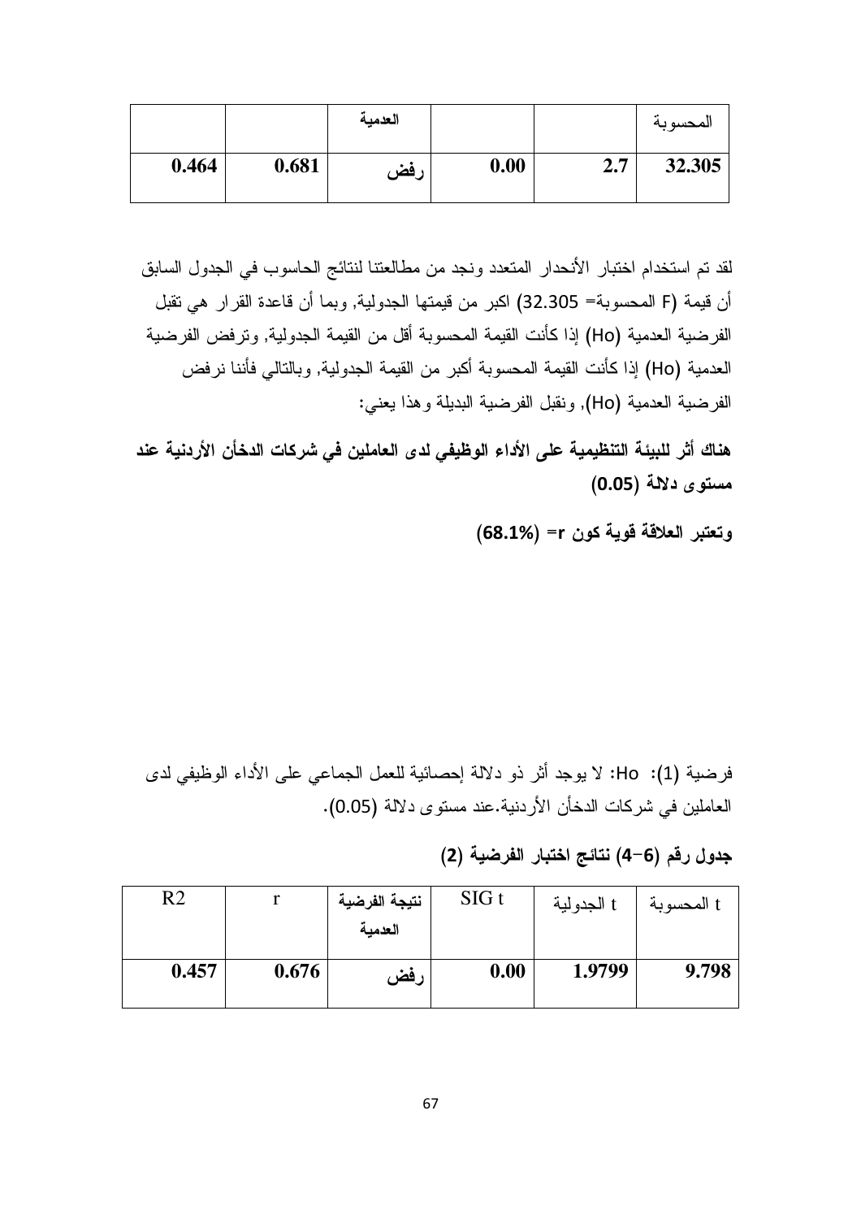| المحسوبة | | | العدمية | | |
|---|---|---|---|---|---|
| 32.305 | 2.7 | 0.00 | رفض | 0.681 | 0.464 |

لقد تم استخدام اختبار الأنحدار المتعدد ونجد من مطالعتنا لنتائج الحاسوب في الجدول السابق أن قيمة (F المحسوبة= 32.305) اكبر من قيمتها الجدولية, وبما أن قاعدة القرار هي تقبل الفرضية العدمية (Ho) إذا كأنت القيمة المحسوبة أقل من القيمة الجدولية, وترفض الفرضية العدمية (Ho) إذا كأنت القيمة المحسوبة أكبر من القيمة الجدولية, وبالتالي فأننا نرفض الفرضية العدمية (Ho), ونقبل الفرضية البديلة وهذا يعني:

**هناك أثر للبيئة التنظيمية على الأداء الوظيفي لدى العاملين في شركات الدخأن الأردنية عند مستوى دلالة (0.05)**

**وتعتبر العلاقة قوية كون r= (68.1%)**

فرضية (1): Ho: لا يوجد أثر ذو دلالة إحصائية للعمل الجماعي على الأداء الوظيفي لدى العاملين في شركات الدخأن الأردنية.عند مستوى دلالة (0.05).

**جدول رقم (6-4) نتائج اختبار الفرضية (2)**

| t المحسوبة | t الجدولية | SIG t | نتيجة الفرضية العدمية | r | R2 |
|---|---|---|---|---|---|
| 9.798 | 1.9799 | 0.00 | رفض | 0.676 | 0.457 |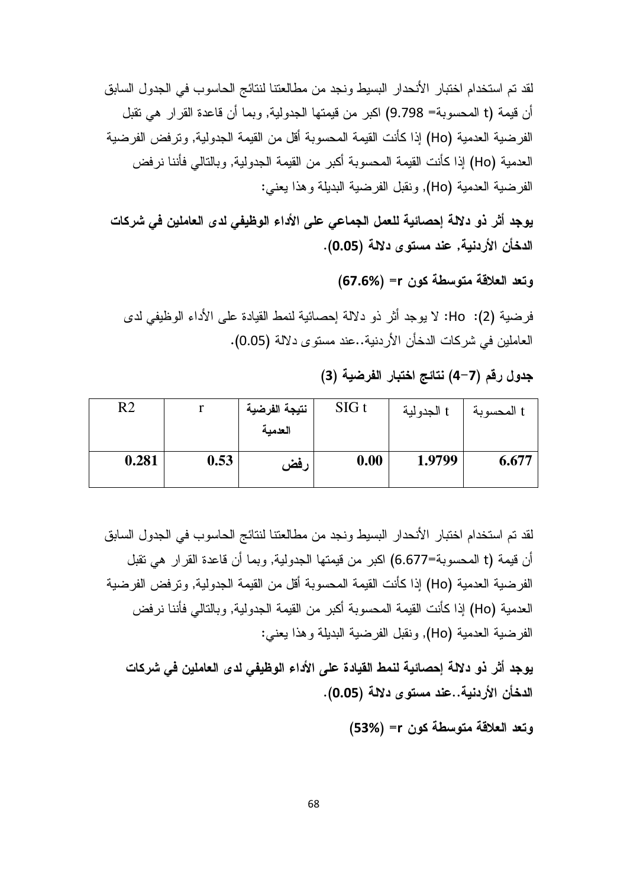لقد تم استخدام اختبار الأنحدار البسيط ونجد من مطالعتنا لنتائج الحاسوب في الجدول السابق أن قيمة (t المحسوبة= 9.798) اكبر من قيمتها الجدولية, وبما أن قاعدة القرار هي تقبل الفرضية العدمية (Ho) إذا كأنت القيمة المحسوبة أقل من القيمة الجدولية, وترفض الفرضية العدمية (Ho) إذا كأنت القيمة المحسوبة أكبر من القيمة الجدولية, وبالتالي فأننا نرفض الفرضية العدمية (Ho), ونقبل الفرضية البديلة وهذا يعني:

**يوجد أثر ذو دلالة إحصائية للعمل الجماعي على الأداء الوظيفي لدى العاملين في شركات الدخأن الأردنية, عند مستوى دلالة (0.05).**

**وتعد العلاقة متوسطة كون r= (67.6%)**

فرضية (2): Ho: لا يوجد أثر ذو دلالة إحصائية لنمط القيادة على الأداء الوظيفي لدى العاملين في شركات الدخأن الأردنية..عند مستوى دلالة (0.05).

**جدول رقم (7-4) نتائج اختبار الفرضية (3)**

| R2 | r | نتيجة الفرضية العدمية | SIG t | t الجدولية | t المحسوبة |
|---|---|---|---|---|---|
| **0.281** | **0.53** | **رفض** | **0.00** | **1.9799** | **6.677** |

لقد تم استخدام اختبار الأنحدار البسيط ونجد من مطالعتنا لنتائج الحاسوب في الجدول السابق أن قيمة (t المحسوبة=6.677) اكبر من قيمتها الجدولية, وبما أن قاعدة القرار هي تقبل الفرضية العدمية (Ho) إذا كأنت القيمة المحسوبة أقل من القيمة الجدولية, وترفض الفرضية العدمية (Ho) إذا كأنت القيمة المحسوبة أكبر من القيمة الجدولية, وبالتالي فأننا نرفض الفرضية العدمية (Ho), ونقبل الفرضية البديلة وهذا يعني:

**يوجد أثر ذو دلالة إحصائية لنمط القيادة على الأداء الوظيفي لدى العاملين في شركات الدخأن الأردنية..عند مستوى دلالة (0.05).**

**وتعد العلاقة متوسطة كون r= (53%)**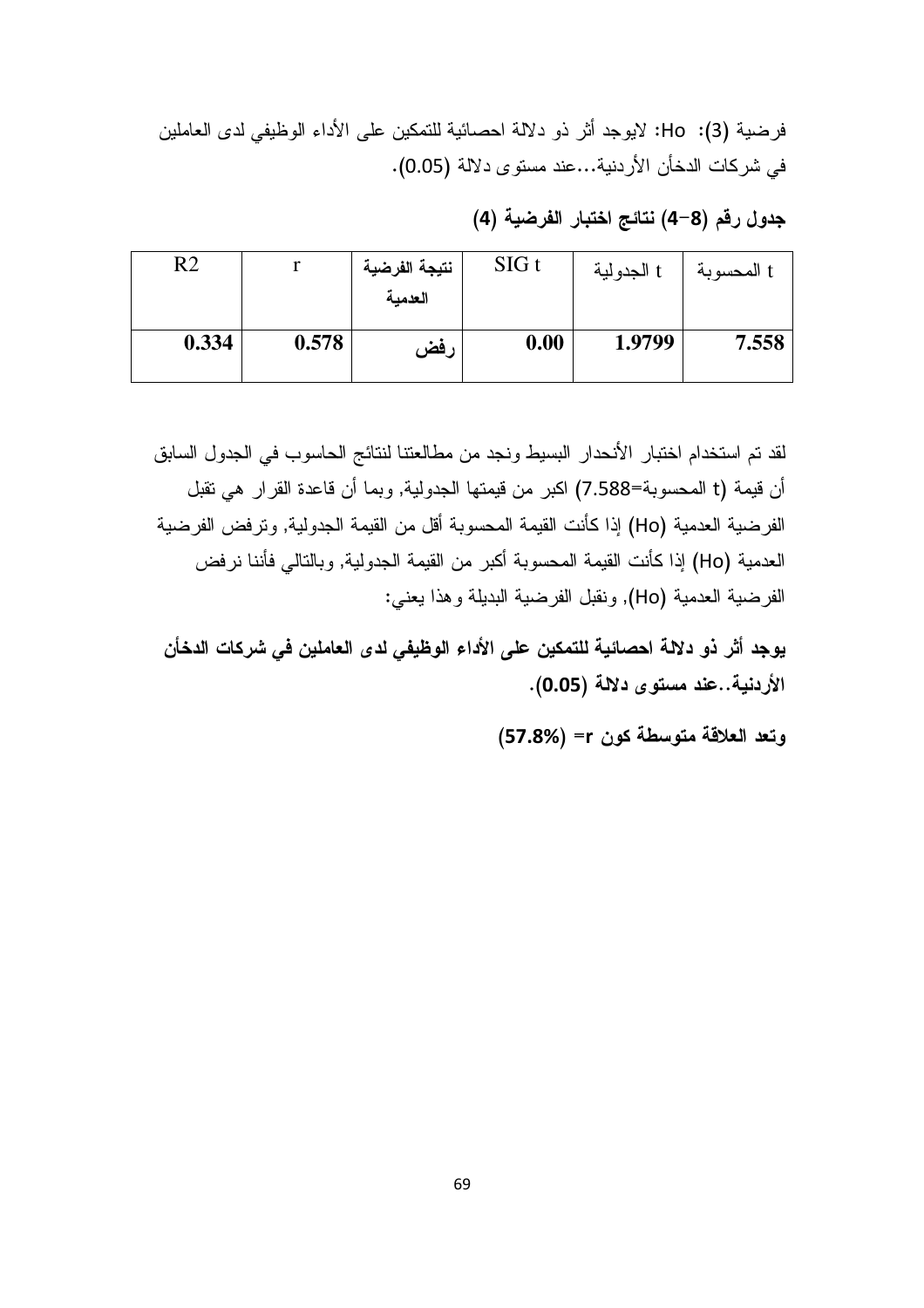فرضية (3): Ho: لايوجد أثر ذو دلالة احصائية للتمكين على الأداء الوظيفي لدى العاملين في شركات الدخأن الأردنية...عند مستوى دلالة (0.05).

**جدول رقم (8-4) نتائج اختبار الفرضية (4)**

| R2 | r | نتيجة الفرضية العدمية | SIG t | t الجدولية | t المحسوبة |
|---|---|---|---|---|---|
| **0.334** | **0.578** | **رفض** | **0.00** | **1.9799** | **7.558** |

لقد تم استخدام اختبار الأنحدار البسيط ونجد من مطالعتنا لنتائج الحاسوب في الجدول السابق أن قيمة (t المحسوبة=7.588) اكبر من قيمتها الجدولية, وبما أن قاعدة القرار هي تقبل الفرضية العدمية (Ho) إذا كأنت القيمة المحسوبة أقل من القيمة الجدولية, وترفض الفرضية العدمية (Ho) إذا كأنت القيمة المحسوبة أكبر من القيمة الجدولية, وبالتالي فأننا نرفض الفرضية العدمية (Ho), ونقبل الفرضية البديلة وهذا يعني:

**يوجد أثر ذو دلالة احصائية للتمكين على الأداء الوظيفي لدى العاملين في شركات الدخأن الأردنية..عند مستوى دلالة (0.05).**

**وتعد العلاقة متوسطة كون r= (57.8%)**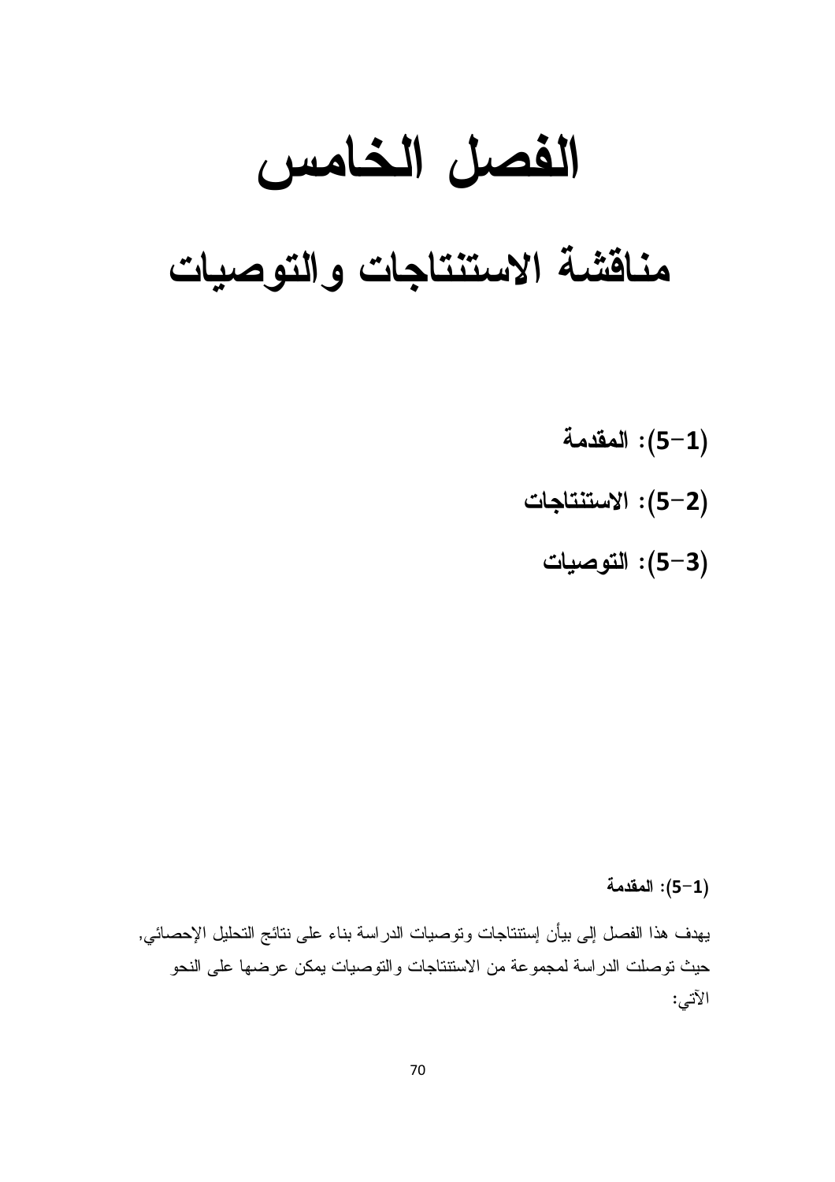# الفصل الخامس

# مناقشة الاستنتاجات والتوصيات

**(5–1): المقدمة**

**(5–2): الاستنتاجات**

**(5–3): التوصيات**

**(5–1): المقدمة**

يهدف هذا الفصل إلى بيأن إستنتاجات وتوصيات الدراسة بناء على نتائج التحليل الإحصائي, حيث توصلت الدراسة لمجموعة من الاستنتاجات والتوصيات يمكن عرضها على النحو الآتي: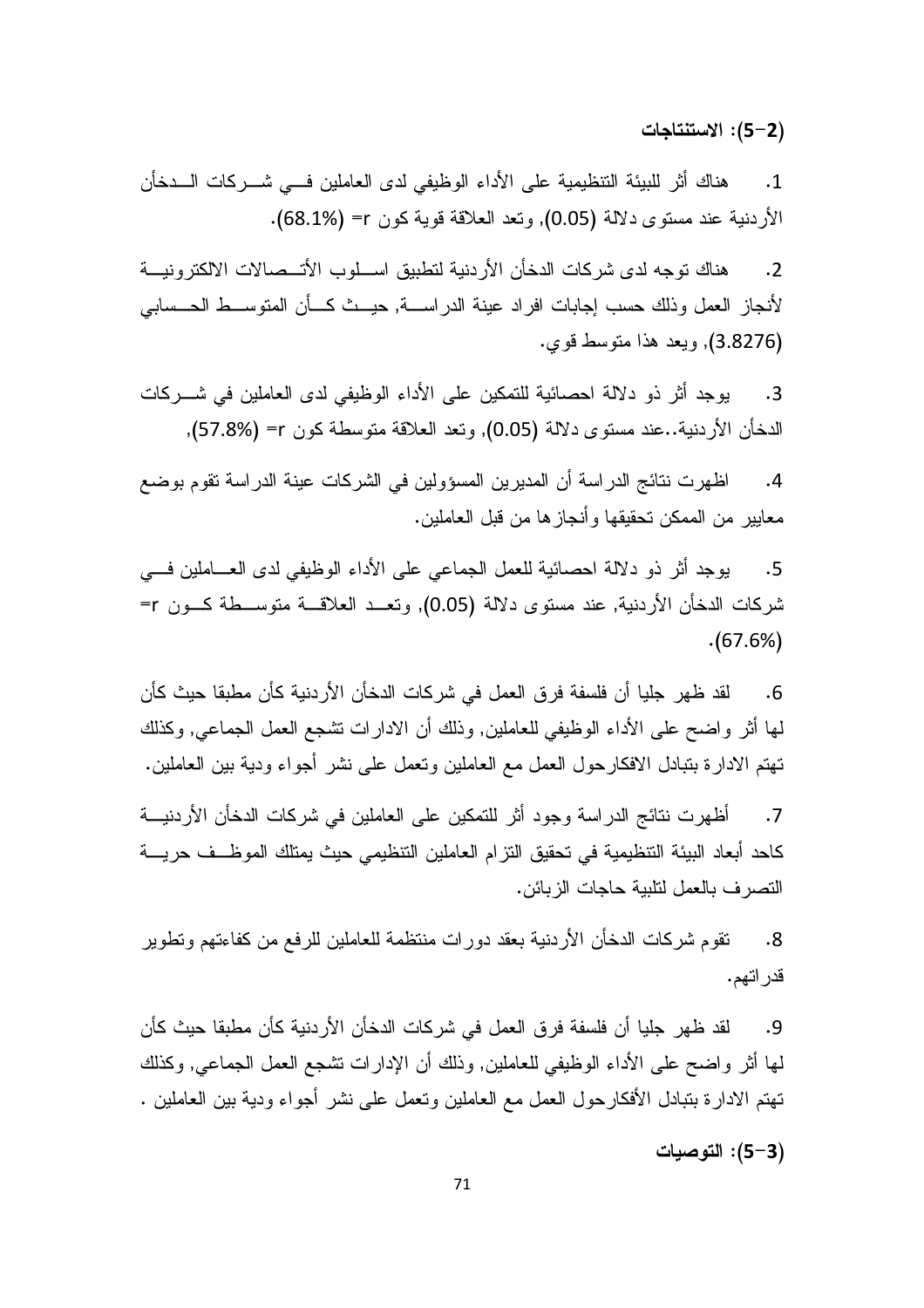### (5-2): الاستنتاجات

1. هناك أثر للبيئة التنظيمية على الأداء الوظيفي لدى العاملين في شركات الدخأن الأردنية عند مستوى دلالة (0.05), وتعد العلاقة قوية كون r= (68.1%).

2. هناك توجه لدى شركات الدخأن الأردنية لتطبيق اسلوب الأتصالات الالكترونية لأنجاز العمل وذلك حسب إجابات افراد عينة الدراسة, حيث كأن المتوسط الحسابي (3.8276), ويعد هذا متوسط قوي.

3. يوجد أثر ذو دلالة احصائية للتمكين على الأداء الوظيفي لدى العاملين في شركات الدخأن الأردنية..عند مستوى دلالة (0.05), وتعد العلاقة متوسطة كون r= (57.8%),

4. اظهرت نتائج الدراسة أن المديرين المسؤولين في الشركات عينة الدراسة تقوم بوضع معايير من الممكن تحقيقها وأنجازها من قبل العاملين.

5. يوجد أثر ذو دلالة احصائية للعمل الجماعي على الأداء الوظيفي لدى العاملين في شركات الدخأن الأردنية, عند مستوى دلالة (0.05), وتعد العلاقة متوسطة كون r= (67.6%).

6. لقد ظهر جليا أن فلسفة فرق العمل في شركات الدخأن الأردنية كأن مطبقا حيث كأن لها أثر واضح على الأداء الوظيفي للعاملين, وذلك أن الادارات تشجع العمل الجماعي, وكذلك تهتم الادارة بتبادل الافكارحول العمل مع العاملين وتعمل على نشر أجواء ودية بين العاملين.

7. أظهرت نتائج الدراسة وجود أثر للتمكين على العاملين في شركات الدخأن الأردنية كاحد أبعاد البيئة التنظيمية في تحقيق التزام العاملين التنظيمي حيث يمتلك الموظف حرية التصرف بالعمل لتلبية حاجات الزبائن.

8. تقوم شركات الدخأن الأردنية بعقد دورات منتظمة للعاملين للرفع من كفاءتهم وتطوير قدراتهم.

9. لقد ظهر جليا أن فلسفة فرق العمل في شركات الدخأن الأردنية كأن مطبقا حيث كأن لها أثر واضح على الأداء الوظيفي للعاملين, وذلك أن الإدارات تشجع العمل الجماعي, وكذلك تهتم الادارة بتبادل الأفكارحول العمل مع العاملين وتعمل على نشر أجواء ودية بين العاملين .

### (5-3): التوصيات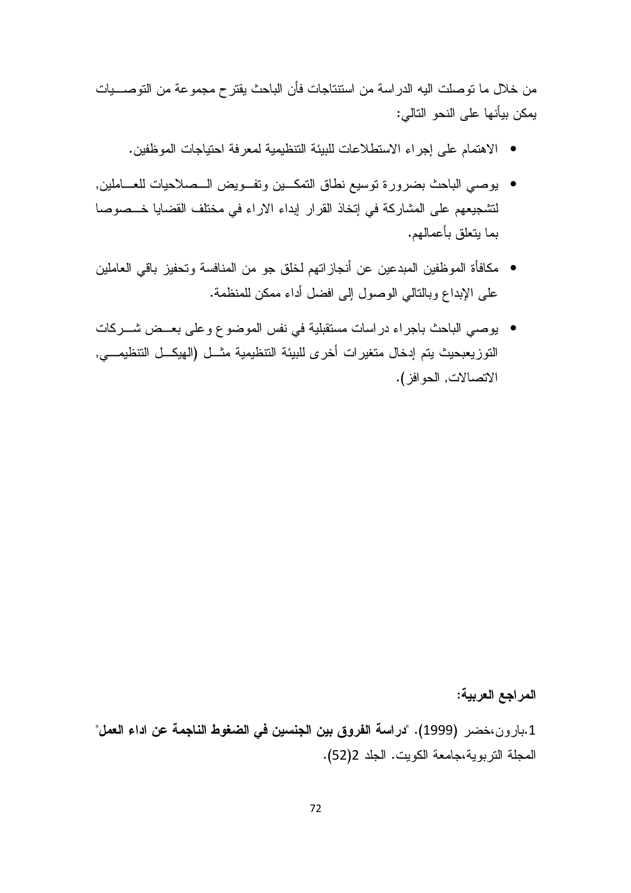من خلال ما توصلت اليه الدراسة من استنتاجات فأن الباحث يقترح مجموعة من التوصيات يمكن بيأنها على النحو التالي:

- الاهتمام على إجراء الاستطلاعات للبيئة التنظيمية لمعرفة احتياجات الموظفين.
- يوصي الباحث بضرورة توسيع نطاق التمكين وتفويض الصلاحيات للعاملين, لتشجيعهم على المشاركة في إتخاذ القرار إبداء الاراء في مختلف القضايا خصوصا بما يتعلق بأعمالهم.
- مكافأة الموظفين المبدعين عن أنجازاتهم لخلق جو من المنافسة وتحفيز باقي العاملين على الإبداع وبالتالي الوصول إلى افضل أداء ممكن للمنظمة.
- يوصي الباحث باجراء دراسات مستقبلية في نفس الموضوع وعلى بعض شركات التوزيعبحيث يتم إدخال متغيرات أخرى للبيئة التنظيمية مثل (الهيكل التنظيمي, الاتصالات, الحوافز).

**المراجع العربية:**

1.بارون،خضر (1999). "**دراسة الفروق بين الجنسين في الضغوط الناجمة عن اداء العمل**" المجلة التربوية،جامعة الكويت. الجلد 2(52).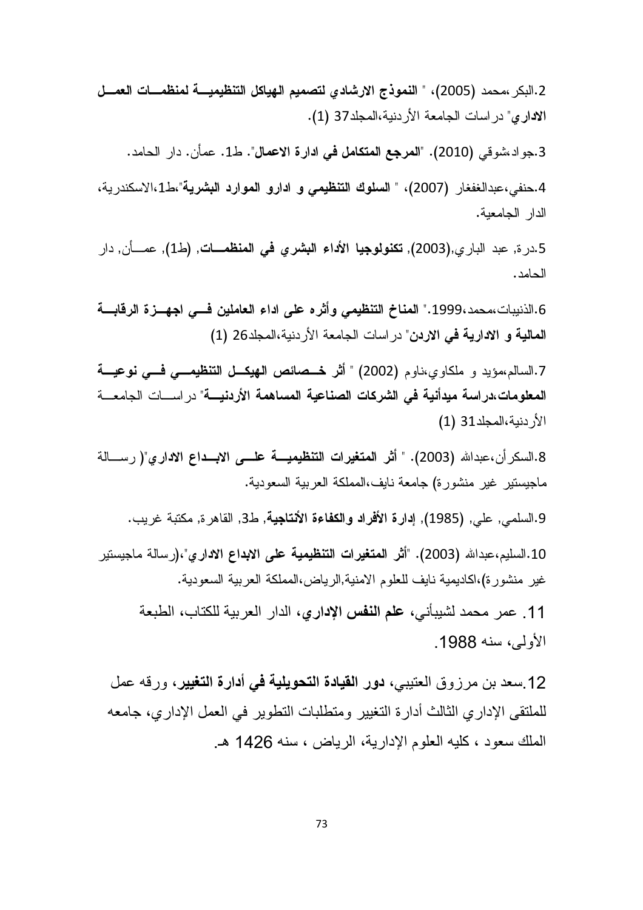2.البكر،محمد (2005)، " **النموذج الارشادي لتصميم الهياكل التنظيميـــة لمنظمـــات العمـــل الاداري**" دراسات الجامعة الأردنية،المجلد37 (1).

3.جواد،شوقي (2010). "**المرجع المتكامل في ادارة الاعمال**". ط1. عمأن. دار الحامد.

4.حنفي،عبدالغفغار (2007)، " **السلوك التنظيمي و ادارو الموارد البشرية**"،ط1،الاسكندرية، الدار الجامعية.

5.درة, عبد الباري,(2003), **تكنولوجيا الأداء البشري في المنظمـــات**, (ط1), عمـــأن, دار الحامد.

6.الذنيبات،محمد،1999." **المناخ التنظيمي وأثره على اداء العاملين فـــي اجهـــزة الرقابـــة المالية و الادارية في الاردن**" دراسات الجامعة الأردنية،المجلد26 (1)

7.السالم،مؤيد و ملكاوي،ناوم (2002) " **أثر خـــصائص الهيكـــل التنظيمـــي فـــي نوعيـــة المعلومات،دراسة ميدأنية في الشركات الصناعية المساهمة الأردنيـــة**" دراســـات الجامعـــة الأردنية،المجلد31 (1)

8.السكرأن،عبدالله (2003). " **أثر المتغيرات التنظيميـــة علـــى الابـــداع الاداري**"( رســـالة ماجيستير غير منشورة) جامعة نايف،المملكة العربية السعودية.

9.السلمي, علي, (1985), **إدارة الأفراد والكفاءة الأنتاجية**, ط3, القاهرة, مكتبة غريب.

10.السليم،عبدالله (2003). "**أثر المتغيرات التنظيمية على الابداع الاداري**"،(رسالة ماجيستير غير منشورة)،اكاديمية نايف للعلوم الامنية,الرياض،المملكة العربية السعودية.

11. عمر محمد لشيبأني، **علم النفس الإداري**، الدار العربية للكتاب، الطبعة الأولى، سنه 1988.

12.سعد بن مرزوق العتيبي، **دور القيادة التحويلية في أدارة التغيير**، ورقه عمل للملتقى الإداري الثالث أدارة التغيير ومتطلبات التطوير في العمل الإداري، جامعه الملك سعود ، كليه العلوم الإدارية، الرياض ، سنه 1426 هـ.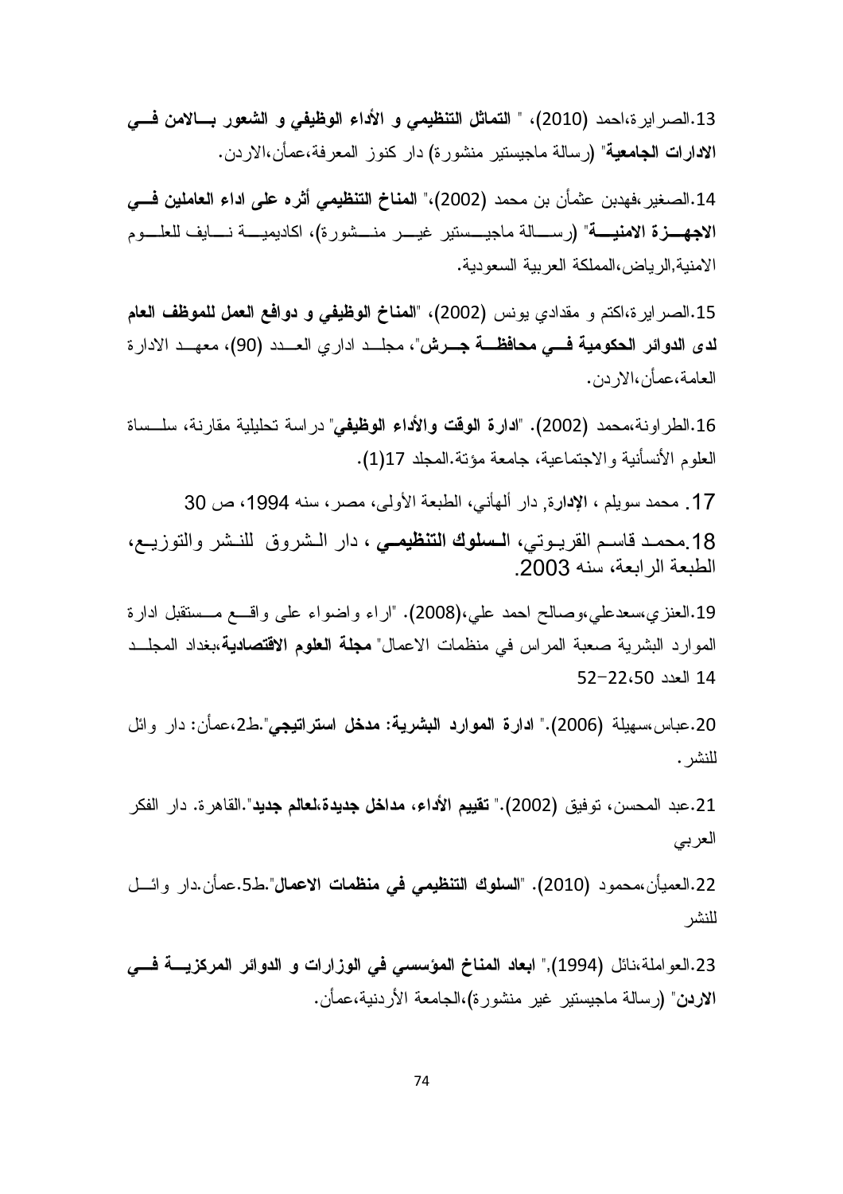13.الصرايرة،احمد (2010)، " **التماثل التنظيمي و الأداء الوظيفي و الشعور بـــالامن فـــي الادارات الجامعية**" (رسالة ماجيستير منشورة) دار كنوز المعرفة،عمأن،الاردن.

14.الصغير،فهدبن عثمأن بن محمد (2002)،" **المناخ التنظيمي أثره على اداء العاملين فـــي الاجهـــزة الامنيـــة**" (رســـالة ماجيـــستير غيـــر منـــشورة)، اكاديميـــة نـــايف للعلـــوم الامنية,الرياض،المملكة العربية السعودية.

15.الصرايرة،اكثم و مقدادي يونس (2002)، "**المناخ الوظيفي و دوافع العمل للموظف العام لدى الدوائر الحكومية فـــي محافظـــة جـــرش**"، مجلـــد اداري العـــدد (90)، معهـــد الادارة العامة،عمأن،الاردن.

16.الطراونة،محمد (2002). "**ادارة الوقت والأداء الوظيفي**" دراسة تحليلية مقارنة، سلـــساة العلوم الأنسأنية والاجتماعية، جامعة مؤتة.المجلد 17(1).

17. محمد سويلم ، **الإدارة**, دار ألهأني، الطبعة الأولى، مصر، سنه 1994، ص 30

18.محمـد قاسـم القريـوتي، **الـسلوك التنظيمـي** ، دار الـشروق للنـشر والتوزيـع، الطبعة الرابعة، سنه 2003.

19.العنزي،سعدعلي،وصالح احمد علي،(2008). "اراء واضواء على واقـــع مـــستقبل ادارة الموارد البشرية صعبة المراس في منظمات الاعمال" **مجلة العلوم الاقتصادية**،بغداد المجلـــد 14 العدد 50،22–52

20.عباس،سهيلة (2006)." **ادارة الموارد البشرية: مدخل استراتيجي**".ط2،عمأن: دار وائل للنشر.

21.عبد المحسن، توفيق (2002)." **تقييم الأداء، مداخل جديدة،لعالم جديد**".القاهرة. دار الفكر العربي

22.العميأن،محمود (2010). "**السلوك التنظيمي في منظمات الاعمال**".ط5.عمأن.دار وائـــل للنشر

23.العواملة،نائل (1994),"**ابعاد المناخ المؤسسي في الوزارات و الدوائر المركزيـــة فـــي الاردن**" (رسالة ماجيستير غير منشورة)،الجامعة الأردنية،عمأن.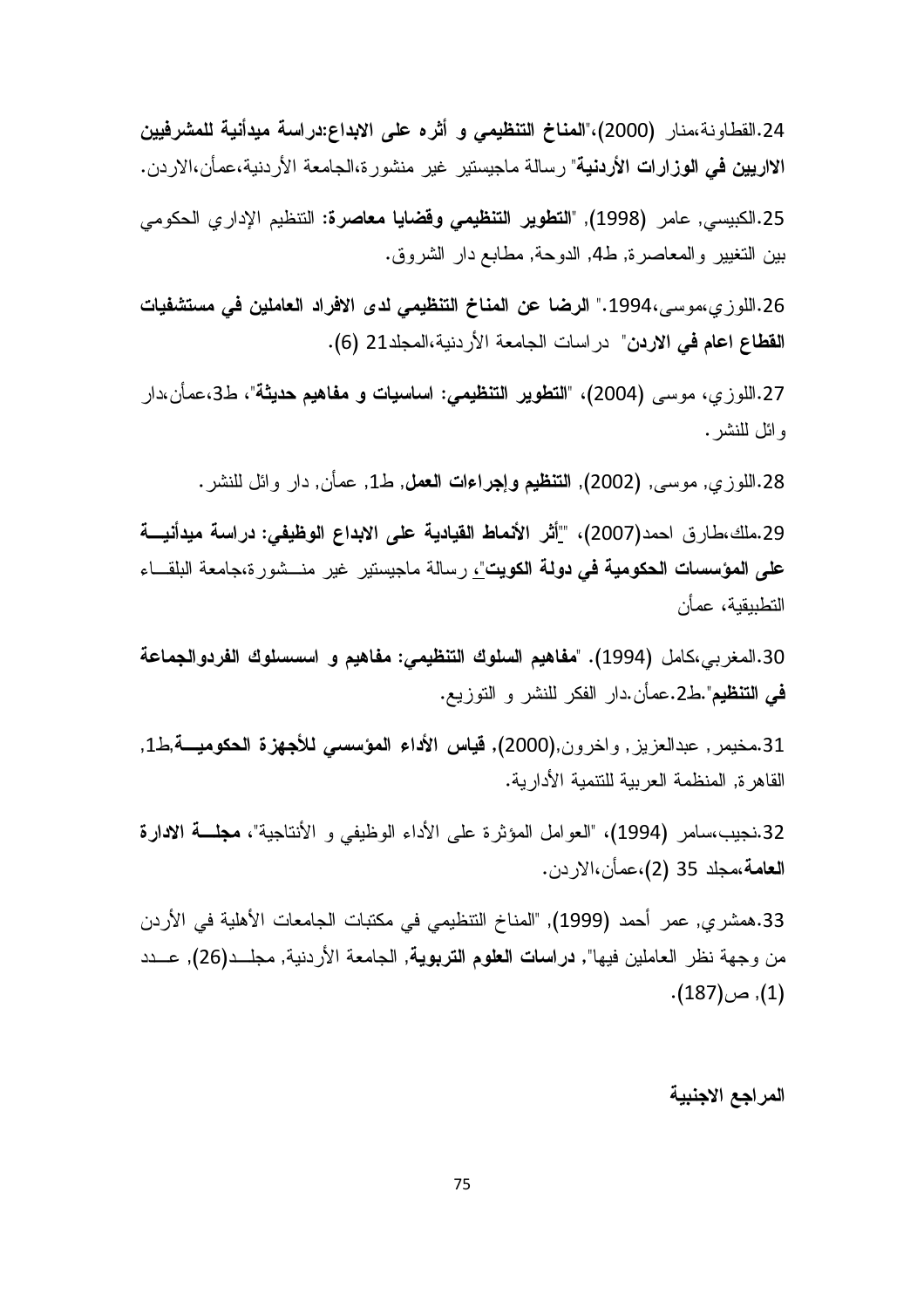24.القطاونة،منار (2000)،"**المناخ التنظيمي و أثره على الابداع:دراسة ميدأنية للمشرفيين الااريين في الوزارات الأردنية**" رسالة ماجيستير غير منشورة،الجامعة الأردنية،عمأن،الاردن.

25.الكبيسي, عامر (1998), "**التطوير التنظيمي وقضايا معاصرة:** التنظيم الإداري الحكومي بين التغيير والمعاصرة, ط4, الدوحة, مطابع دار الشروق.

26.اللوزي،موسى،1994." **الرضا عن المناخ التنظيمي لدى الافراد العاملين في مستشفيات القطاع اعام في الاردن**" دراسات الجامعة الأردنية،المجلد21 (6).

27.اللوزي، موسى (2004)، "**التطوير التنظيمي: اساسيات و مفاهيم حديثة**"، ط3،عمأن،دار وائل للنشر.

28.اللوزي, موسى, (2002), **التنظيم وإجراءات العمل**, ط1, عمأن, دار وائل للنشر.

29.ملك،طارق احمد(2007)، ""**أثر الأنماط القيادية على الابداع الوظيفي: دراسة ميدأنية على المؤسسات الحكومية في دولة الكويت**"، رسالة ماجيستير غير منشورة،جامعة البلقاء التطبيقية، عمأن

30.المغربي،كامل (1994). "**مفاهيم السلوك التنظيمي: مفاهيم و اسسسلوك الفردوالجماعة في التنظيم**".ط2.عمأن.دار الفكر للنشر و التوزيع.

31.مخيمر, عبدالعزيز, واخرون,(2000), **قياس الأداء المؤسسي للأجهزة الحكومية**,ط1, القاهرة, المنظمة العربية للتنمية الأدارية.

32.نجيب،سامر (1994)، "العوامل المؤثرة على الأداء الوظيفي و الأنتاجية"، **مجلة الادارة العامة**،مجلد 35 (2)،عمأن،الاردن.

33.همشري, عمر أحمد (1999), "المناخ التنظيمي في مكتبات الجامعات الأهلية في الأردن من وجهة نظر العاملين فيها", **دراسات العلوم التربوية**, الجامعة الأردنية, مجلد(26), عدد (1), ص(187).

## المراجع الاجنبية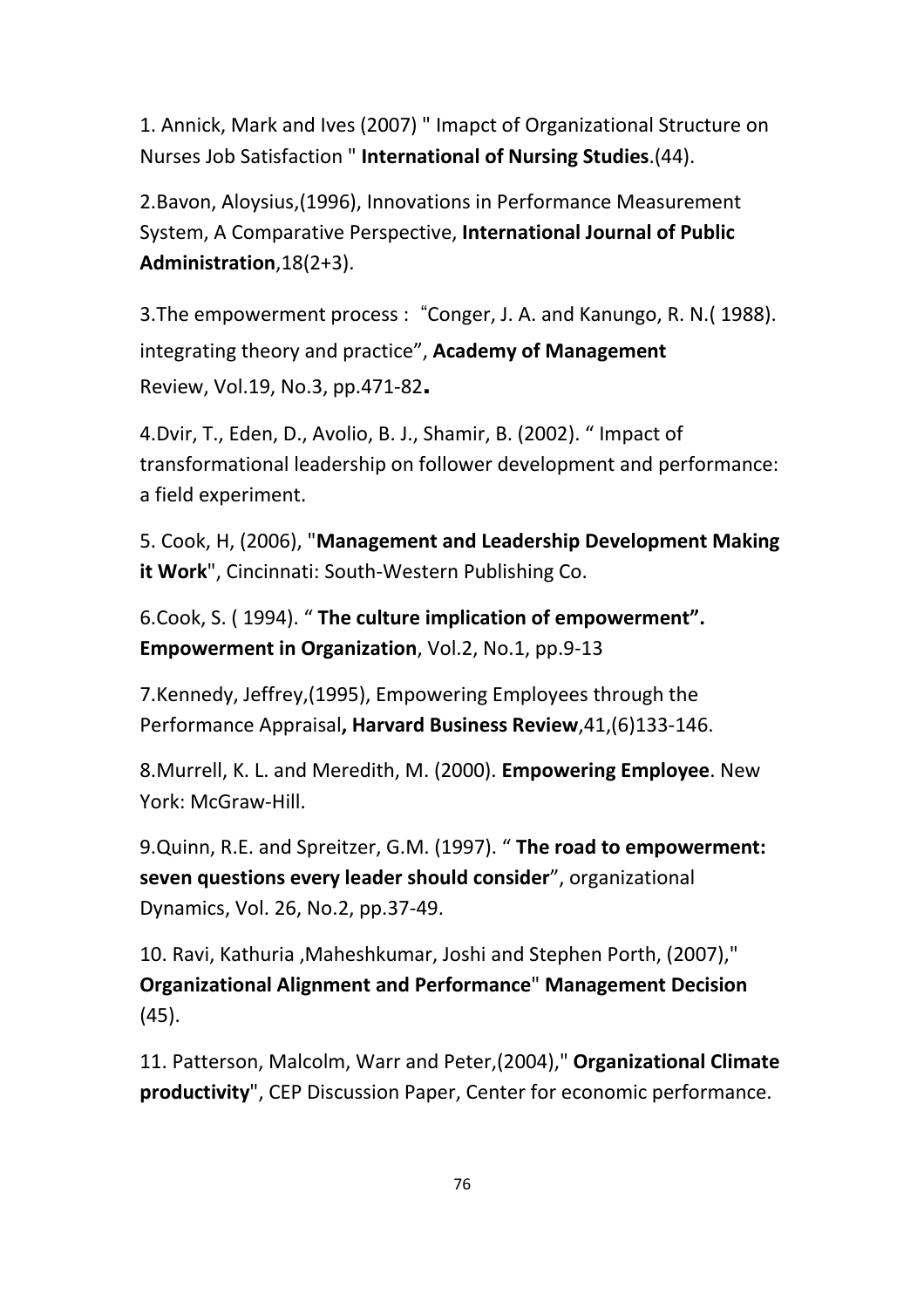1. Annick, Mark and Ives (2007) " Imapct of Organizational Structure on Nurses Job Satisfaction " **International of Nursing Studies**.(44).

2.Bavon, Aloysius,(1996), Innovations in Performance Measurement System, A Comparative Perspective, **International Journal of Public Administration**,18(2+3).

3.The empowerment process : "Conger, J. A. and Kanungo, R. N.( 1988). integrating theory and practice", **Academy of Management** Review, Vol.19, No.3, pp.471-82**.**

4.Dvir, T., Eden, D., Avolio, B. J., Shamir, B. (2002). " Impact of transformational leadership on follower development and performance: a field experiment.

5. Cook, H, (2006), "**Management and Leadership Development Making it Work**", Cincinnati: South-Western Publishing Co.

6.Cook, S. ( 1994). " **The culture implication of empowerment". Empowerment in Organization**, Vol.2, No.1, pp.9-13

7.Kennedy, Jeffrey,(1995), Empowering Employees through the Performance Appraisal**, Harvard Business Review**,41,(6)133-146.

8.Murrell, K. L. and Meredith, M. (2000). **Empowering Employee**. New York: McGraw-Hill.

9.Quinn, R.E. and Spreitzer, G.M. (1997). " **The road to empowerment: seven questions every leader should consider**", organizational Dynamics, Vol. 26, No.2, pp.37-49.

10. Ravi, Kathuria ,Maheshkumar, Joshi and Stephen Porth, (2007)," **Organizational Alignment and Performance**" **Management Decision** (45).

11. Patterson, Malcolm, Warr and Peter,(2004)," **Organizational Climate productivity**", CEP Discussion Paper, Center for economic performance.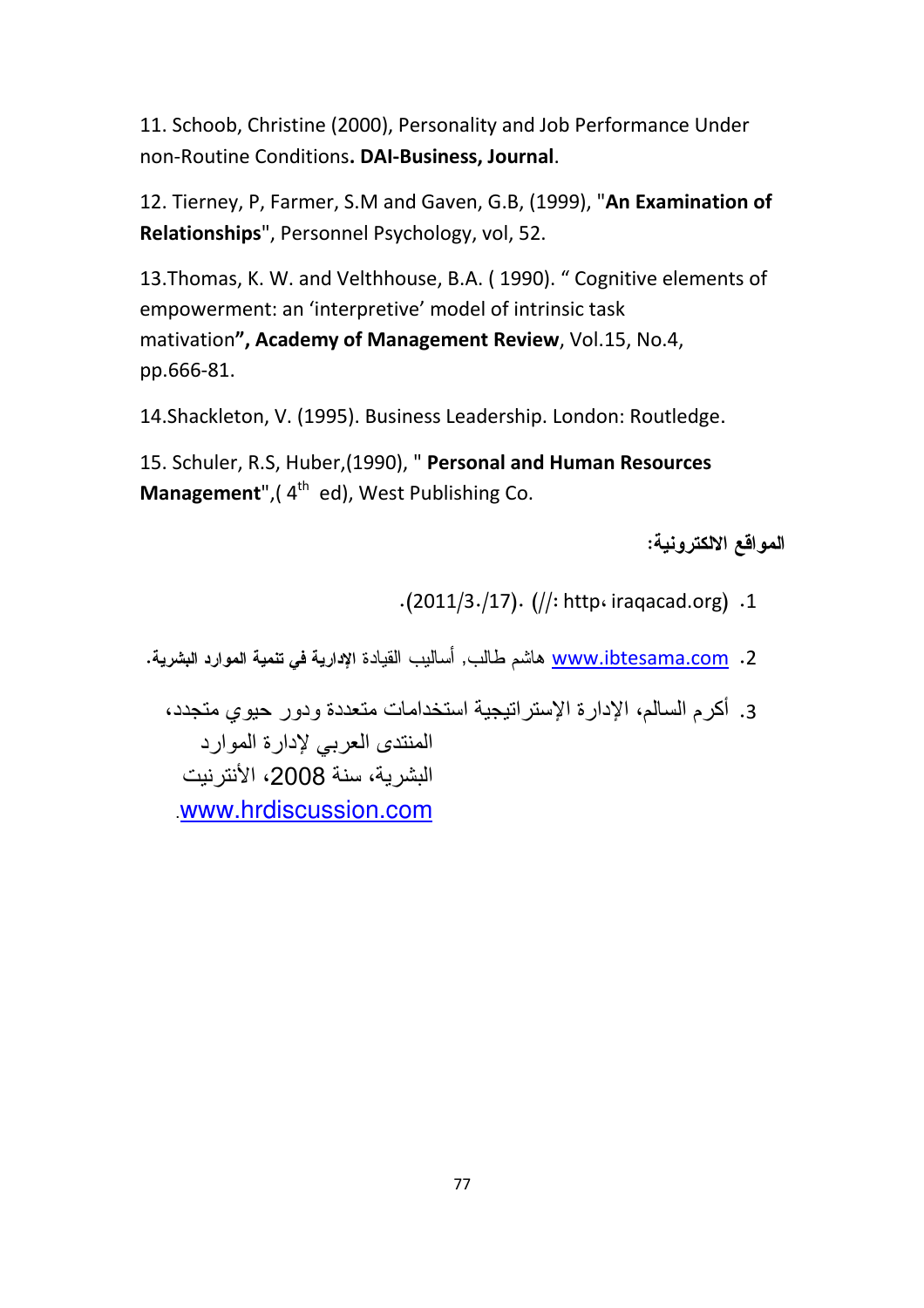11. Schoob, Christine (2000), Personality and Job Performance Under non-Routine Conditions**. DAI-Business, Journal**.

12. Tierney, P, Farmer, S.M and Gaven, G.B, (1999), "**An Examination of Relationships**", Personnel Psychology, vol, 52.

13.Thomas, K. W. and Velthhouse, B.A. ( 1990). " Cognitive elements of empowerment: an 'interpretive' model of intrinsic task mativation**", Academy of Management Review**, Vol.15, No.4, pp.666-81.

14.Shackleton, V. (1995). Business Leadership. London: Routledge.

15. Schuler, R.S, Huber,(1990), " **Personal and Human Resources Management**",( 4th ed), West Publishing Co.

**المواقع الالكترونية:**

1. (http، iraqacad.org //:) .(2011/3./17).
2. www.ibtesama.com هاشم طالب, أساليب القيادة **الإدارية في تنمية الموارد البشرية.**
3. أكرم السالم، الإدارة الإستراتيجية استخدامات متعددة ودور حيوي متجدد، المنتدى العربي لإدارة الموارد البشرية، سنة 2008، الأنترنيت www.hrdiscussion.com.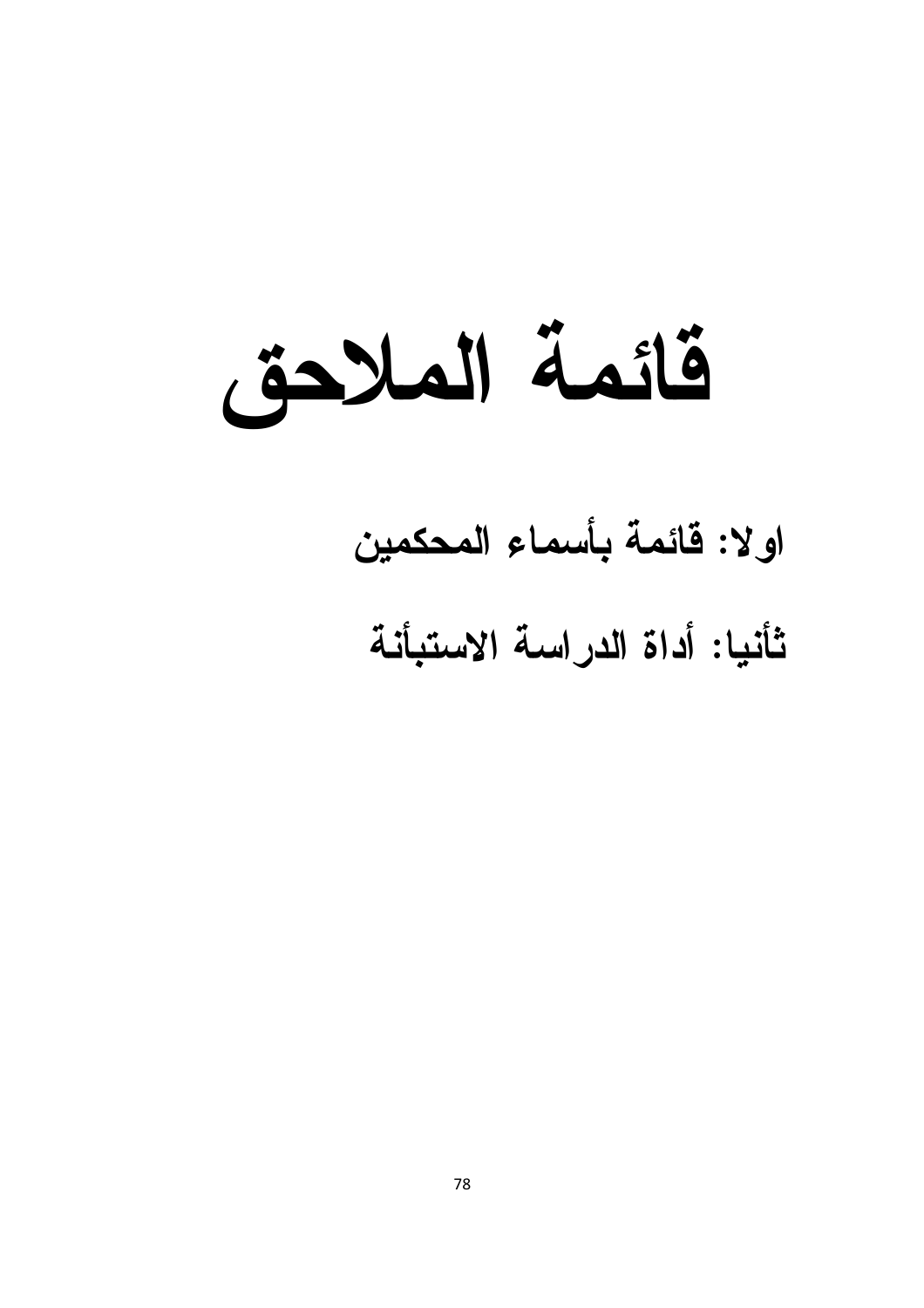# قائمة الملاحق

## اولا: قائمة بأسماء المحكمين

## ثأنيا: أداة الدراسة الاستبأنة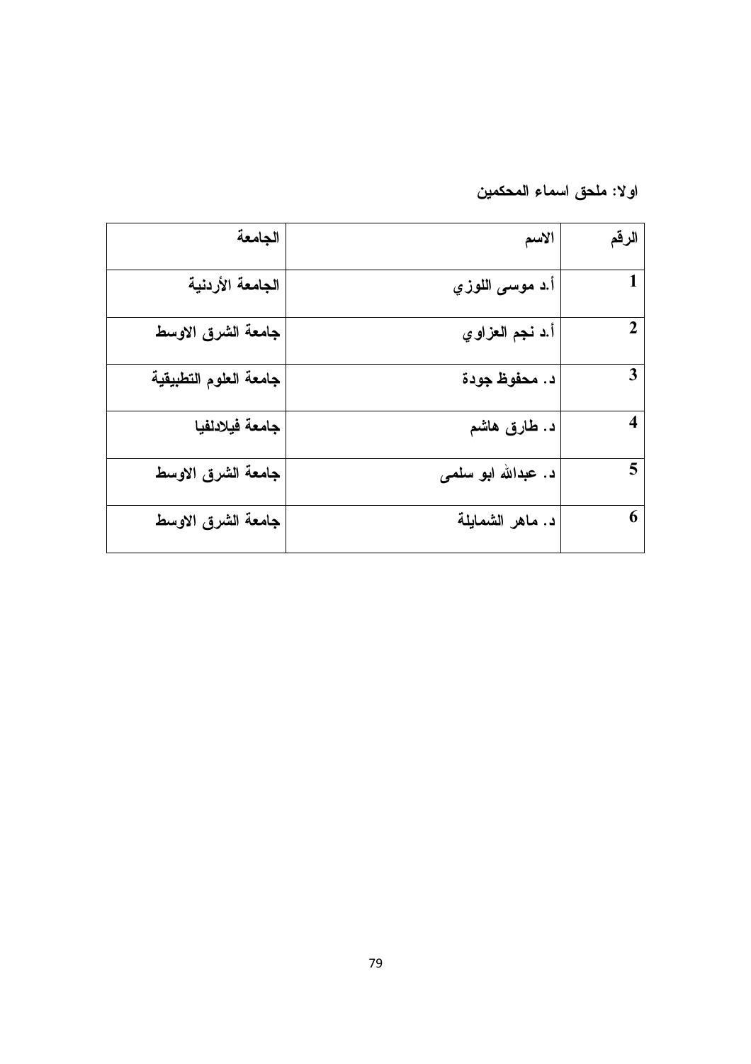**اولا: ملحق اسماء المحكمين**

| الرقم | الاسم | الجامعة |
| --- | --- | --- |
| 1 | أ.د موسى اللوزي | الجامعة الأردنية |
| 2 | أ.د نجم العزاوي | جامعة الشرق الاوسط |
| 3 | د. محفوظ جودة | جامعة العلوم التطبيقية |
| 4 | د. طارق هاشم | جامعة فيلادلفيا |
| 5 | د. عبدالله ابو سلمى | جامعة الشرق الاوسط |
| 6 | د. ماهر الشمايلة | جامعة الشرق الاوسط |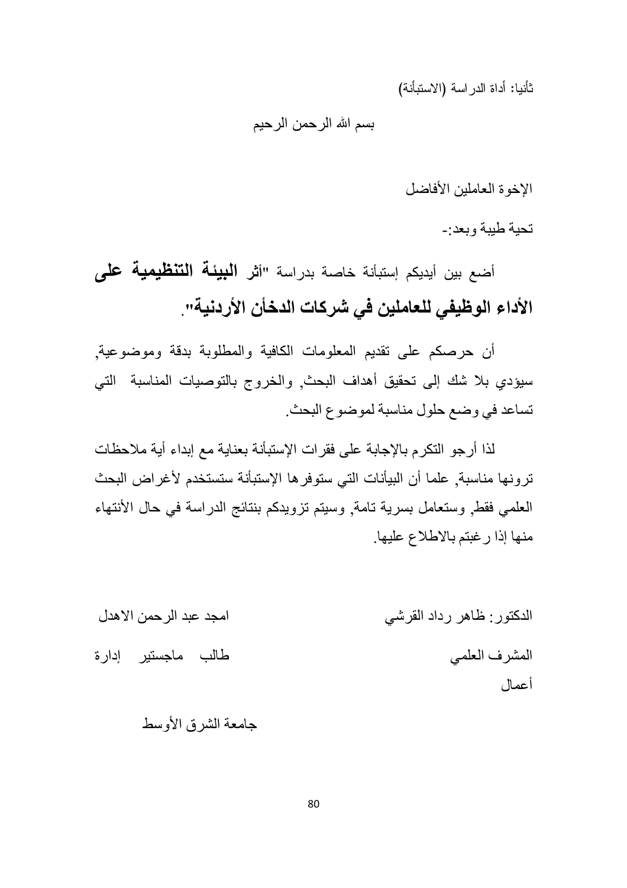ثانيا: أداة الدراسة (الاستبأنة)

بسم الله الرحمن الرحيم

الإخوة العاملين الأفاضل

تحية طيبة وبعد:-

أضع بين أيديكم إستبأنة خاصة بدراسة "**أثر البيئة التنظيمية على الأداء الوظيفي للعاملين في شركات الدخأن الأردنية**".

أن حرصكم على تقديم المعلومات الكافية والمطلوبة بدقة وموضوعية, سيؤدي بلا شك إلى تحقيق أهداف البحث, والخروج بالتوصيات المناسبة التي تساعد في وضع حلول مناسبة لموضوع البحث.

لذا أرجو التكرم بالإجابة على فقرات الإستبأنة بعناية مع إبداء أية ملاحظات ترونها مناسبة, علما أن البيأنات التي ستوفرها الإستبأنة ستستخدم لأغراض البحث العلمي فقط, وستعامل بسرية تامة, وسيتم تزويدكم بنتائج الدراسة في حال الأنتهاء منها إذا رغبتم بالاطلاع عليها.

الدكتور: ظاهر رداد القرشي

المشرف العلمي

امجد عبد الرحمن الاهدل

طالب ماجستير إدارة أعمال

جامعة الشرق الأوسط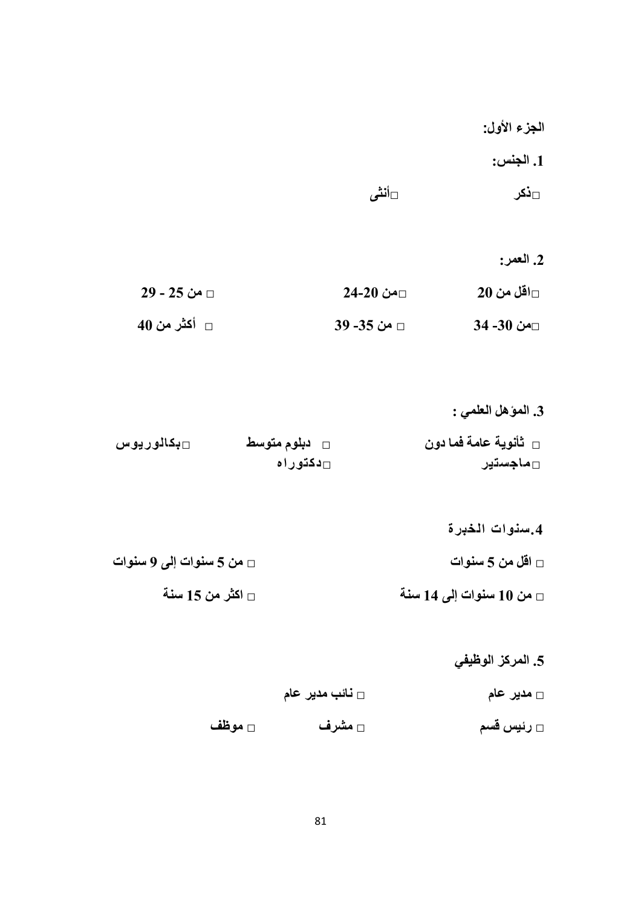**الجزء الأول:**

**1. الجنس:**

□ذكر　　　　□أنثى

**2. العمر:**

□اقل من 20　　　　□من 20-24　　　　□ من 25 - 29

□من 30- 34　　　　□ من 35- 39　　　　□ أكثر من 40

**3. المؤهل العلمي :**

□ ثانوية عامة فما دون　　　　□ دبلوم متوسط　　　　□بكالوريوس

□ماجستير　　　　□دكتوراه

**4.سنوات الخبرة**

□ اقل من 5 سنوات　　　　□ من 5 سنوات إلى 9 سنوات

□ من 10 سنوات إلى 14 سنة　　　　□ اكثر من 15 سنة

**5. المركز الوظيفي**

□ مدير عام　　　　□ نائب مدير عام

□ رئيس قسم　　　　□ مشرف　　　　□ موظف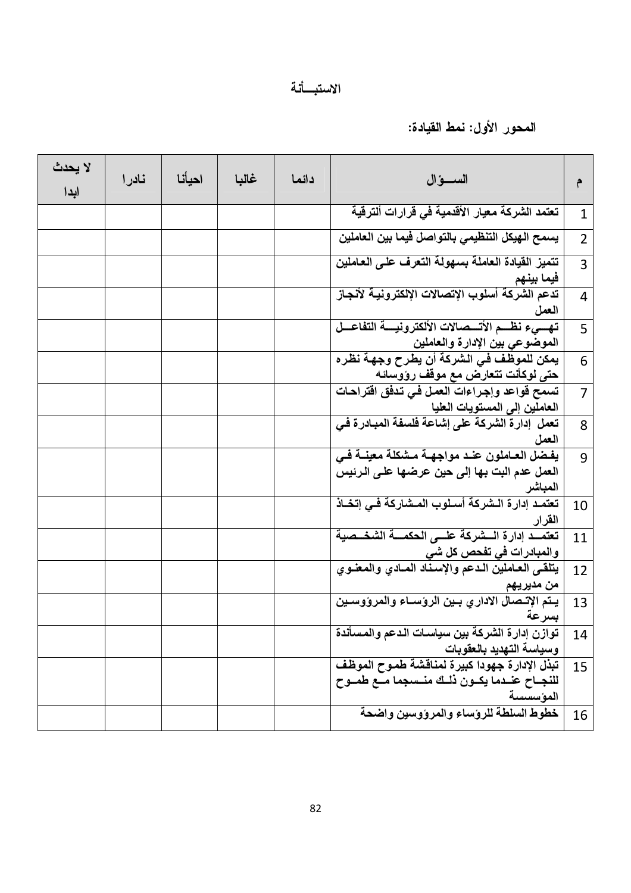# الاستبـــانة

## المحور الأول: نمط القيادة:

| م | الســـؤال | دائما | غالبا | احيأنا | نادرا | لا يحدث ابدا |
|---|---|---|---|---|---|---|
| 1 | تعتمد الشركة معيار الأقدمية في قرارات ألترقية | | | | | |
| 2 | يسمح الهيكل التنظيمي بالتواصل فيما بين العاملين | | | | | |
| 3 | تتميز القيادة العاملة بسهولة التعرف على العاملين فيما بينهم | | | | | |
| 4 | تدعم الشركة أسلوب الإتصالات الإلكترونية لأنجاز العمل | | | | | |
| 5 | تهـــيء نظـــم الأتـــصالات الألكترونيـــة التفاعـــل الموضوعي بين الإدارة والعاملين | | | | | |
| 6 | يمكن للموظف في الشركة أن يطرح وجهة نظره حتى لوكأنت تتعارض مع موقف رؤوسائه | | | | | |
| 7 | تسمح قواعد وإجراءات العمل في تدفق اقتراحات العاملين إلى المستويات العليا | | | | | |
| 8 | تعمل إدارة الشركة على إشاعة فلسفة المبادرة في العمل | | | | | |
| 9 | يفضل العاملون عند مواجهة مشكلة معينة في العمل عدم البت بها إلى حين عرضها على الرئيس المباشر | | | | | |
| 10 | تعتمد إدارة الشركة أسلوب المشاركة في إتخاذ القرار | | | | | |
| 11 | تعتمـــد إدارة الـــشركة علـــى الحكمـــة الشخـــصية والمبادرات في تفحص كل شي | | | | | |
| 12 | يتلقى العاملين الدعم والإسناد المادي والمعنوي من مديريهم | | | | | |
| 13 | يتم الإتصال الاداري بين الرؤساء والمرؤوسين بسرعة | | | | | |
| 14 | توازن إدارة الشركة بين سياسات الدعم والمسأندة وسياسة التهديد بالعقوبات | | | | | |
| 15 | تبذل الإدارة جهودا كبيرة لمناقشة طموح الموظف للنجـاح عنـدما يكـون ذلـك منـسجما مـع طمـوح المؤسسسة | | | | | |
| 16 | خطوط السلطة للرؤساء والمرؤوسين واضحة | | | | | |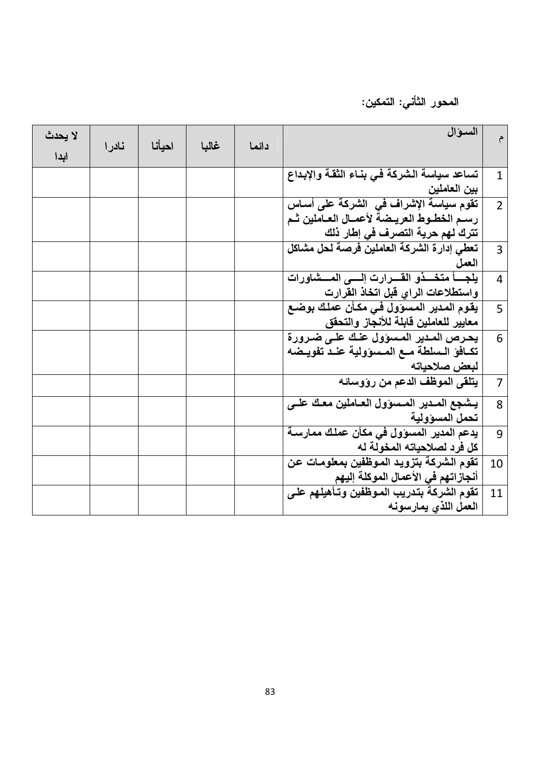المحور الثأني: التمكين:

| م | السـؤال | دائما | غالبا | احيأنا | نـادرا | لا يحدث ابدا |
|---|---|---|---|---|---|---|
| 1 | تساعد سياسة الشركة في بناء الثقة والإبداع بين العاملين | | | | | |
| 2 | تقوم سياسة الإشراف في الشركة على أساس رسم الخطوط العريضة لأعمال العاملين ثم تترك لهم حرية التصرف في إطار ذلك | | | | | |
| 3 | تعطي إدارة الشركة العاملين فرصة لحل مشاكل العمل | | | | | |
| 4 | يلجـأ متخـذو القـرارت إلـى المـشاورات واستطلاعات الراي قبل اتخاذ القرارت | | | | | |
| 5 | يقوم المدير المسؤول في مكأن عملك بوضع معايير للعاملين قابلة للأنجاز والتحقق | | | | | |
| 6 | يحرص المدير المسؤول عنك على ضرورة تكافؤ السلطة مع المسؤولية عند تفويضه لبعض صلاحياته | | | | | |
| 7 | يتلقى الموظف الدعم من رؤوسائه | | | | | |
| 8 | يشجع المدير المسؤول العاملين معك على تحمل المسؤولية | | | | | |
| 9 | يدعم المدير المسؤول في مكأن عملك ممارسة كل فرد لصلاحياته المخولة له | | | | | |
| 10 | تقوم الشركة بتزويد الموظفين بمعلومات عن أنجازاتهم في الأعمال الموكلة إليهم | | | | | |
| 11 | تقوم الشركة بتدريب الموظفين وتأهيلهم على العمل اللذي يمارسونه | | | | | |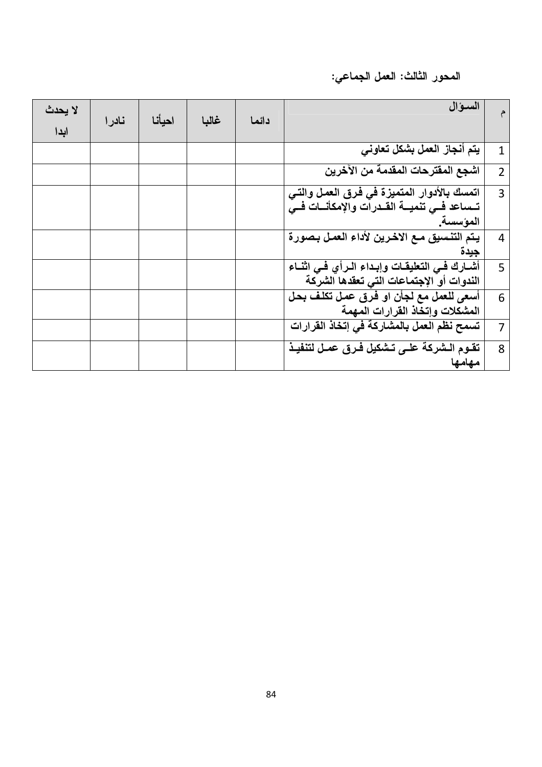**المحور الثالث: العمل الجماعي:**

| م | السؤال | دائما | غالبا | احيأنا | نادرا | لا يحدث ابدا |
|---|---|---|---|---|---|---|
| 1 | يتم أنجاز العمل بشكل تعاوني | | | | | |
| 2 | اشجع المقترحات المقدمة من الآخرين | | | | | |
| 3 | اتمسك بالأدوار المتميزة في فرق العمل والتي تساعد في تنمية القدرات والإمكأنات في المؤسسة. | | | | | |
| 4 | يتم التنسيق مع الاخرين لأداء العمل بصورة جيدة | | | | | |
| 5 | أشارك في التعليقات وإبداء الرأي في اثناء الندوات أو الإجتماعات التي تعقدها الشركة | | | | | |
| 6 | أسعى للعمل مع لجأن او فرق عمل تكلف بحل المشكلات وإتخاذ القرارات المهمة | | | | | |
| 7 | تسمح نظم العمل بالمشاركة في إتخاذ القرارات | | | | | |
| 8 | تقوم الشركة على تشكيل فرق عمل لتنفيذ مهامها | | | | | |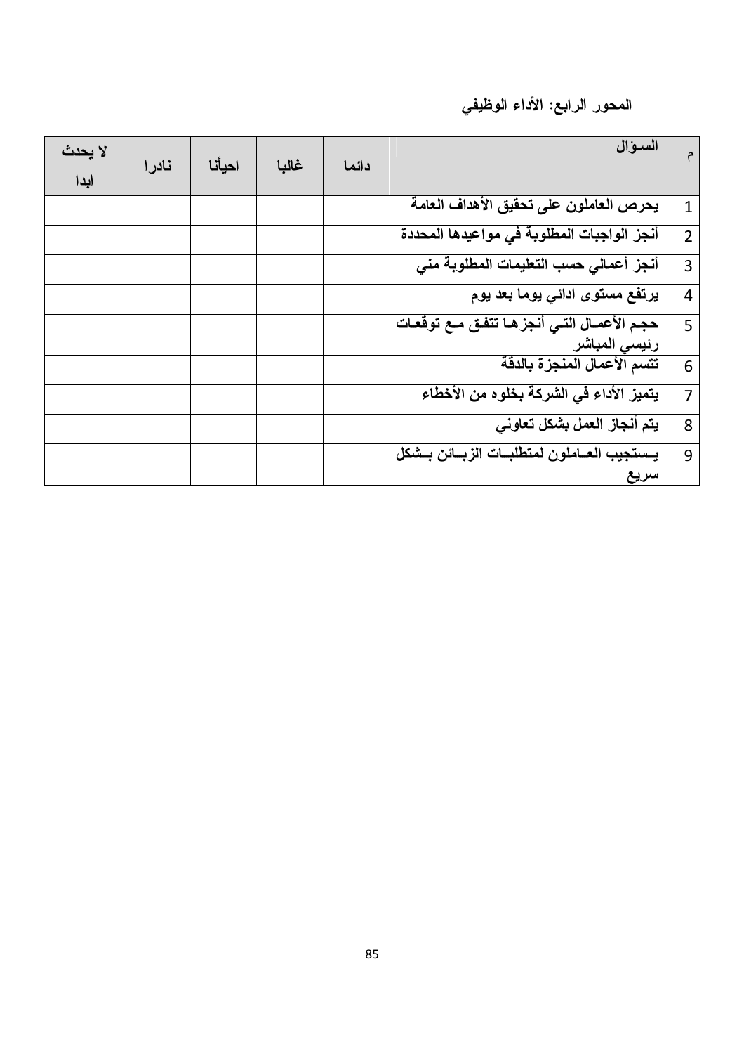المحور الرابع: الأداء الوظيفي

| م | السؤال | دائما | غالبا | احيأنا | نادرا | لا يحدث ابدا |
|---|---|---|---|---|---|---|
| 1 | يحرص العاملون على تحقيق الأهداف العامة | | | | | |
| 2 | أنجز الواجبات المطلوبة في مواعيدها المحددة | | | | | |
| 3 | أنجز أعمالي حسب التعليمات المطلوبة مني | | | | | |
| 4 | يرتفع مستوى ادائي يوما بعد يوم | | | | | |
| 5 | حجم الأعمال التي أنجزها تتفق مع توقعات رئيسي المباشر | | | | | |
| 6 | تتسم الأعمال المنجزة بالدقة | | | | | |
| 7 | يتميز الأداء في الشركة بخلوه من الأخطاء | | | | | |
| 8 | يتم أنجاز العمل بشكل تعاوني | | | | | |
| 9 | يستجيب العاملون لمتطلبات الزبائن بشكل سريع | | | | | |